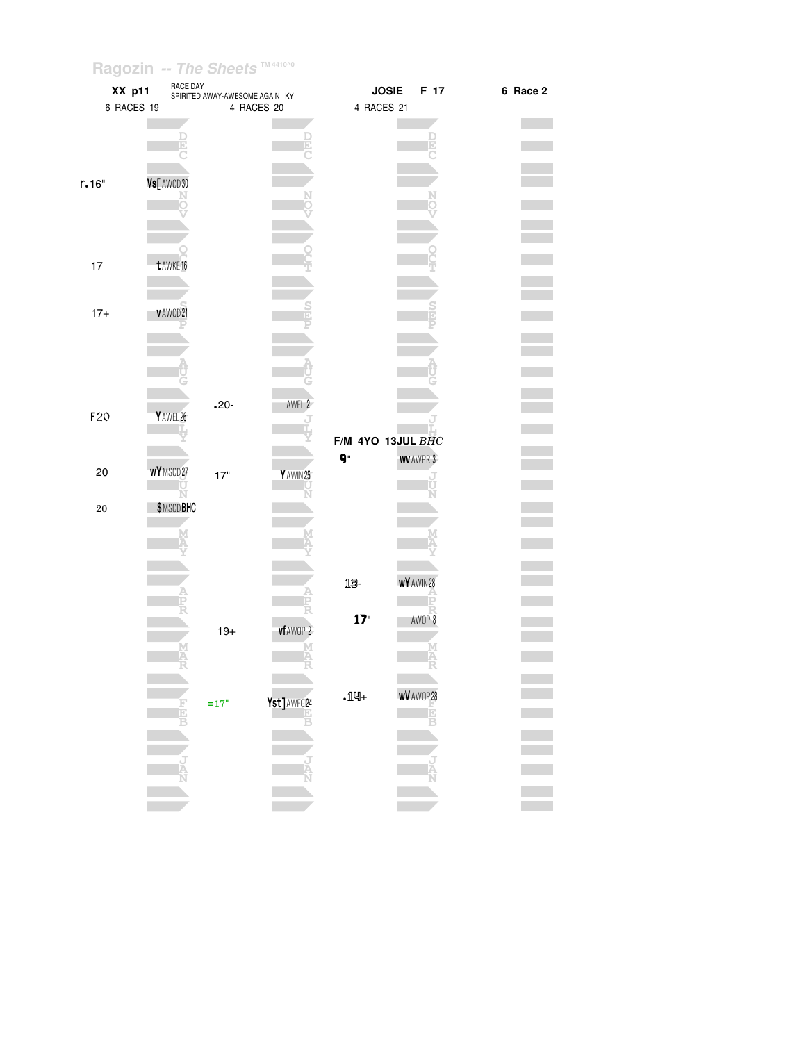Ragozin -- The Sheets TM 4410^0

**XX p11** RACE DAY SPIRITED AWAY-AWESOME AGAIN KY **JOSIE F 17** **6 Race 2**

| 6 RACES 19 | | 4 RACES 20 | | 4 RACES 21 | |
|---|---|---|---|---|---|
| r.16" | Vs[ AWCD 30 (NOV) | | | | |
| 17 | t AWKE 16 (OCT) | | | | |
| 17+ | v AWCD 21 (SEP) | | | | |
| F20 | Y AWEL 26 (JLY) | .20- | AWEL 2 (JLY) | | |
| | | | | F/M 4YO 13JUL *BHC* | |
| 20 | wY MSCD 27 (JUN) | 17" | Y AWIN 25 (JUN) | 9" | wv AWPR 3 (JUN) |
| 20 | $ MSCD BHC | | | | |
| | | | | 13- | wY AWIN 28 (APR) |
| | | | | 17" | AWOP 8 |
| | | 19+ | vf AWOP 2 (MAR) | | |
| | | =17" | Yst] AWFG 24 (FEB) | .14+ | wV AWOP 28 (FEB) |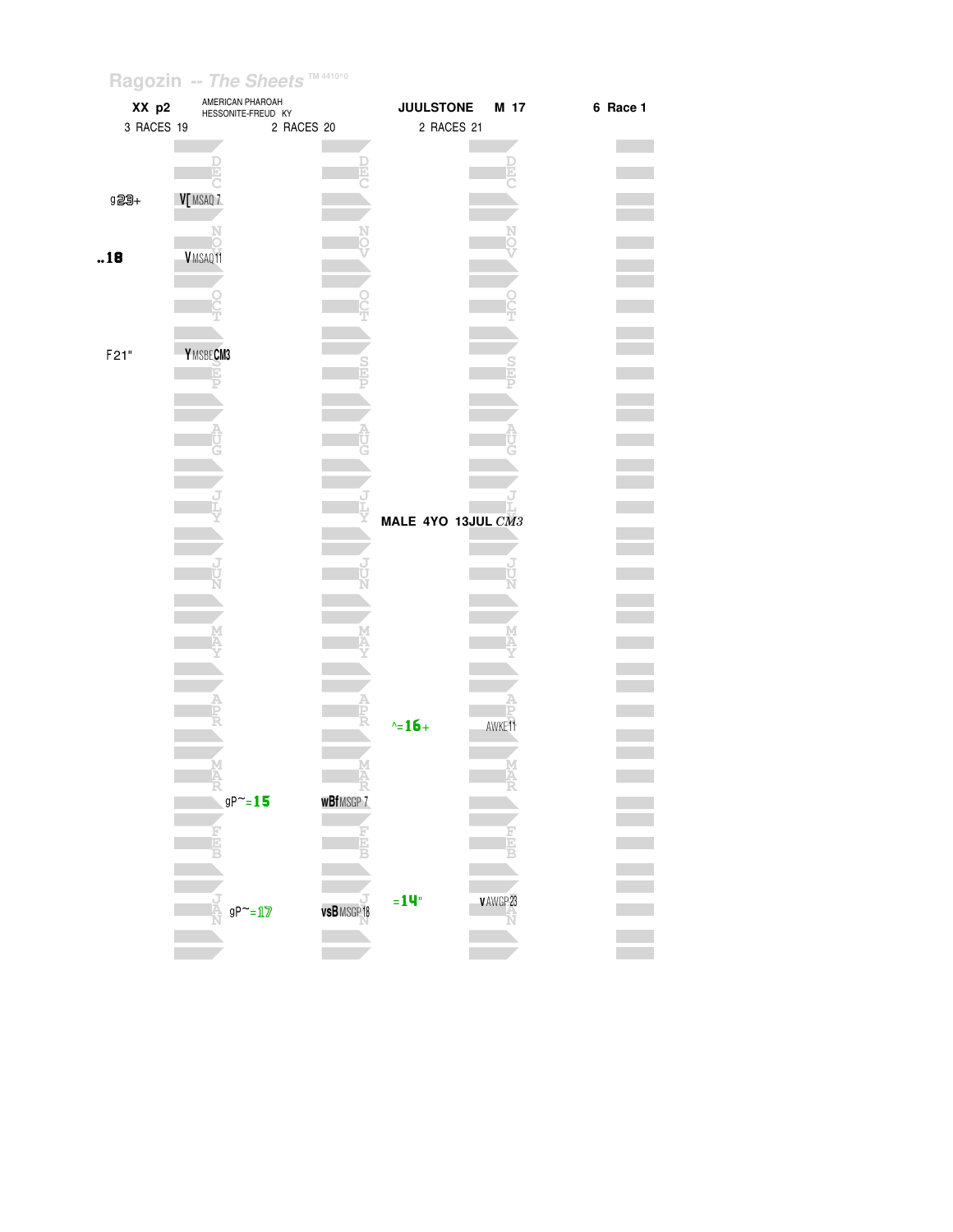Ragozin -- *The Sheets* TM 4410^0

**XX p2** AMERICAN PHAROAH HESSONITE-FREUD KY **JUULSTONE M 17** **6 Race 1**

| 3 RACES 19 | | 2 RACES 20 | | 2 RACES 21 | |
|---|---|---|---|---|---|
| g23+ | V[ MSAQ 7 (DEC) | | | | |
| ..18 | V MSAQ11 (NOV) | | | | |
| F21" | Y MSBE CM3 (SEP) | | | | |
| | | | | MALE 4YO 13JUL *CM3* | |
| | | | | ^=16+ | AWKE11 (APR) |
| | | gP~=15 | wBf MSGP 7 (MAR) | | |
| | | gP~=17 | vsB MSGP18 (JAN) | =14" | v AWGP23 (JAN) |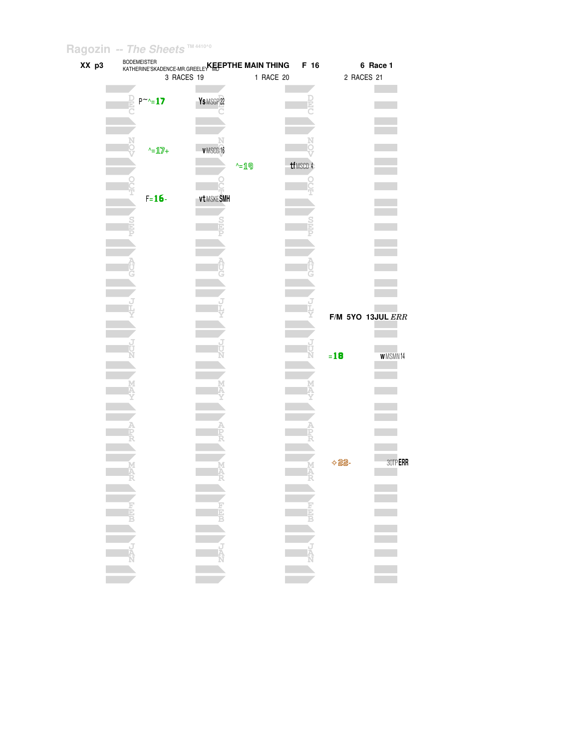Ragozin -- The Sheets TM 4410^0

XX p3

BODEMEISTER
KATHERINE'SKADENCE-MR.GREELEY MD

**KEEPTHE MAIN THING** F 16 **6 Race 1**

| 3 RACES 19 | | 1 RACE 20 | | 2 RACES 21 | |
|---|---|---|---|---|---|
| DEC P~^=17 | Ys MSGP 22 | | | | |
| NOV ^=17+ | v MSCD 16 | ^=19 | tf MSCD 4 | | |
| OCT F=16- | vt MSKE SMH | | | | |
| SEP | | | | | |
| AUG | | | | | |
| JLY | | | | F/M 5YO 13JUL *ERR* | |
| JUN | | | | =18 | w MSMN 14 |
| MAY | | | | | |
| APR | | | | | |
| MAR | | | | ✧22- | 30TP **ERR** |
| FEB | | | | | |
| JAN | | | | | |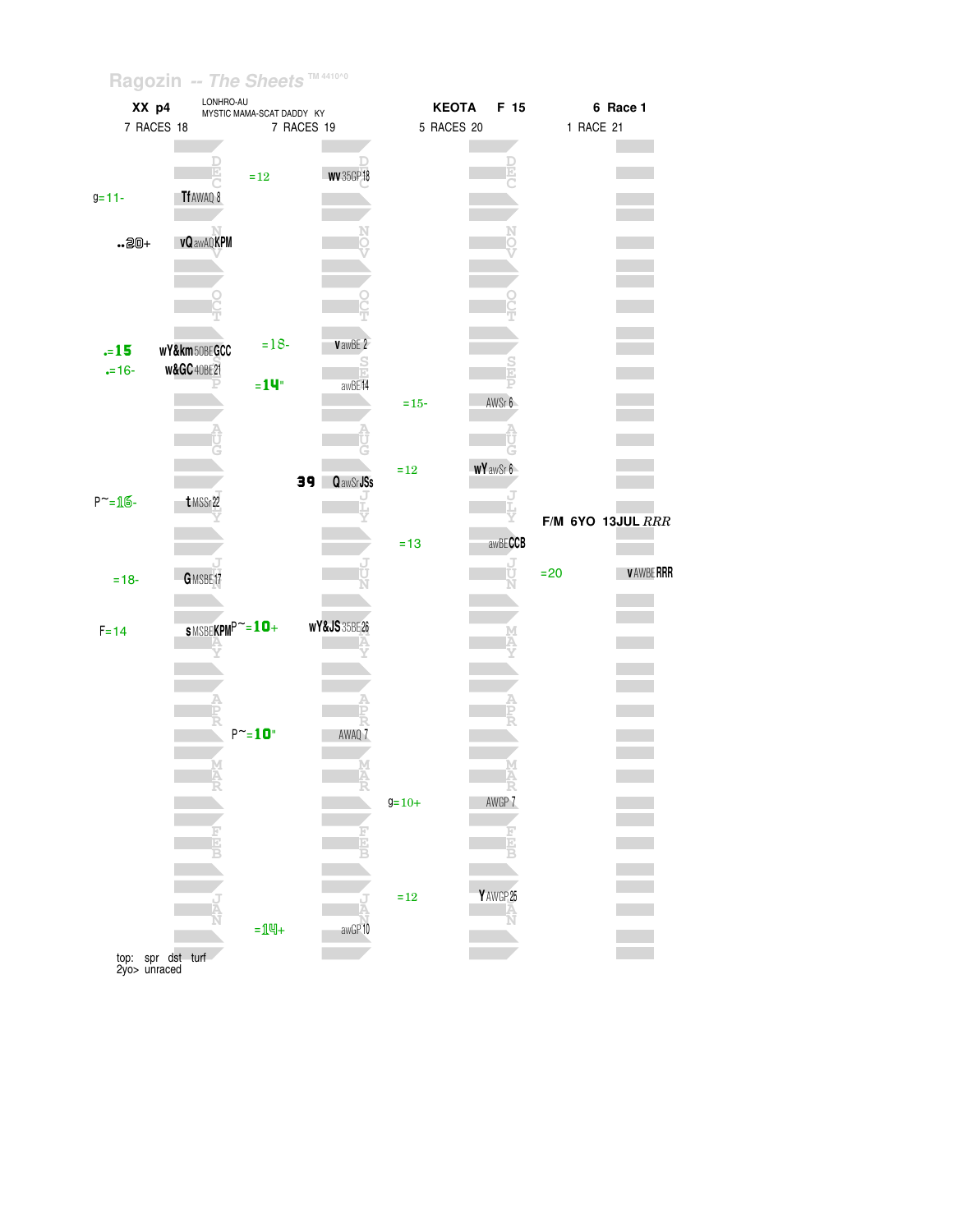Ragozin -- The Sheets

**XX p4** LONHRO-AU / MYSTIC MAMA-SCAT DADDY KY — **KEOTA** F 15 — **6 Race 1**

| 7 RACES 18 | | 7 RACES 19 | | 5 RACES 20 | | 1 RACE 21 | |
|---|---|---|---|---|---|---|---|
| | | =12 | wv 35GP18 | | | | |
| g=11- | Tf AWAQ 8 | | | | | | |
| ..20+ | vQ awAQ KPM | | | | | | |
| | | =18- | v awBE 2 | | | | |
| .=15 | wY&km 50BE GCC | | | | | | |
| .=16- | w&GC 40BE 21 | | | | | | |
| | | =14" | awBE 14 | | | | |
| | | | | =15- | AWSr 6 | | |
| | | | | =12 | wY awSr 6 | | |
| | | 39 | Q awSr JSs | | | | |
| P~=16- | t MSSr 22 | | | | | | |
| | | | | | | F/M 6YO 13JUL RRR | |
| | | | | =13 | awBE CCB | | |
| =18- | G MSBE 17 | | | | | =20 | v AWBE RRR |
| F=14 | s MSBE KPM | P~=10+ | wY&JS 35BE 26 | | | | |
| | | P~=10" | AWAQ 7 | | | | |
| | | | | g=10+ | AWGP 7 | | |
| | | | | =12 | Y AWGP 25 | | |
| | | =14+ | awGP 10 | | | | |

top: spr dst turf
2yo> unraced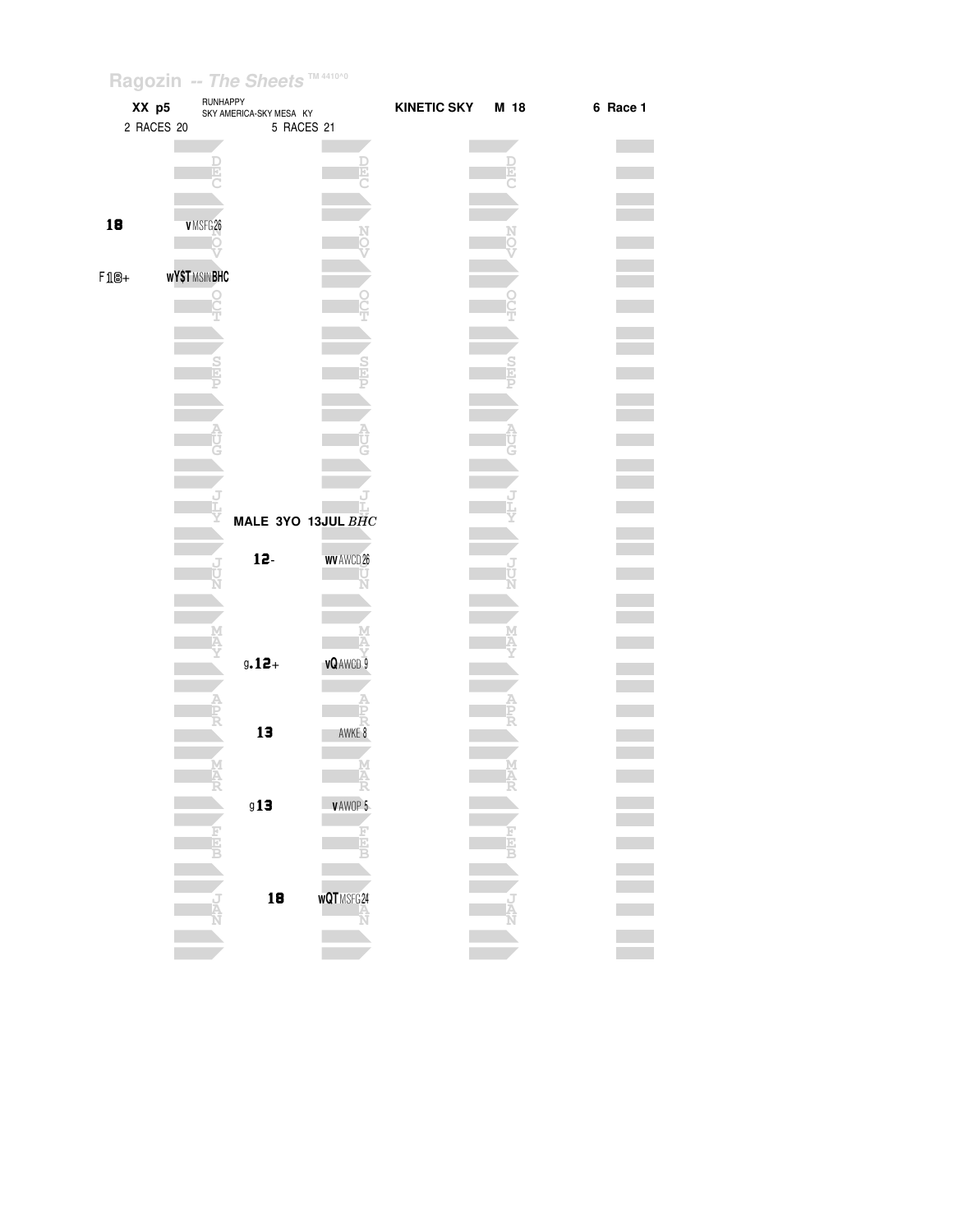Ragozin -- The Sheets TM 4410^0

| XX p5 | RUNHAPPY<br>SKY AMERICA-SKY MESA KY | KINETIC SKY | M 18 | 6 Race 1 |
|---|---|---|---|---|
| 2 RACES 20 | 5 RACES 21 | | | |

| Month | 2 RACES 20 | | 5 RACES 21 | |
|---|---|---|---|---|
| DEC | | | | |
| NOV | 18 | v MSFG26 | | |
| OCT | F18+ | wY$T MSIN BHC | | |
| SEP | | | | |
| AUG | | | | |
| JLY | | | MALE 3YO 13JUL *BHC* | |
| JUN | | | 12- | wv AWCD26 |
| MAY | | | g.12+ | vQ AWCD 9 |
| APR | | | 13 | AWKE 8 |
| MAR | | | g13 | v AWOP 5 |
| FEB | | | | |
| JAN | | | 18 | wQT MSFG24 |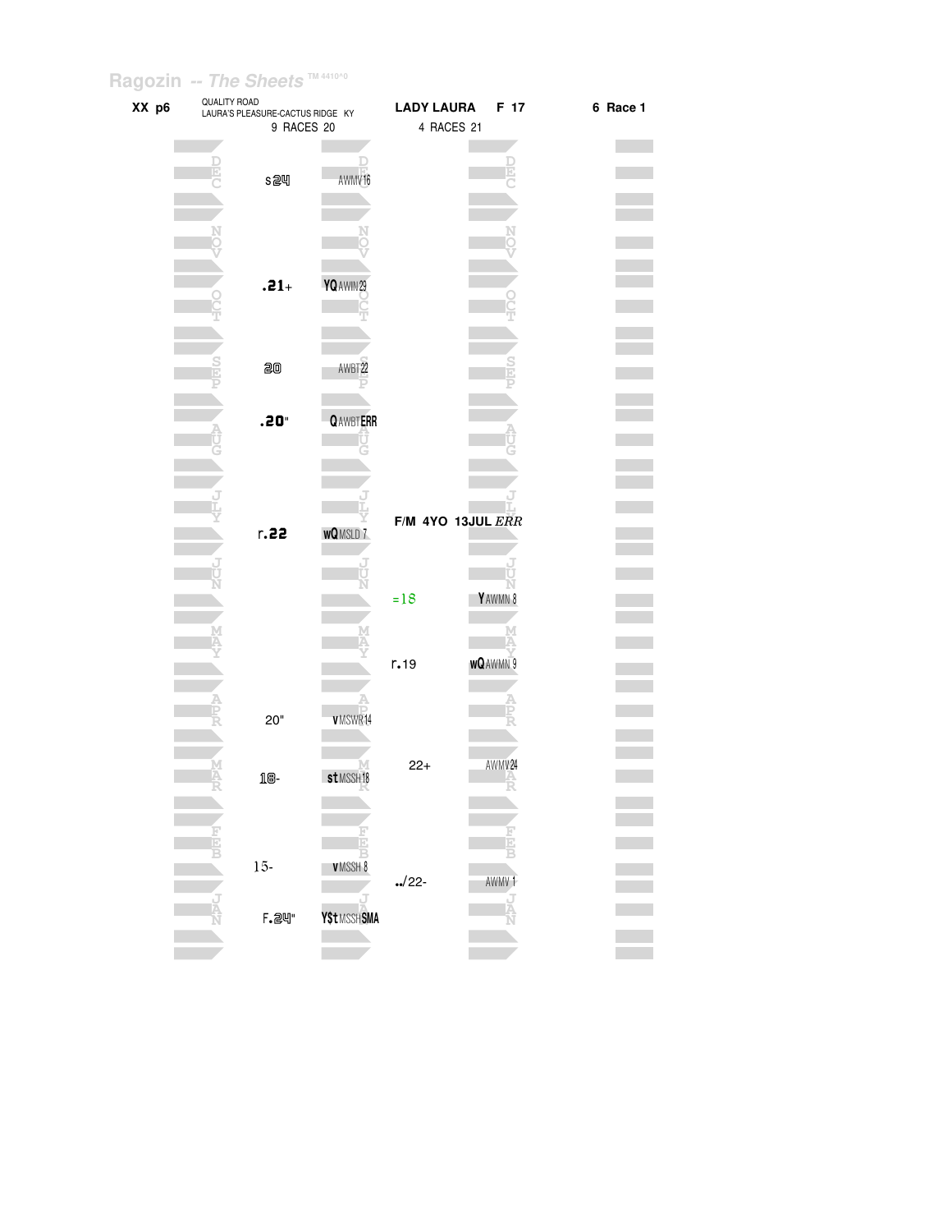Ragozin -- The Sheets ™ 4410^0

**XX p6** QUALITY ROAD / LAURA'S PLEASURE-CACTUS RIDGE KY **LADY LAURA F 17** **6 Race 1**

9 RACES 20 4 RACES 21

| Month | 2020 Figure | 2020 Notes | 2021 Figure | 2021 Notes |
|---|---|---|---|---|
| DEC | s24 | AWMV16 | | |
| NOV | | | | |
| OCT | .21+ | YQ AWIN29 | | |
| SEP | 20 | AWBT22 | | |
| AUG | .20" | Q AWBT ERR | | |
| JLY | r.22 | wQ MSLD 7 | F/M 4YO 13JUL *ERR* | |
| JUN | | | =18 | Y AWMN 8 |
| MAY | | | r.19 | wQ AWMN 9 |
| APR | 20" | v MSWR14 | | |
| MAR | 18- | st MSSH18 | 22+ | AWMV24 |
| FEB | 15- | v MSSH 8 | ../22- | AWMV 1 |
| JAN | F.24" | Y$t MSSH SMA | | |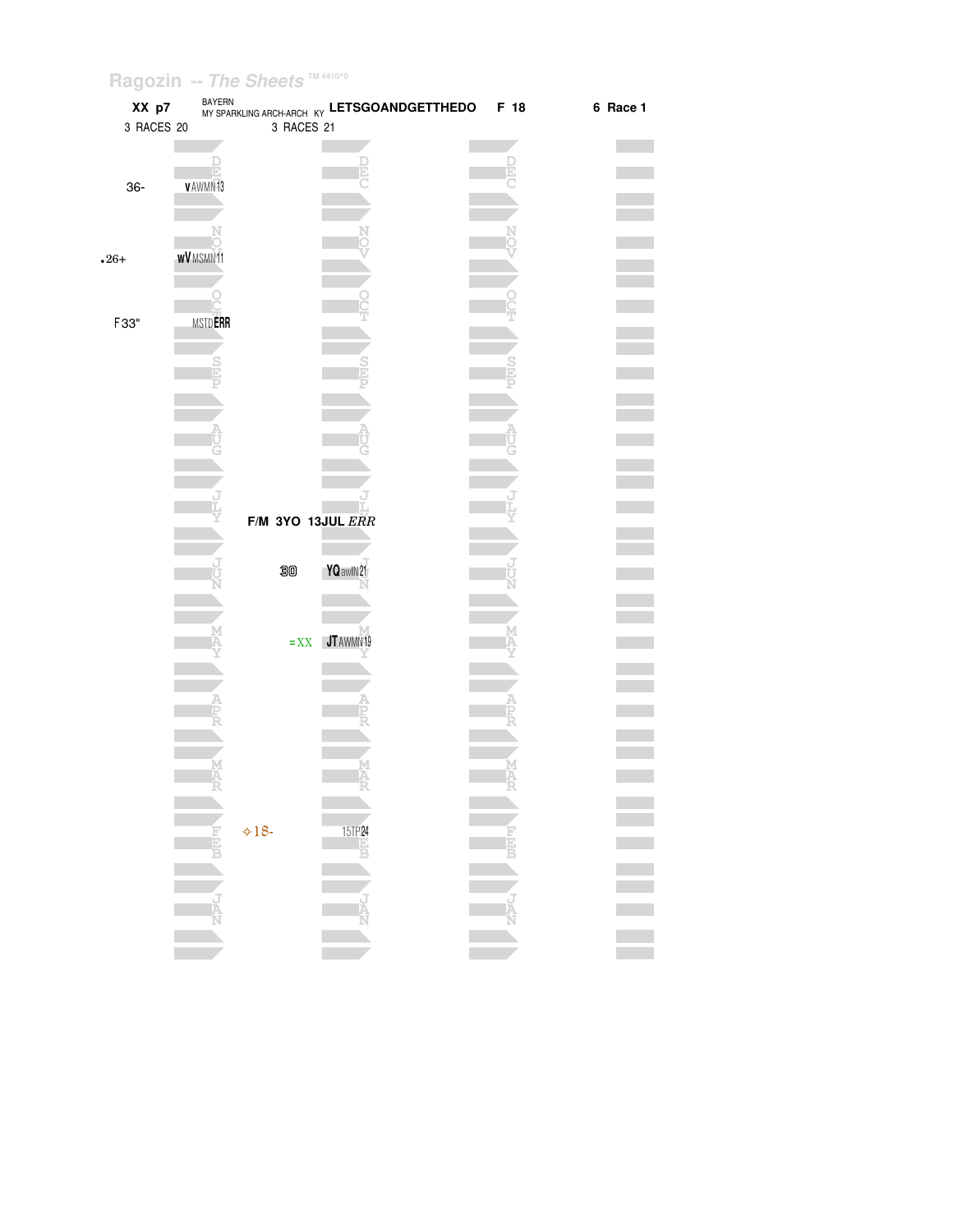Ragozin -- The Sheets TM 4410^0

**XX p7** BAYERN
MY SPARKLING ARCH-ARCH KY **LETSGOANDGETTHEDO** **F 18** **6 Race 1**

3 RACES 20 3 RACES 21

| 20 figure | 20 notes | Month | 21 figure | 21 notes |
|---|---|---|---|---|
| 36- | v AWMN13 | DEC | | |
| .26+ | wV MSMN11 | NOV | | |
| F33" | MSTD ERR | OCT | | |
| | | SEP | | |
| | | AUG | | |
| | | JLY | F/M 3YO 13JUL *ERR* | |
| | | JUN | 30 | YQ awIN21 |
| | | MAY | =XX | JT AWMN19 |
| | | APR | | |
| | | MAR | | |
| | | FEB | ✧18- | 15TP24 |
| | | JAN | | |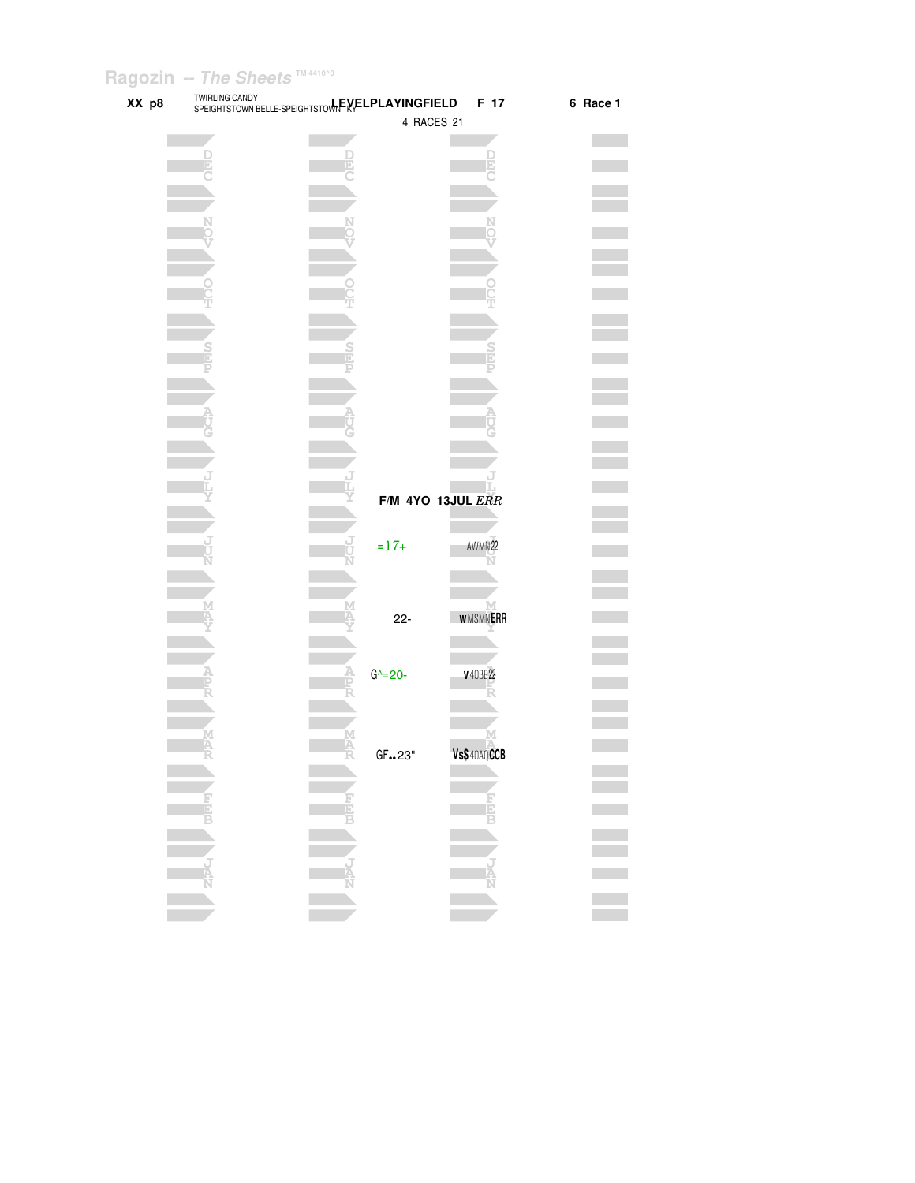Ragozin -- *The Sheets* TM 4410^0

**XX p8** TWIRLING CANDY
SPEIGHTSTOWN BELLE-SPEIGHTSTOWN KY **LEVELPLAYINGFIELD** **F 17** **6 Race 1**

4 RACES 21

**F/M 4YO 13JUL** *ERR*

| Month | Figure | Notes |
|---|---|---|
| JUN | =17+ | AWMN22 |
| MAY | 22- | wMSMNERR |
| APR | G^=20- | v4OBE22 |
| MAR | GF..23" | Vs$4OAQCCB |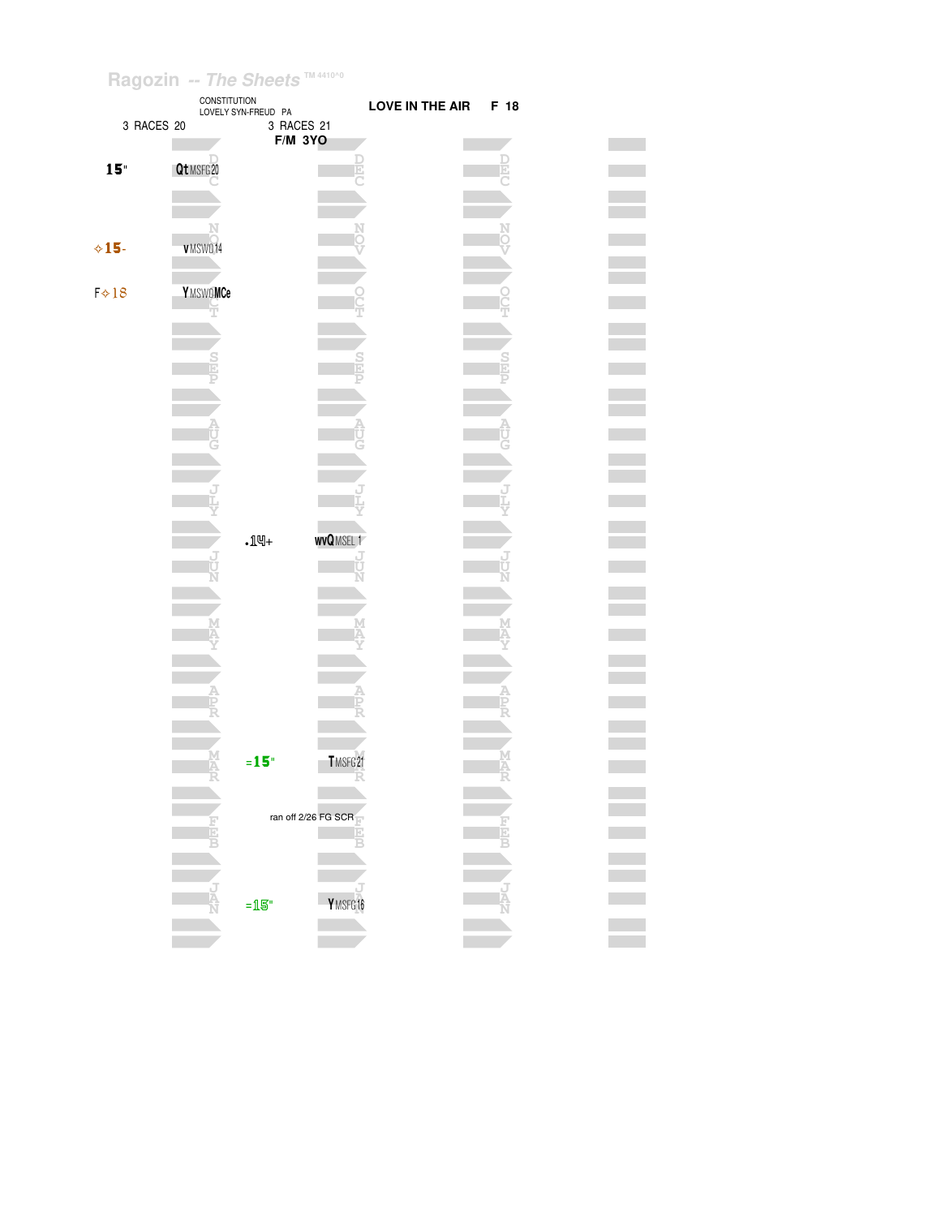Ragozin -- The Sheets TM 4410^0

CONSTITUTION
LOVELY SYN-FREUD PA

**LOVE IN THE AIR** F 18

3 RACES 20

3 RACES 21
**F/M 3YO**

| 3 RACES 20 | | Month | 3 RACES 21 | | Month |
|---|---|---|---|---|---|
| 15" | Qt MSFG20 | DEC | | | DEC |
| ✧15- | v MSWO14 | NOV | | | NOV |
| F✧18 | Y MSWOMCe | OCT | | | OCT |
| | | SEP | | | SEP |
| | | AUG | | | AUG |
| | | JLY | | | JLY |
| | | | .14+ | wvQ MSEL 1 | |
| | | JUN | | | JUN |
| | | MAY | | | MAY |
| | | APR | | | APR |
| | | MAR | =15" | T MSFG21 | MAR |
| | | FEB | ran off 2/26 FG SCR | | FEB |
| | | JAN | =15" | Y MSFG16 | JAN |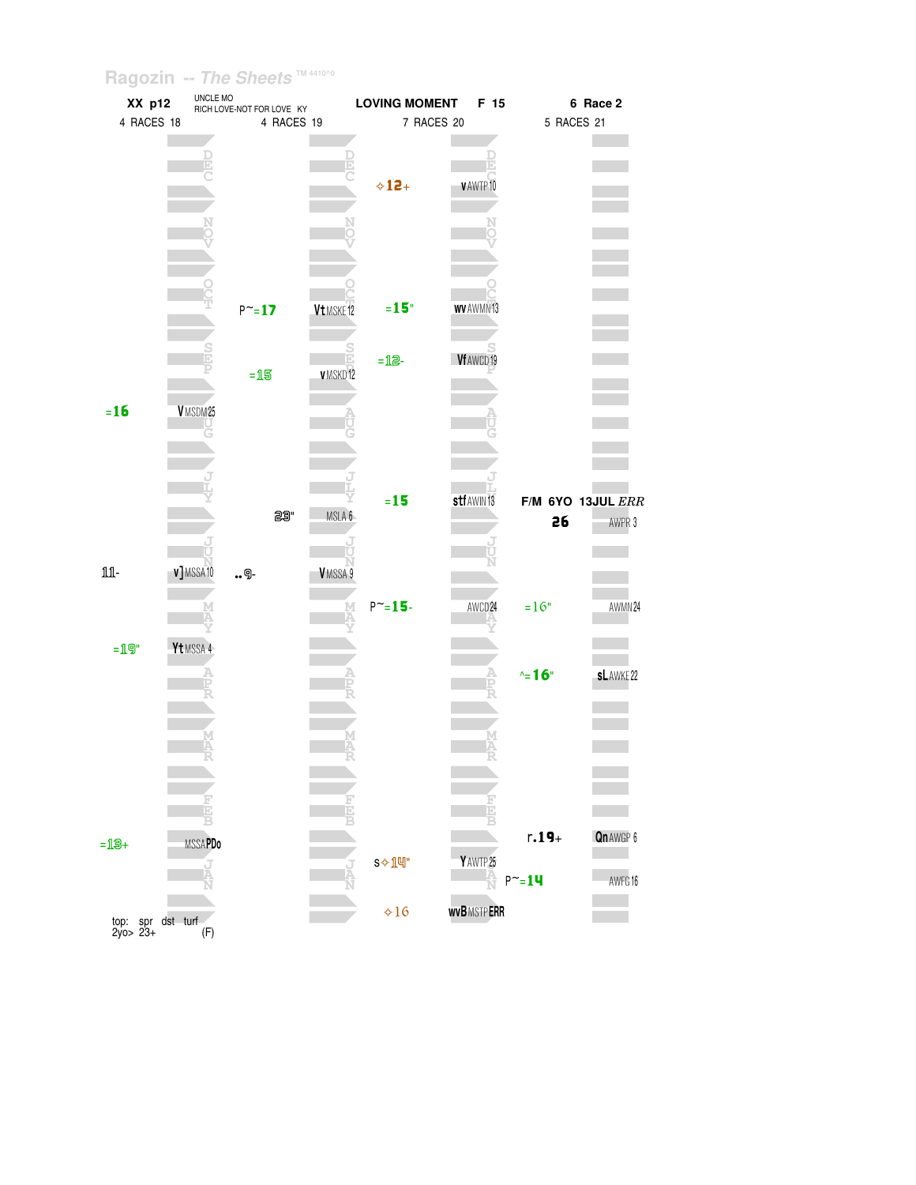Ragozin -- The Sheets

XX p12 | UNCLE MO / RICH LOVE-NOT FOR LOVE KY | LOVING MOMENT F 15 | 6 Race 2

| 4 RACES 18 | | 4 RACES 19 | | 7 RACES 20 | | 5 RACES 21 | |
|---|---|---|---|---|---|---|---|
| | | | | ✧12+ | v AWTP 10 | | |
| | | P~=17 | Vt MSKE 12 | =15" | wv AWMN 13 | | |
| | | =15 | v MSKD 12 | =12- | Vf AWCD 19 | | |
| =16 | V MSDM 25 | | | | | | |
| | | | | =15 | stf AWIN 13 | F/M 6YO 13JUL *ERR* | |
| | | 23" | MSLA 6 | | | 26 | AWPR 3 |
| 11- | v] MSSA 10 | ..9- | V MSSA 9 | | | | |
| | | | | P~=15- | AWCD 24 | =16" | AWMN 24 |
| =19" | Yt MSSA 4 | | | | | | |
| | | | | | | ^=16" | sL AWKE 22 |
| =13+ | MSSA PDo | | | | | r.19+ | Qn AWGP 6 |
| | | | | s✧14" | Y AWTP 25 | P~=14 | AWFG 16 |
| | | | | ✧16 | wvB MSTP ERR | | |

top: spr dst turf
2yo> 23+ (F)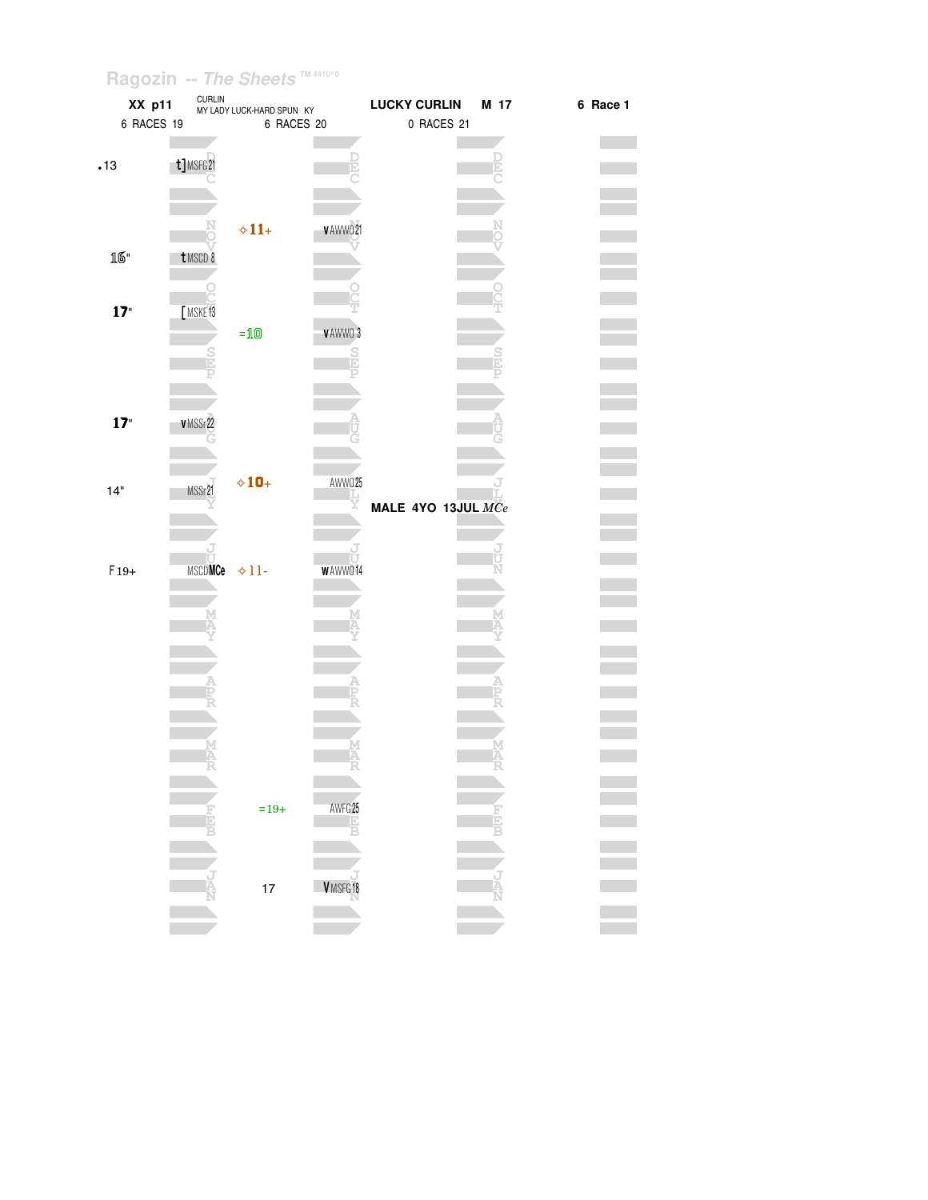Ragozin -- The Sheets ™ 4410^0

| XX p11 | CURLIN<br>MY LADY LUCK-HARD SPUN KY | | LUCKY CURLIN M 17 | 6 Race 1 |
|---|---|---|---|---|
| 6 RACES 19 | | 6 RACES 20 | 0 RACES 21 | |

| Month | 2019 Figure | 2019 Race | 2020 Figure | 2020 Race | 2021 |
|---|---|---|---|---|---|
| DEC | .13 | t] MSFG21 | | | |
| NOV | | | ⟡11+ | v AWWO21 | |
| NOV | 16" | t MSCD 8 | | | |
| OCT | 17" | [ MSKE13 | | | |
| OCT/SEP | | | =10 | v AWWO 3 | |
| AUG | 17" | v MSSr22 | | | |
| JLY | 14" | MSSr21 | ⟡10+ | AWWO25 | MALE 4YO 13JUL *MCe* |
| JUN | F19+ | MSCD**MCe** | ⟡11- | w AWWO14 | |
| MAY | | | | | |
| APR | | | | | |
| MAR | | | | | |
| FEB | | | =19+ | AWFG25 | |
| JAN | | | 17 | V MSFG18 | |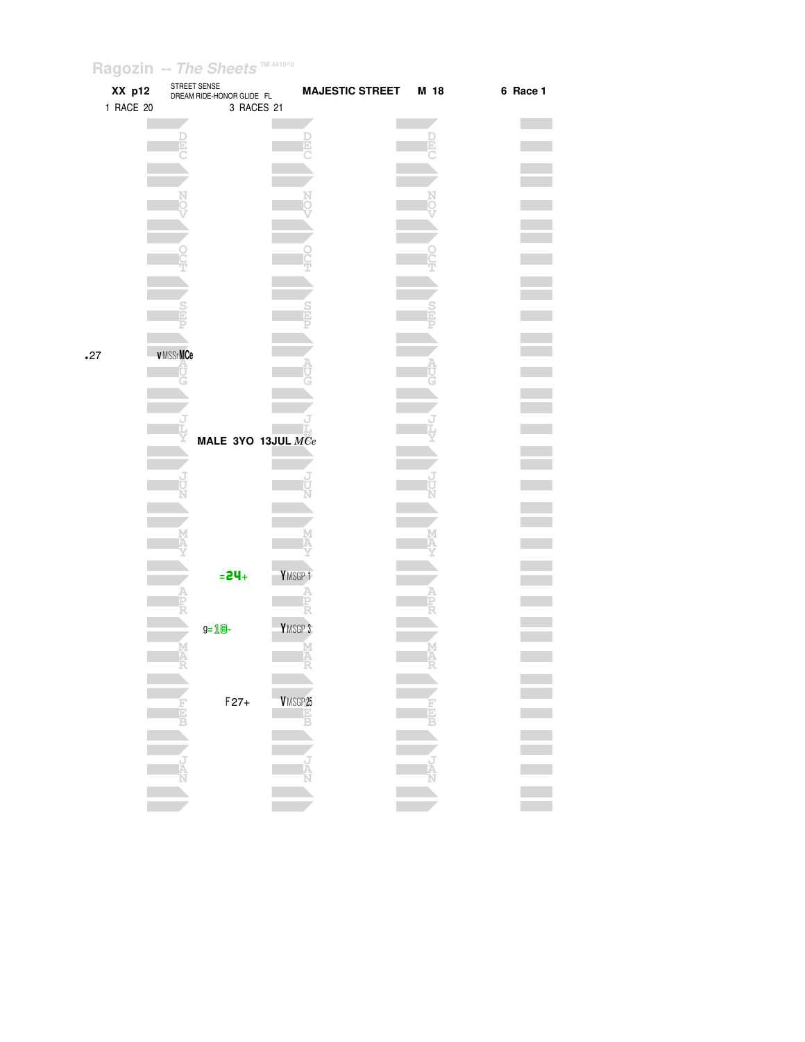Ragozin -- The Sheets TM 4410^0

| XX p12 | STREET SENSE<br>DREAM RIDE-HONOR GLIDE FL | MAJESTIC STREET | M 18 | 6 Race 1 |
|---|---|---|---|---|
| 1 RACE 20 | 3 RACES 21 | | | |

.27 vMSSrMCe (AUG)

MALE 3YO 13JUL *MCe*

| Month | Figure | Race |
|---|---|---|
| APR | =24+ | YMSGP 1 |
| MAR | g=18- | YMSGP 3 |
| FEB | F27+ | VMSGP25 |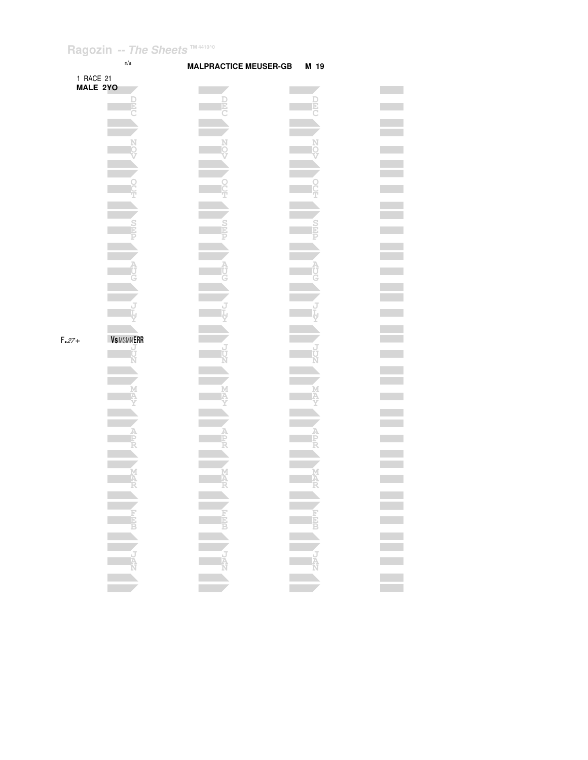Ragozin -- *The Sheets* TM 4410^0

n/a

**MALPRACTICE MEUSER-GB    M 19**

1 RACE 21
**MALE 2YO**

DEC

NOV

OCT

SEP

AUG

JLY

F.27+    **Vs** MSMN **ERR**

JUN

MAY

APR

MAR

FEB

JAN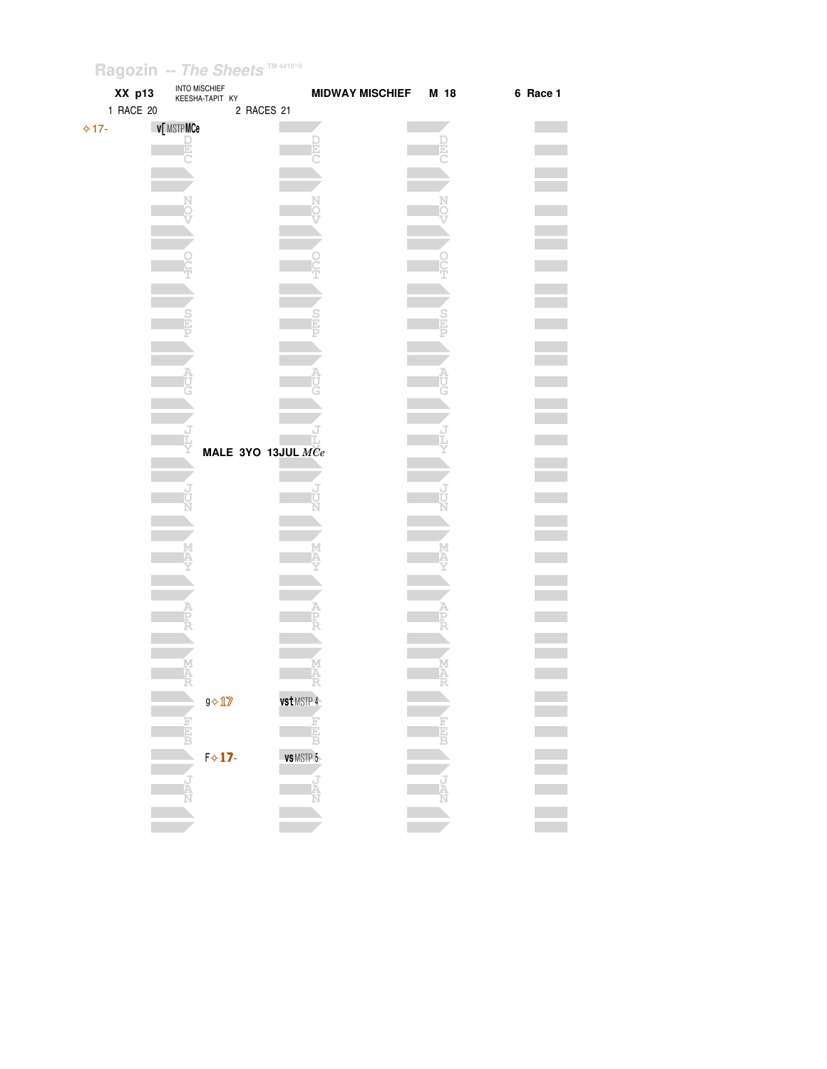Ragozin -- The Sheets TM 4410^0

**XX p13** INTO MISCHIEF KEESHA-TAPIT KY **MIDWAY MISCHIEF** **M 18** **6 Race 1**

1 RACE 20 2 RACES 21

✧17- v[ MSTP MCe

DEC

NOV

OCT

SEP

AUG

JLY

**MALE 3YO 13JUL** *MCe*

JUN

MAY

APR

MAR

g✧17 vst MSTP 4

FEB

F✧17- vs MSTP 5

JAN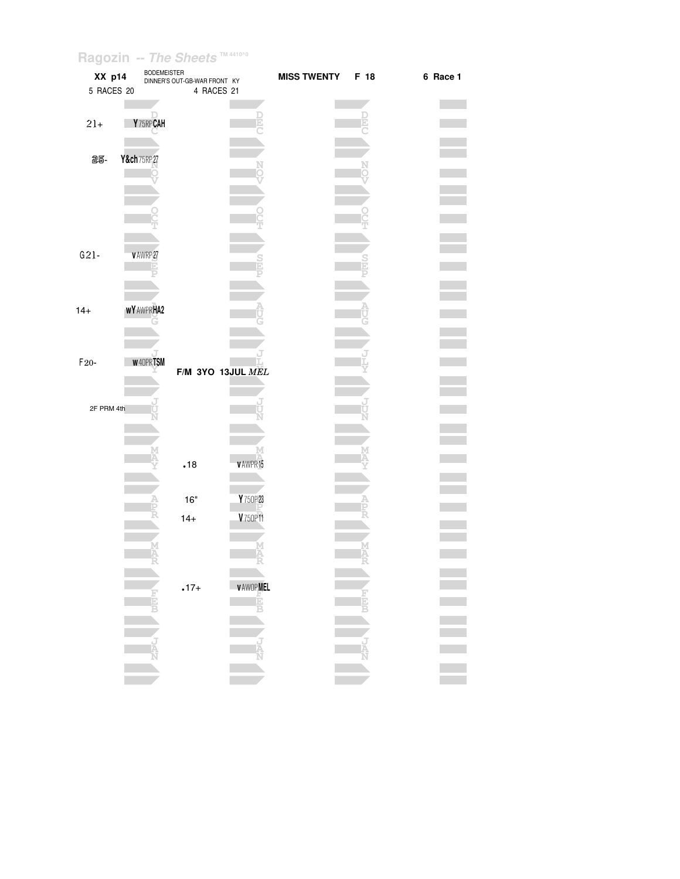Ragozin -- The Sheets ™ 4410^0

| XX p14 | BODEMEISTER DINNER'S OUT-GB-WAR FRONT KY | MISS TWENTY | F 18 | 6 Race 1 |
|---|---|---|---|---|
| 5 RACES 20 | 4 RACES 21 | | | |

| Month | 2020 | | 2021 | |
|---|---|---|---|---|
| DEC | 21+ | Y 75RP CAH | | |
| NOV | 25- | Y&ch 75RP 27 | | |
| OCT | | | | |
| SEP | G21- | v AWRP 27 | | |
| AUG | 14+ | wY AWPR HA2 | | |
| JLY | F20- | w 40PR TSM | F/M 3YO 13JUL *MEL* | |
| JUN | 2F PRM 4th | | | |
| MAY | | | .18 | v AWPR 15 |
| APR | | | 16" | Y 750P 23 |
| APR | | | 14+ | V 750P 11 |
| MAR | | | | |
| FEB | | | .17+ | v AWOP MEL |
| JAN | | | | |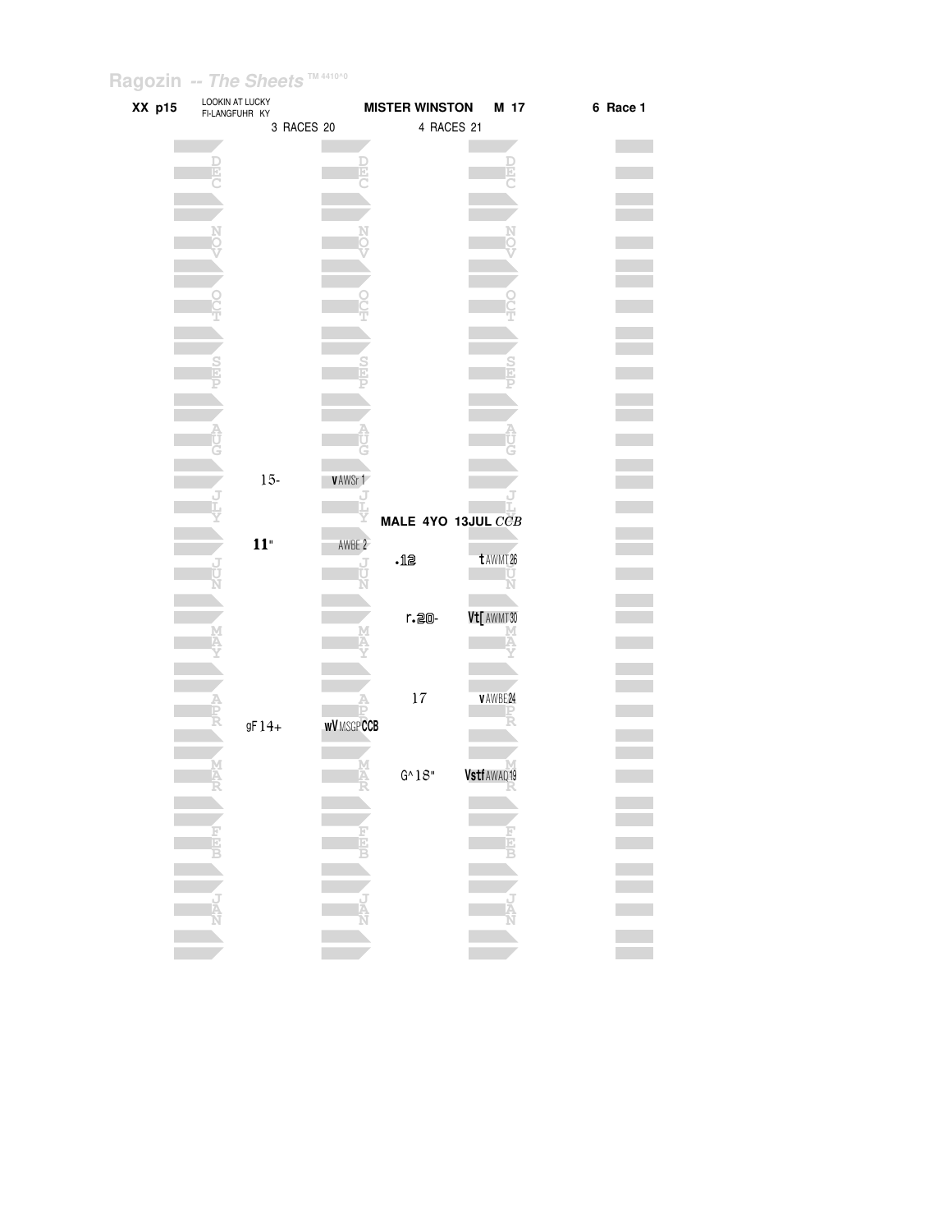**XX p15** LOOKIN AT LUCKY
FI-LANGFUHR KY

**MISTER WINSTON** **M 17**

**6 Race 1**

| 3 RACES 20 | | 4 RACES 21 | |
|---|---|---|---|
| 15- | vAWSr 1 | | |
| | | **MALE 4YO 13JUL** *CCB* | |
| **11**" | AWBE 2 | .12 | tAWMT26 |
| | | r.20- | Vt[AWMT30 |
| | | 17 | vAWBE24 |
| gF14+ | wVMSGP**CCB** | | |
| | | G^18" | VstfAWAQ19 |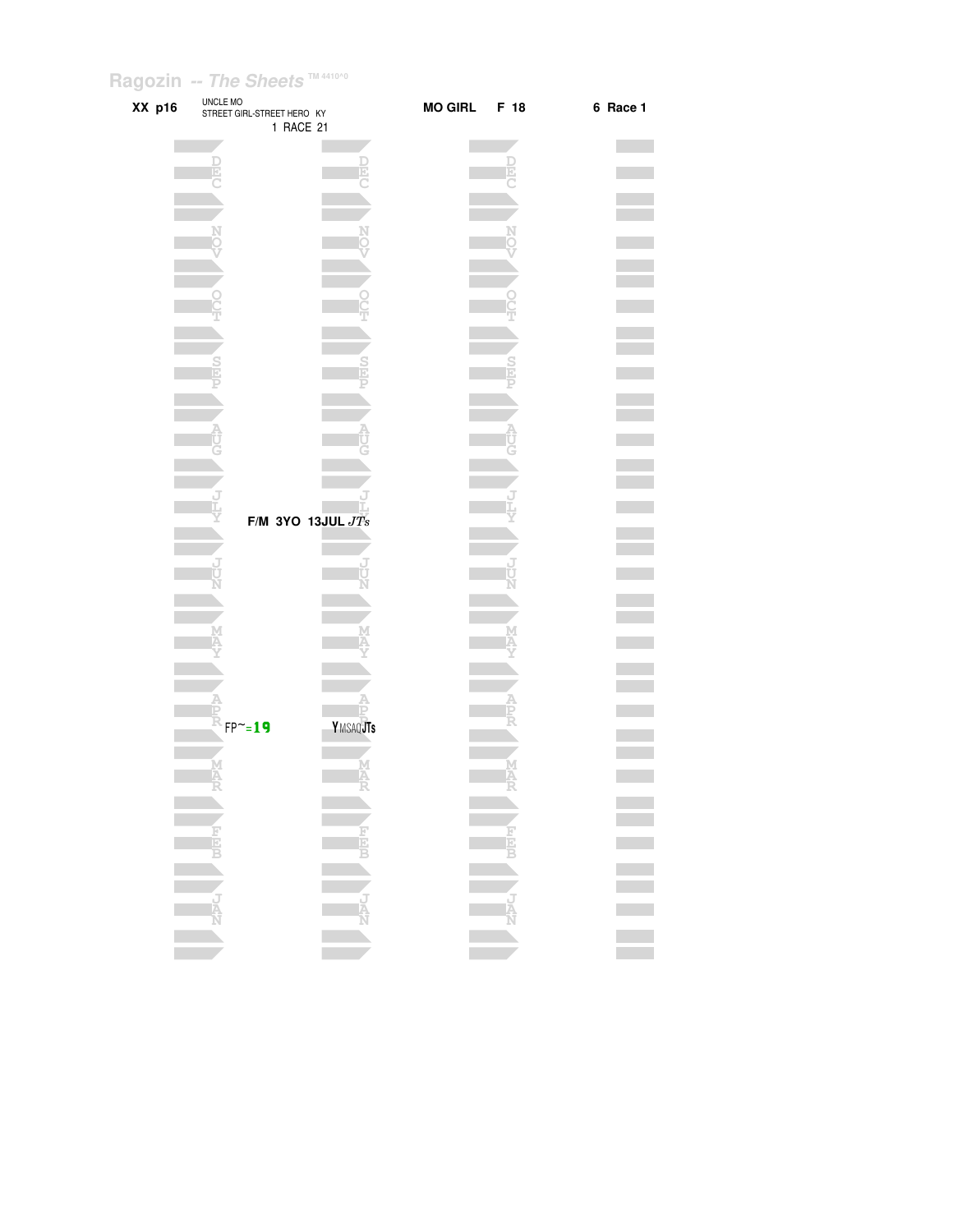Ragozin -- The Sheets TM 4410^0

**XX p16**

UNCLE MO
STREET GIRL-STREET HERO KY
1 RACE 21

**MO GIRL** **F 18** **6 Race 1**

DEC

NOV

OCT

SEP

AUG

JLY

**F/M 3YO 13JUL** *JTs*

JUN

MAY

APR

FP~=**19** **Y**MSAQ**JTs**

MAR

FEB

JAN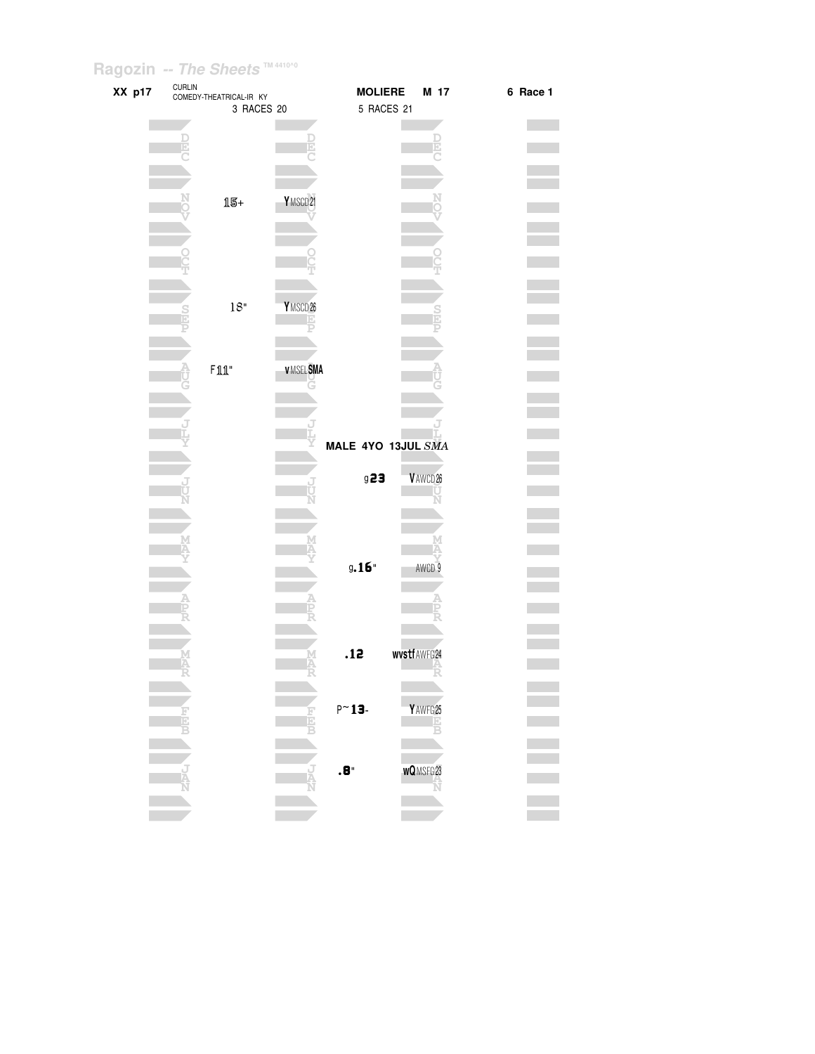**XX p17** CURLIN
COMEDY-THEATRICAL-IR KY
**MOLIERE M 17** **6 Race 1**

3 RACES 20 | 5 RACES 21

| Month | 3 RACES 20 | | 5 RACES 21 | |
|---|---|---|---|---|
| DEC | | | | |
| NOV | 15+ | YMSCD21 | | |
| OCT | | | | |
| SEP | 18" | YMSCD26 | | |
| AUG | F11" | vMSELSMA | | |
| JLY | | | MALE 4YO 13JUL *SMA* | |
| JUN | | | g23 | VAWCD26 |
| MAY | | | g.16" | AWCD 9 |
| APR | | | | |
| MAR | | | .12 | wvstfAWFG24 |
| FEB | | | P~13- | YAWFG25 |
| JAN | | | .8" | wQMSFG23 |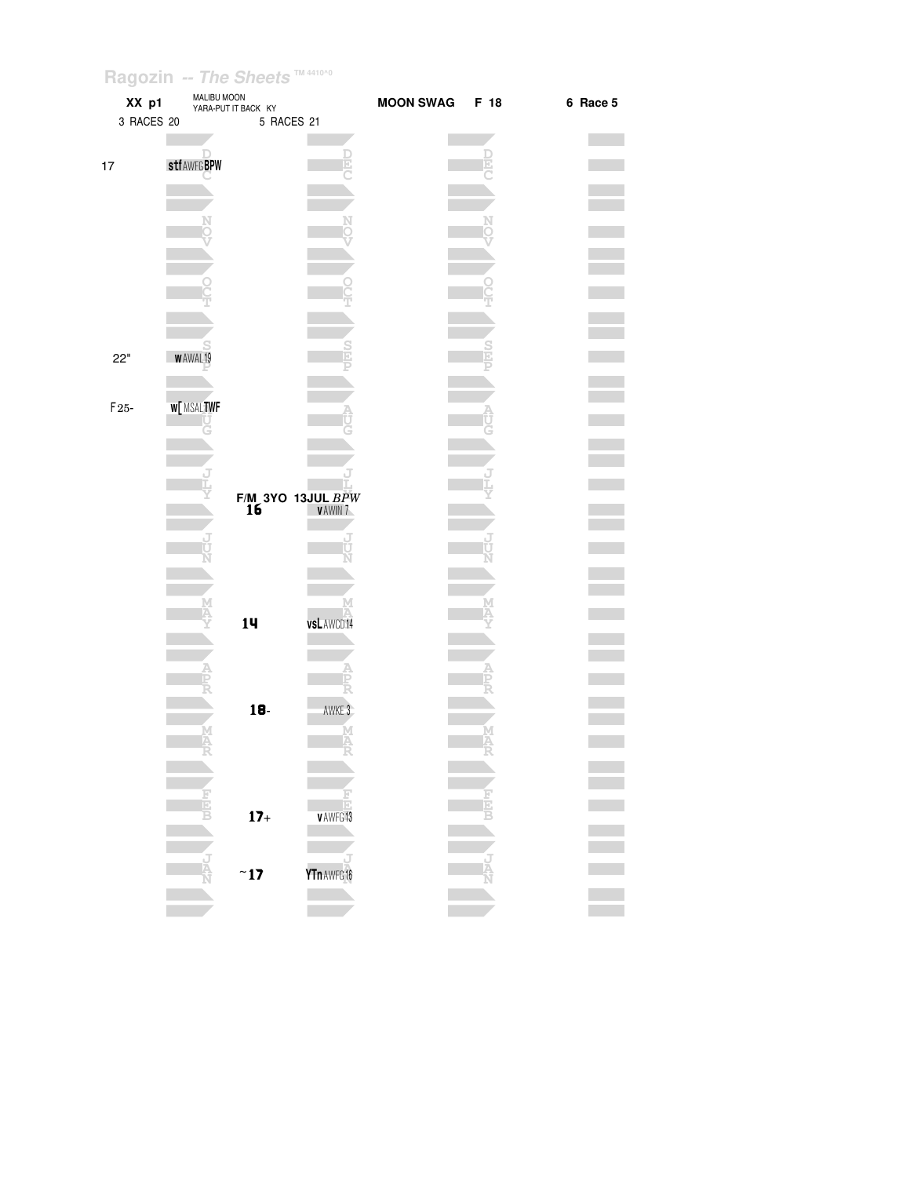Ragozin -- The Sheets ™ 4410^0

| XX p1 | MALIBU MOON YARA-PUT IT BACK KY | | MOON SWAG | F 18 | 6 Race 5 |
|---|---|---|---|---|---|
| 3 RACES 20 | | 5 RACES 21 | | | |

| Month | 2020 Figure | 2020 Notes | 2021 Figure | 2021 Notes |
|---|---|---|---|---|
| DEC | 17 | stf AWFG BPW | | |
| NOV | | | | |
| OCT | | | | |
| SEP | 22" | w AWAL19 | | |
| AUG | F 25- | w[ MSAL TWF | | |
| JLY | | | F/M 3YO 13JUL BPW 16 | v AWIN 7 |
| JUN | | | | |
| MAY | | | 14 | vsL AWCD14 |
| APR | | | 18- | AWKE 3 |
| MAR | | | | |
| FEB | | | 17+ | v AWFG13 |
| JAN | | | ~17 | YTn AWFG16 |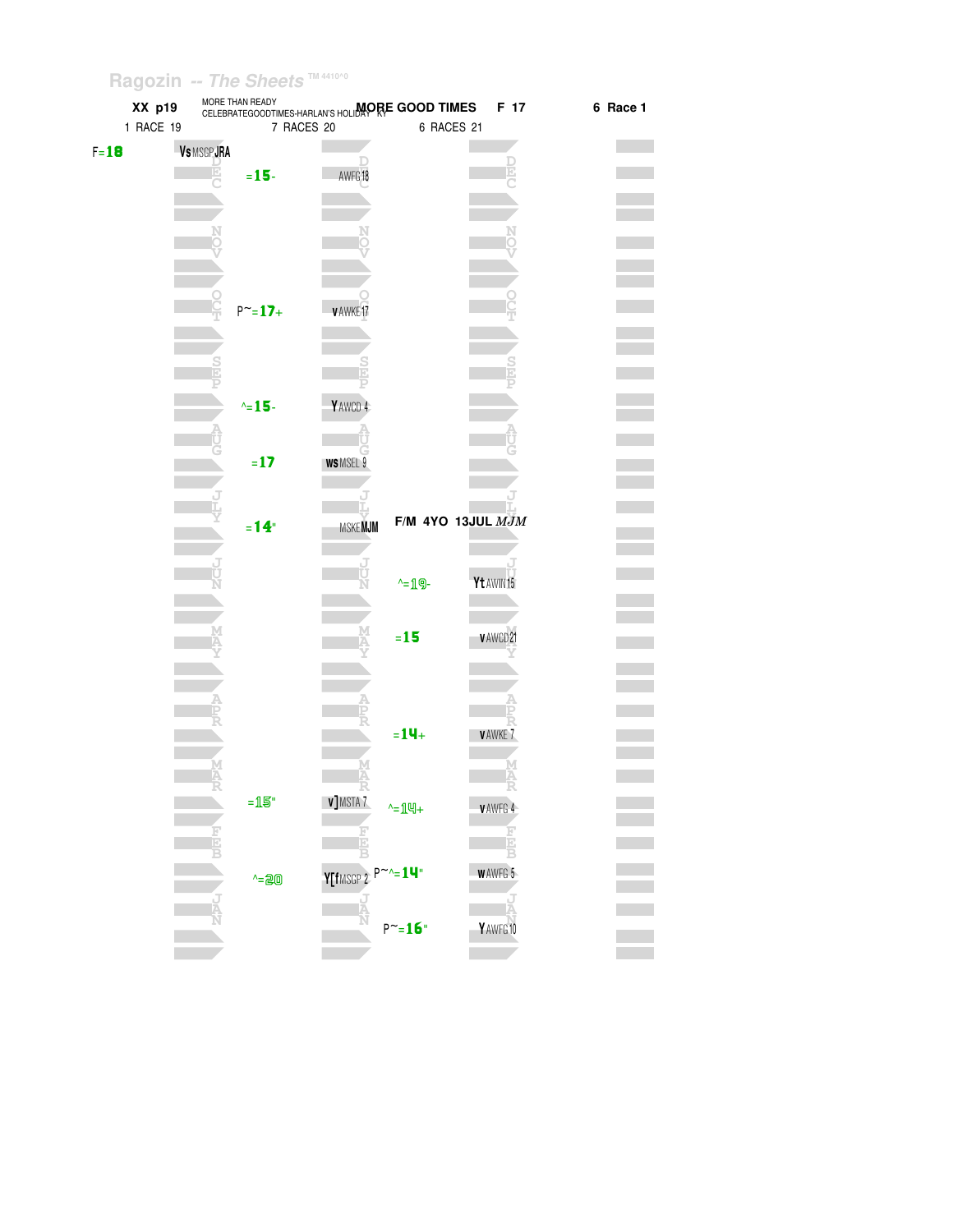Ragozin -- The Sheets TM 4410^0

**XX p19** MORE THAN READY CELEBRATEGOODTIMES-HARLAN'S HOLIDAY KY **MORE GOOD TIMES** **F 17** **6 Race 1**

1 RACE 19 | 7 RACES 20 | 6 RACES 21

F=**18**

| Month | 2019 Figure | 2019 Race | 2020 Figure | 2020 Race |
|---|---|---|---|---|
| DEC | | Vs MSGP JRA | | |
| DEC | =**15**- | AWFG18 | | |
| NOV | | | | |
| OCT | P~=**17**+ | v AWKE17 | | |
| SEP | | | | |
| AUG | ^=**15**- | Y AWCD 4 | | |
| AUG | =**17** | ws MSEL 9 | | |
| JLY | =**14**" | MSKE MJM | F/M 4YO 13JUL *MJM* | |
| JUN | | | ^=**19**- | Yt AWIN15 |
| MAY | | | =**15** | v AWCD21 |
| APR | | | =**14**+ | v AWKE 7 |
| MAR | =**15**" | v] MSTA 7 | ^=**14**+ | v AWFG 4 |
| FEB | ^=**20** | Y[f MSGP 2 | P~^=**14**" | w AWFG 5 |
| JAN | | | P~=**16**" | Y AWFG10 |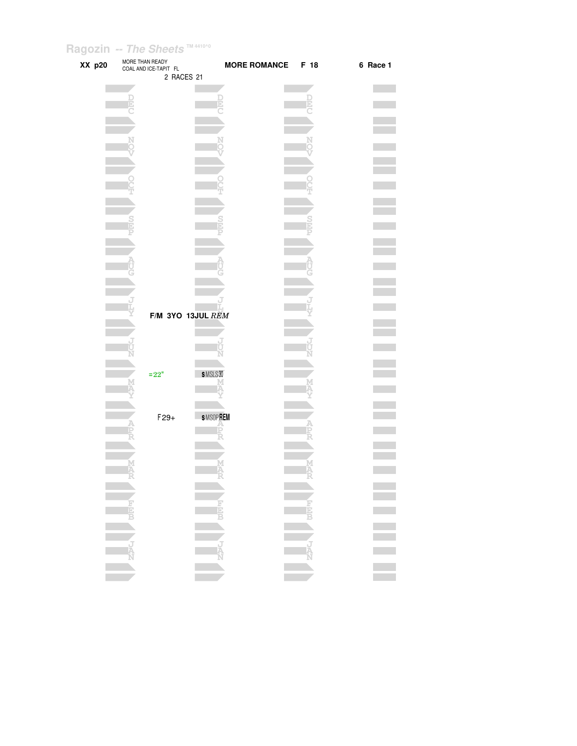Ragozin -- The Sheets ™ 4410^0

**XX p20** MORE THAN READY
COAL AND ICE-TAPIT FL
2 RACES 21

**MORE ROMANCE F 18**

**6 Race 1**

DEC

NOV

OCT

SEP

AUG

JLY

**F/M 3YO 13JUL** *REM*

JUN

=22" **s** MSLS30

MAY

F29+ **s** MSOP**REM**

APR

MAR

FEB

JAN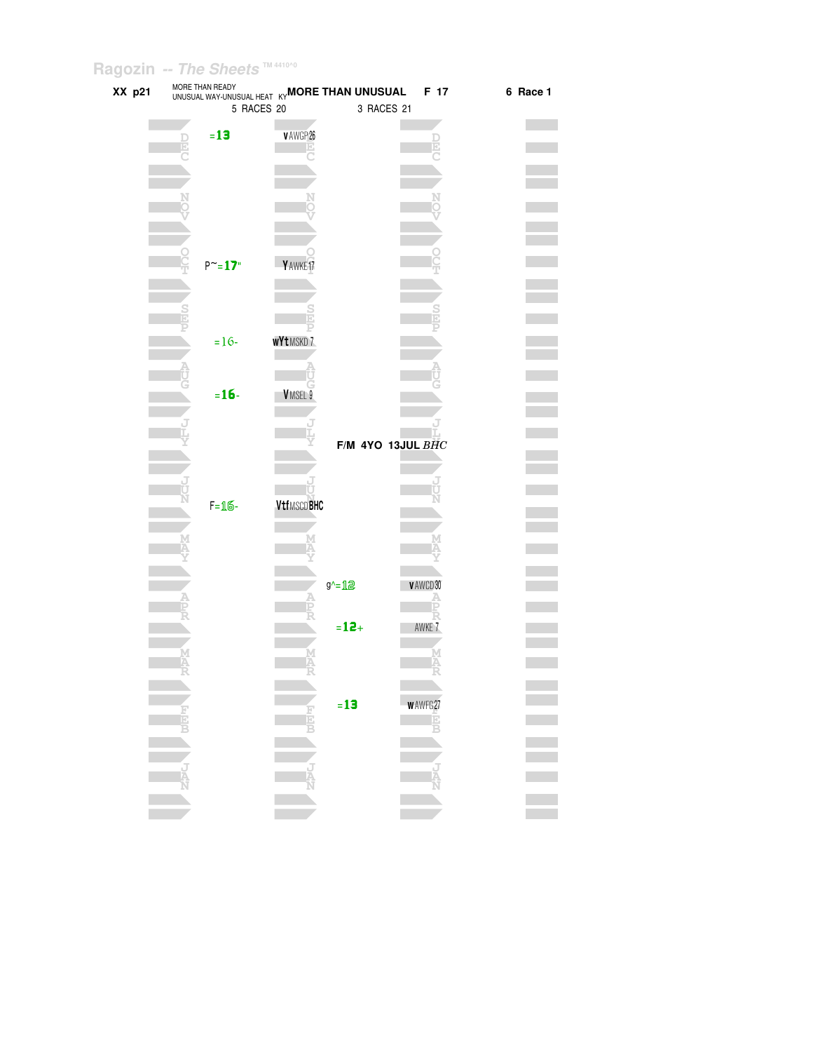Ragozin -- The Sheets TM 4410^0

**XX p21** MORE THAN READY / UNUSUAL WAY-UNUSUAL HEAT KY **MORE THAN UNUSUAL** **F 17** **6 Race 1**

5 RACES 20 — 3 RACES 21

| Month | 2020 Figure | 2020 Race | 2021 Figure | 2021 Race |
|---|---|---|---|---|
| DEC | =13 | vAWGP26 | | |
| NOV | | | | |
| OCT | P~=17" | YAWKE17 | | |
| SEP | =16- | wYtMSKD 7 | | |
| AUG | =16- | VMSEL 9 | | |
| JLY | | | | |
| JUN | F=16- | VtfMSCDBHC | | |
| MAY | | | | |
| APR | | | g^=12 | vAWCD30 |
| APR | | | =12+ | AWKE 7 |
| MAR | | | | |
| FEB | | | =13 | wAWFG27 |
| JAN | | | | |

F/M 4YO 13JUL *BHC*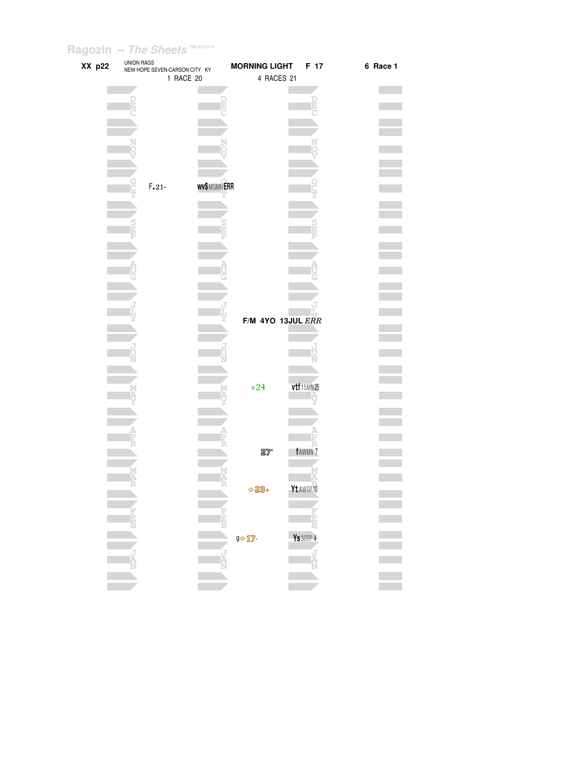Ragozin -- *The Sheets* TM 4410^0

**XX p22** UNION RAGS NEW HOPE SEVEN-CARSON CITY KY **MORNING LIGHT F 17** **6 Race 1**

1 RACE 20 | 4 RACES 21

| Month | 2020 | | 2021 | |
|---|---|---|---|---|
| DEC | | | | |
| NOV | | | | |
| OCT | F.21- | wv$ MSMN ERR | | |
| SEP | | | | |
| AUG | | | | |
| JLY | | | F/M 4YO 13JUL *ERR* | |
| JUN | | | | |
| MAY | | | =24 | vtf 15MN 25 |
| APR | | | 27" | f AWMV 7 |
| MAR | | | ✧23+ | Yt AWTP 10 |
| FEB | | | g✧17- | Ys 30TP 4 |
| JAN | | | | |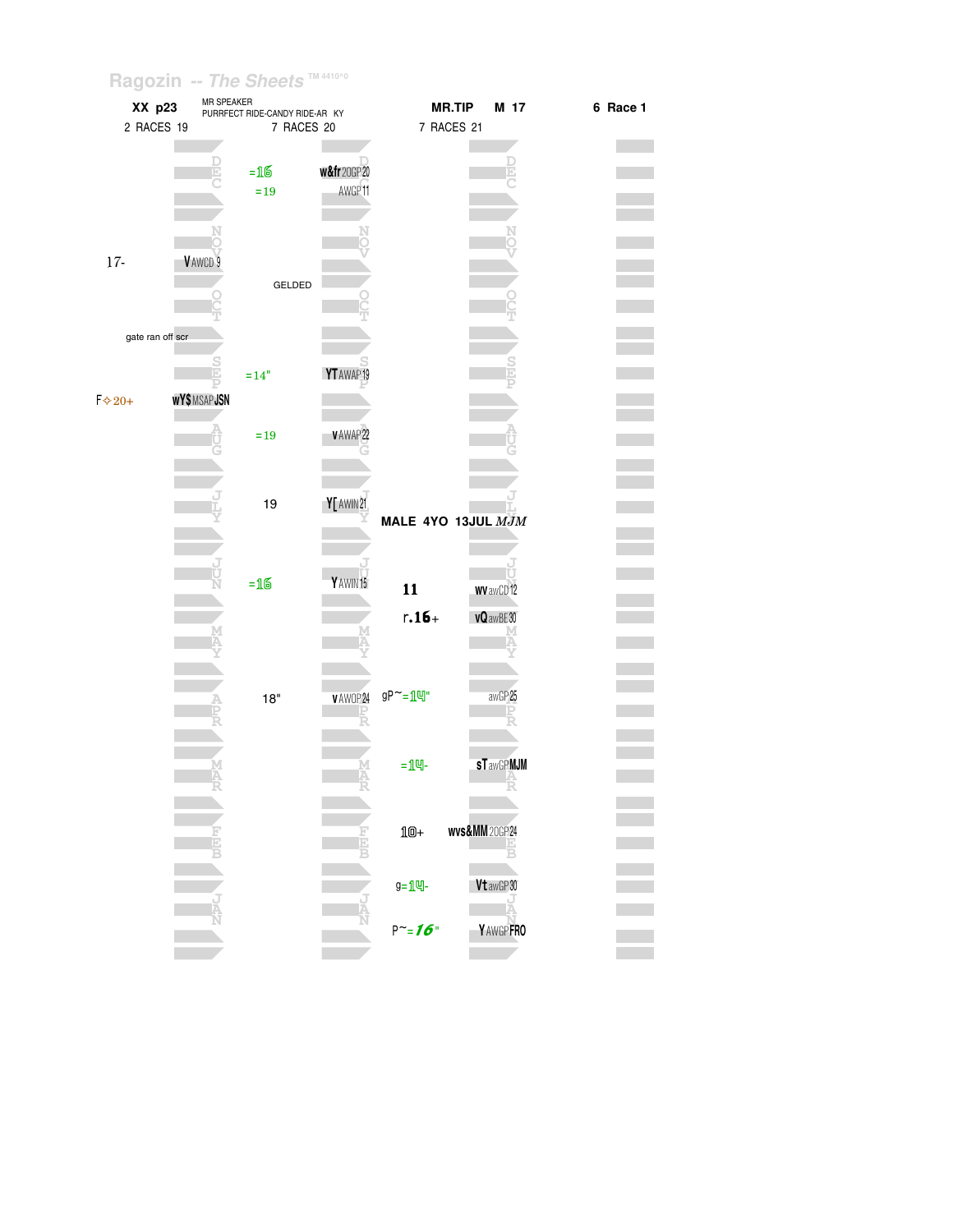Ragozin -- The Sheets TM 4410^0

| XX p23 | MR SPEAKER PURRFECT RIDE-CANDY RIDE-AR KY | MR.TIP M 17 | 6 Race 1 |
|---|---|---|---|
| 2 RACES 19 | 7 RACES 20 | 7 RACES 21 | |

| Month | 2 RACES 19 | | 7 RACES 20 | | 7 RACES 21 | |
|---|---|---|---|---|---|---|
| DEC | | | =16 | w&fr 20GP 20 | | |
| DEC | | | =19 | AWGP 11 | | |
| NOV | 17- | V AWCD 9 | | | | |
| OCT | | | GELDED | | | |
| OCT | gate ran off scr | | | | | |
| SEP | | | =14" | YT AWAP 19 | | |
| SEP | F✧20+ | wY$ MSAP JSN | | | | |
| AUG | | | =19 | v AWAP 22 | | |
| JLY | | | 19 | Y[ AWIN 21 | | |
| JLY | | | | | MALE 4YO 13JUL MJM | |
| JUN | | | =16 | Y AWIN 15 | 11 | wv awCD 12 |
| JUN | | | | | r.16+ | vQ awBE 30 |
| APR | | | 18" | v AWOP 24 | gP~=14" | awGP 25 |
| MAR | | | | | =14- | sT awGP MJM |
| FEB | | | | | 10+ | wvs&MM 20GP 24 |
| JAN | | | | | g=14- | Vt awGP 30 |
| JAN | | | | | P~=16" | Y AWGP FRO |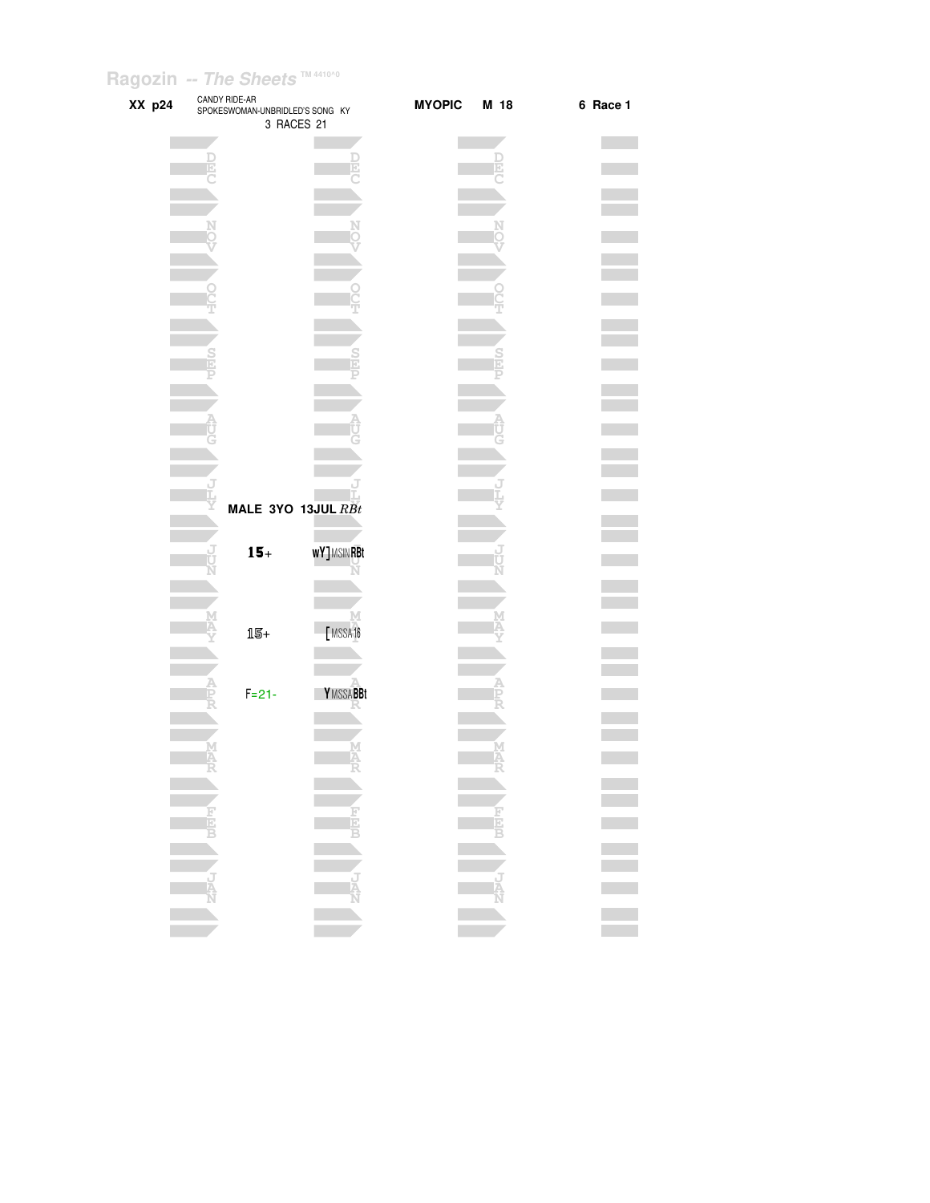XX p24 | CANDY RIDE-AR | SPOKESWOMAN-UNBRIDLED'S SONG KY | 3 RACES 21 | MYOPIC | M 18 | 6 Race 1

MALE 3YO 13JUL *RBt*

| Month | Figure | Notes |
|---|---|---|
| DEC | | |
| NOV | | |
| OCT | | |
| SEP | | |
| AUG | | |
| JLY | | |
| JUN | 15+ | wY]MSINRBt |
| MAY | 15+ | [MSSA18 |
| APR | F=21- | YMSSABBt |
| MAR | | |
| FEB | | |
| JAN | | |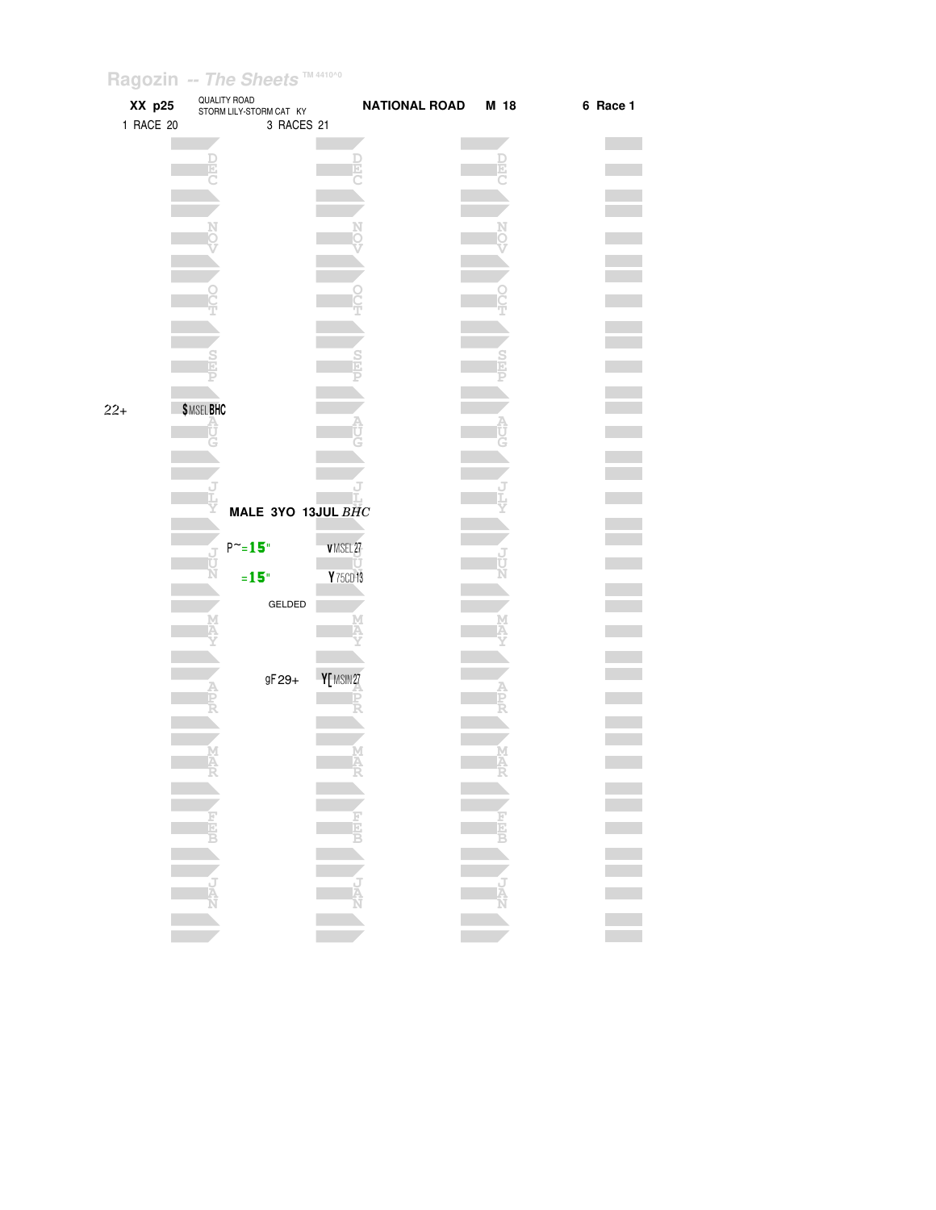Ragozin -- *The Sheets* TM 4410^0

**XX p25** QUALITY ROAD
STORM LILY-STORM CAT KY **NATIONAL ROAD M 18** **6 Race 1**

1 RACE 20 3 RACES 21

22+ $MSEL BHC

**MALE 3YO 13JUL** *BHC*

P~=**15**" vMSEL27

=**15**" Y75CD13

GELDED

gF29+ Y[MSIN27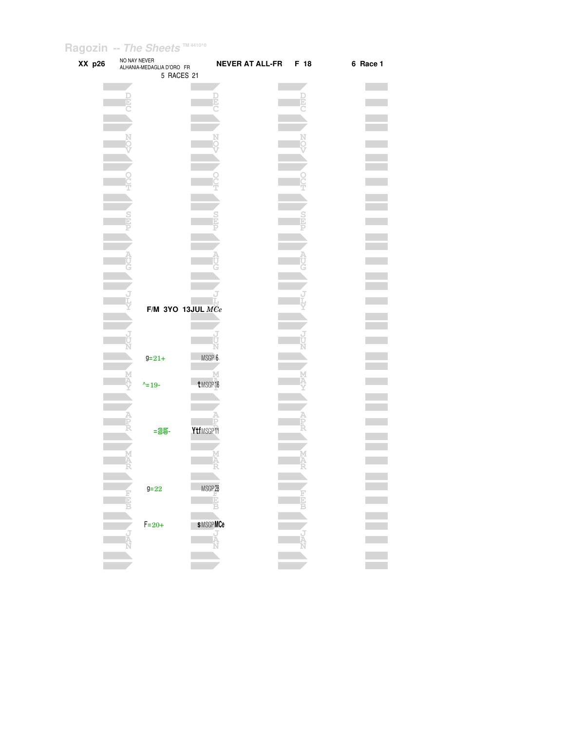Ragozin -- The Sheets TM 4410^0

**XX p26** NO NAY NEVER
ALHANIA-MEDAGLIA D'ORO FR
5 RACES 21

**NEVER AT ALL-FR** **F 18**

**6 Race 1**

**F/M 3YO 13JUL** *MCe*

| Month | Figure | Race |
|---|---|---|
| JUN | g=21+ | MSGP 6 |
| MAY | ^=19- | t MSGP 16 |
| APR | =25- | Ytf MSGP 11 |
| FEB | g=22 | MSGP 28 |
| JAN | F=20+ | s MSGP MCe |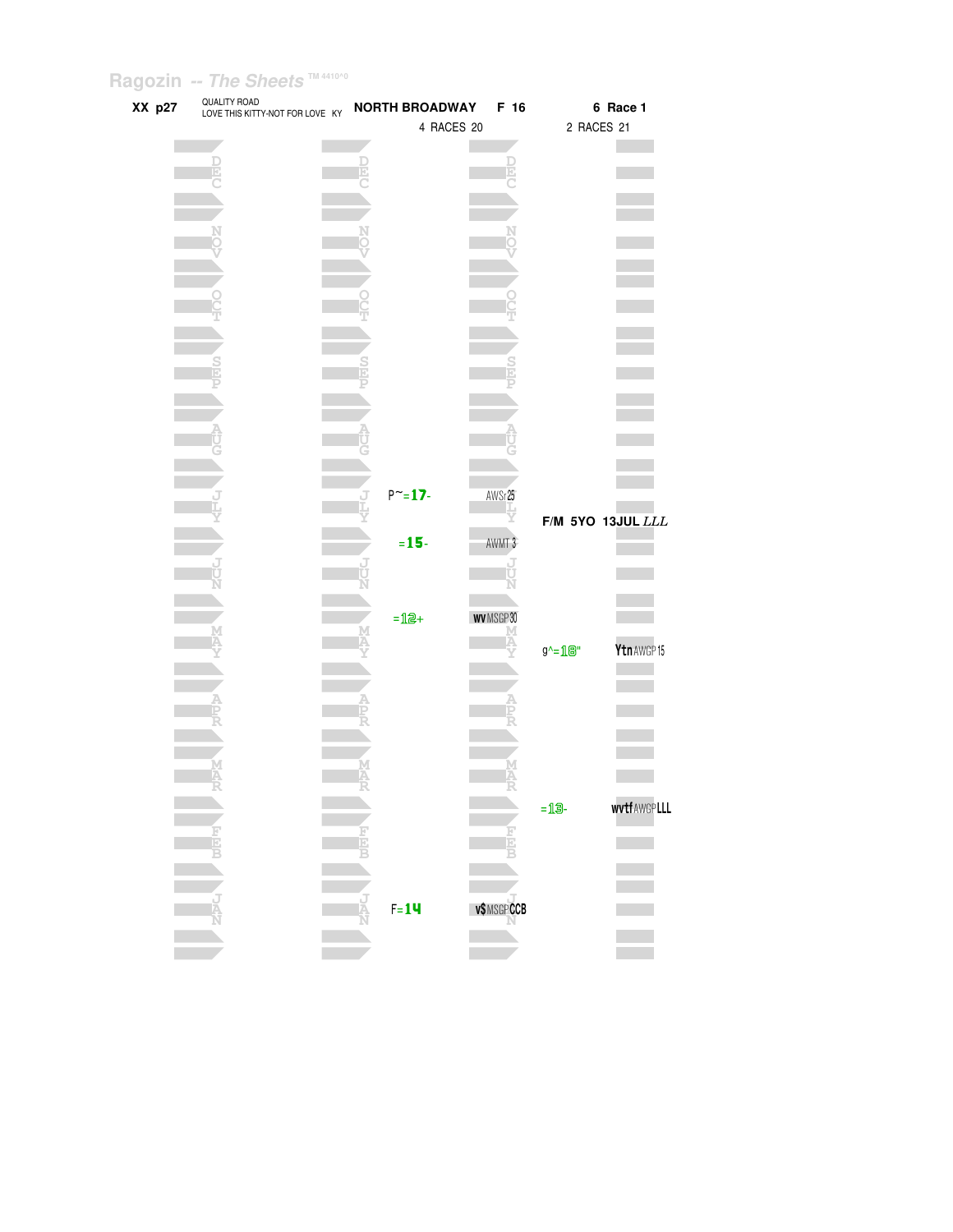Ragozin -- *The Sheets* TM 4410^0

**XX p27** QUALITY ROAD
LOVE THIS KITTY-NOT FOR LOVE KY **NORTH BROADWAY** **F 16** **6 Race 1**

4 RACES 20 | 2 RACES 21

| Month | 2020 Figure | 2020 Notes | 2021 Figure | 2021 Notes |
|---|---|---|---|---|
| DEC | | | | |
| NOV | | | | |
| OCT | | | | |
| SEP | | | | |
| AUG | | | | |
| JLY | P~=17- | AWSr25 | | |
| | | | F/M 5YO 13JUL LLL | |
| | =15- | AWMT 3 | | |
| JUN | | | | |
| | =12+ | wvMSGP30 | | |
| MAY | | | g^=18" | YtnAWGP15 |
| APR | | | | |
| MAR | | | | |
| | | | =13- | wvtfAWGPLLL |
| FEB | | | | |
| JAN | F=14 | v$MSGPCCB | | |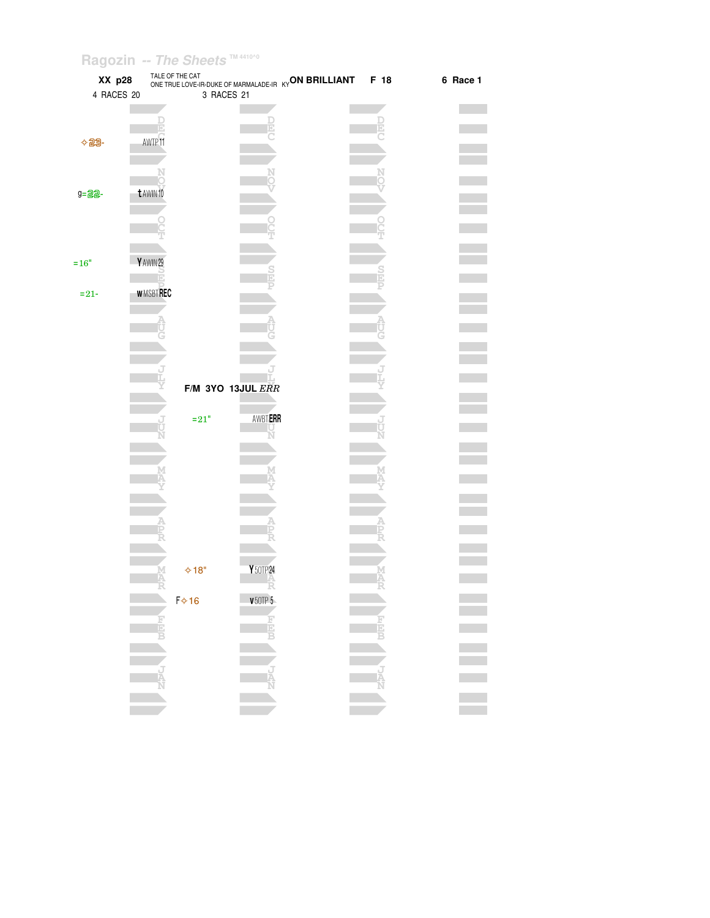Ragozin -- The Sheets TM 4410^0

**XX p28** TALE OF THE CAT
ONE TRUE LOVE-IR-DUKE OF MARMALADE-IR KY **ON BRILLIANT** **F 18** **6 Race 1**

4 RACES 20 3 RACES 21

| Figure | Race | Month | Figure | Race | Month |
|---|---|---|---|---|---|
| | | DEC | | | DEC |
| ✧23- | AWTP 11 | | | | |
| | | NOV | | | NOV |
| g=22- | t AWIN 10 | | | | |
| | | OCT | | | OCT |
| =16" | Y AWIN 23 | SEP | | | SEP |
| =21- | w MSBT REC | | | | |
| | | AUG | | | AUG |
| | | JLY | | | JLY |
| | | | F/M 3YO 13JUL *ERR* | | |
| | | JUN | =21" | AWBT ERR | JUN |
| | | MAY | | | MAY |
| | | APR | | | APR |
| | | MAR | ✧18" | Y 5OTP 24 | MAR |
| | | | F✧16 | v 5OTP 5 | |
| | | FEB | | | FEB |
| | | JAN | | | JAN |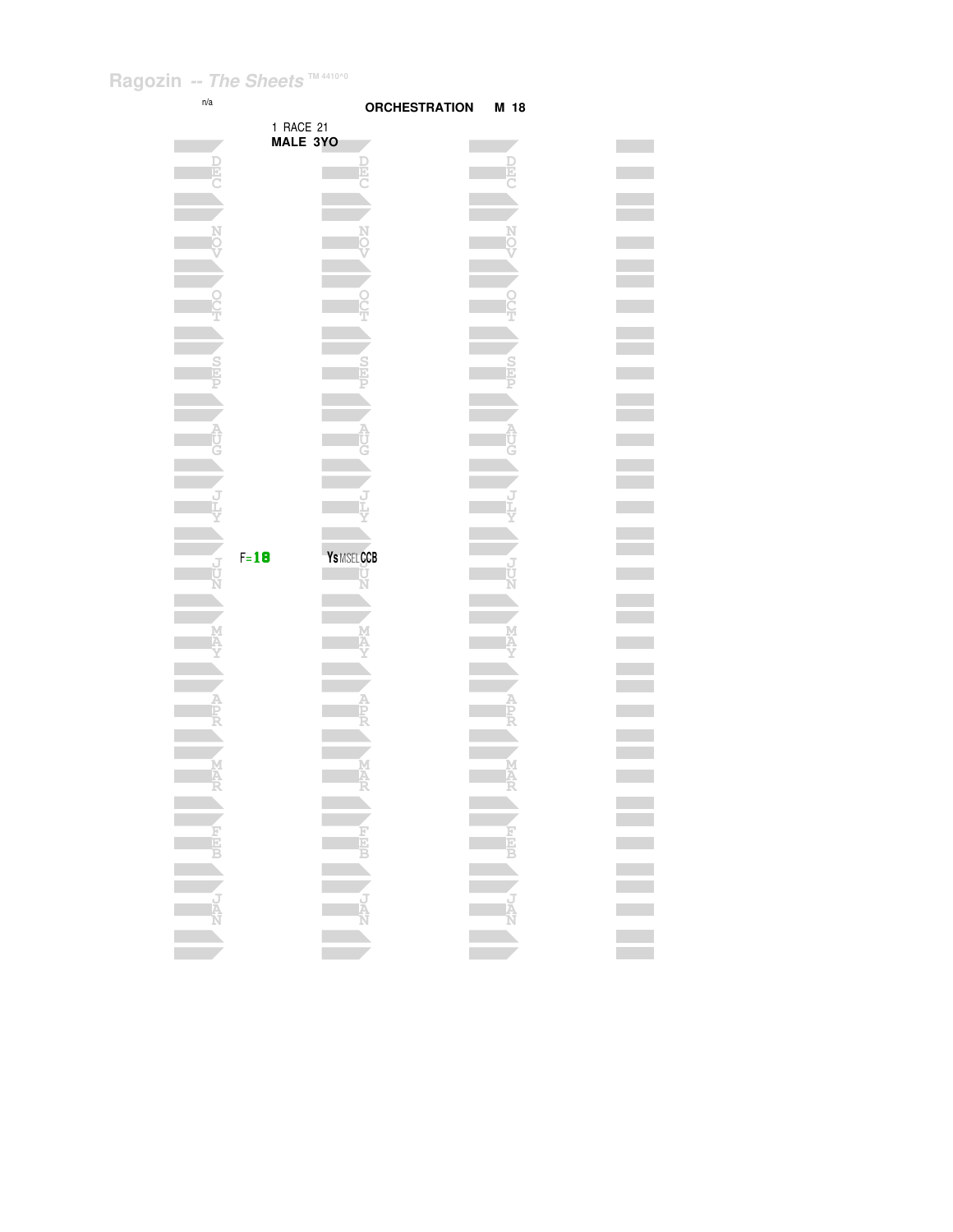Ragozin -- *The Sheets* TM 4410^0

n/a

**ORCHESTRATION M 18**

1 RACE 21
**MALE 3YO**

| | | |
|---|---|---|
| DEC | DEC | DEC |
| NOV | NOV | NOV |
| OCT | OCT | OCT |
| SEP | SEP | SEP |
| AUG | AUG | AUG |
| JLY | JLY | JLY |
| F=18 | Ys MSEL CCB | |
| JUN | JUN | JUN |
| MAY | MAY | MAY |
| APR | APR | APR |
| MAR | MAR | MAR |
| FEB | FEB | FEB |
| JAN | JAN | JAN |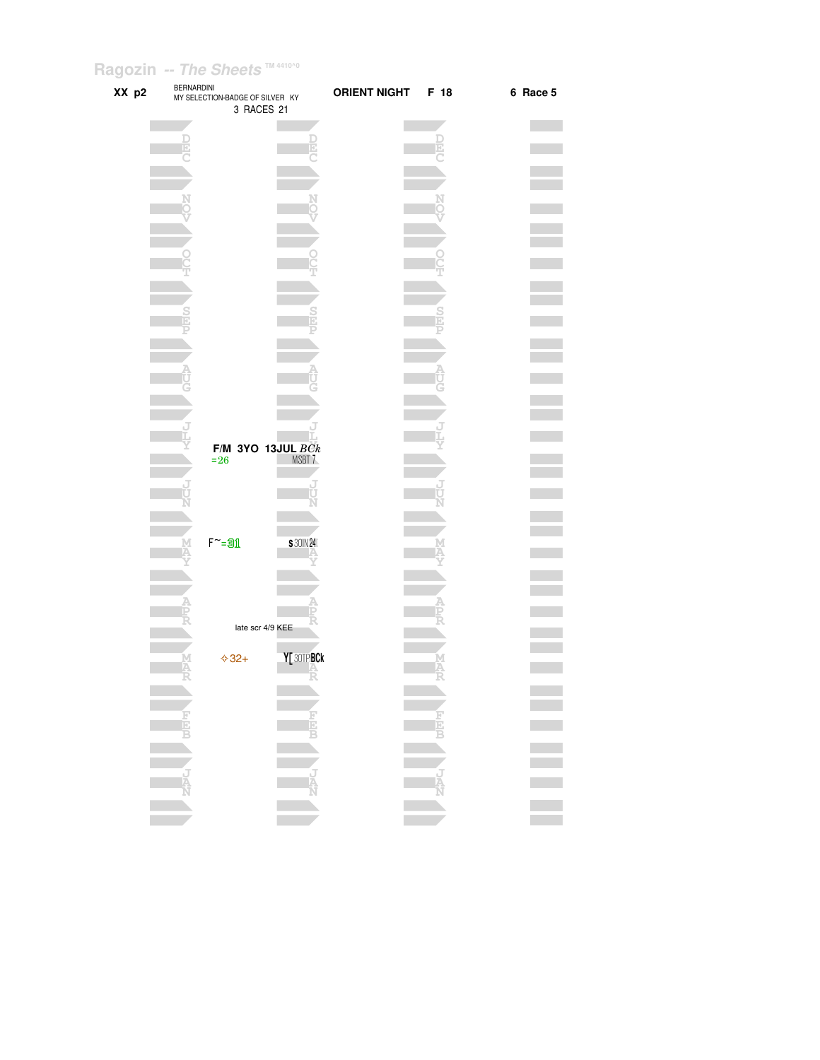Ragozin -- The Sheets TM 4410^0

**XX p2** BERNARDINI
MY SELECTION-BADGE OF SILVER KY
3 RACES 21

**ORIENT NIGHT** **F 18** **6 Race 5**

DEC

NOV

OCT

SEP

AUG

JLY

**F/M 3YO 13JUL** *BCk*
=26 MSBT 7

JUN

F~=31 s 30IN 24

MAY

APR

late scr 4/9 KEE

✧32+ Y[ 30TP BCk

MAR

FEB

JAN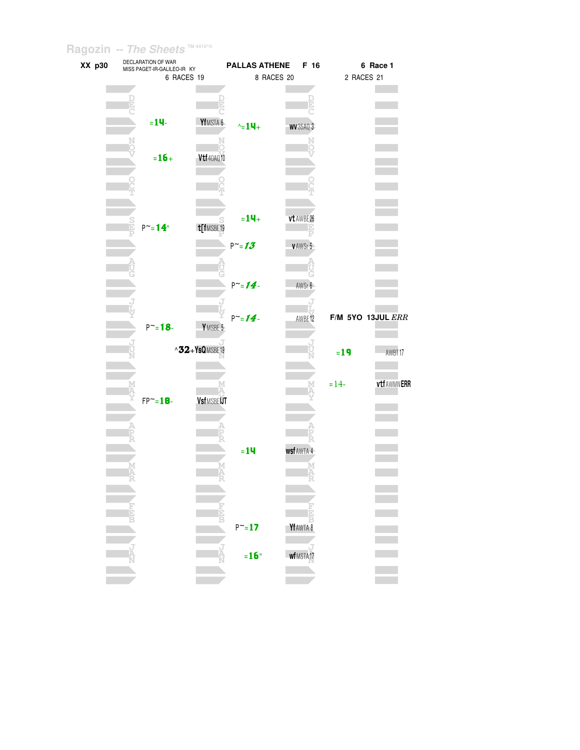Ragozin -- *The Sheets* TM 4410^0

**XX p30** DECLARATION OF WAR
MISS PAGET-IR-GALILEO-IR KY

**PALLAS ATHENE** **F 16** **6 Race 1**

| Month | 6 RACES 19 | | 8 RACES 20 | | 2 RACES 21 | |
|---|---|---|---|---|---|---|
| DEC | =14- | YfMSTA 6 | ^=14+ | wv35AQ 3 | | |
| NOV | =16+ | Vtf40AQ10 | | | | |
| OCT | | | | | | |
| SEP | | | =14+ | vtAWBE26 | | |
| SEP | P~=14" | t[fMSBE19 | | | | |
| AUG | | | P~=*13* | vAWSr 5 | | |
| AUG | | | P~=*14*- | AWSr 6 | | |
| JLY | | | P~=*14*- | AWBE12 | F/M 5YO 13JUL *ERR* | |
| JLY | P~=18- | YMSBE 5 | | | | |
| JUN | ^32+ | YsQMSBE18 | | | =19 | AWBT17 |
| MAY | | | | | =14- | vtfAWMNERR |
| MAY | FP~=18- | VsfMSBEIJT | | | | |
| APR | | | =14 | wsfAWTA 4 | | |
| MAR | | | | | | |
| FEB | | | P~=17 | YfAWTA 8 | | |
| JAN | | | =16" | wfMSTA17 | | |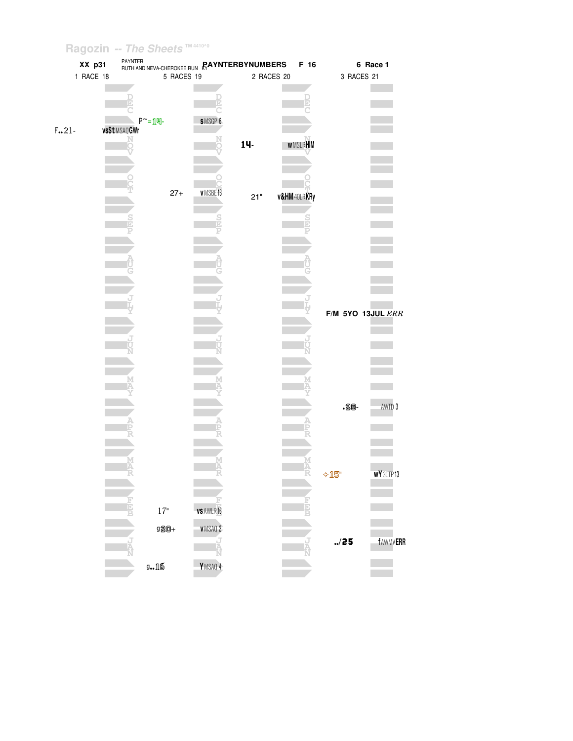Ragozin -- The Sheets TM 4410^0

**XX p31** PAYNTER RUTH AND NEVA-CHEROKEE RUN KY **PAYNTERBYNUMBERS F 16** **6 Race 1**

| 1 RACE 18 | | 5 RACES 19 | | 2 RACES 20 | | 3 RACES 21 | |
|---|---|---|---|---|---|---|---|
| DEC | | P~=14- | s MSGP 6 | | | | |
| F..21- | vs$t MSAQGWr | | | | | | |
| NOV | | | | 14- | w MSLRHIM | | |
| OCT | | 27+ | v MSBE13 | 21" | v&HM 40LRKRy | | |
| SEP | | | | | | | |
| AUG | | | | | | | |
| JLY | | | | | | F/M 5YO 13JUL *ERR* | |
| JUN | | | | | | | |
| MAY | | | | | | .28- | AWTD 3 |
| APR | | | | | | | |
| MAR | | | | | | ✧15" | wY 30TP13 |
| FEB | | 17" | vs AWLR16 | | | | |
| JAN | | g20+ | v MSAQ 2 | | | ../25 | f AWMVERR |
| | | g..16 | Y MSAQ 4 | | | | |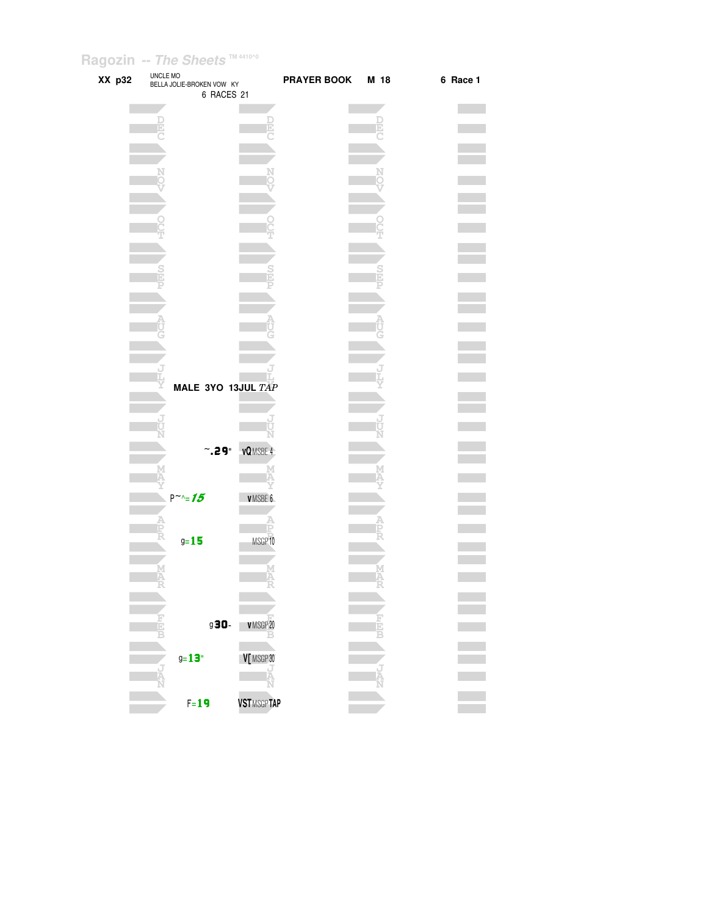Ragozin -- The Sheets TM 4410^0

**XX p32** UNCLE MO
BELLA JOLIE-BROKEN VOW KY
6 RACES 21

**PRAYER BOOK** **M 18** **6 Race 1**

**MALE 3YO 13JUL** *TAP*

| Figure | Notes |
|---|---|
| ~.29" | vQ MSBE 4 |
| P~^=15 | v MSBE 6 |
| g=15 | MSGP 10 |
| g30- | v MSGP 20 |
| g=13" | V[ MSGP 30 |
| F=19 | VST MSGP TAP |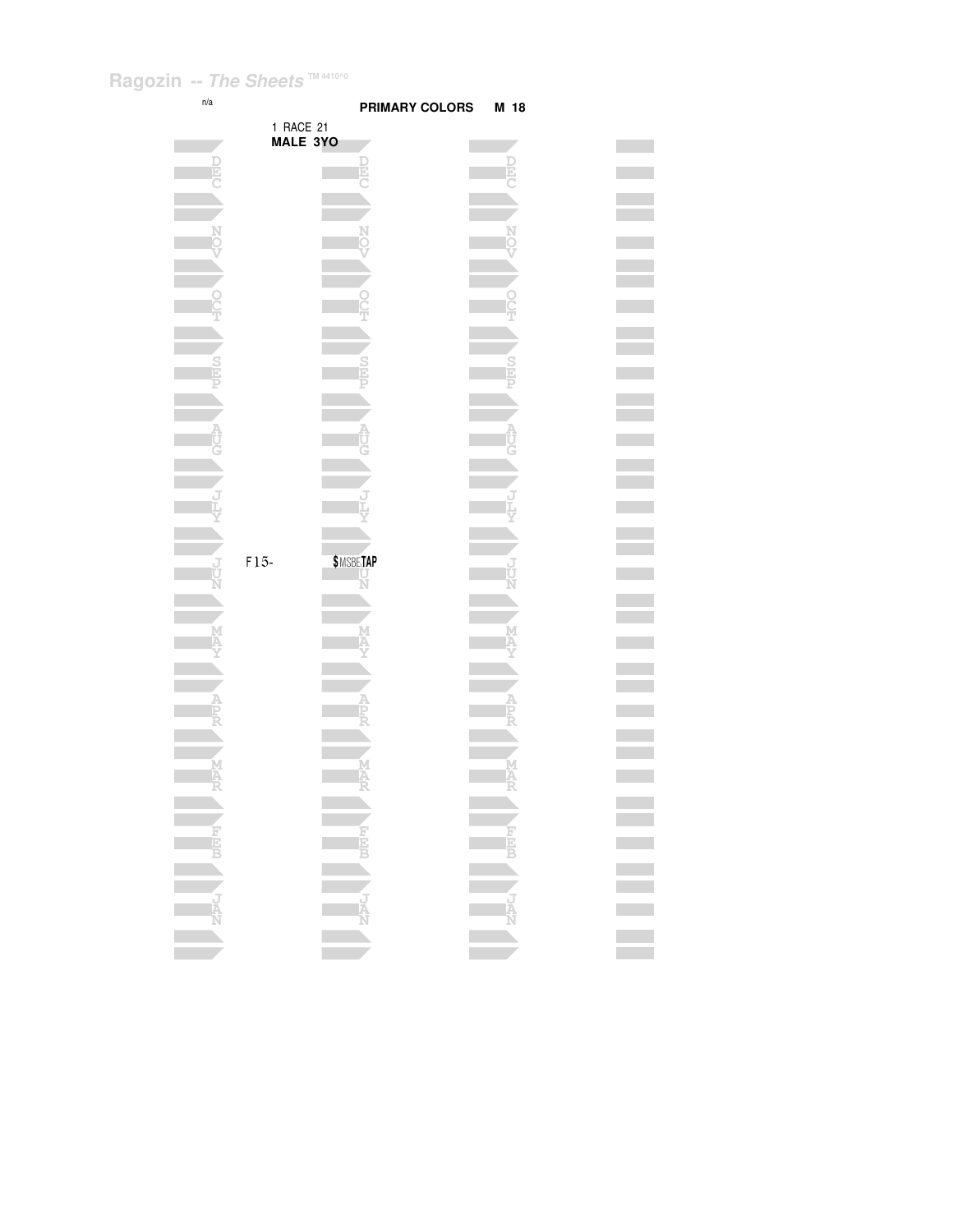Ragozin -- *The Sheets* TM 4410^0

n/a

**PRIMARY COLORS M 18**

1 RACE 21
**MALE 3YO**

DEC

NOV

OCT

SEP

AUG

JLY

JUN F15- $MSBETAP

MAY

APR

MAR

FEB

JAN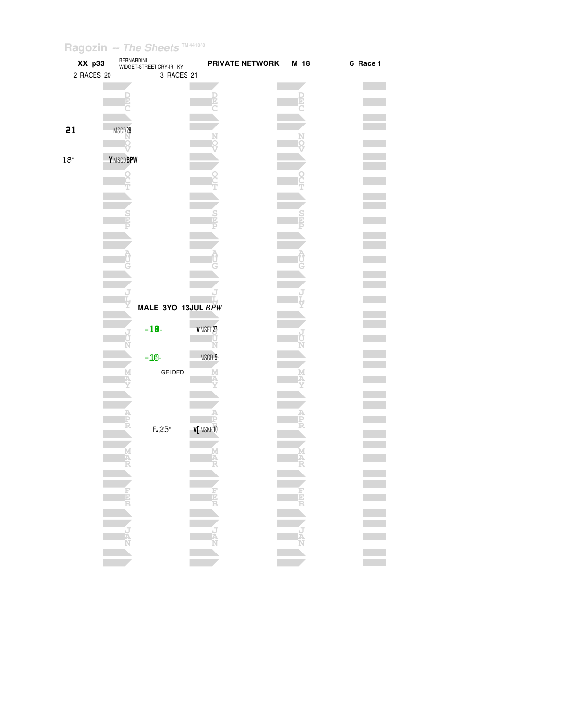Ragozin -- The Sheets TM 4410^0

| XX p33 | BERNARDINI WIDGET-STREET CRY-IR KY | PRIVATE NETWORK | M 18 | 6 Race 1 |
|---|---|---|---|---|
| 2 RACES 20 | 3 RACES 21 | | | |

| Figure | Race | Month | Figure | Race | Month |
|---|---|---|---|---|---|
| | | DEC | | | DEC |
| 21 | MSCD 28 | NOV | | | NOV |
| 18" | Y MSCD BPW | | | | |
| | | OCT | | | OCT |
| | | SEP | | | SEP |
| | | AUG | | | AUG |
| | | JLY | MALE 3YO 13JUL *BPW* | | JLY |
| | | JUN | =18- | v MSEL 27 | JUN |
| | | | =18- | MSCD 5 | |
| | | MAY | GELDED | | MAY |
| | | APR | F.25" | v[ MSKE 10 | APR |
| | | MAR | | | MAR |
| | | FEB | | | FEB |
| | | JAN | | | JAN |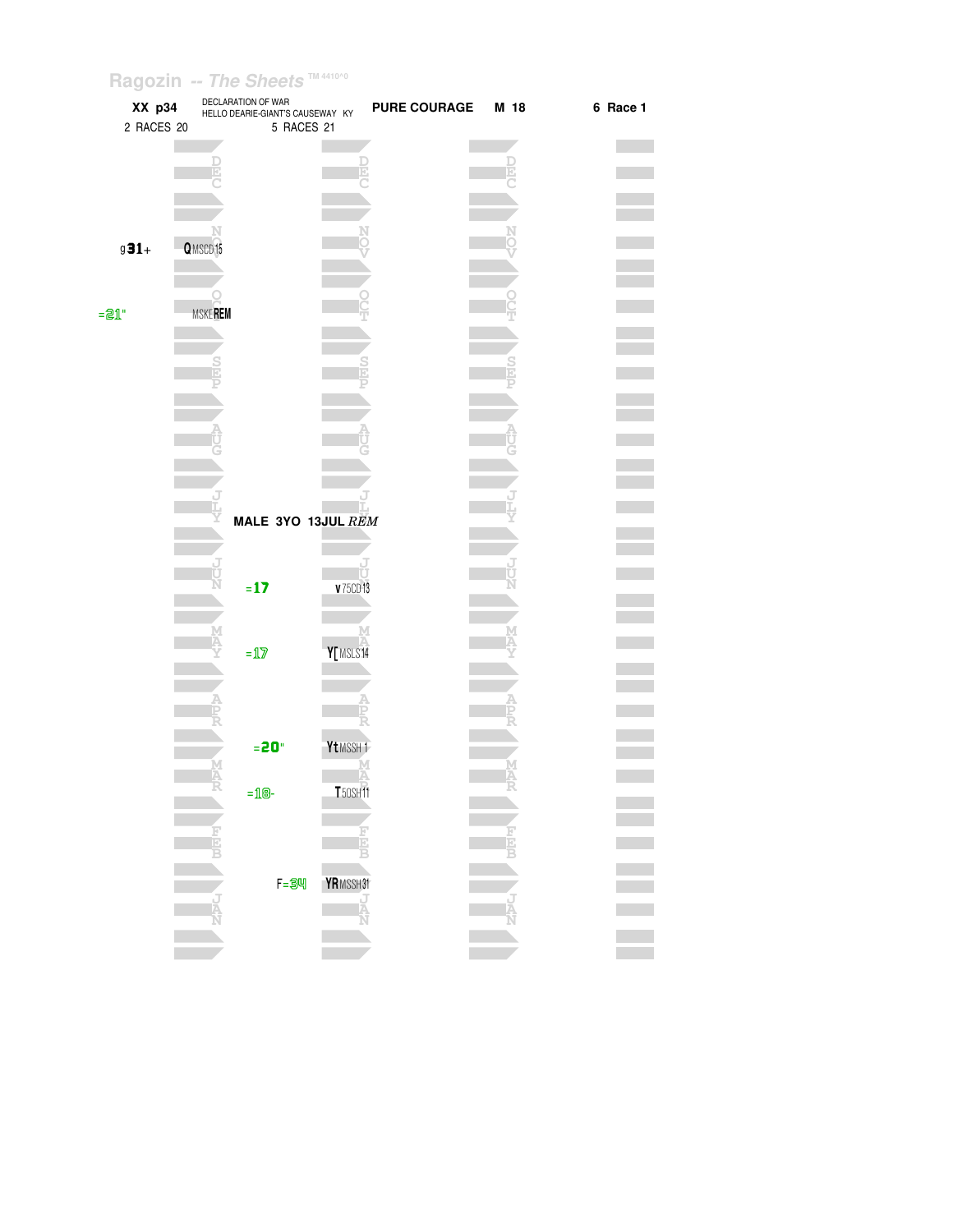Ragozin -- *The Sheets* TM 4410^0

**XX p34** DECLARATION OF WAR
HELLO DEARIE-GIANT'S CAUSEWAY KY **PURE COURAGE** **M 18** **6 Race 1**

2 RACES 20 5 RACES 21

| 2 Races 20 | | 5 Races 21 | |
|---|---|---|---|
| g**31**+ | **Q** MSCD15 | | |
| =**21**" | MSKE**REM** | | |
| | | **MALE 3YO 13JUL** *REM* | |
| | | =**17** | **v** 75CD13 |
| | | =**17** | **Y[** MSLS14 |
| | | =**20**" | **Yt** MSSH 1 |
| | | =**18**- | **T** 50SH11 |
| | | F=**34** | **YR** MSSH31 |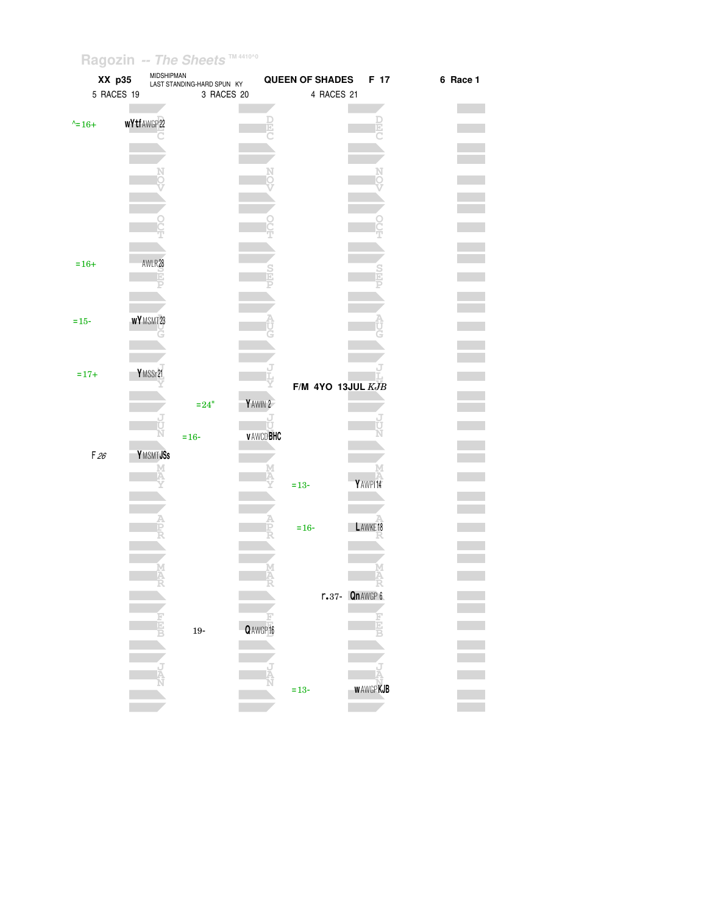Ragozin -- The Sheets TM 4410^0

**XX p35** MIDSHIPMAN LAST STANDING-HARD SPUN KY **QUEEN OF SHADES F 17** **6 Race 1**

5 RACES 19 | 3 RACES 20 | 4 RACES 21

| 2019 Figure | 2019 Race | Month | 2020 Figure | 2020 Race | Month | 2021 Figure | 2021 Race | Month |
|---|---|---|---|---|---|---|---|---|
| ^=16+ | wYtf AWGP22 | DEC | | | DEC | | | DEC |
| | | NOV | | | NOV | | | NOV |
| | | OCT | | | OCT | | | OCT |
| =16+ | AWLR28 | SEP | | | SEP | | | SEP |
| =15- | wY MSMT23 | AUG | | | AUG | | | AUG |
| =17+ | Y MSSr21 | JLY | | | JLY | F/M 4YO 13JUL *KJB* | | JLY |
| | | | =24" | Y AWIN 2 | | | | |
| | | JUN | =16- | v AWCD **BHC** | JUN | | | JUN |
| F *26* | Y MSMT **JSs** | MAY | | | MAY | =13- | Y AWPI14 | MAY |
| | | APR | | | APR | =16- | L AWKE18 | APR |
| | | MAR | | | MAR | r.37- | Qn AWGP 6 | MAR |
| | | FEB | 19- | Q AWGP16 | FEB | | | FEB |
| | | JAN | | | JAN | =13- | w AWGP **KJB** | JAN |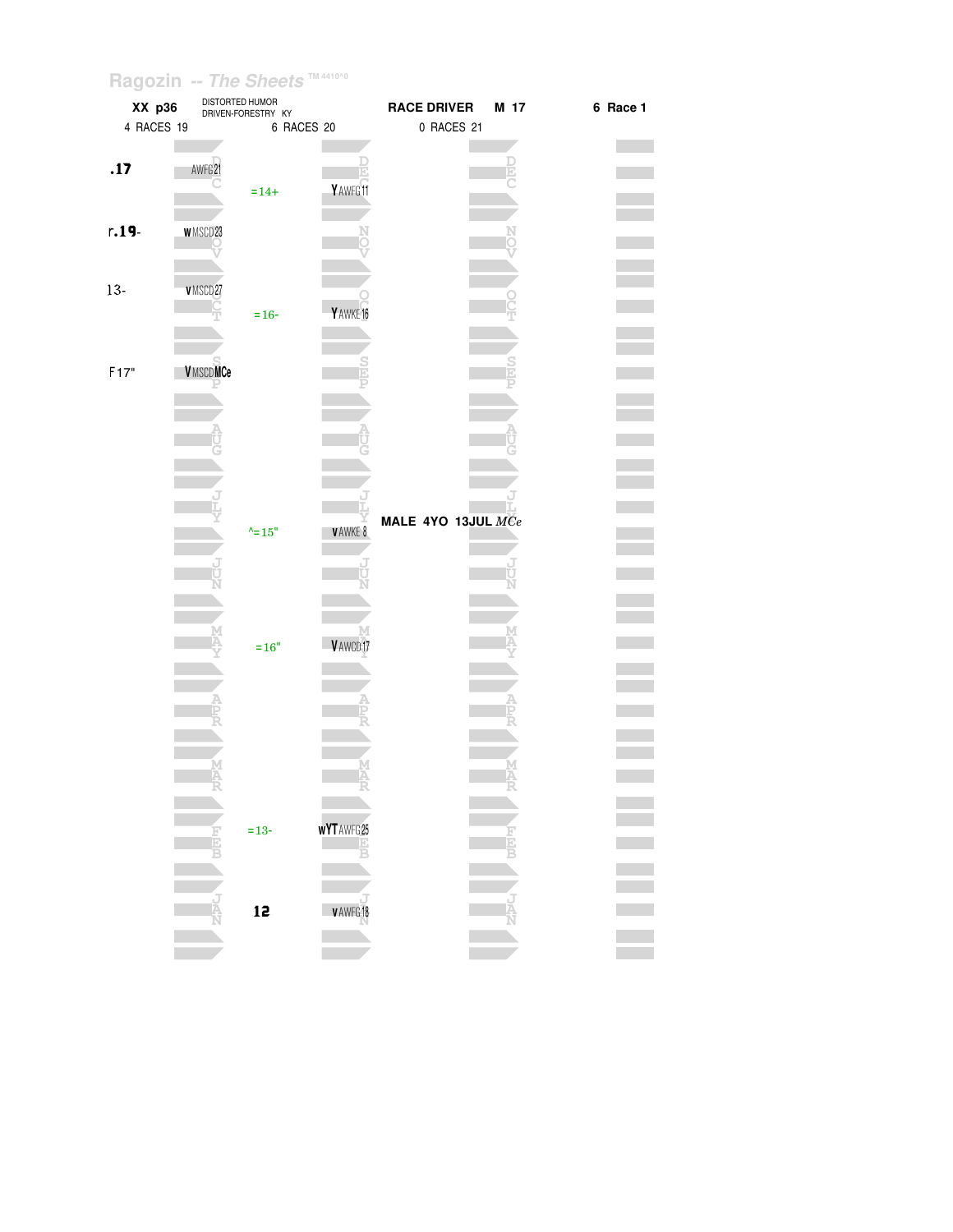Ragozin -- The Sheets TM 4410^0

**XX p36** DISTORTED HUMOR
DRIVEN-FORESTRY KY

**RACE DRIVER** **M 17** **6 Race 1**

| 4 RACES 19 | | 6 RACES 20 | | 0 RACES 21 | |
|---|---|---|---|---|---|
| .17 | AWFG21 DEC | | DEC | | DEC |
| | | =14+ | Y AWFG11 | | |
| r.19- | w MSCD23 NOV | | NOV | | NOV |
| 13- | v MSCD27 OCT | | OCT | | OCT |
| | | =16- | Y AWKE16 | | |
| F17" | V MSCD MCe SEP | | SEP | | SEP |
| | AUG | | AUG | | AUG |
| | JLY | | JLY | | JLY |
| | | ^=15" | v AWKE 8 | MALE 4YO 13JUL *MCe* | |
| | JUN | | JUN | | JUN |
| | MAY | =16" | V AWCD17 | | MAY |
| | APR | | APR | | APR |
| | MAR | | MAR | | MAR |
| | FEB | =13- | wYT AWFG25 | | FEB |
| | JAN | 12 | v AWFG18 | | JAN |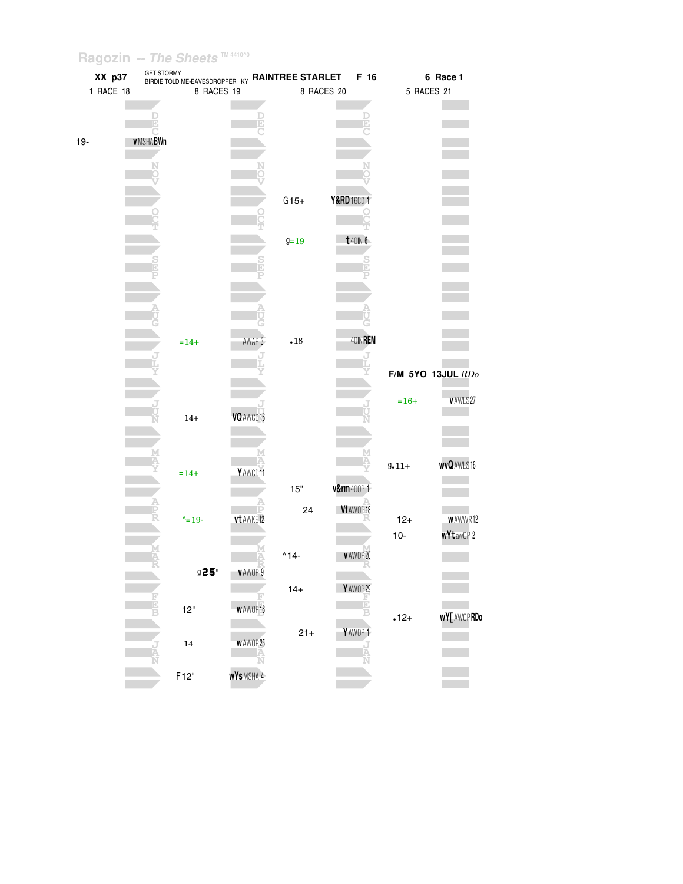Ragozin -- The Sheets ™ 4410^0

**XX p37** GET STORMY / BIRDIE TOLD ME-EAVESDROPPER KY **RAINTREE STARLET** **F 16** **6 Race 1**

| 1 RACE 18 | | 8 RACES 19 | | 8 RACES 20 | | 5 RACES 21 | |
|---|---|---|---|---|---|---|---|
| 19- | vMSHABWn | | | | | | |
| | | | | G15+ | Y&RD16CD 1 | | |
| | | | | g=19 | t40IN 6 | | |
| | | =14+ | AWAP 3 | .18 | 40IN REM | | |
| | | | | | | F/M 5YO 13JUL *RDo* | |
| | | | | | | =16+ | vAWLS27 |
| | | 14+ | VQAWCD16 | | | | |
| | | | | | | g.11+ | wvQAWLS16 |
| | | =14+ | YAWCD11 | | | | |
| | | | | 15" | v&rm40OP 1 | | |
| | | | | 24 | VfAWOP18 | | |
| | | ^=19- | vtAWKE12 | | | 12+ | wAWWR12 |
| | | | | | | 10- | wYtawOP 2 |
| | | | | ^14- | vAWOP20 | | |
| | | g25" | vAWOP 9 | | | | |
| | | | | 14+ | YAWOP29 | | |
| | | 12" | wAWOP16 | | | .12+ | wY[AWOP RDo |
| | | | | 21+ | YAWOP 1 | | |
| | | 14 | wAWOP25 | | | | |
| | | F12" | wYsMSHA 4 | | | | |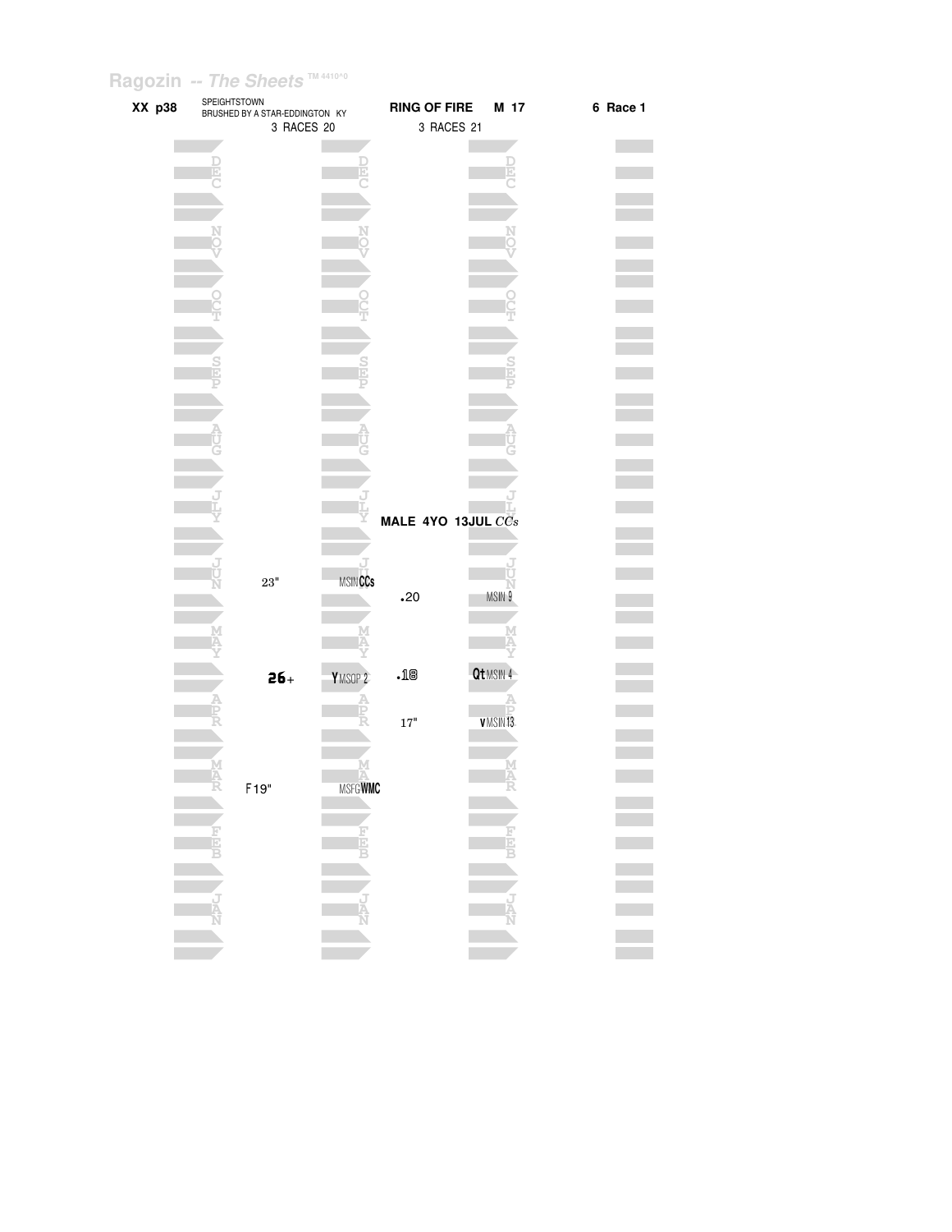Ragozin -- *The Sheets* TM 4410^0

**XX p38** SPEIGHTSTOWN
BRUSHED BY A STAR-EDDINGTON KY

**RING OF FIRE M 17** **6 Race 1**

3 RACES 20 | 3 RACES 21

**MALE 4YO 13JUL** *CCs*

| Month | 3 RACES 20 | | 3 RACES 21 | |
|---|---|---|---|---|
| DEC | | | | |
| NOV | | | | |
| OCT | | | | |
| SEP | | | | |
| AUG | | | | |
| JLY | | | | |
| JUN | 23" | MSIN**CCs** | .20 | MSIN 9 |
| MAY | **26**+ | **Y** MSOP 2 | .18 | **Qt** MSIN 4 |
| APR | | | 17" | **v** MSIN 13 |
| MAR | F 19" | MSFG**WMC** | | |
| FEB | | | | |
| JAN | | | | |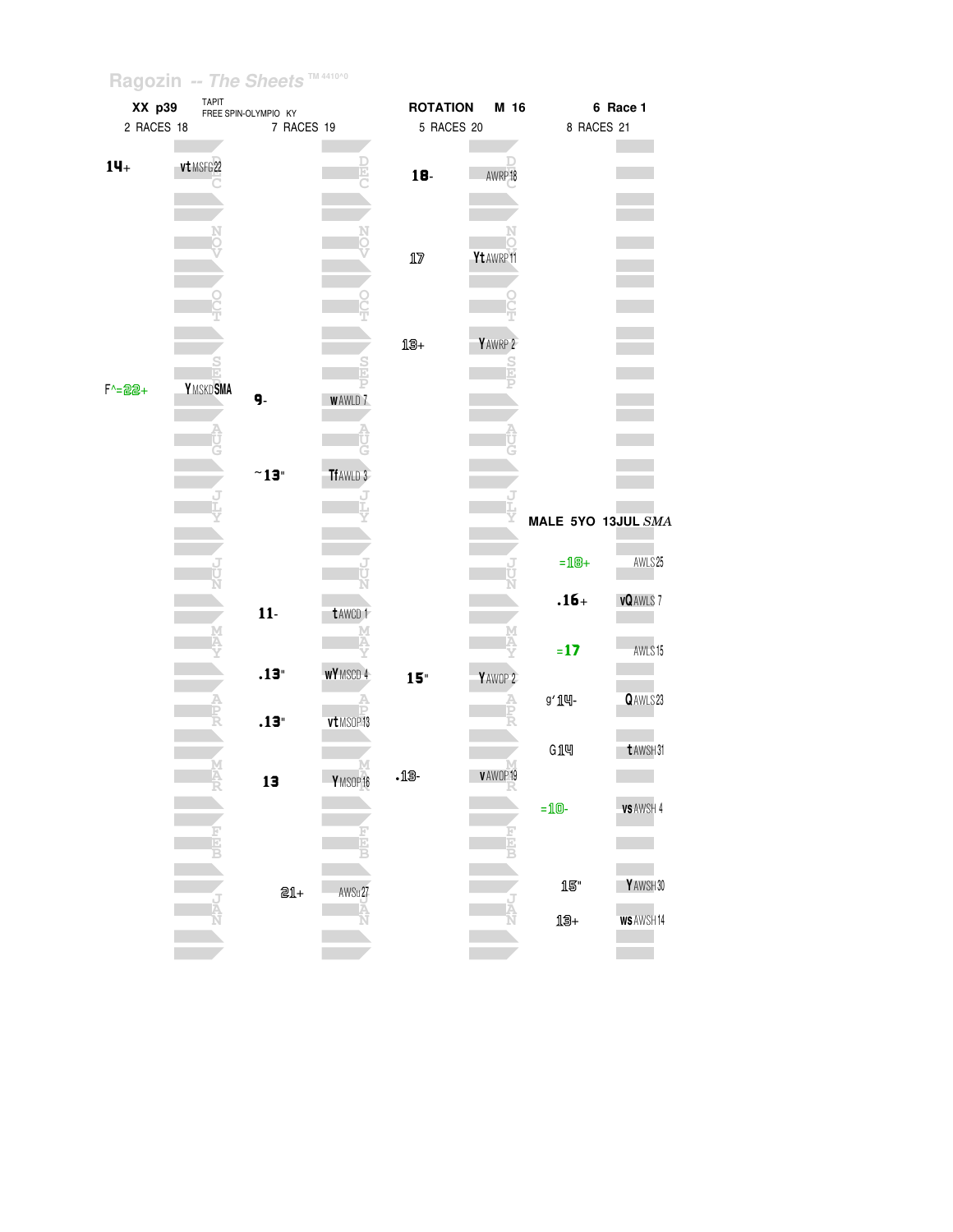Ragozin -- The Sheets ™ 4410^0

**XX p39** TAPIT / FREE SPIN-OLYMPIO KY — **ROTATION M 16** — **6 Race 1**

| 2 RACES 18 | | 7 RACES 19 | | 5 RACES 20 | | 8 RACES 21 | |
|---|---|---|---|---|---|---|---|
| 14+ | vt MSFG22 | | | 18- | AWRP18 | | |
| | | | | 17 | Yt AWRP11 | | |
| | | | | 13+ | Y AWRP 2 | | |
| F^=22+ | Y MSKD SMA | 9- | w AWLD 7 | | | | |
| | | ~13" | Tf AWLD 3 | | | | |
| | | | | | | MALE 5YO 13JUL *SMA* | |
| | | | | | | =18+ | AWLS25 |
| | | | | | | .16+ | vQ AWLS 7 |
| | | 11- | t AWCD 1 | | | | |
| | | | | | | =17 | AWLS15 |
| | | .13" | wY MSCD 4 | 15" | Y AWOP 2 | | |
| | | | | | | g'14- | Q AWLS23 |
| | | .13" | vt MSOP13 | | | | |
| | | | | | | G14 | t AWSH31 |
| | | 13 | Y MSOP16 | .13- | v AWOP19 | | |
| | | | | | | =10- | vs AWSH 4 |
| | | | | | | 15" | Y AWSH30 |
| | | 21+ | AWSu27 | | | | |
| | | | | | | 13+ | ws AWSH14 |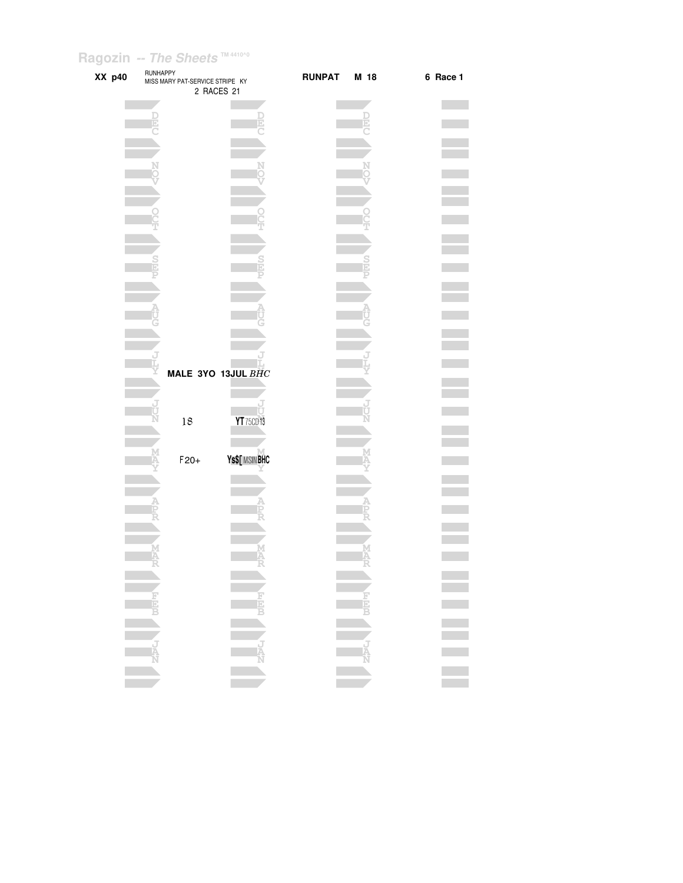Ragozin -- The Sheets TM 4410^0

**XX p40** RUNHAPPY
MISS MARY PAT-SERVICE STRIPE KY
2 RACES 21

**RUNPAT M 18** **6 Race 1**

**MALE 3YO 13JUL** *BHC*

18 **YT** 75CD13

F20+ **Ys$[** MSIN**BHC**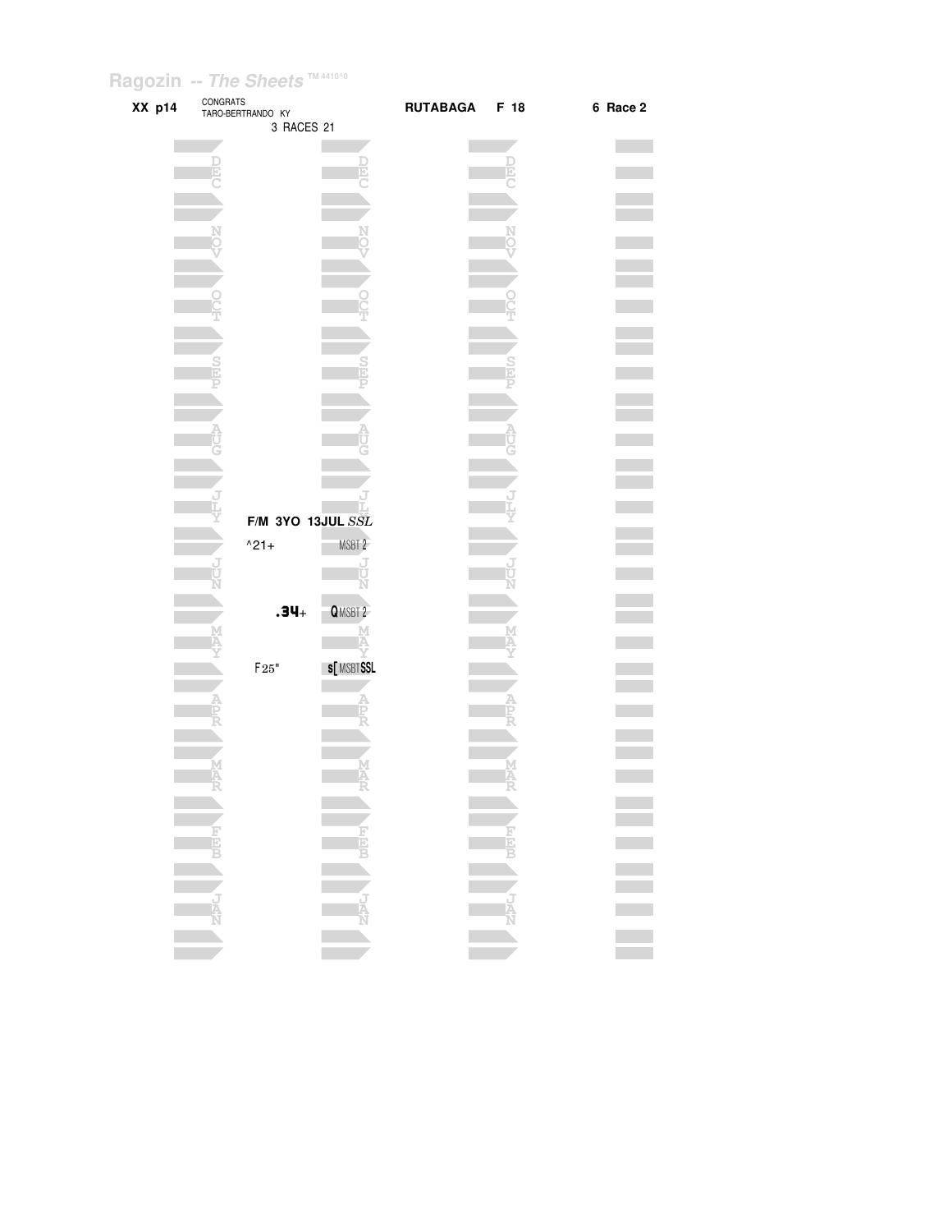Ragozin -- *The Sheets* TM 4410^0

**XX p14** CONGRATS TARO-BERTRANDO KY 3 RACES 21 **RUTABAGA F 18** **6 Race 2**

DEC

NOV

OCT

SEP

AUG

JLY

**F/M 3YO 13JUL** *SSL*

^21+ MSBT 2

JUN

**.34**+ **Q** MSBT 2

MAY

F25" **s[** MSBT **SSL**

APR

MAR

FEB

JAN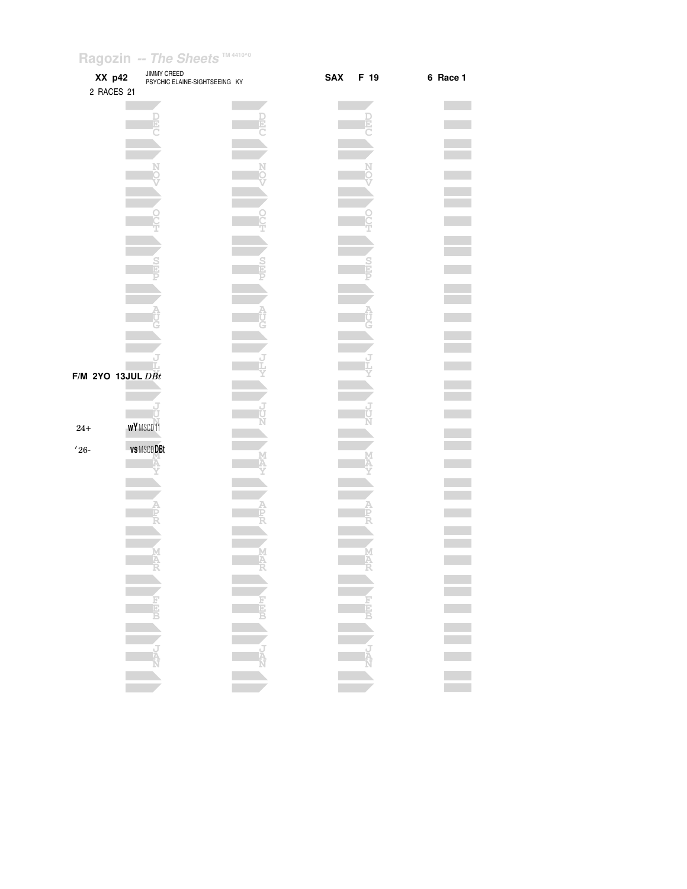Ragozin -- *The Sheets* TM 4410^0

**XX p42** JIMMY CREED
PSYCHIC ELAINE-SIGHTSEEING KY

**SAX F 19** **6 Race 1**

2 RACES 21

**F/M 2YO 13JUL** *DBt*

24+ **wY** MSCD 11

'26- **vs** MSCD **DBt**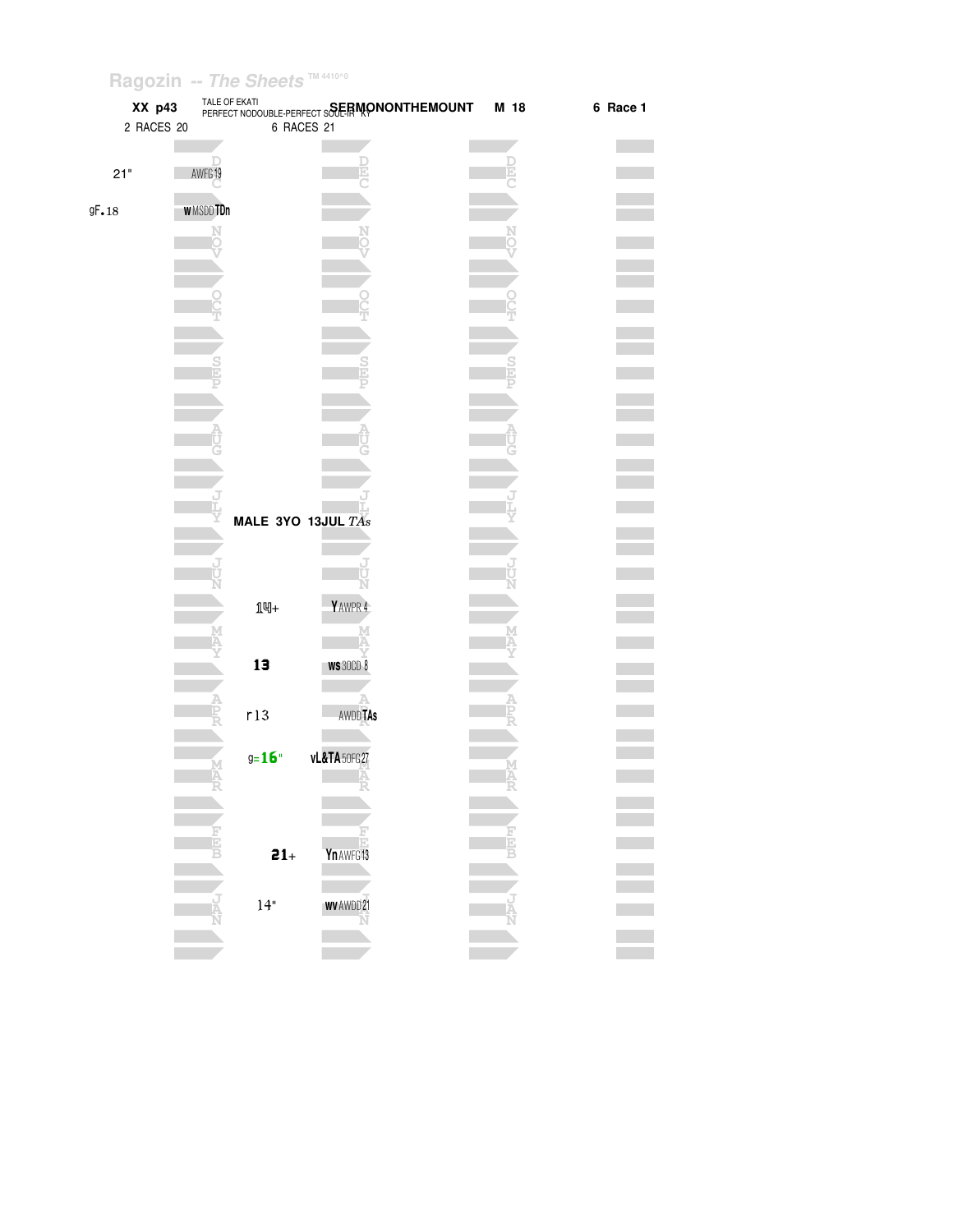Ragozin -- *The Sheets* TM 4410^0

**XX p43** TALE OF EKATI PERFECT NODOUBLE-PERFECT SOUL-IR KY **SERMONONTHEMOUNT** **M 18** **6 Race 1**

2 RACES 20 6 RACES 21

| | | | |
|---|---|---|---|
| 21" | AWFG19 | DEC | |
| gF.18 | wMSDD TDn | | |
| | NOV | | |
| | OCT | | |
| | SEP | | |
| | AUG | | |
| | JLY | **MALE 3YO 13JUL** *TAs* | |
| | JUN | | |
| | | 14+ | Y AWPR 4 |
| | MAY | 13 | ws 30CD 8 |
| | APR | r13 | AWDD TAs |
| | | g=16" | vL&TA 50FG27 |
| | MAR | | |
| | FEB | 21+ | Yn AWFG13 |
| | JAN | 14" | wv AWDD21 |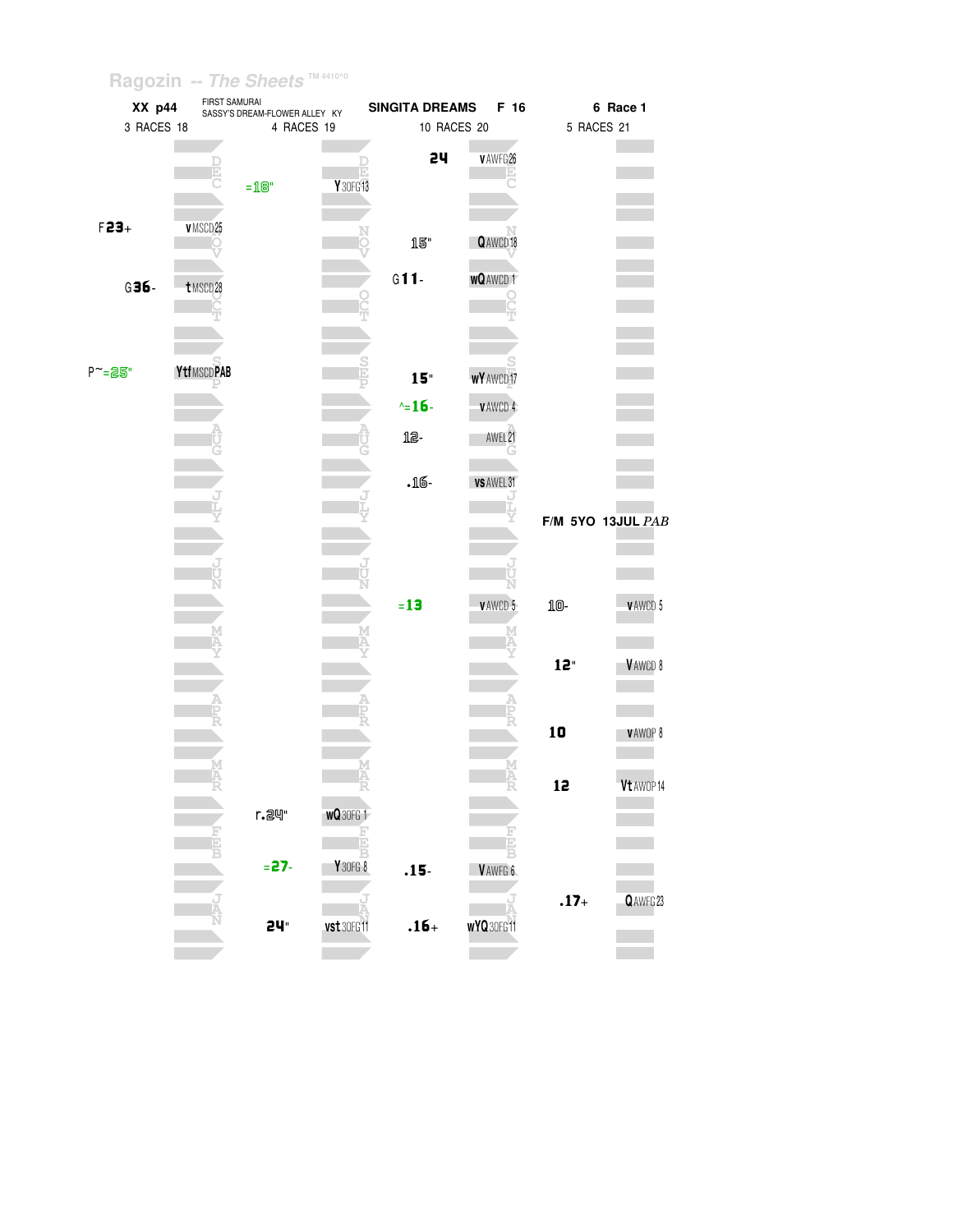Ragozin -- The Sheets TM 4410^0

| XX p44 | FIRST SAMURAI SASSY'S DREAM-FLOWER ALLEY KY | SINGITA DREAMS F 16 | 6 Race 1 |
|---|---|---|---|
| 3 RACES 18 | 4 RACES 19 | 10 RACES 20 | 5 RACES 21 |

| Month | 18 | | 19 | | 20 | | 21 | |
|---|---|---|---|---|---|---|---|---|
| DEC | | | =18" | Y 30FG13 | 24 | vAWFG26 | | |
| NOV | F23+ | vMSCD25 | | | 15" | QAWCD18 | | |
| OCT | G36- | tMSCD28 | | | G11- | wQAWCD 1 | | |
| SEP | P~=25" | YtfMSCDPAB | | | 15" | wYAWCD17 | | |
| SEP | | | | | ^=16- | vAWCD 4 | | |
| AUG | | | | | 12- | AWEL21 | | |
| JLY | | | | | .16- | vsAWEL31 | | |
| JLY | | | | | | | F/M 5YO 13JUL *PAB* | |
| JUN | | | | | =13 | vAWCD 5 | 10- | vAWCD 5 |
| MAY | | | | | | | 12" | VAWCD 8 |
| APR | | | | | | | 10 | vAWOP 8 |
| MAR | | | | | | | 12 | VtAWOP14 |
| FEB | | | r.24" | wQ30FG 1 | | | | |
| FEB | | | =27- | Y 30FG 8 | .15- | VAWFG 6 | | |
| JAN | | | | | | | .17+ | QAWFG23 |
| JAN | | | 24" | vst30FG11 | .16+ | wYQ30FG11 | | |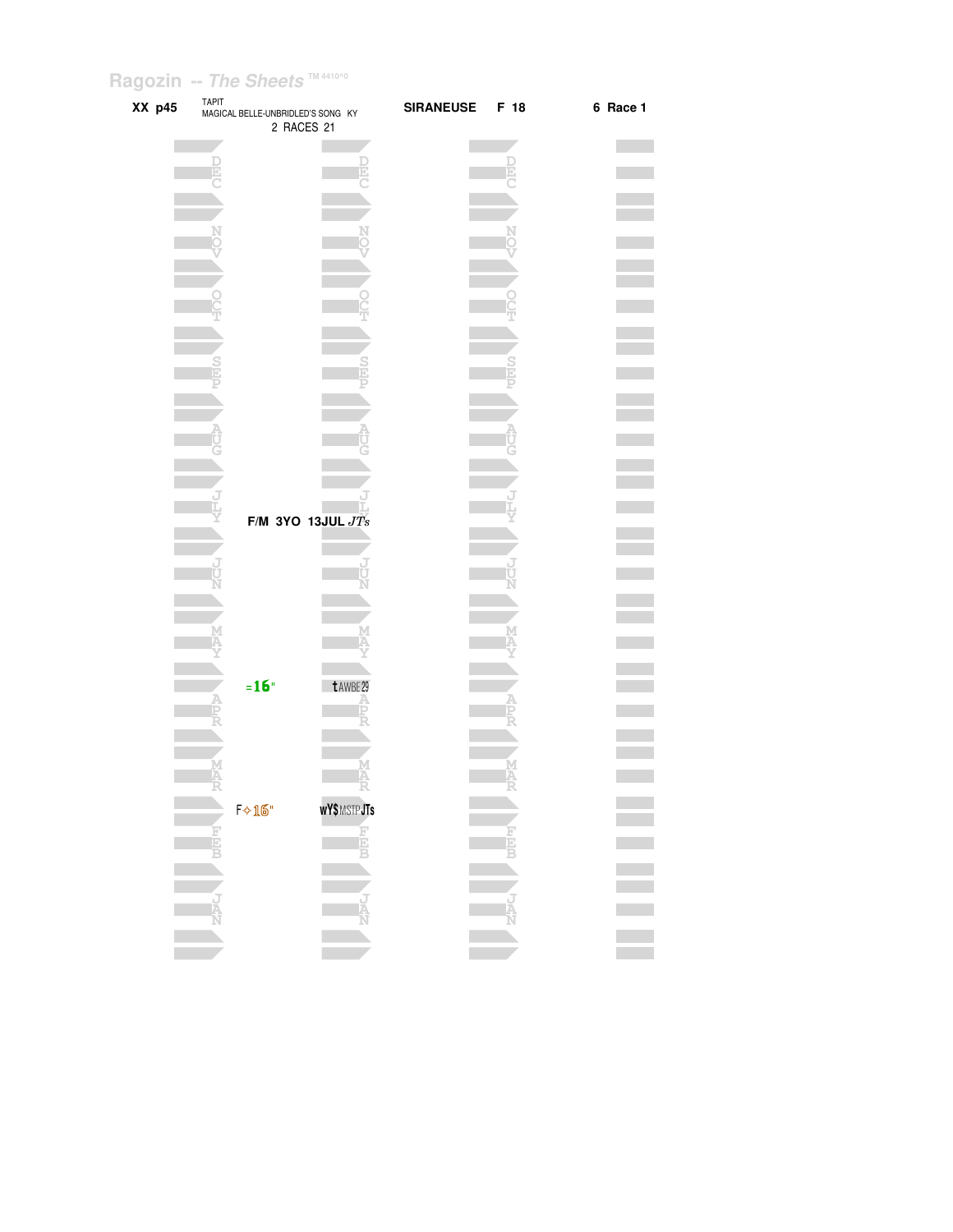Ragozin -- The Sheets ™ 4410^0

**XX p45** TAPIT
MAGICAL BELLE-UNBRIDLED'S SONG KY
2 RACES 21

**SIRANEUSE** **F 18** **6 Race 1**

DEC

NOV

OCT

SEP

AUG

JLY

**F/M 3YO 13JUL** *JTs*

JUN

MAY

=**16**" tAWBE29

APR

MAR

F✧16" wY$MSTPJTs

FEB

JAN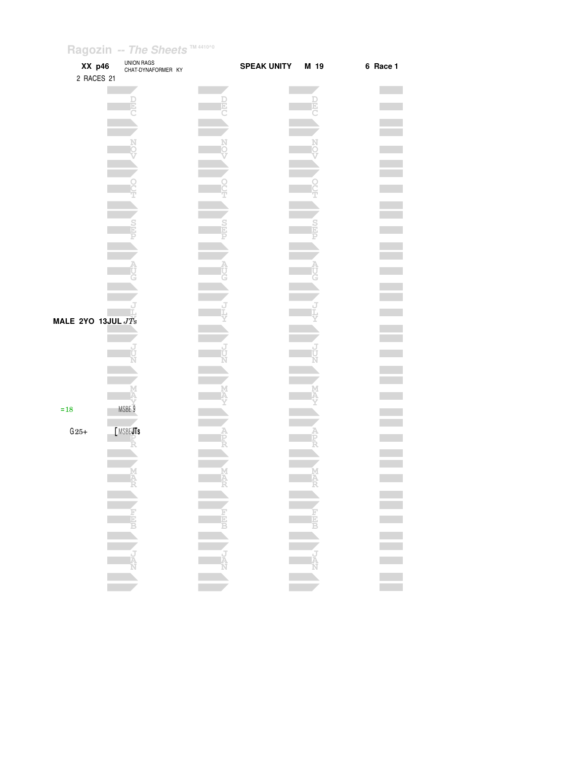Ragozin -- The Sheets TM 4410^0

**XX p46** UNION RAGS
CHAT-DYNAFORMER KY

**SPEAK UNITY** **M 19** **6 Race 1**

2 RACES 21

DEC

NOV

OCT

SEP

AUG

JLY

**MALE 2YO 13JUL** *JTs*

JUN

MAY

=18 MSBE 9

G25+ [MSBE**JTs**

APR

MAR

FEB

JAN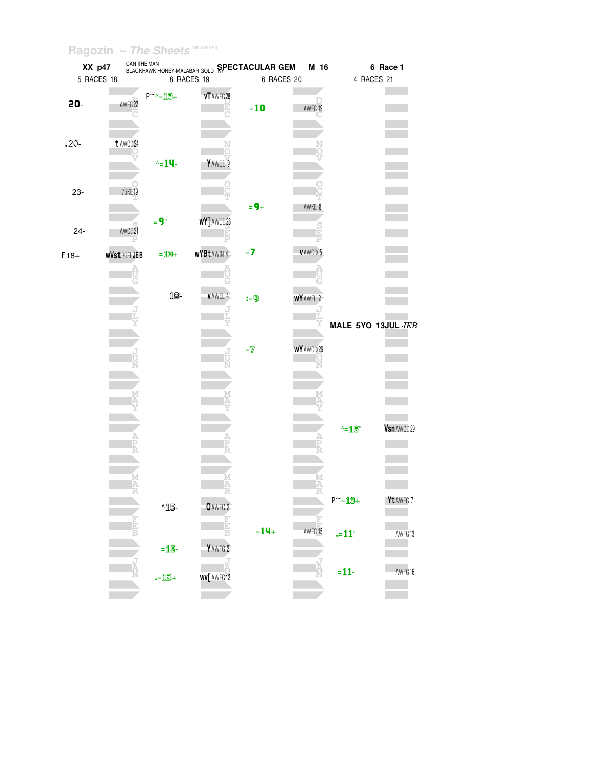Ragozin -- The Sheets TM 4410^0

**XX p47** | CAN THE MAN / BLACKHAWK HONEY-MALABAR GOLD KY | **SPECTACULAR GEM** | **M 16** | **6 Race 1**

| 5 RACES 18 | | 8 RACES 19 | | 6 RACES 20 | | 4 RACES 21 | |
|---|---|---|---|---|---|---|---|
| 20- | AWFG22 DEC | P~^=13+ | vT AWFG28 DEC | =10 | AWFG19 DEC | | |
| .20- | t AWCD24 NOV | ^=14- | Y AWCD 9 NOV | | NOV | | |
| 23- | 75KE19 OCT | | OCT | =9+ | AWKE 8 OCT | | |
| 24- | AWCD21 SEP | =9" | wY] AWCD28 SEP | | SEP | | |
| F18+ | wVst 30ELJEB | =13+ | wYBt AWIN 4 | =7 | v AWCD 5 | | |
| | AUG | 18- | v AWEL 4 AUG | :=9 | wY AWEL 2 AUG | | |
| | JLY | | JLY | | JLY | MALE 5YO 13JUL *JEB* | |
| | JUN | | JUN | =7 | wY AWCD26 JUN | | |
| | MAY | | MAY | | MAY | | |
| | APR | | APR | | APR | ^=15" | Vsn AWCD29 |
| | MAR | ^15- | Q AWFG 2 MAR | | MAR | P~=13+ | Yt AWFG 7 |
| | FEB | | FEB | =14+ | AWFG15 FEB | .=11" | AWFG13 |
| | JAN | =15- | Y AWFG 2 JAN | | JAN | =11- | AWFG16 |
| | | .=12+ | wv[ AWFG12 | | | | |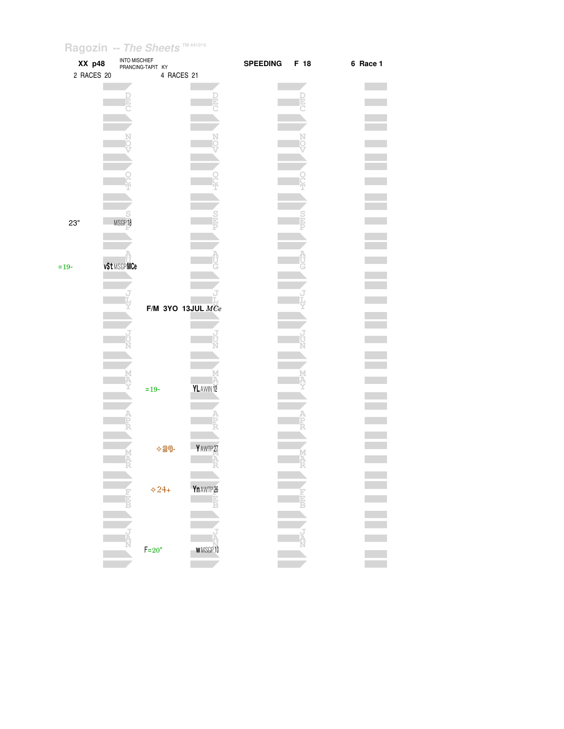Ragozin -- The Sheets TM 4410^0

**XX p48** INTO MISCHIEF PRANCING-TAPIT KY **SPEEDING F 18** **6 Race 1**

2 RACES 20 | 4 RACES 21

| 2 RACES 20 | | Month | 4 RACES 21 | | Month | | Month | |
|---|---|---|---|---|---|---|---|---|
| | | DEC | | | DEC | | DEC | |
| | | NOV | | | NOV | | NOV | |
| | | OCT | | | OCT | | OCT | |
| 23" | MSGP 18 | SEP | | | SEP | | SEP | |
| =19- | v$t MSGP MCe | AUG | | | AUG | | AUG | |
| | | JLY | F/M 3YO 13JUL *MCe* | | JLY | | JLY | |
| | | JUN | | | JUN | | JUN | |
| | | MAY | =19- | YL AWIN 12 | MAY | | MAY | |
| | | APR | | | APR | | APR | |
| | | MAR | ✧29- | Y AWTP 27 | MAR | | MAR | |
| | | FEB | ✧24+ | Yn AWTP 26 | FEB | | FEB | |
| | | JAN | F=20" | w MSGP 10 | JAN | | JAN | |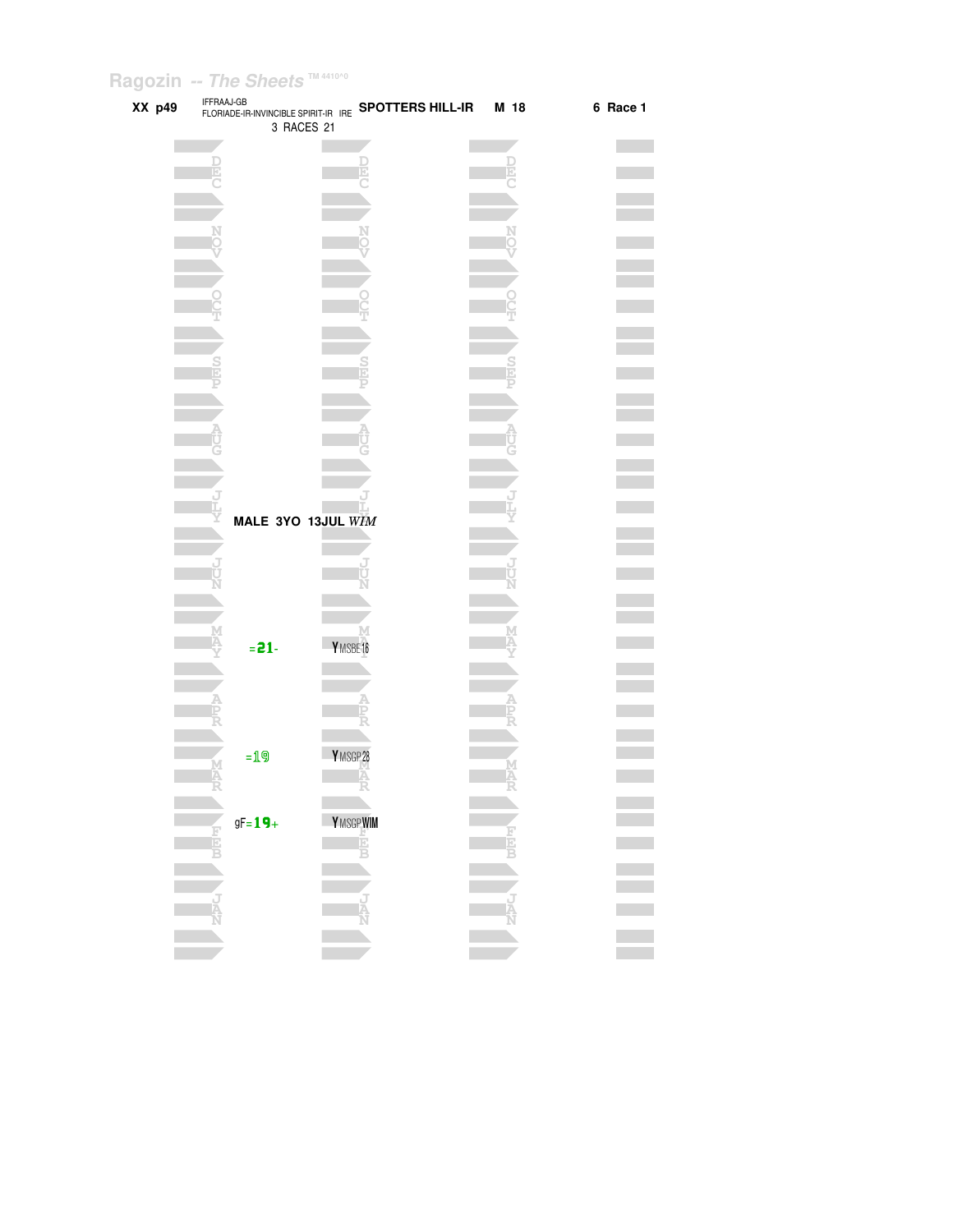Ragozin -- The Sheets TM 4410^0

**XX p49** IFFRAAJ-GB FLORIADE-IR-INVINCIBLE SPIRIT-IR IRE **SPOTTERS HILL-IR** **M 18** **6 Race 1**

3 RACES 21

**MALE 3YO 13JUL** *WIM*

| Month | Figure | Notes |
|---|---|---|
| MAY | =**21**- | Y MSBE16 |
| MAR | =19 | Y MSGP28 |
| FEB | gF=**19**+ | Y MSGP WIM |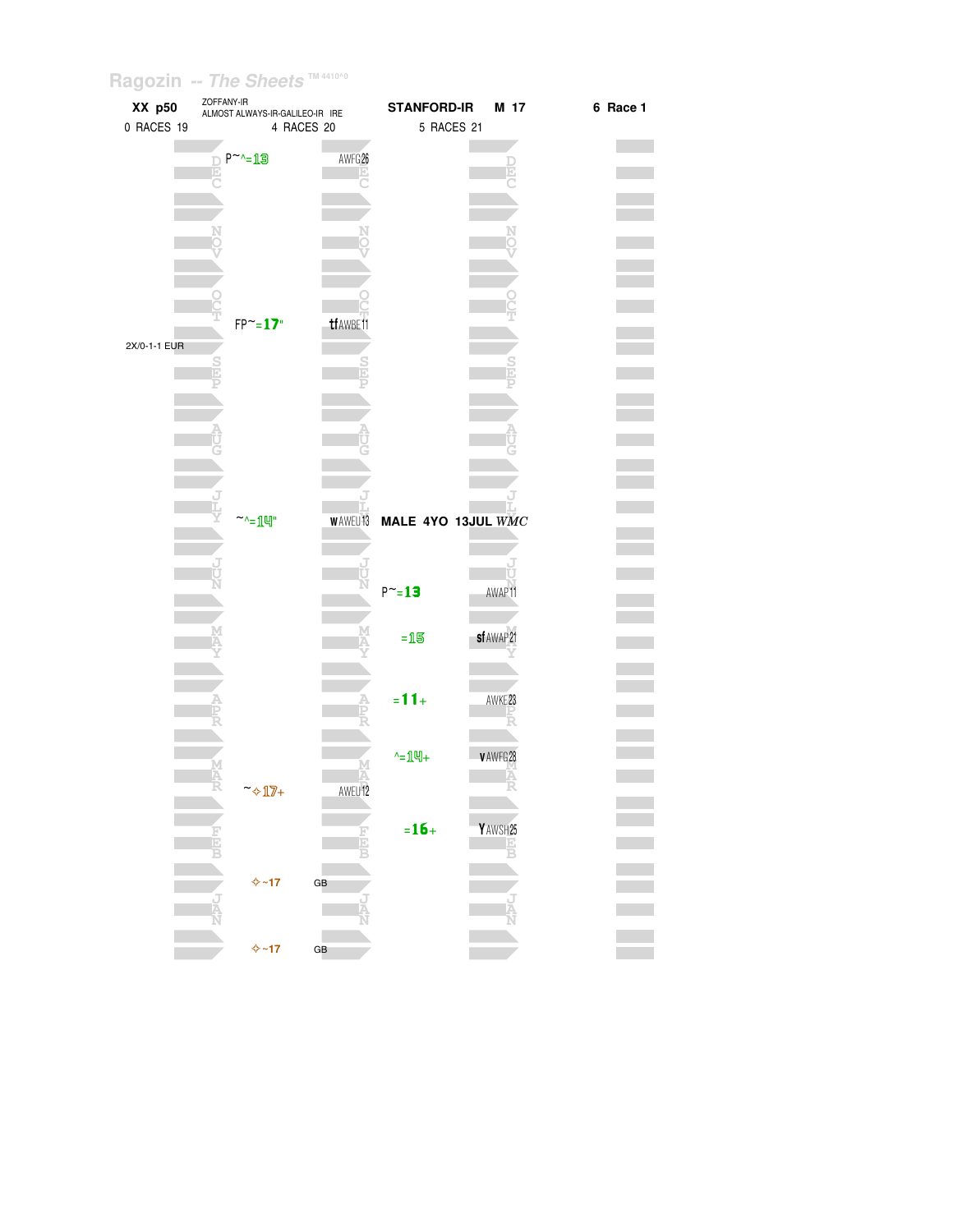Ragozin -- The Sheets TM 4410^0

| XX p50 | ZOFFANY-IR ALMOST ALWAYS-IR-GALILEO-IR IRE | STANFORD-IR M 17 | 6 Race 1 |
|---|---|---|---|
| 0 RACES 19 | 4 RACES 20 | 5 RACES 21 | |

| Month | 4 RACES 20 | | 5 RACES 21 | |
|---|---|---|---|---|
| DEC | P~^=13 | AWFG26 | | |
| NOV | | | | |
| OCT | FP~=17" | tf AWBE11 | | |
| SEP (2X/0-1-1 EUR) | | | | |
| AUG | | | | |
| JLY | ~^=14" | w AWEU13 | MALE 4YO 13JUL *WMC* | |
| JUN | | | P~=13 | AWAP11 |
| MAY | | | =15 | sf AWAP21 |
| APR | | | =11+ | AWKE23 |
| MAR | ~✧17+ | AWEU12 | ^=14+ | v AWFG28 |
| FEB | | | =16+ | Y AWSH25 |
| JAN | ✧~17 | GB | | |
| | ✧~17 | GB | | |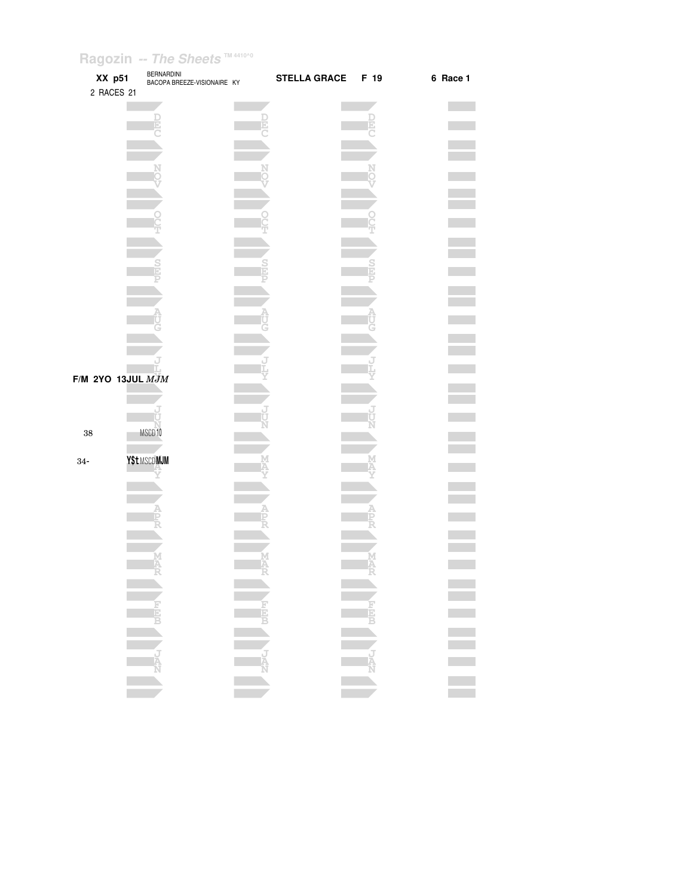Ragozin -- The Sheets TM 4410^0

**XX p51** BERNARDINI
BACOPA BREEZE-VISIONAIRE KY

**STELLA GRACE** **F 19**

**6 Race 1**

2 RACES 21

**F/M 2YO 13JUL** *MJM*

38 MSCD 10

34- **Y$t** MSCD **MJM**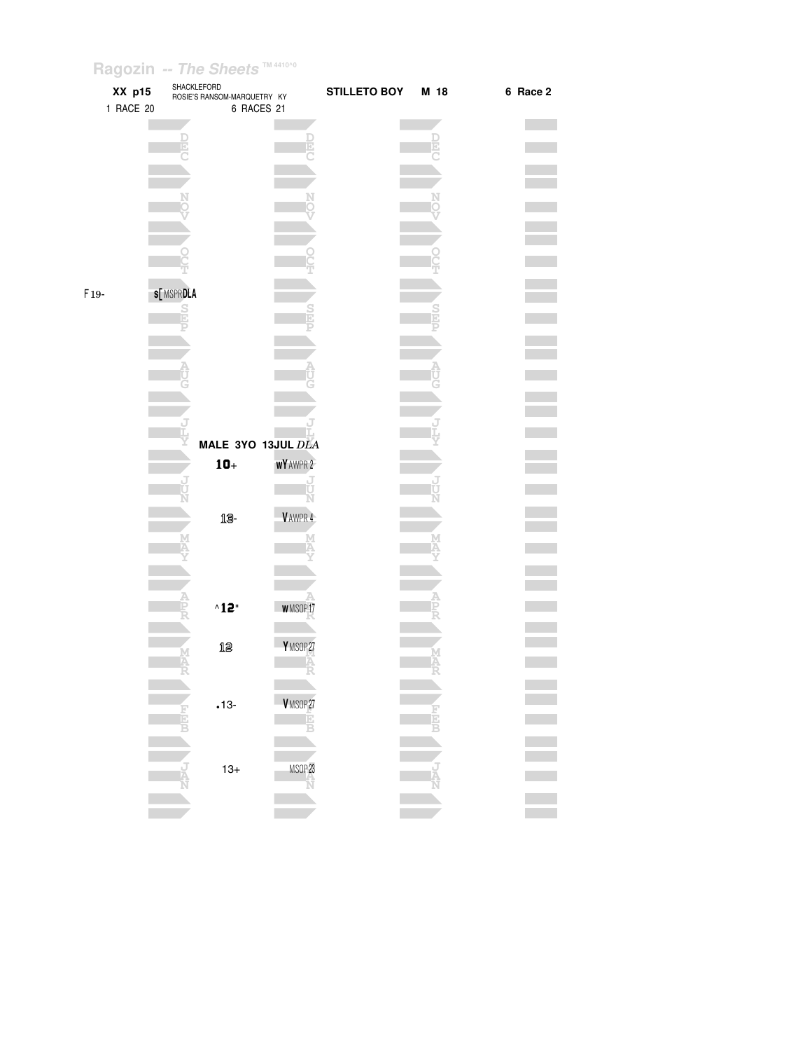Ragozin -- *The Sheets* ™ 4410^0

**XX p15** SHACKLEFORD
ROSIE'S RANSOM-MARQUETRY KY **STILLETO BOY** **M 18** **6 Race 2**

1 RACE 20 6 RACES 21

F19- s[ MSPRDLA

MALE 3YO 13JUL *DLA*

| Rating | Notes |
|---|---|
| 10+ | wY AWPR 2 |
| 13- | V AWPR 4 |
| ^12" | w MSOP 17 |
| 12 | Y MSOP 27 |
| .13- | V MSOP 27 |
| 13+ | MSOP 28 |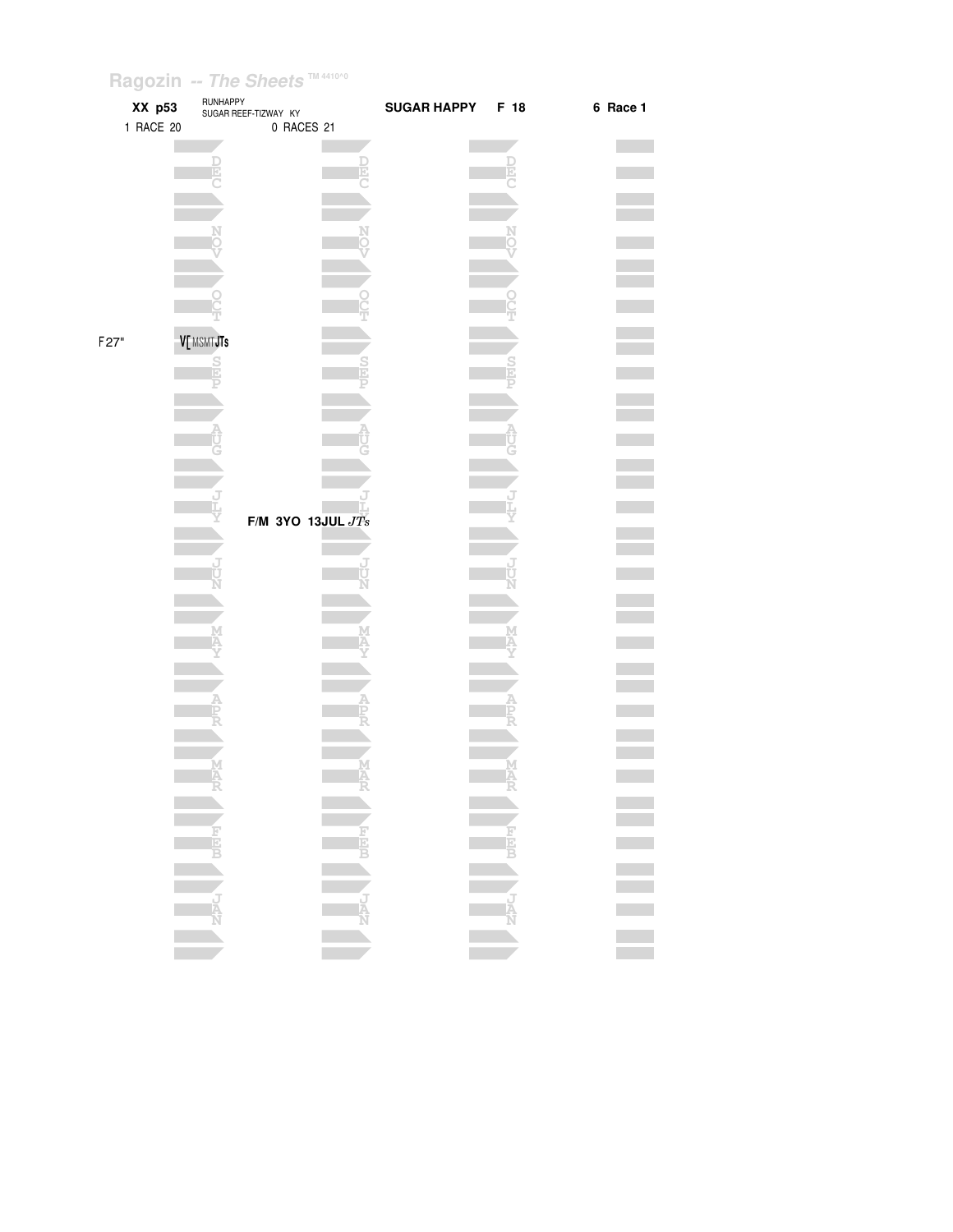XX p53 RUNHAPPY
SUGAR REEF-TIZWAY KY

**SUGAR HAPPY** F 18 **6 Race 1**

1 RACE 20 0 RACES 21

DEC

NOV

OCT

F27" V[ MSMT JTs

SEP

AUG

JLY

F/M 3YO 13JUL *JTs*

JUN

MAY

APR

MAR

FEB

JAN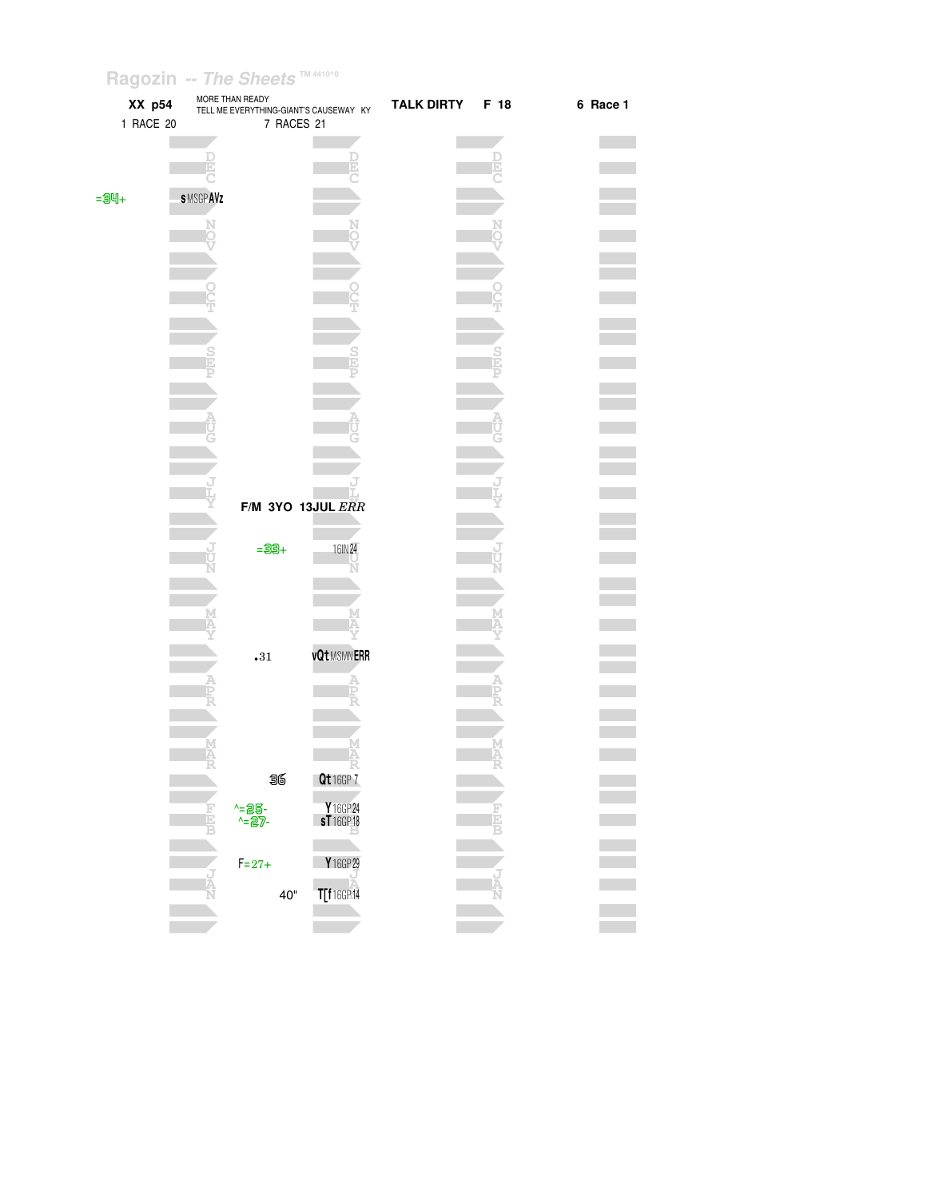Ragozin -- *The Sheets* TM 4410^0

**XX p54** MORE THAN READY
TELL ME EVERYTHING-GIANT'S CAUSEWAY KY **TALK DIRTY F 18** **6 Race 1**

1 RACE 20 7 RACES 21

| Month | Figure | Notes | Month | Figure | Notes |
|---|---|---|---|---|---|
| DEC | =34+ | s MSGP AVz | DEC | | |
| NOV | | | NOV | | |
| OCT | | | OCT | | |
| SEP | | | SEP | | |
| AUG | | | AUG | | |
| JLY | | | JLY | F/M 3YO 13JUL | *ERR* |
| JUN | | | JUN | =33+ | 16IN 24 |
| MAY | | | MAY | .31 | vQt MSMN ERR |
| APR | | | APR | | |
| MAR | | | MAR | 36 | Qt 16GP 7 |
| FEB | | | FEB | ^=25- | Y 16GP 24 |
| | | | | ^=27- | sT 16GP 18 |
| JAN | | | JAN | F=27+ | Y 16GP 29 |
| | | | | 40" | T[f 16GP 14 |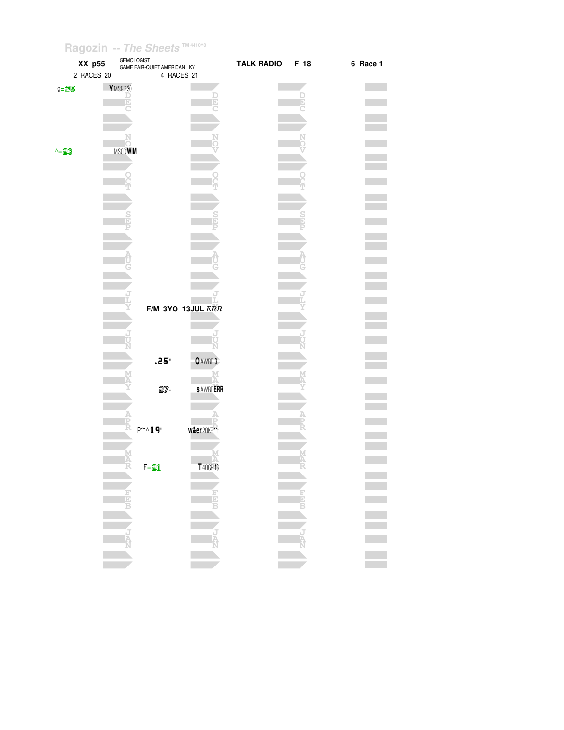Ragozin -- The Sheets ™ 4410^0

| XX p55 | GEMOLOGIST GAME FAIR-QUIET AMERICAN KY | TALK RADIO | F 18 | 6 Race 1 |
|---|---|---|---|---|
| 2 RACES 20 | 4 RACES 21 | | | |

| Figure | Race info | Month |
|---|---|---|
| g=25 | YMSGP30 | DEC |
| ^=23 | MSCDWIM | NOV |
| | | OCT |
| | | SEP |
| | | AUG |
| | | JLY |

F/M 3YO 13JUL *ERR*

| Figure | Race info | Month |
|---|---|---|
| | | JUN |
| .25" | QAWBT 3 | |
| 27- | sAWBTERR | MAY |
| P~^19" | w&er20KE11 | APR |
| F=21 | T40GP13 | MAR |
| | | FEB |
| | | JAN |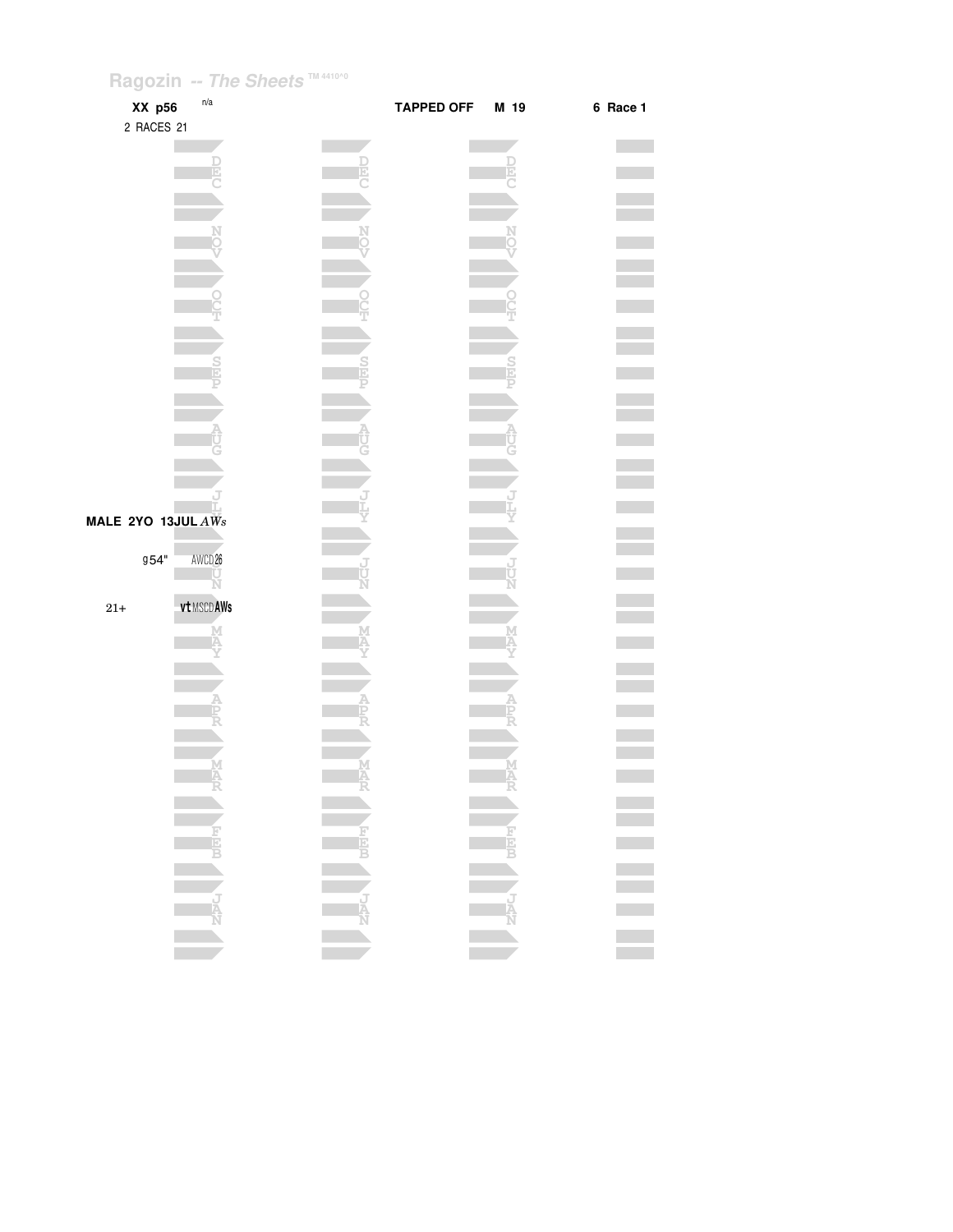XX p56 n/a

TAPPED OFF M 19

6 Race 1

2 RACES 21

DEC

NOV

OCT

SEP

AUG

JLY

**MALE 2YO 13JUL** *AWs*

g54" AWCD26

JUN

21+ vt MSCD AWs

MAY

APR

MAR

FEB

JAN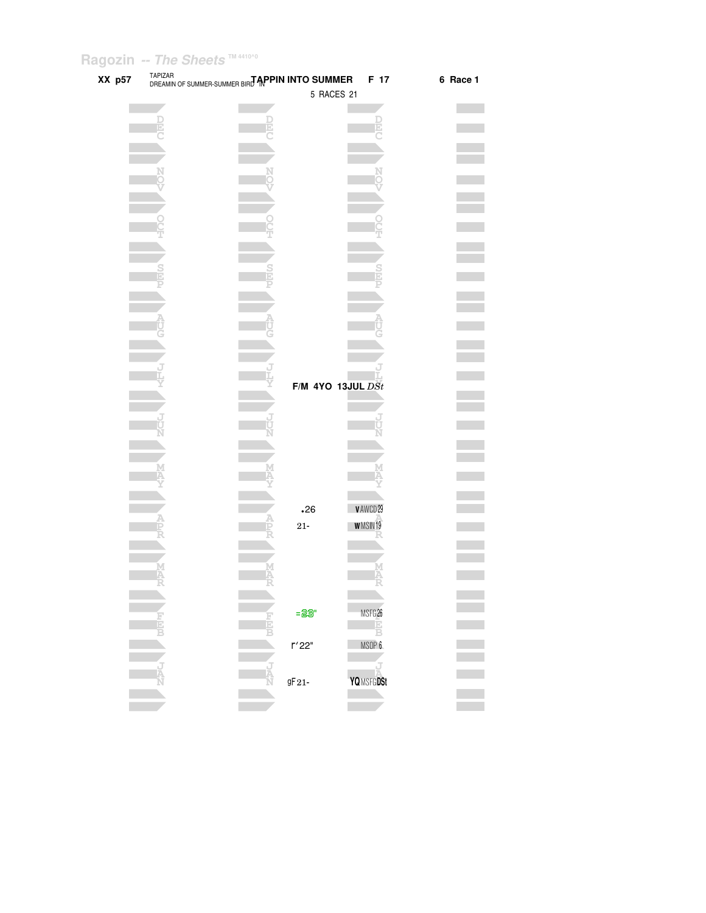Ragozin -- *The Sheets* TM 4410^0

**XX p57** TAPIZAR DREAMIN OF SUMMER-SUMMER BIRD 'IN **TAPPIN INTO SUMMER** **F 17** **6 Race 1**

5 RACES 21

**F/M 4YO 13JUL** *DSt*

| | |
|---|---|
| .26 | vAWCD29 |
| 21- | wMSIN19 |
| =23" | MSFG26 |
| r'22" | MSOP 6 |
| gF 21- | YQMSFGDSt |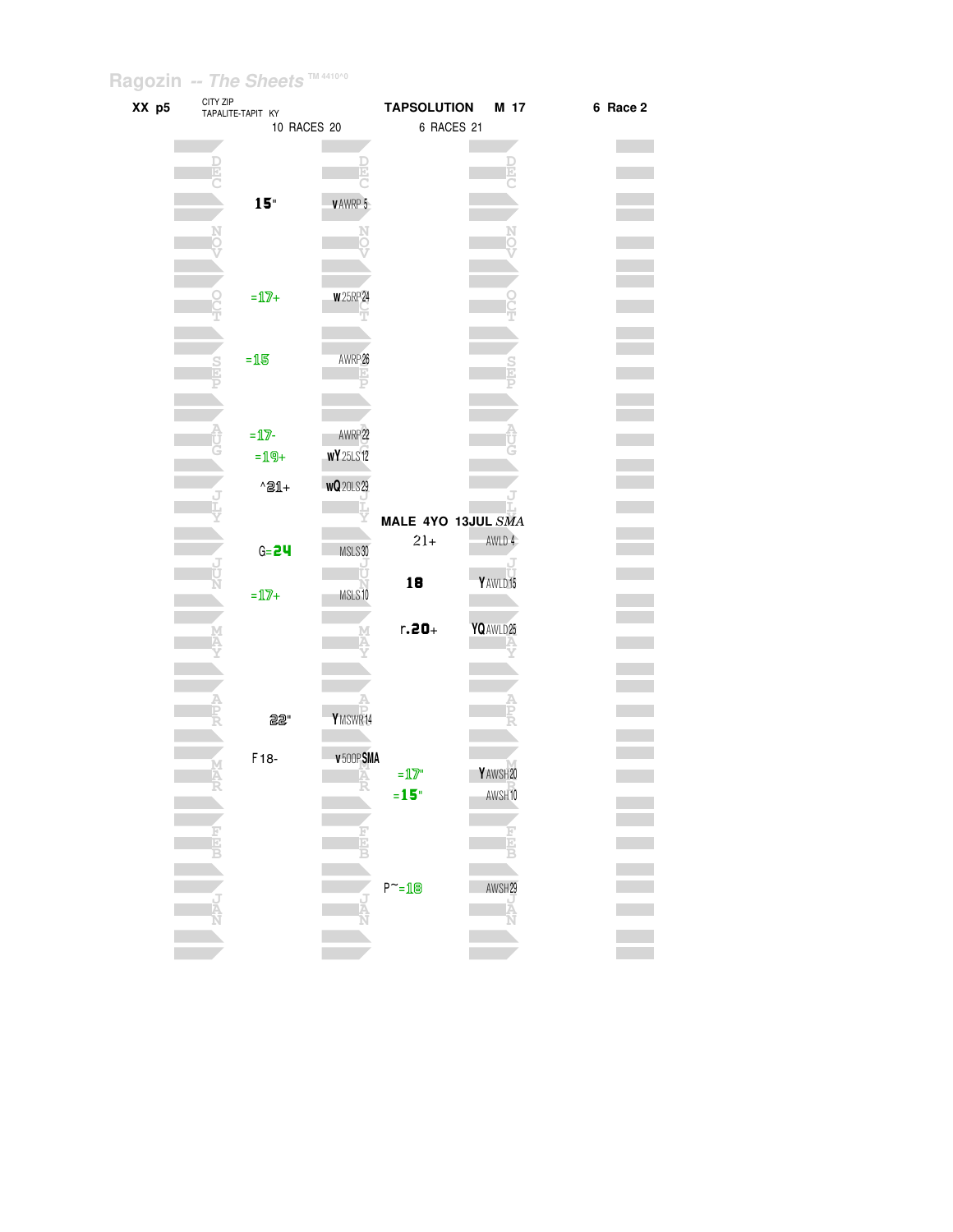Ragozin -- The Sheets TM 4410^0

**XX p5** CITY ZIP TAPALITE-TAPIT KY

10 RACES 20

**TAPSOLUTION M 17**

6 RACES 21

**6 Race 2**

| Month | CITY ZIP | | TAPSOLUTION | |
|---|---|---|---|---|
| DEC | 15" | vAWRP 5 | | |
| NOV | | | | |
| OCT | =17+ | w25RP24 | | |
| SEP | =15 | AWRP26 | | |
| AUG | =17- | AWRP22 | | |
| AUG | =19+ | wY25LS12 | | |
| JLY | ^21+ | wQ20LS29 | | |
| JLY | | | MALE 4YO 13JUL *SMA* | |
| JLY | | | 21+ | AWLD 4 |
| JUN | G=24 | MSLS30 | | |
| JUN | | | 18 | YAWLD15 |
| JUN | =17+ | MSLS10 | | |
| MAY | | | r.20+ | YQAWLD25 |
| APR | 22" | YMSWR14 | | |
| MAR | F18- | v500PSMA | | |
| MAR | | | =17" | YAWSH20 |
| MAR | | | =15" | AWSH10 |
| FEB | | | | |
| JAN | | | P~=18 | AWSH29 |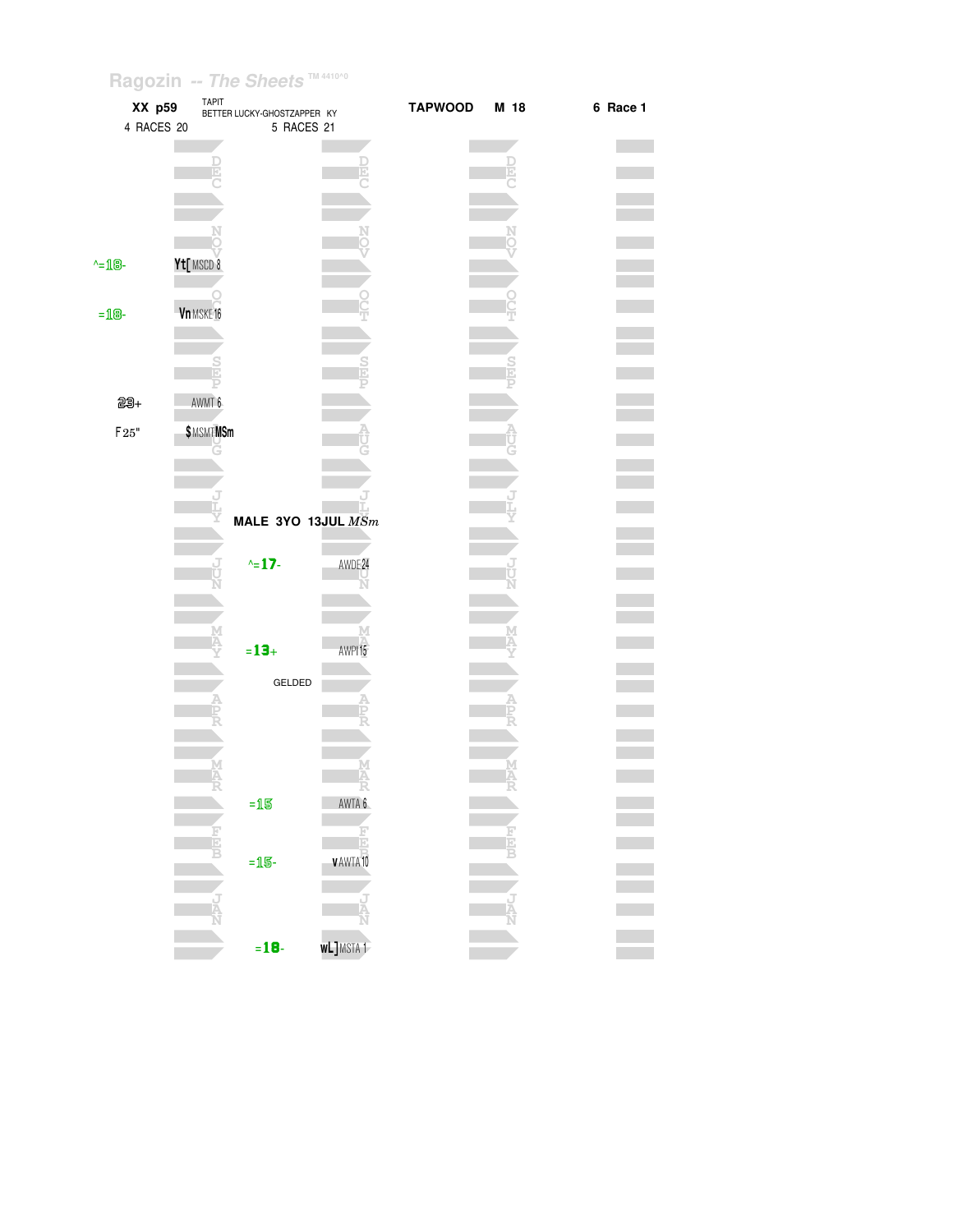Ragozin -- The Sheets TM 4410^0

| XX p59 | TAPIT / BETTER LUCKY-GHOSTZAPPER KY | TAPWOOD | M 18 | 6 Race 1 |
|---|---|---|---|---|
| 4 RACES 20 | 5 RACES 21 | | | |

**Year 1 (4 RACES 20)**

| Month | Figure | Race |
|---|---|---|
| NOV | ^=18- | Yt[ MSCD 8 |
| OCT | =18- | Vn MSKE 16 |
| SEP | 23+ | AWMT 6 |
| AUG | F 25" | $ MSMT MSm |

**Year 2 (5 RACES 21)**

MALE 3YO 13JUL MSm

| Month | Figure | Race |
|---|---|---|
| JUN | ^=17- | AWDE 24 |
| MAY | =13+ | AWPI 15 |
| | GELDED | |
| MAR | =15 | AWTA 6 |
| FEB | =15- | v AWTA 10 |
| JAN | =18- | wL] MSTA 1 |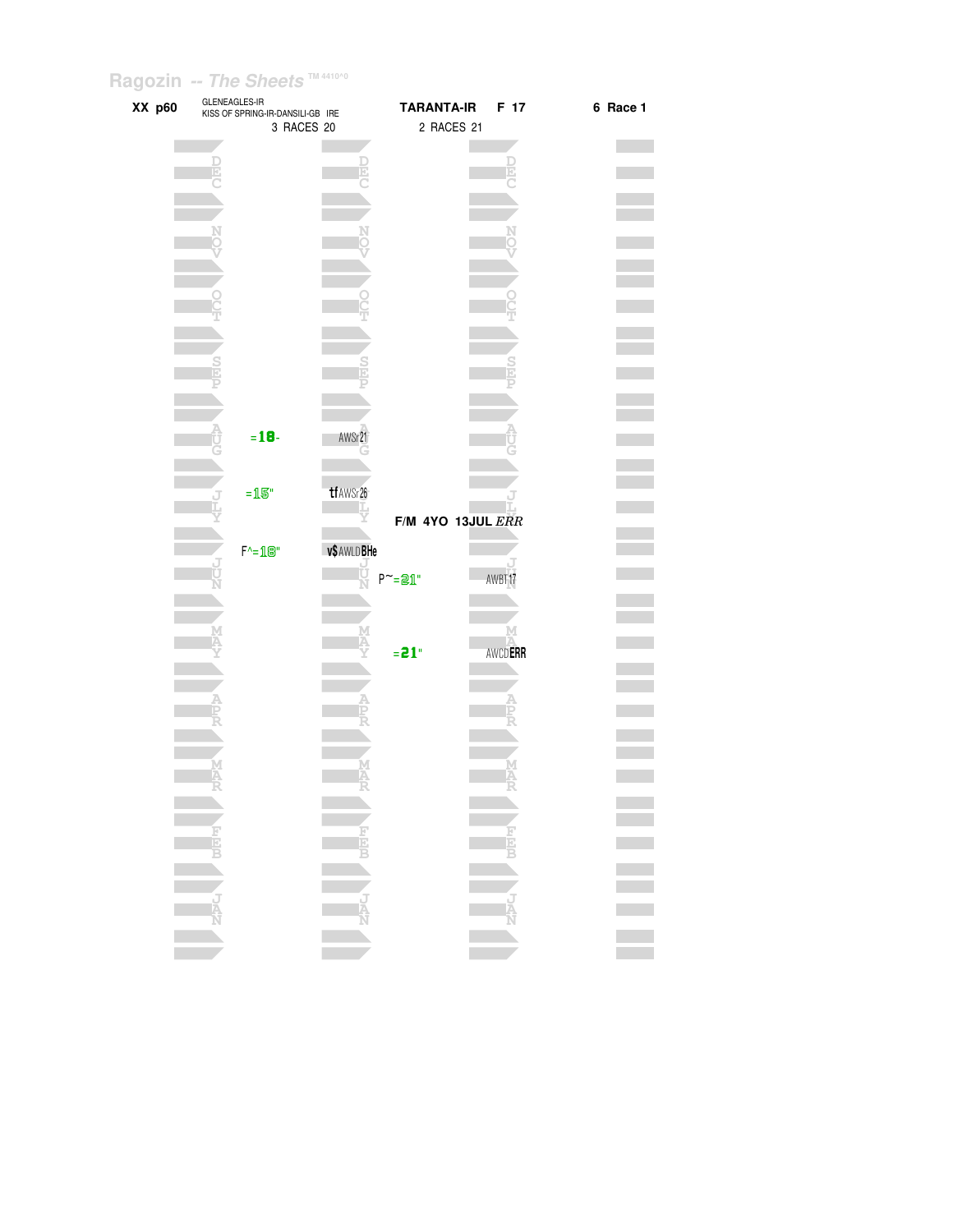Ragozin -- The Sheets ™ 4410^0

**XX p60** GLENEAGLES-IR
KISS OF SPRING-IR-DANSILI-GB IRE
3 RACES 20

**TARANTA-IR F 17**
2 RACES 21

**6 Race 1**

| Month | 3 RACES 20 | | 2 RACES 21 | |
|---|---|---|---|---|
| DEC | | | | |
| NOV | | | | |
| OCT | | | | |
| SEP | | | | |
| AUG | =18- | AWSr21 | | |
| JLY | =15" | tfAWSr26 | | |
| | | | F/M 4YO 13JUL *ERR* | |
| JUN | F^=18" | v$AWLDBHe | P~=21" | AWBT17 |
| MAY | | | =21" | AWCDERR |
| APR | | | | |
| MAR | | | | |
| FEB | | | | |
| JAN | | | | |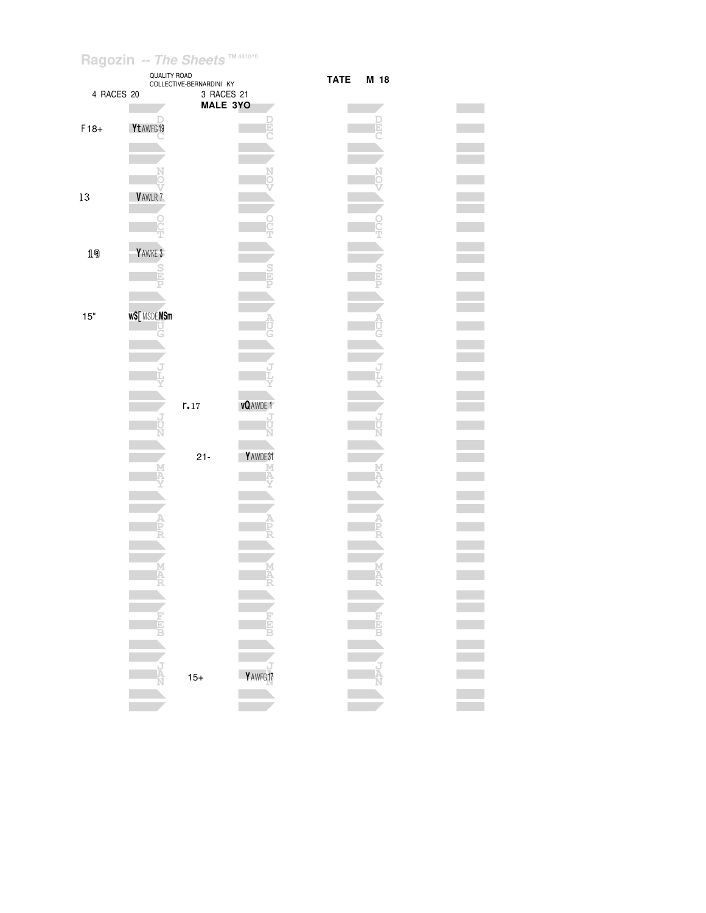Ragozin -- *The Sheets* TM 4410^0

QUALITY ROAD
COLLECTIVE-BERNARDINI KY

**TATE M 18**

4 RACES 20 | 3 RACES 21
**MALE 3YO**

| Month | 4 RACES 20 | | 3 RACES 21 | |
|---|---|---|---|---|
| DEC | F18+ | Yt AWFG19 | | |
| NOV | 13 | V AWLR 7 | | |
| OCT | | | | |
| SEP | 19 | Y AWKE 3 | | |
| AUG | 15" | w$[ MSDE MSm | | |
| JLY | | | r.17 | vQ AWDE 1 |
| JUN | | | | |
| MAY | | | 21- | Y AWDE31 |
| APR | | | | |
| MAR | | | | |
| FEB | | | | |
| JAN | | | 15+ | Y AWFG17 |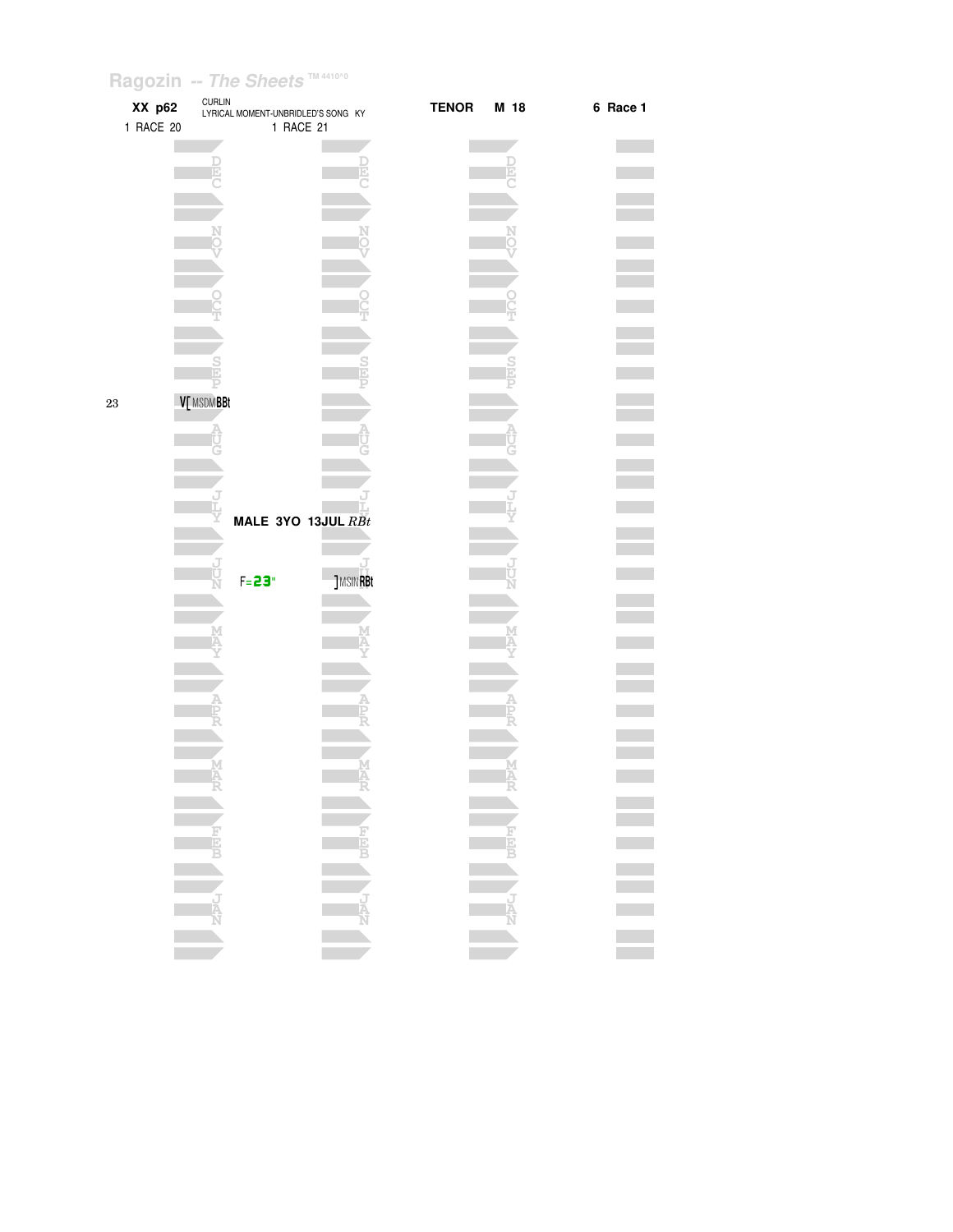Ragozin -- *The Sheets* TM 4410^0

**XX p62** CURLIN
LYRICAL MOMENT-UNBRIDLED'S SONG KY **TENOR** **M 18** **6 Race 1**

1 RACE 20 1 RACE 21

DEC

NOV

OCT

SEP

23 V[ MSDM**BBt**

AUG

JLY

**MALE 3YO 13JUL** *RBt*

JUN

F=**23**" ]MSIN**RBt**

MAY

APR

MAR

FEB

JAN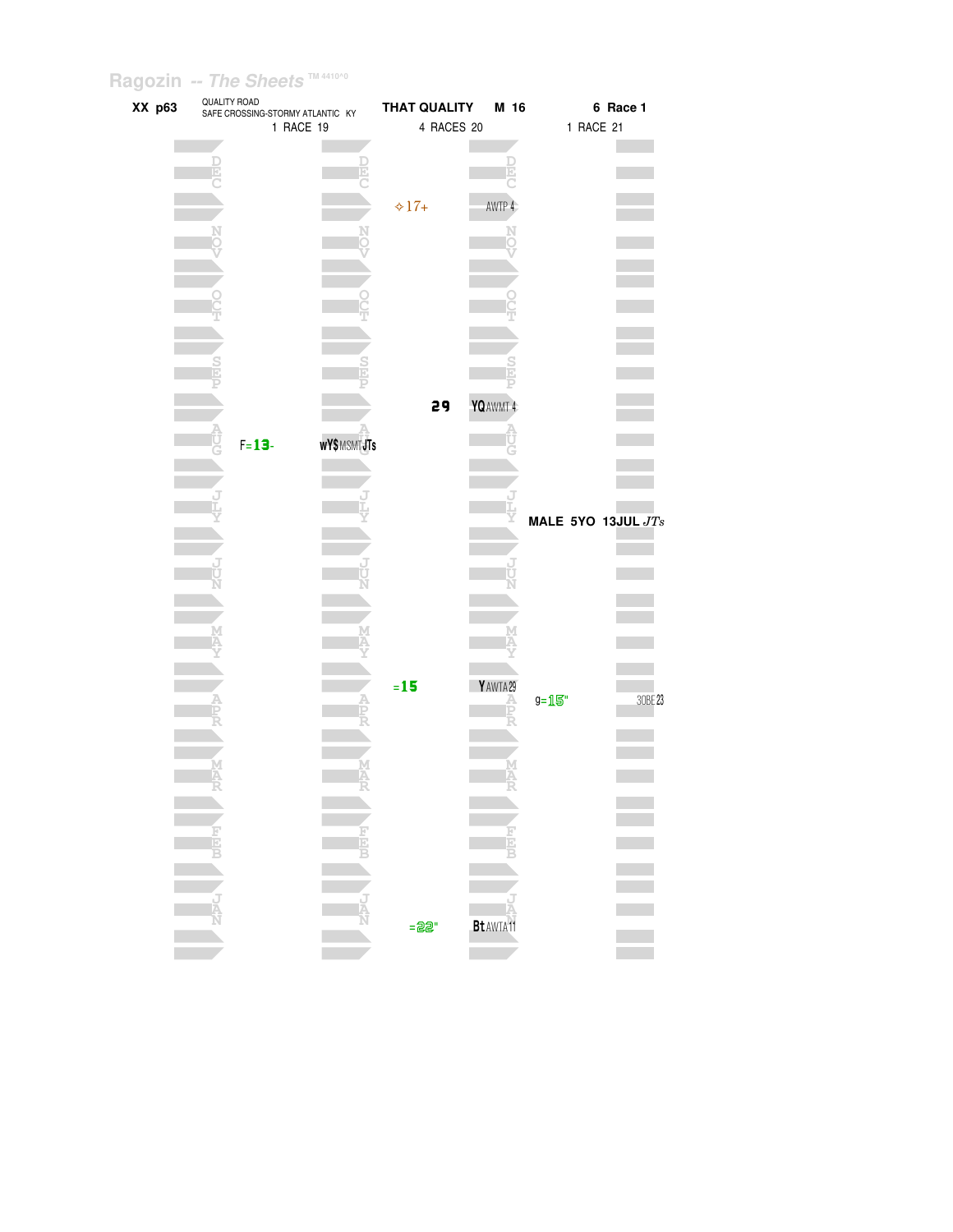Ragozin -- The Sheets TM 4410^0

**XX p63** QUALITY ROAD
SAFE CROSSING-STORMY ATLANTIC KY

**THAT QUALITY M 16**

**6 Race 1**

1 RACE 19 | 4 RACES 20 | 1 RACE 21

| | RACE 19 | | RACE 20 | | RACE 21 | |
|---|---|---|---|---|---|---|
| DEC | | | ✧17+ | AWTP 4 | | |
| NOV | | | | | | |
| OCT | | | | | | |
| SEP | | | 29 | YQ AWMT 4 | | |
| AUG | F=13- | wY$ MSMT JTs | | | | |
| JLY | | | | | | |
| JUN | | | | | | |
| MAY | | | | | | |
| APR | | | =15 | Y AWTA 29 | g=15" | 30BE 23 |
| MAR | | | | | | |
| FEB | | | | | | |
| JAN | | | =22" | Bt AWTA 11 | | |

**MALE 5YO 13JUL** *JTs*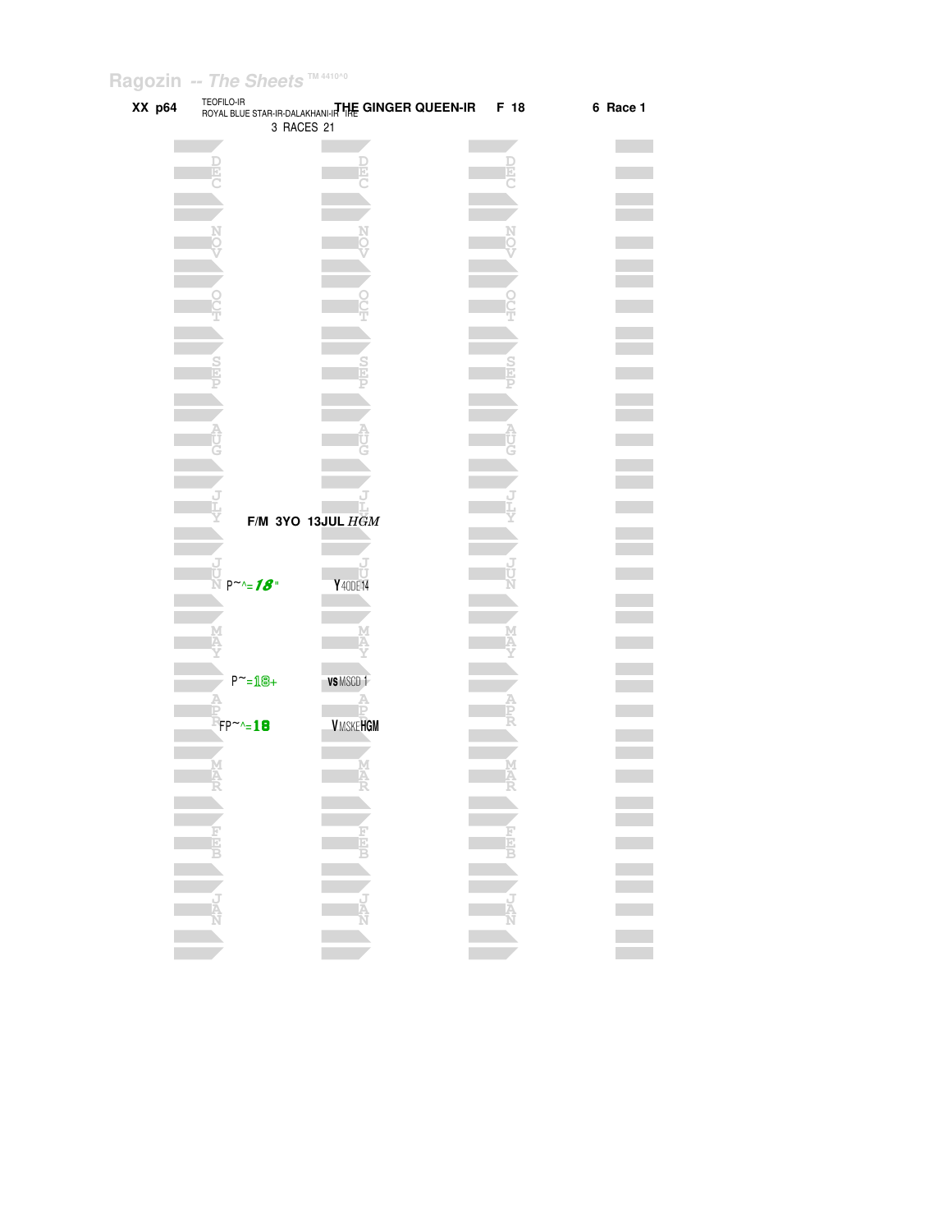Ragozin -- The Sheets TM 4410^0

**XX p64** TEOFILO-IR
ROYAL BLUE STAR-IR-DALAKHANI-IR **THE GINGER QUEEN-IR** IRE **F 18** **6 Race 1**

3 RACES 21

DEC

NOV

OCT

SEP

AUG

JLY

**F/M 3YO 13JUL** *HGM*

JUN

P~^=*18*" Y 40DE14

MAY

P~=18+ VS MSCD 1

APR

FP~^=18 V MSKE HGM

MAR

FEB

JAN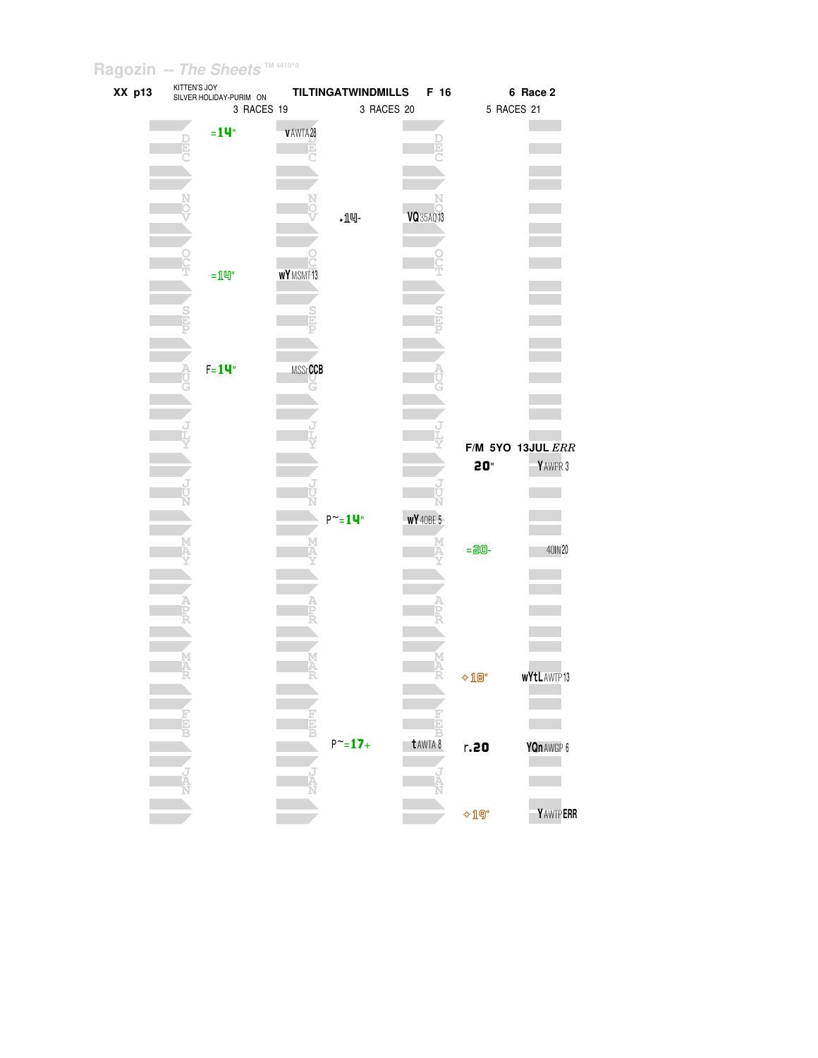Ragozin -- The Sheets TM 4410^0

**XX p13** KITTEN'S JOY / SILVER HOLIDAY-PURIM ON **TILTINGATWINDMILLS F 16** **6 Race 2**

| Month | 3 RACES 19 | | Month | 3 RACES 20 | | Month | 5 RACES 21 | |
|---|---|---|---|---|---|---|---|---|
| DEC | =14" | v AWTA28 | DEC | | | | | |
| NOV | | | NOV | .14- | VQ 35AQ13 | | | |
| OCT | =14" | wY MSMT13 | OCT | | | | | |
| SEP | | | SEP | | | | | |
| AUG | F=14" | MSSrCCB | AUG | | | | | |
| JLY | | | JLY | | | | F/M 5YO 13JUL *ERR* | |
| | | | | | | | 20" | Y AWPR 3 |
| JUN | | | JUN | P~=14" | wY 40BE 5 | | | |
| MAY | | | MAY | | | | =20- | 40IN20 |
| APR | | | APR | | | | | |
| MAR | | | MAR | | | | ✧18" | wYtL AWTP13 |
| FEB | | | FEB | P~=17+ | t AWTA 8 | | r.20 | YQn AWGP 6 |
| JAN | | | JAN | | | | ✧19" | Y AWTP ERR |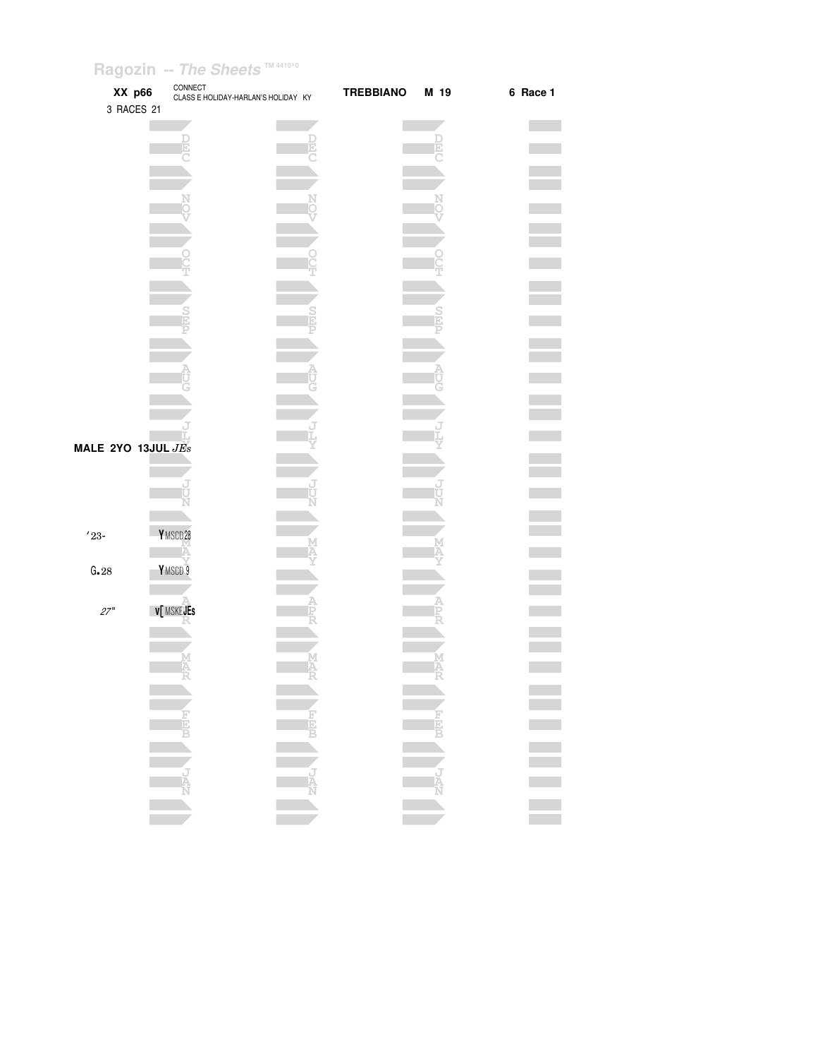Ragozin -- The Sheets ™ 4410^0

**XX p66** CONNECT
CLASS E HOLIDAY-HARLAN'S HOLIDAY KY **TREBBIANO M 19** **6 Race 1**

3 RACES 21

DEC DEC DEC

NOV NOV NOV

OCT OCT OCT

SEP SEP SEP

AUG AUG AUG

JLY JLY JLY

**MALE 2YO 13JUL** *JEs*

JUN JUN JUN

'23- Y MSCD 28

MAY MAY MAY

G.28 Y MSCD 9

APR APR APR

*27"* v[ MSKE **JEs**

MAR MAR MAR

FEB FEB FEB

JAN JAN JAN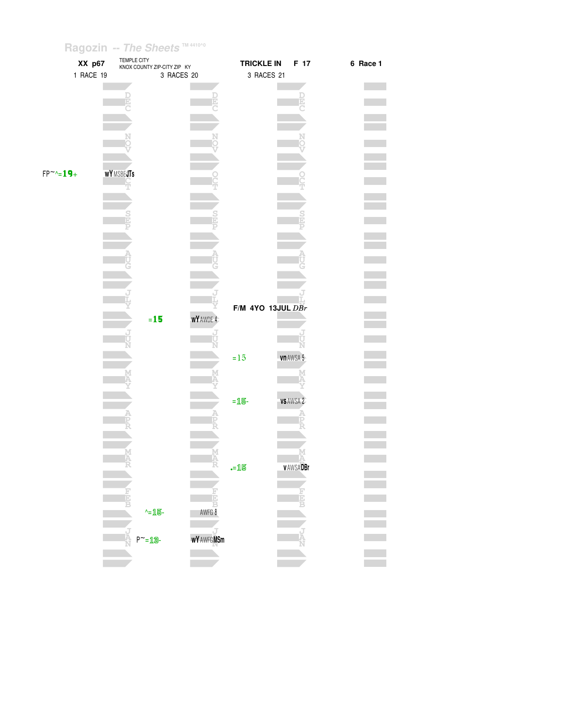Ragozin -- The Sheets TM 4410^0

**XX p67** TEMPLE CITY KNOX COUNTY ZIP-CITY ZIP KY **TRICKLE IN F 17** **6 Race 1**

1 RACE 19 | 3 RACES 20 | 3 RACES 21

| Month | 1 RACE 19 | | 3 RACES 20 | | 3 RACES 21 | |
|---|---|---|---|---|---|---|
| DEC | | | | | | |
| NOV | | | | | | |
| OCT | FP~^=19+ | wY MSBEJTs | | | | |
| SEP | | | | | | |
| AUG | | | | | | |
| JLY | | | | | F/M 4YO 13JUL *DBr* | |
| JUN | | | =15 | wY AWDE 4 | | |
| JUN | | | | | =15 | vn AWSA 5 |
| MAY | | | | | =15- | vs AWSA 2 |
| APR | | | | | | |
| MAR | | | | | .=15 | v AWSADBr |
| FEB | | | ^=15- | AWFG 8 | | |
| JAN | | | P~=13- | wY AWFGMSm | | |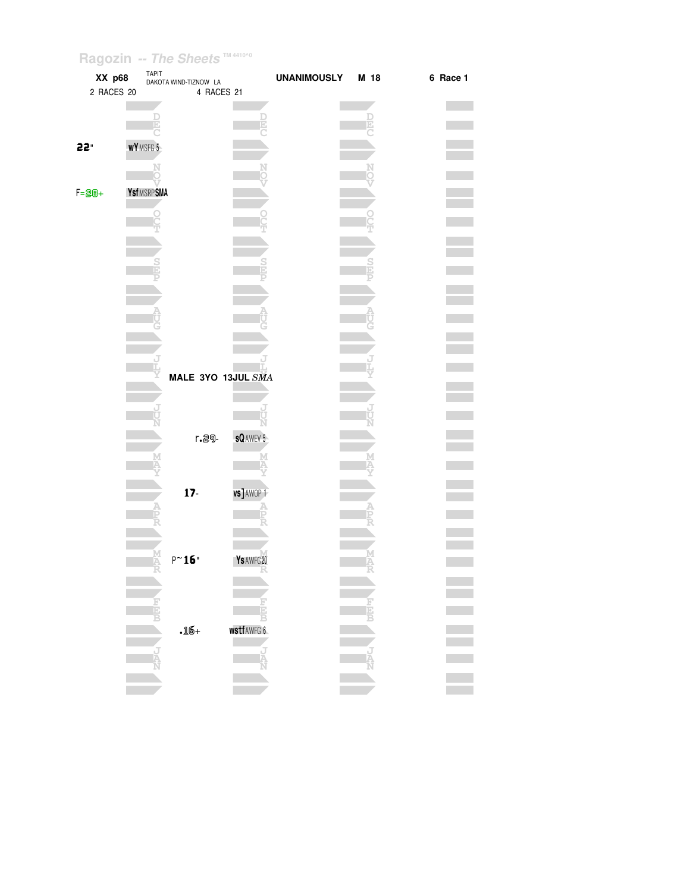Ragozin -- The Sheets TM 4410^0

| XX p68 | TAPIT DAKOTA WIND-TIZNOW LA | UNANIMOUSLY | M 18 | 6 Race 1 |
|---|---|---|---|---|
| 2 RACES 20 | 4 RACES 21 | | | |

| Month | 2 RACES 20 | | 4 RACES 21 | |
|---|---|---|---|---|
| DEC | 22" | wY MSFG 5 | | |
| NOV | F=28+ | Ysf MSRP SMA | | |
| OCT | | | | |
| SEP | | | | |
| AUG | | | | |
| JLY | | | MALE 3YO 13JUL *SMA* | |
| JUN | | | r.29- | sQ AWEV 5 |
| MAY | | | 17- | vs] AWOP 1 |
| APR | | | | |
| MAR | | | P~16" | Ys AWFG 20 |
| FEB | | | .16+ | wstf AWFG 6 |
| JAN | | | | |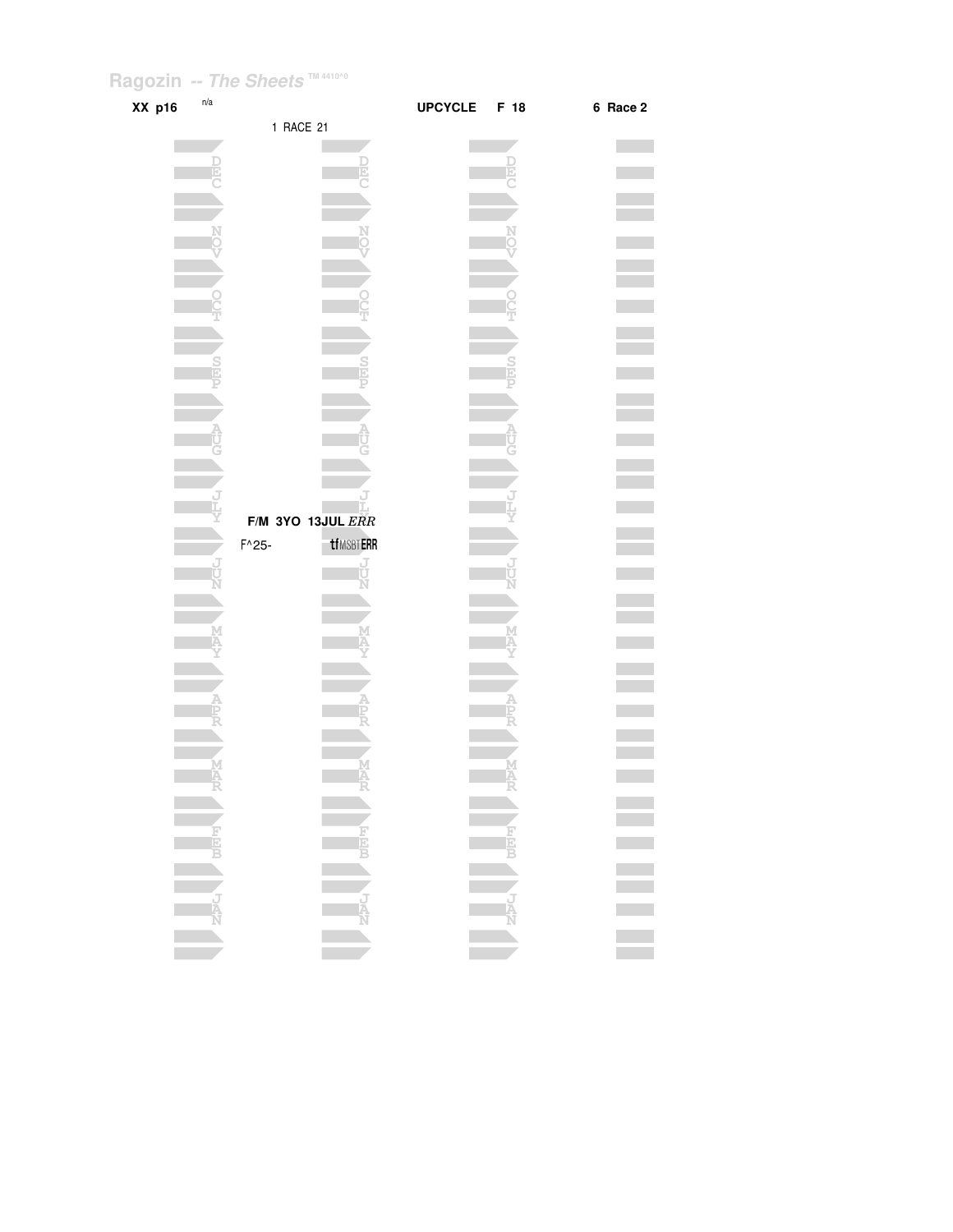Ragozin -- *The Sheets* ™ 4410^0

**XX p16** n/a **UPCYCLE F 18** **6 Race 2**

1 RACE 21

**F/M 3YO 13JUL** *ERR*

F^25- tfMSBT**ERR**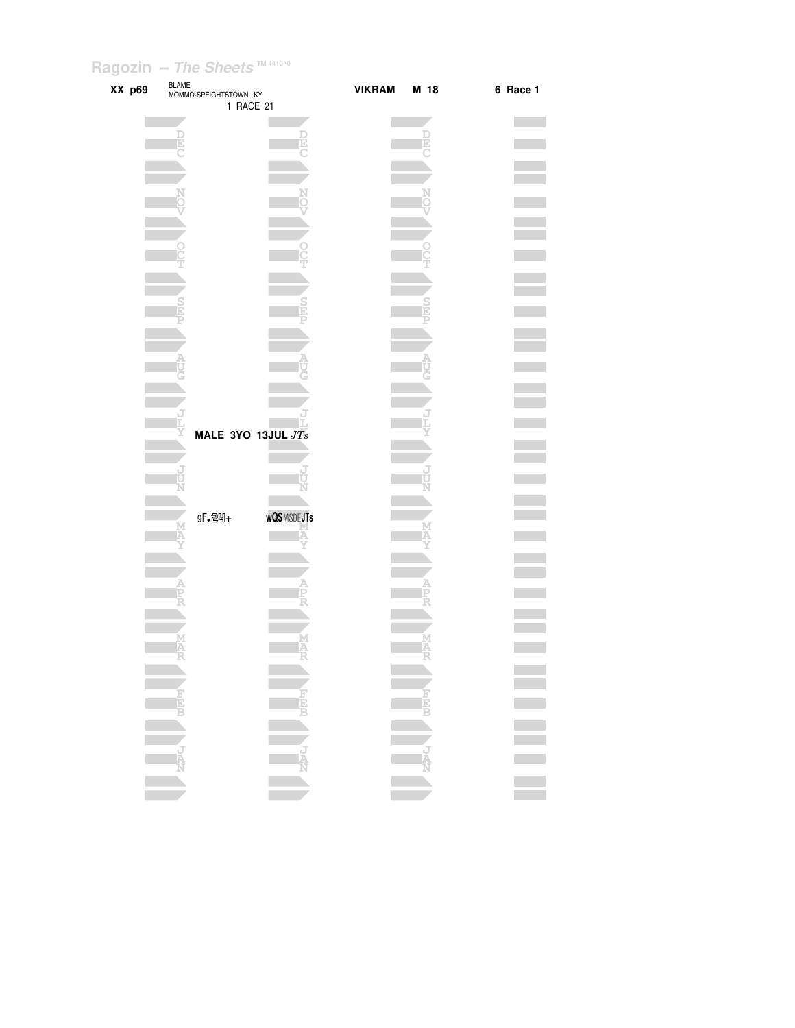Ragozin -- *The Sheets* TM 4410^0

**XX p69** BLAME MOMMO-SPEIGHTSTOWN KY 1 RACE 21 **VIKRAM M 18** **6 Race 1**

DEC

NOV

OCT

SEP

AUG

JLY

**MALE 3YO 13JUL** *JTs*

JUN

gF.24+ **wQ$** MSDE **JTs**

MAY

APR

MAR

FEB

JAN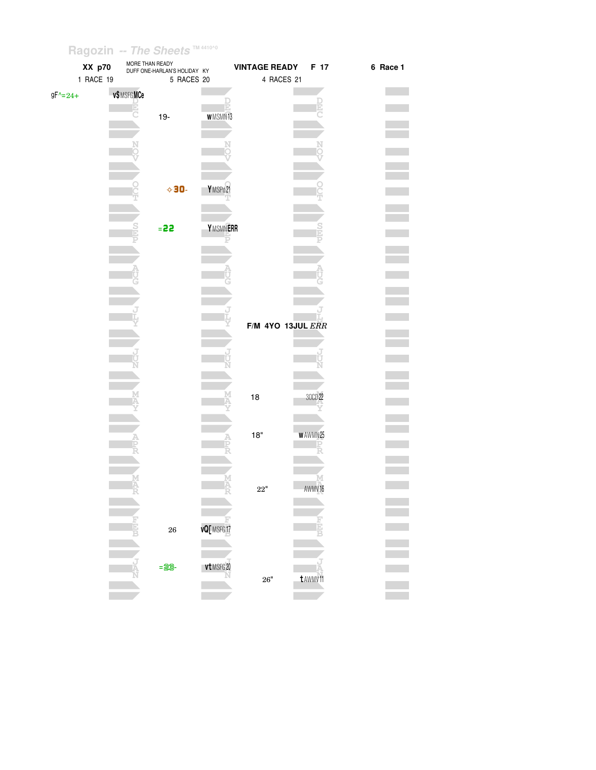Ragozin -- The Sheets TM 4410^0

**XX p70** — 1 RACE 19

MORE THAN READY
DUFF ONE-HARLAN'S HOLIDAY KY — 5 RACES 20

**VINTAGE READY** **F 17** — 4 RACES 21

**6 Race 1**

gF^=24+

| Month | 2019 | 2020 | | 2021 | |
|---|---|---|---|---|---|
| DEC | v$ MSFG MCe | 19- | w MSMN 13 | | |
| NOV | | | | | |
| OCT | | ✧30- | Y MSPd 21 | | |
| SEP | | =22 | Y MSMN ERR | | |
| AUG | | | | | |
| JLY | | | | F/M 4YO 13JUL *ERR* | |
| JUN | | | | | |
| MAY | | | | 18 | 3OCD 22 |
| APR | | | | 18" | w AWMN 25 |
| MAR | | | | 22" | AWMV 16 |
| FEB | | 26 | vQ[ MSFG 17 | | |
| JAN | | =23- | vt MSFG 20 | 26" | t AWMV 11 |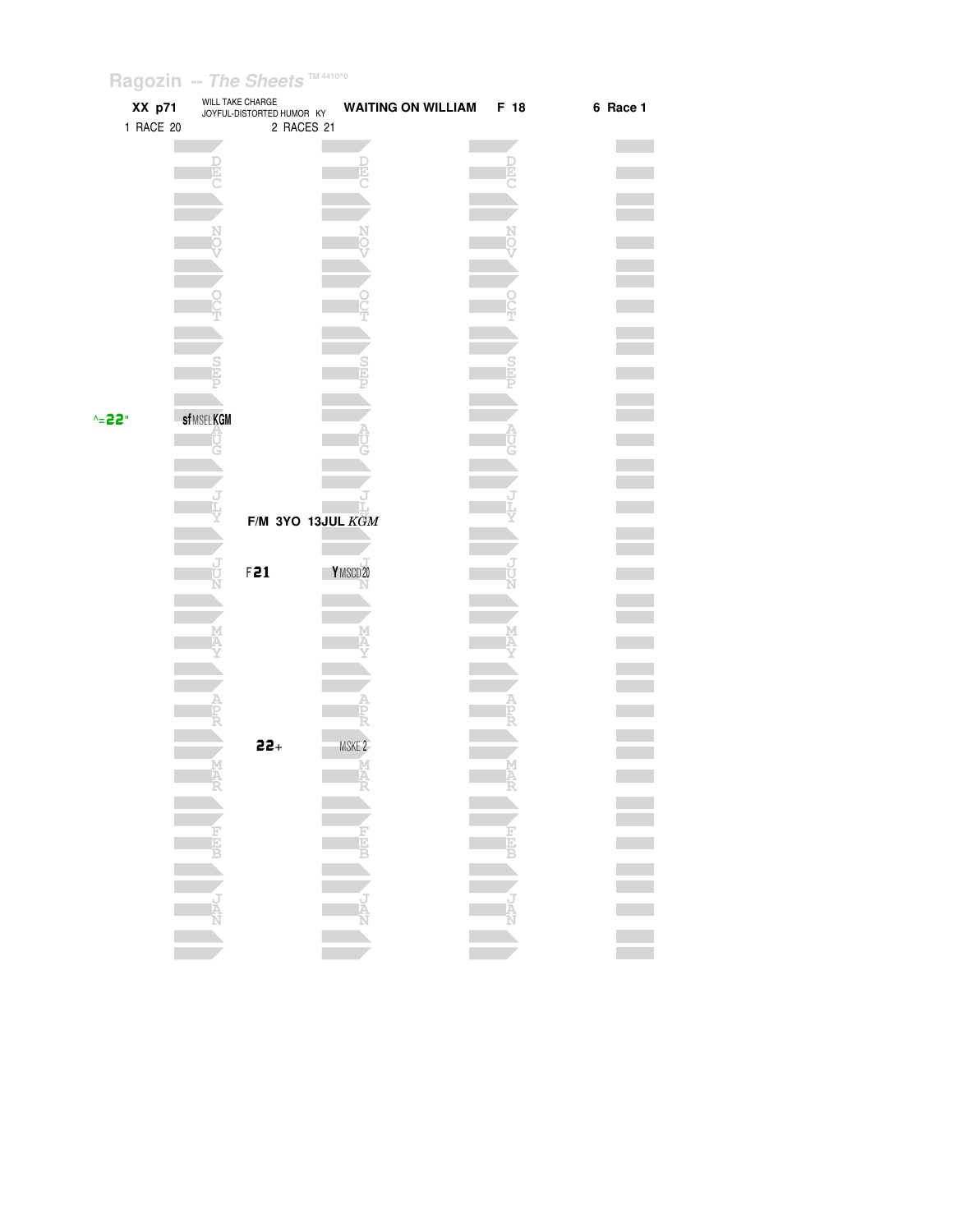Ragozin -- The Sheets TM 4410^0

**XX p71** WILL TAKE CHARGE JOYFUL-DISTORTED HUMOR KY **WAITING ON WILLIAM** **F 18** **6 Race 1**

1 RACE 20 2 RACES 21

| Column 1 | Column 2 |
|---|---|
| ^=22" sf MSEL KGM (AUG) | |
| | F/M 3YO 13JUL KGM (JLY) |
| | F21 Y MSCD 20 (JUN) |
| | 22+ MSKE 2 (APR/MAR) |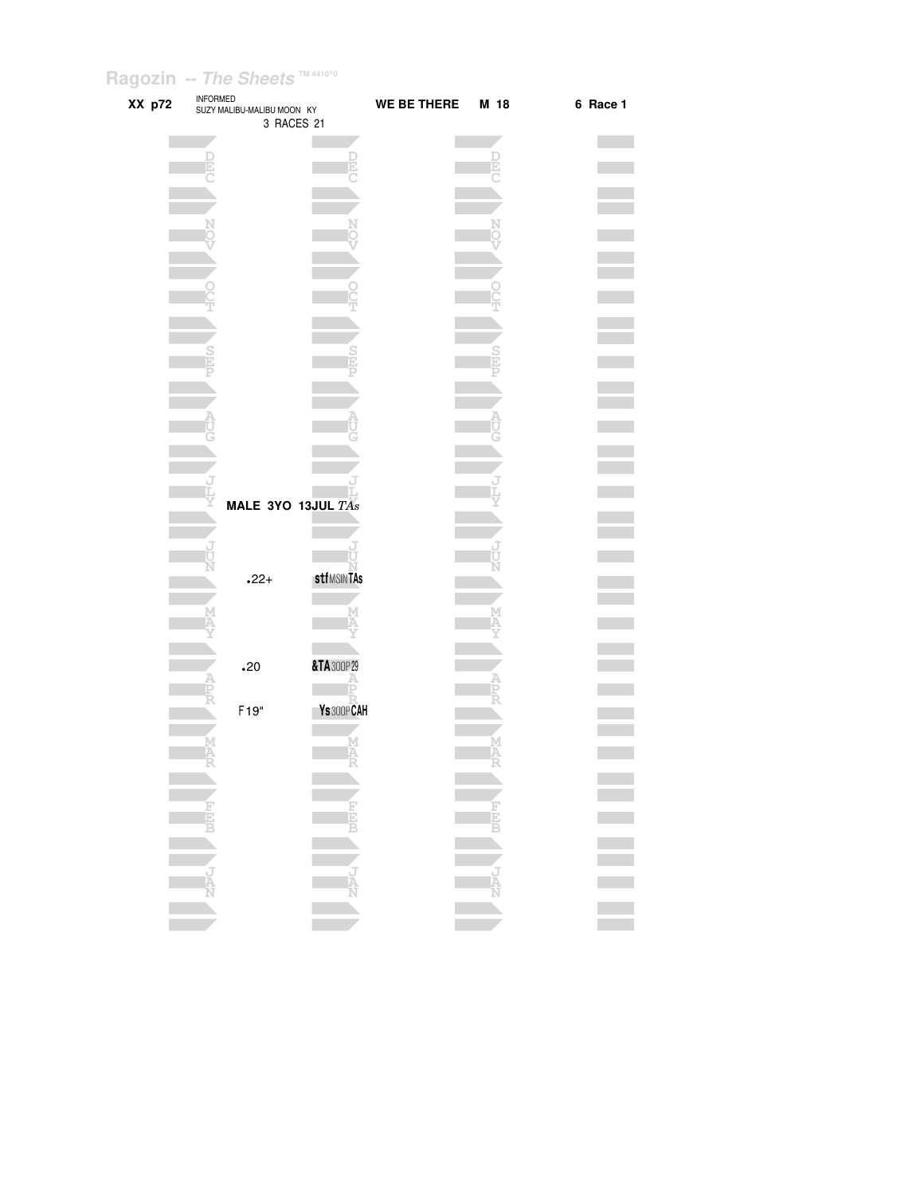Ragozin -- *The Sheets* TM 4410^0

**XX p72** INFORMED
SUZY MALIBU-MALIBU MOON KY
3 RACES 21

**WE BE THERE** **M 18** **6 Race 1**

**MALE 3YO 13JUL** *TAs*

.22+ **stf** MSIN **TAs**

.20 **&TA** 300P29

F19" **Ys** 300P **CAH**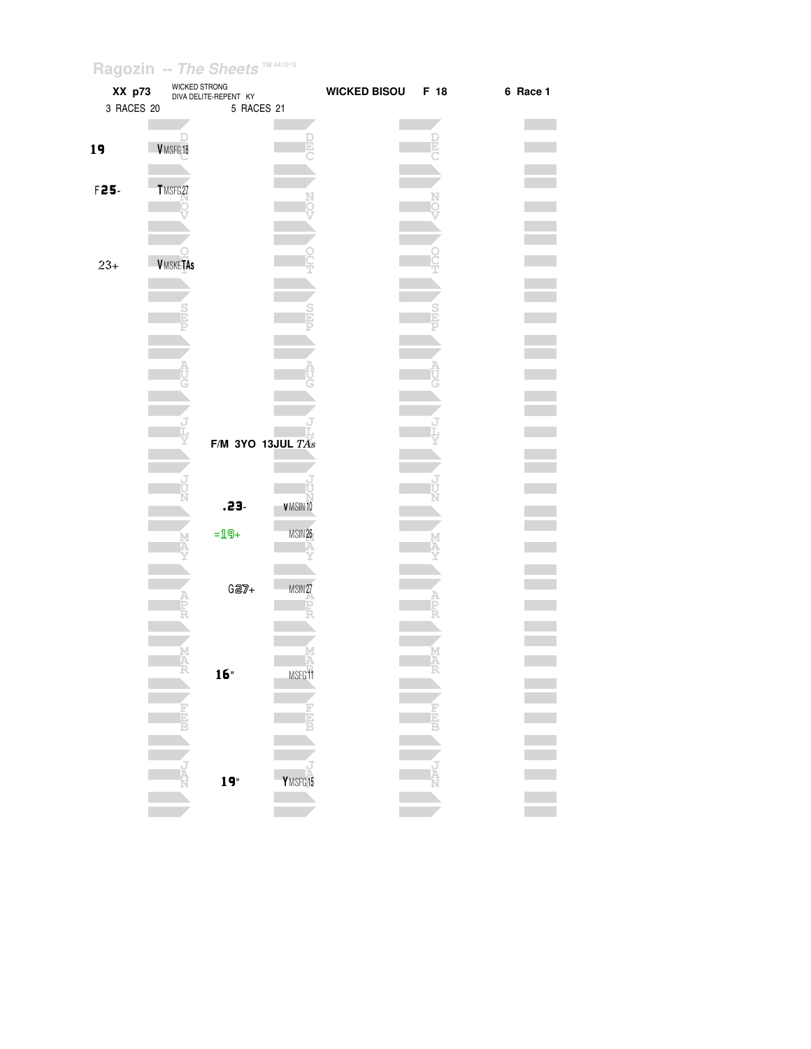Ragozin -- The Sheets TM 4410^0

**XX p73** WICKED STRONG DIVA DELITE-REPENT KY **WICKED BISOU** **F 18** **6 Race 1**

3 RACES 20 | 5 RACES 21

| Year 20 figure | Year 20 note | Year 21 figure | Year 21 note |
|---|---|---|---|
| **19** | V MSFG18 | | |
| F**25**- | T MSFG27 | | |
| 23+ | V MSKE TAs | | |
| | | **F/M 3YO 13JUL** *TAs* | |
| | | **.23**- | v MSIN10 |
| | | =19+ | MSIN26 |
| | | G27+ | MSIN27 |
| | | **16**" | MSFG11 |
| | | **19**" | Y MSFG15 |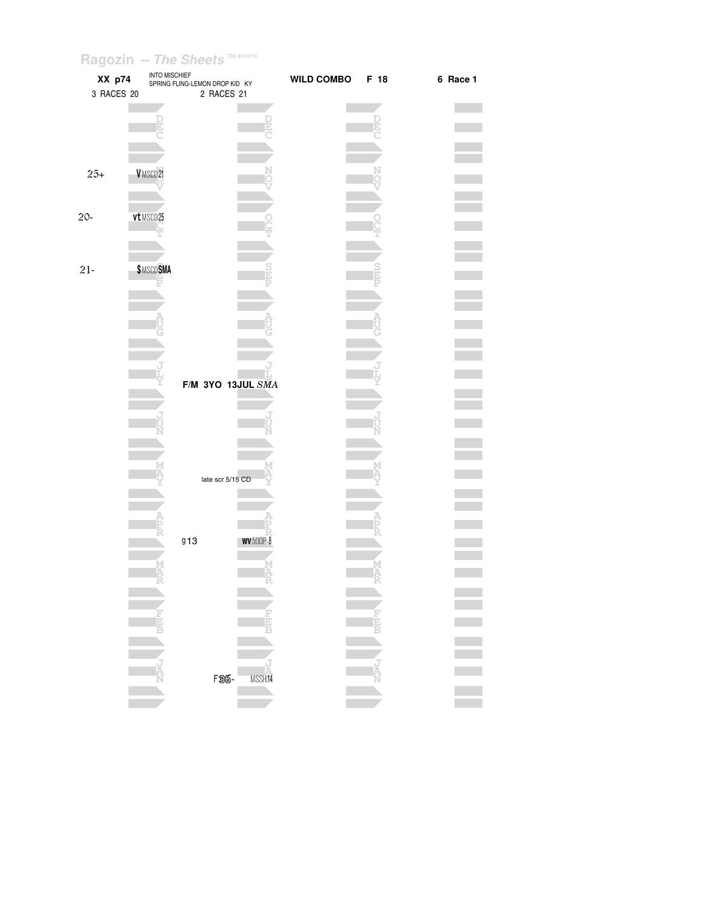Ragozin -- *The Sheets* TM 4410^0

**XX p74** INTO MISCHIEF
SPRING FLING-LEMON DROP KID KY

**WILD COMBO** **F 18** **6 Race 1**

3 RACES 20 2 RACES 21

| 2020 | | 2021 | |
|---|---|---|---|
| 25+ | V MSCD21 (NOV) | | |
| 20- | vt MSCD25 (OCT) | | |
| 21- | $ MSCD SMA (SEP) | | |
| | | F/M 3YO 13JUL *SMA* (JLY) | |
| | | late scr 5/15 CD (MAY) | |
| | | g13 | wv 500P 8 (APR) |
| | | F36- | MSSH14 (JAN) |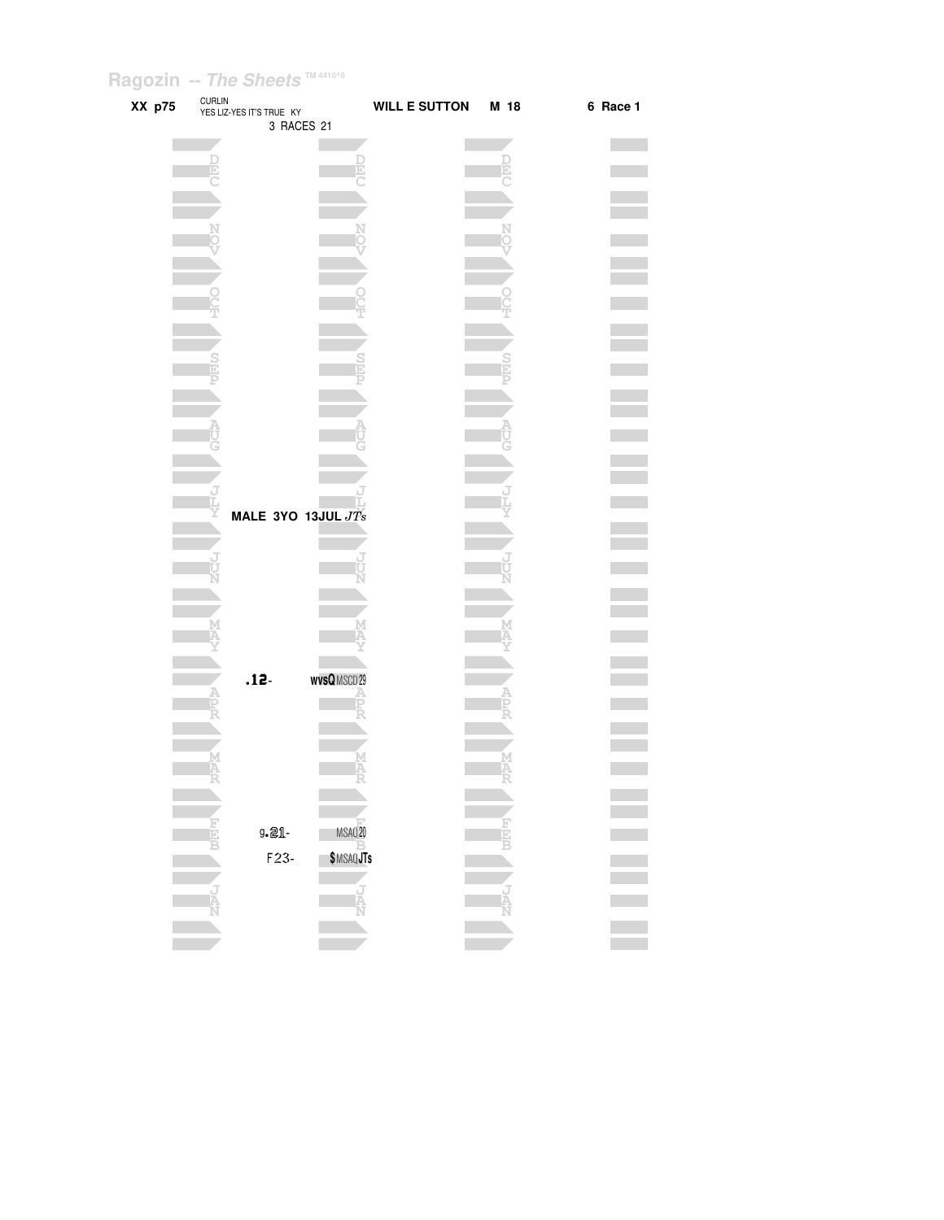Ragozin -- The Sheets ™ 4410^0

**XX p75** CURLIN
YES LIZ-YES IT'S TRUE KY
3 RACES 21

**WILL E SUTTON** **M 18** **6 Race 1**

DEC

NOV

OCT

SEP

AUG

JLY

**MALE 3YO 13JUL** *JTs*

JUN

MAY

**.12-** **wvsQ** MSCD 29

APR

MAR

g.21- MSAQ 20

F23- **$** MSAQ **JTs**

FEB

JAN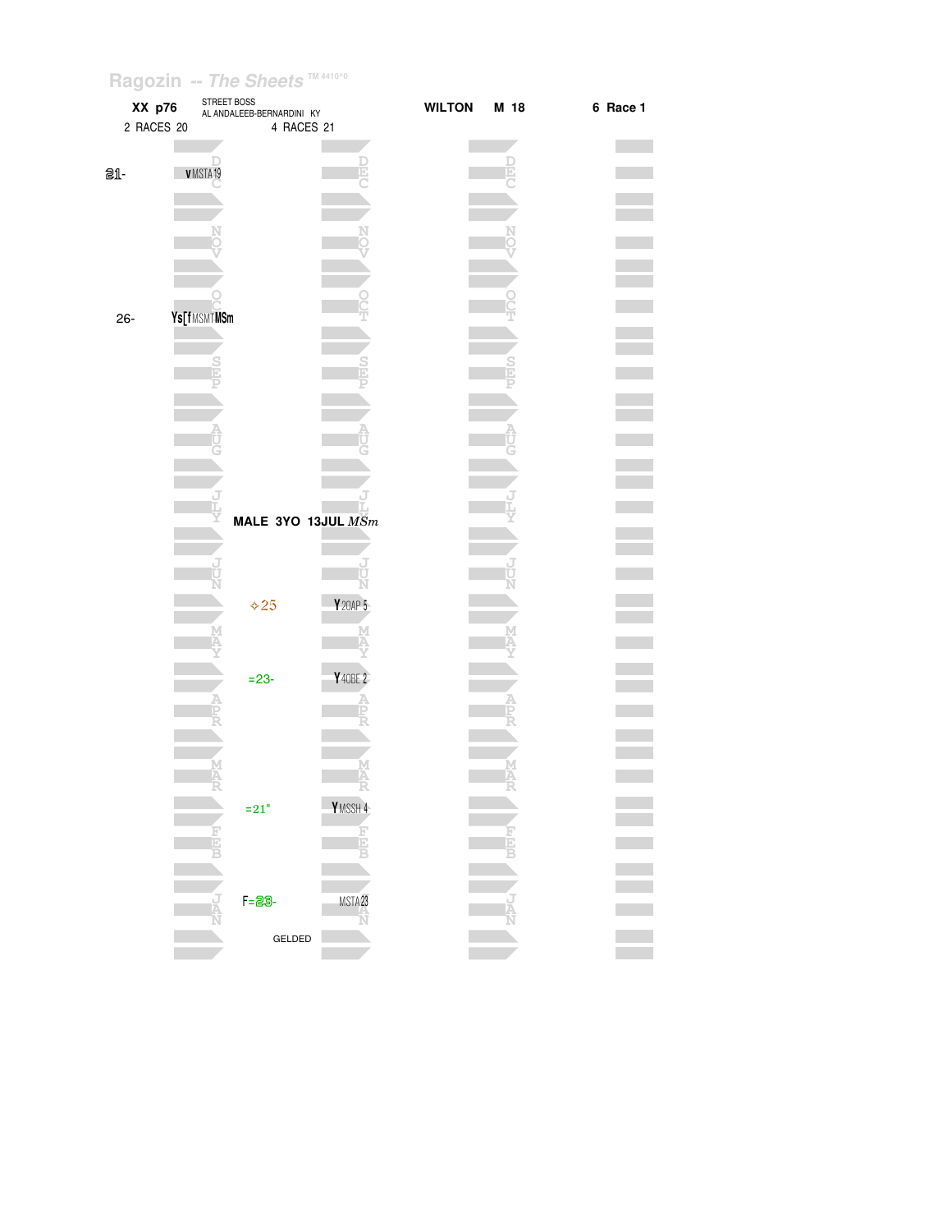Ragozin -- *The Sheets* TM 4410^0

| XX p76 | STREET BOSS<br>AL ANDALEEB-BERNARDINI KY | WILTON | M 18 | 6 Race 1 |
|---|---|---|---|---|
| 2 RACES 20 | 4 RACES 21 | | | |

| Figure | Month | Figure | Notes | Month |
|---|---|---|---|---|
| 21- | v MSTA 19 | | | DEC |
| | | | | NOV |
| 26- | Ys[f MSMT MSm | | | OCT |
| | | | | SEP |
| | | | | AUG |
| | | MALE 3YO 13JUL *MSm* | | JLY |
| | | ⟡25 | Y 20AP 5 | JUN |
| | | =23- | Y 40BE 2 | MAY |
| | | | | APR |
| | | =21" | Y MSSH 4 | MAR |
| | | | | FEB |
| | | F=23- | MSTA 23 | JAN |
| | | GELDED | | |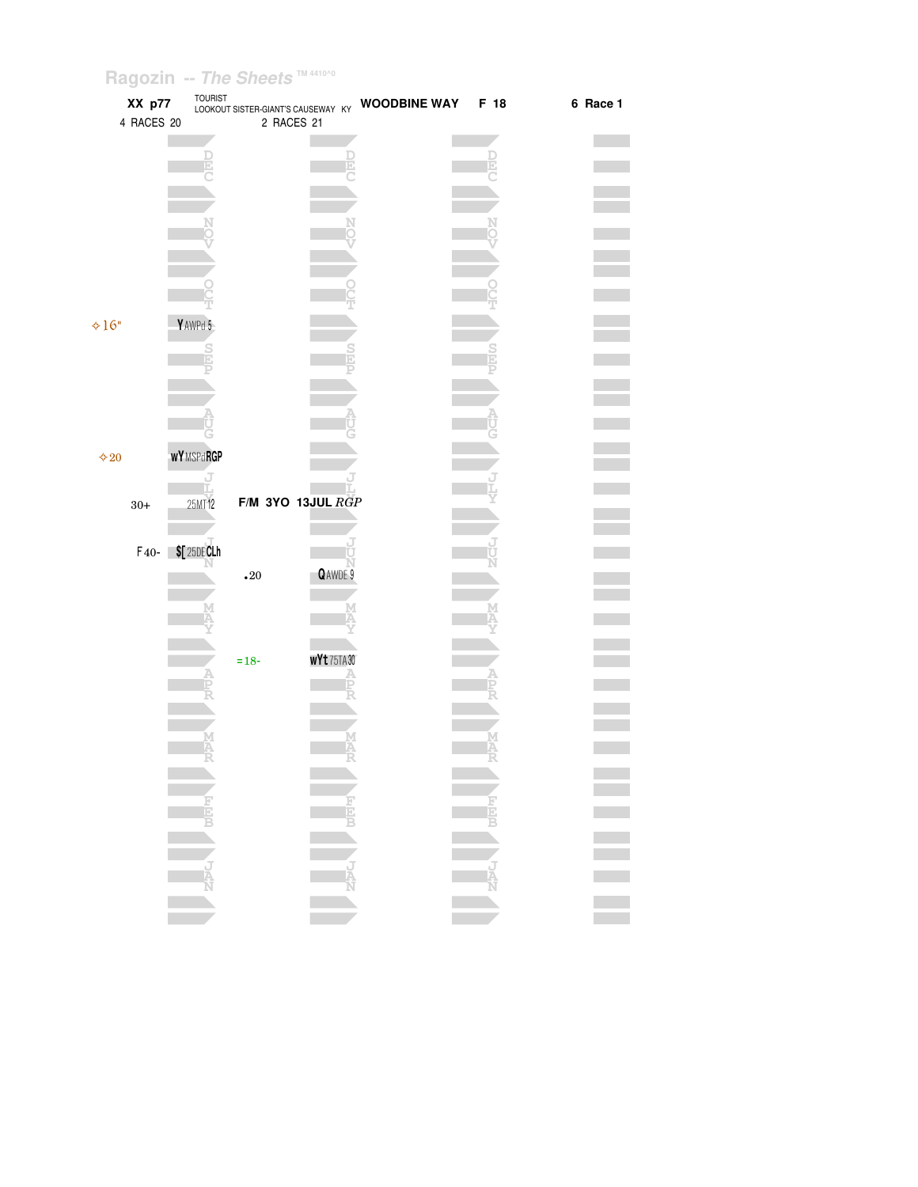Ragozin -- The Sheets TM 4410^0

**XX p77** TOURIST LOOKOUT SISTER-GIANT'S CAUSEWAY KY **WOODBINE WAY F 18** **6 Race 1**

4 RACES 20 — 2 RACES 21

| Month | 4 RACES 20 | | 2 RACES 21 | |
|---|---|---|---|---|
| DEC | | | | |
| NOV | | | | |
| OCT | ✧16" | YAWPd 5 | | |
| SEP | | | | |
| AUG | ✧20 | wYMSPdRGP | | |
| JLY | 30+ | 25MT12 | F/M 3YO 13JUL *RGP* | |
| JUN | F40- | $[25DECLh | •20 | QAWDE 9 |
| MAY | | | | |
| APR | | | =18- | wYt75TA30 |
| MAR | | | | |
| FEB | | | | |
| JAN | | | | |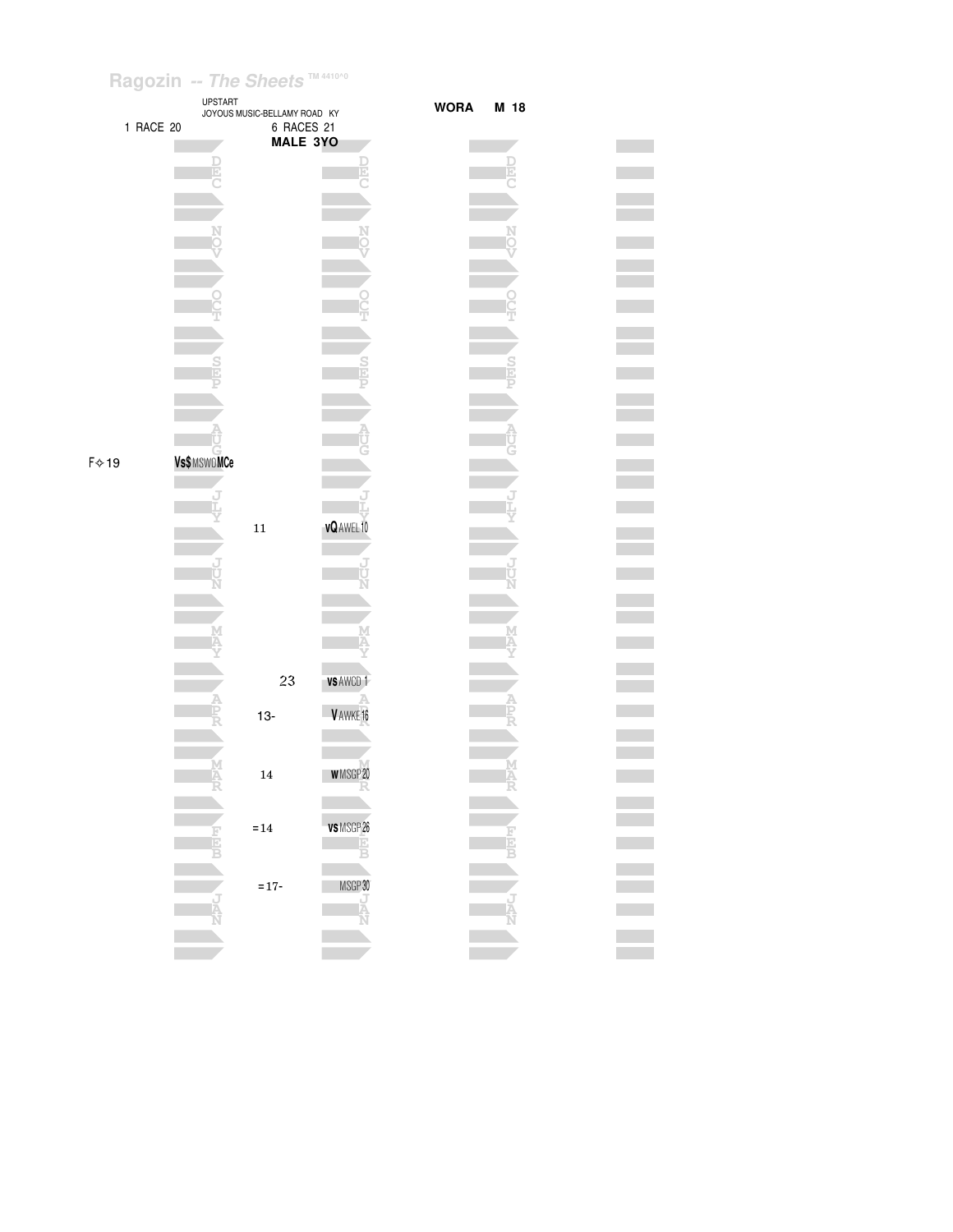Ragozin -- *The Sheets* ™ 4410^0

UPSTART
JOYOUS MUSIC-BELLAMY ROAD KY

**WORA M 18**

1 RACE 20

6 RACES 21
**MALE 3YO**

F✧19 **Vs$** MSWO **MCe**

| Figure | Race |
|---|---|
| 11 | **vQ** AWEL 10 |
| 23 | **VS** AWCD 1 |
| 13- | **V** AWKE 16 |
| 14 | **W** MSGP 20 |
| =14 | **VS** MSGP 26 |
| =17- | MSGP 30 |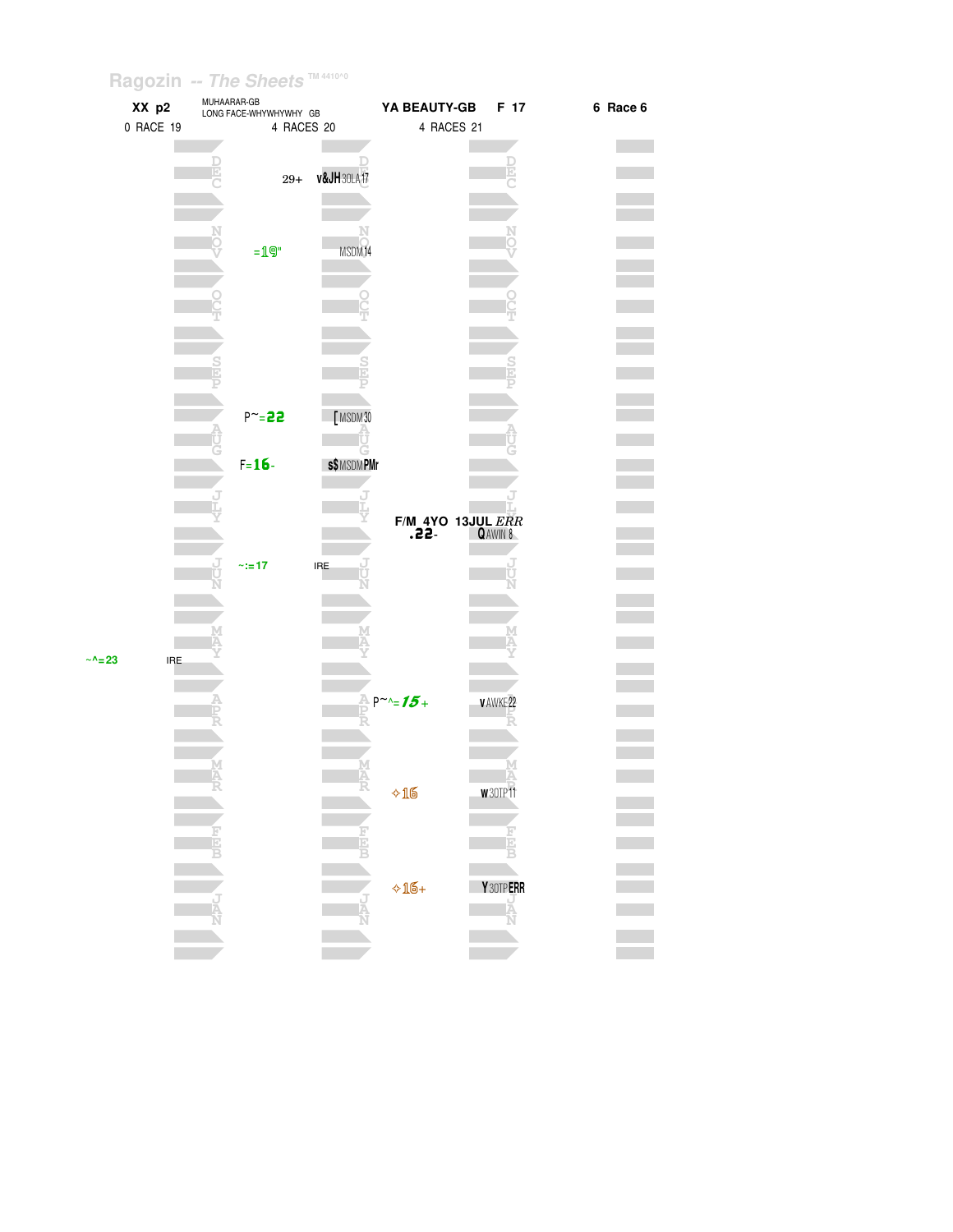Ragozin -- The Sheets TM 4410^0

| XX p2 | MUHAARAR-GB LONG FACE-WHYWHYWHY GB | YA BEAUTY-GB F 17 | 6 Race 6 |
|---|---|---|---|
| 0 RACE 19 | 4 RACES 20 | 4 RACES 21 | |

| Month | Year 19 | Year 20 | | Year 21 | |
|---|---|---|---|---|---|
| DEC | | 29+ | v&JH 30LA17 | | |
| NOV | | =19" | MSDM14 | | |
| OCT | | | | | |
| SEP | | | | | |
| AUG | | P~=22 | [ MSDM30 | | |
| AUG | | F=16- | s$ MSDM PMr | | |
| JLY | | | | F/M 4YO 13JUL ERR .22- | QAWIN 8 |
| JUN | | ~:=17 | IRE | | |
| MAY | ~^=23 IRE | | | | |
| APR | | | | P~^=15+ | vAWKE22 |
| MAR | | | | ✧16 | w30TP11 |
| JAN | | | | ✧16+ | Y30TP ERR |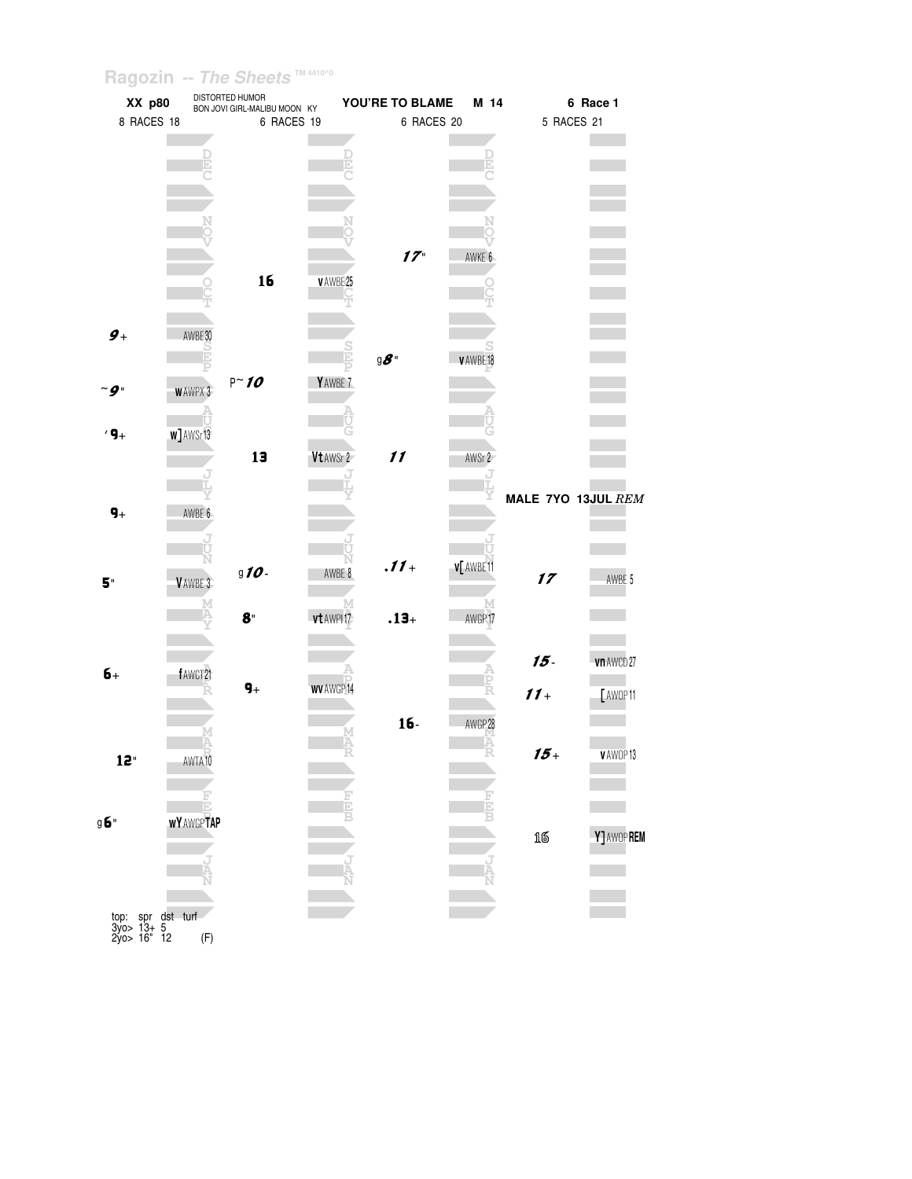Ragozin -- *The Sheets* ™ 4410^0

**XX p80** DISTORTED HUMOR
BON JOVI GIRL-MALIBU MOON KY **YOU'RE TO BLAME M 14 6 Race 1**

| 8 RACES 18 | | 6 RACES 19 | | 6 RACES 20 | | 5 RACES 21 | |
|---|---|---|---|---|---|---|---|
| | DEC | | DEC | | DEC | | |
| | NOV | | NOV | 17" | AWKE 6 | | |
| | OCT | 16 | v AWBE 25 | | OCT | | |
| 9+ | AWBE 30 | | | | | | |
| | SEP | | SEP | g8" | v AWBE 18 | | |
| ~9" | w AWPX 3 | P~10 | Y AWBE 7 | | | | |
| | AUG | | AUG | | AUG | | |
| '9+ | w] AWSr 13 | | | | | | |
| | | 13 | Vt AWSr 2 | 11 | AWSr 2 | | |
| | JLY | | JLY | | JLY | MALE 7YO 13JUL *REM* | |
| 9+ | AWBE 6 | | | | | | |
| | JUN | | JUN | | JUN | | |
| 5" | V AWBE 3 | g10- | AWBE 8 | .11+ | v[ AWBE 11 | 17 | AWBE 5 |
| | MAY | 8" | vt AWPI 17 | .13+ | AWGP 17 | | |
| 6+ | f AWCT 21 | | APR | | APR | 15- | vn AWCD 27 |
| | | 9+ | wv AWGP 14 | | | 11+ | [ AWOP 11 |
| | MAR | | MAR | 16- | AWGP 28 | | |
| 12" | AWTA 10 | | | | | 15+ | v AWOP 13 |
| | FEB | | FEB | | FEB | | |
| g6" | wY AWGP **TAP** | | | | | 16 | Y] AWOP **REM** |
| | JAN | | JAN | | JAN | | |

top: spr dst turf
3yo> 13+ 5
2yo> 16" 12 (F)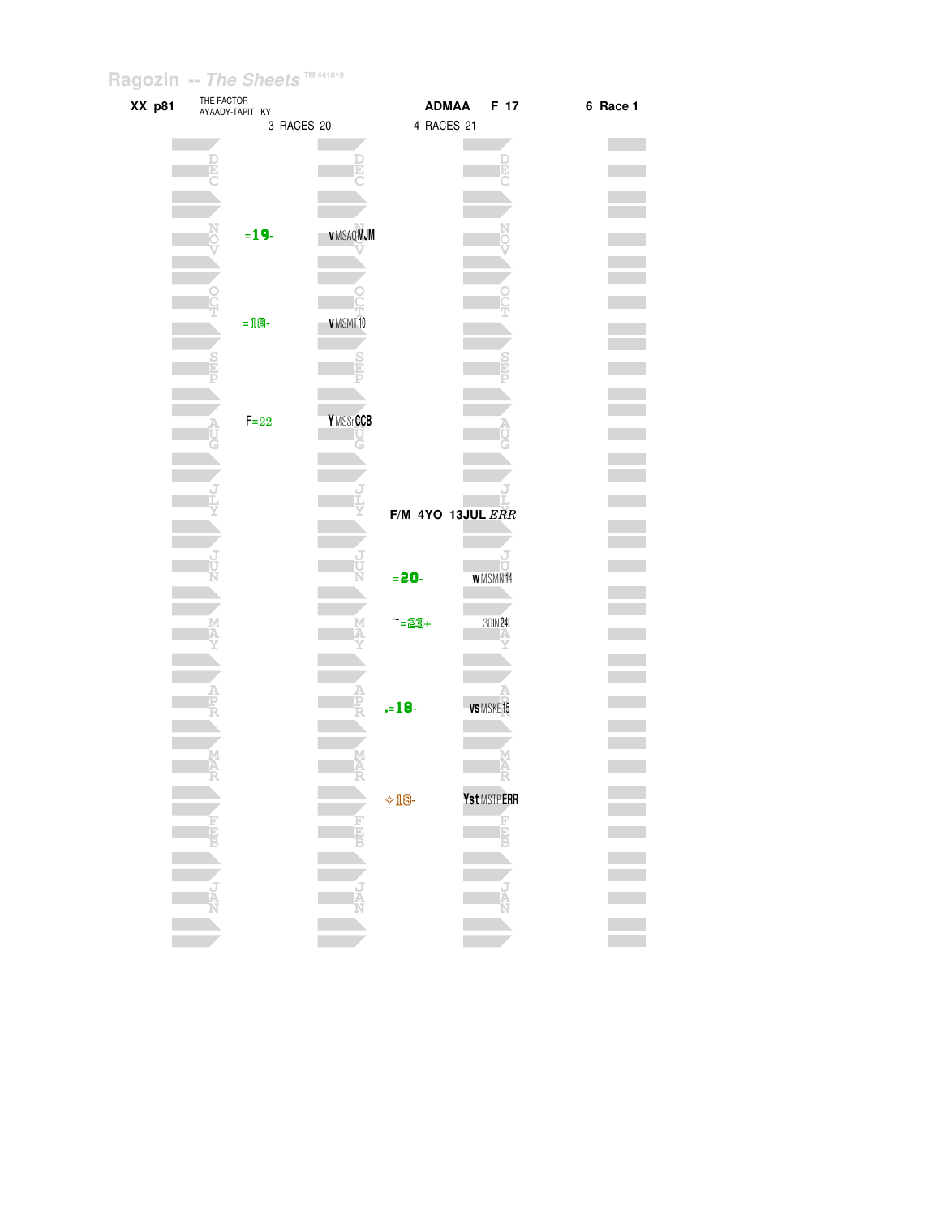Ragozin -- The Sheets TM 4410^0

**XX p81** THE FACTOR
AYAADY-TAPIT KY

**ADMAA** **F 17** **6 Race 1**

3 RACES 20 | 4 RACES 21

| Month | 3 RACES 20 | | 4 RACES 21 | |
|---|---|---|---|---|
| DEC | | | | |
| NOV | =19- | v MSAQ MJM | | |
| OCT | =18- | v MSMT 10 | | |
| SEP | | | | |
| AUG | F=22 | Y MSSr CCB | | |
| JLY | | | F/M 4YO 13JUL *ERR* | |
| JUN | | | =20- | w MSMN 14 |
| MAY | | | ~=23+ | 3OIN 24 |
| APR | | | .=18- | vs MSKE 15 |
| MAR | | | ✧18- | Yst MSTP ERR |
| FEB | | | | |
| JAN | | | | |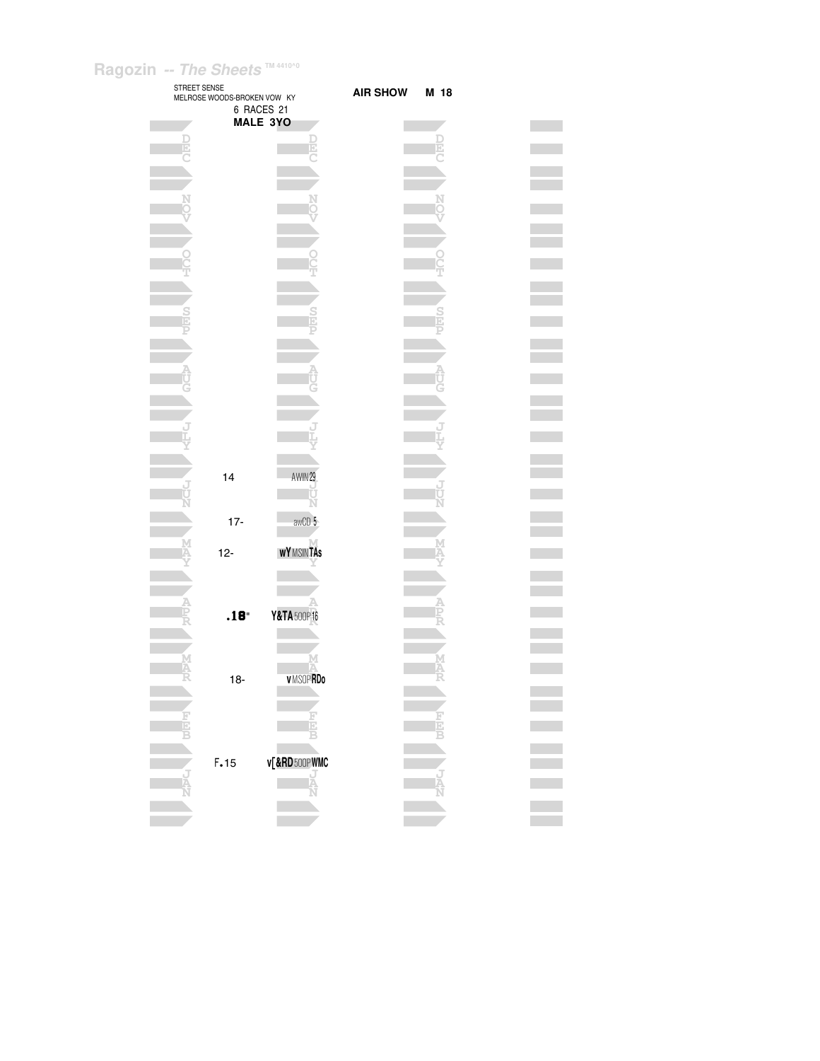Ragozin -- *The Sheets* TM 4410^0

STREET SENSE
MELROSE WOODS-BROKEN VOW KY

6 RACES 21

**MALE 3YO**

**AIR SHOW M 18**

| Month | Figure | Notes |
|---|---|---|
| DEC | | |
| NOV | | |
| OCT | | |
| SEP | | |
| AUG | | |
| JLY | | |
| JUN | 14 | AWIN29 |
| | 17- | awCD 5 |
| MAY | 12- | wY MSIN TAs |
| APR | .18" | Y&TA 500P16 |
| MAR | 18- | v MSOP RDo |
| FEB | | |
| JAN | F.15 | v[ &RD 500P WMC |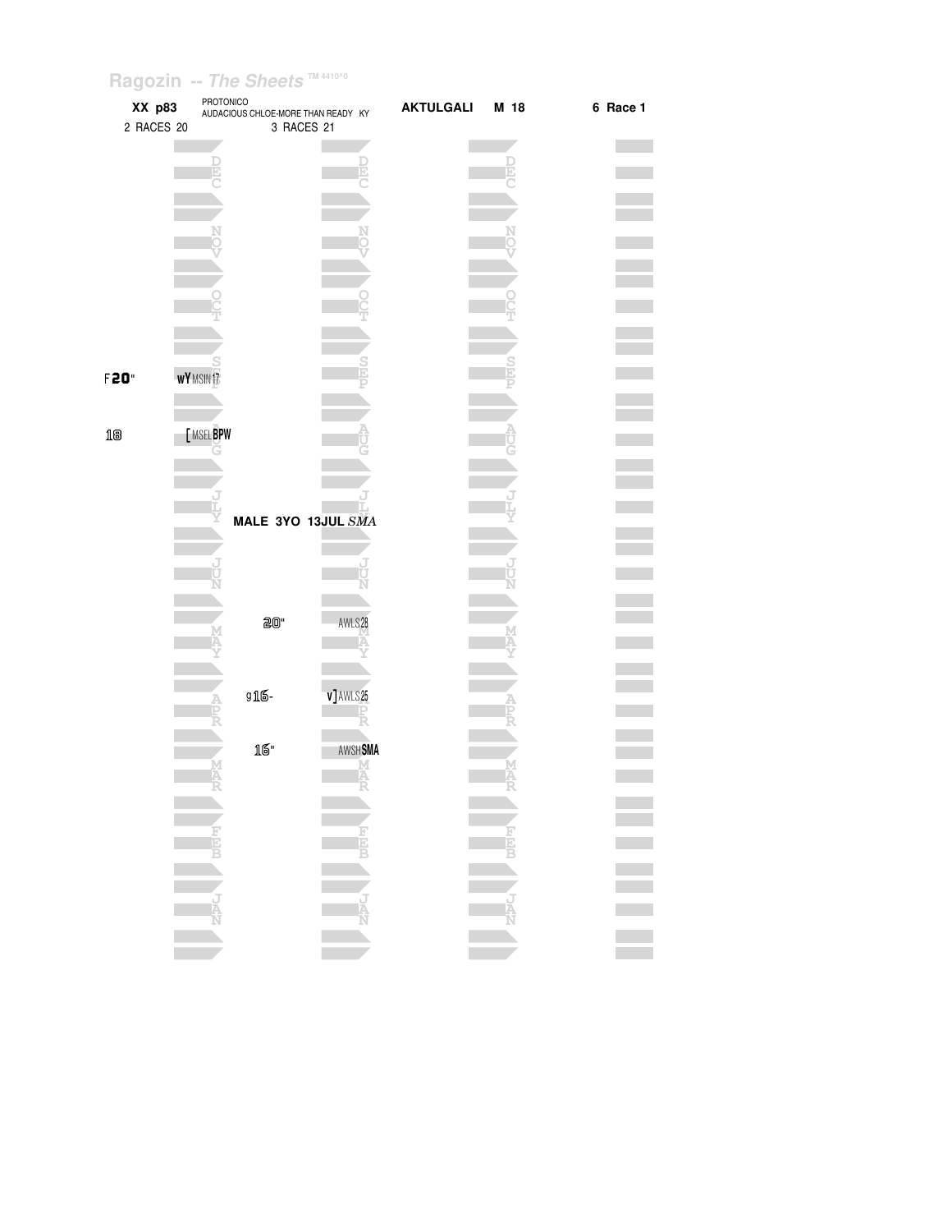Ragozin -- The Sheets TM 4410^0

**XX p83** PROTONICO
AUDACIOUS CHLOE-MORE THAN READY KY **AKTULGALI M 18** **6 Race 1**

2 RACES 20 3 RACES 21

| 2 RACES 20 | | 3 RACES 21 | |
|---|---|---|---|
| | DEC | | DEC |
| | NOV | | NOV |
| | OCT | | OCT |
| F **20**" | wY MSIN 17 SEP | | SEP |
| 18 | [ MSEL BPW AUG | | AUG |
| | JLY | | JLY |
| | MALE 3YO 13JUL *SMA* | | |
| | JUN | | JUN |
| | | 20" | AWLS 28 MAY |
| | | g 16- | v] AWLS 25 APR |
| | | 16" | AWSH **SMA** MAR |
| | FEB | | FEB |
| | JAN | | JAN |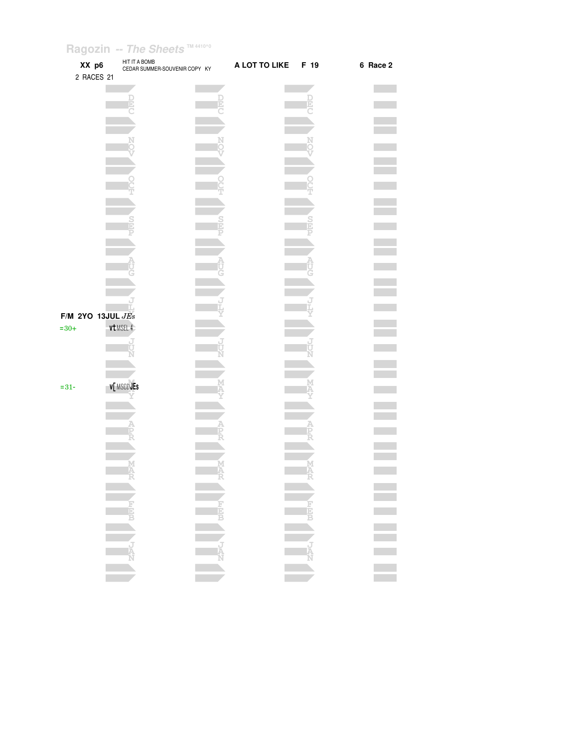Ragozin -- *The Sheets* TM 4410^0

**XX p6** HIT IT A BOMB
CEDAR SUMMER-SOUVENIR COPY KY

**A LOT TO LIKE** **F 19** **6 Race 2**

2 RACES 21

**F/M 2YO 13JUL** *JEs*

=30+ vt MSEL 4

=31- v[ MSCD JEs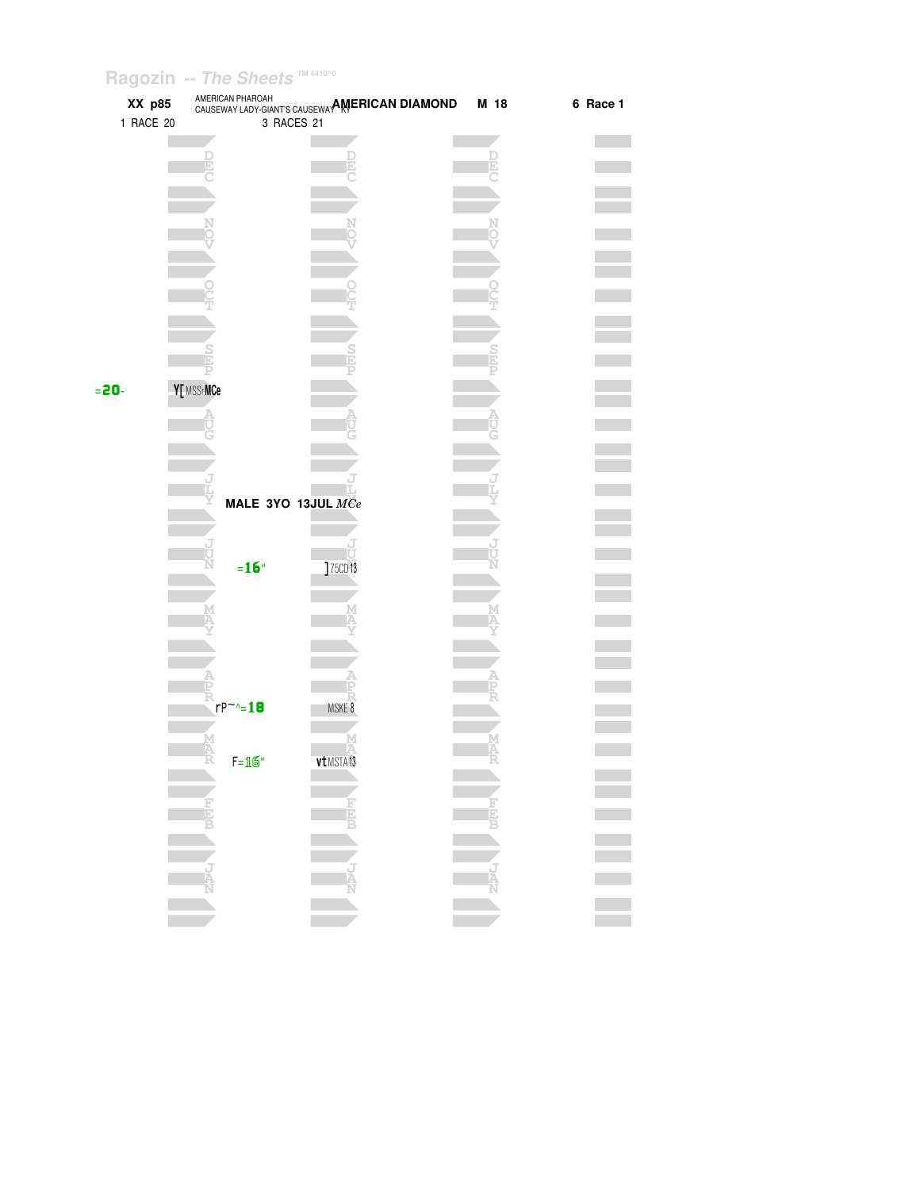Ragozin -- The Sheets TM 4410^0

XX p85 | AMERICAN PHAROAH CAUSEWAY LADY-GIANT'S CAUSEWAY KY | AMERICAN DIAMOND | M 18 | 6 Race 1

1 RACE 20 | 3 RACES 21

=20- Y[ MSSrMCe

MALE 3YO 13JUL *MCe*

=16" ]75CD13

rP~^=18 MSKE 8

F=16" vt MSTA13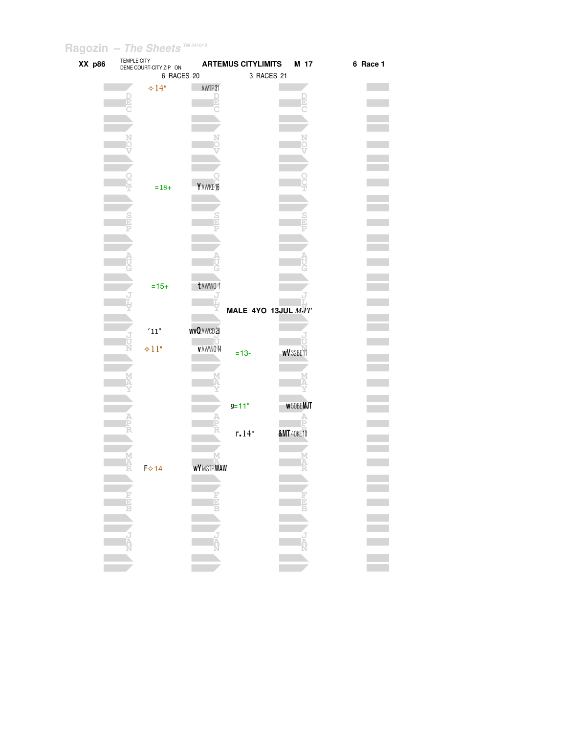Ragozin -- The Sheets TM 4410^0

**XX p86** TEMPLE CITY DENE COURT-CITY ZIP ON **ARTEMUS CITYLIMITS** **M 17** **6 Race 1**

6 RACES 20 | 3 RACES 21

| Month | 6 RACES 20 | | 3 RACES 21 | |
|---|---|---|---|---|
| DEC | ✧14" | AWTP31 | | |
| NOV | | | | |
| OCT | =18+ | YAWKE16 | | |
| SEP | | | | |
| AUG | | | | |
| JLY | =15+ | tAWWO 1 | | |
| | | | **MALE 4YO 13JUL** *MJT* | |
| JUN | ʻ11" | wvQAWCD28 | | |
| JUN | ✧11" | vAWWO14 | =13- | wV32BE11 |
| MAY | | | | |
| APR | | | g=11" | w50BEMJT |
| APR | | | r.14" | &MT40KE10 |
| MAR | F✧14 | wYMSTPWAW | | |
| FEB | | | | |
| JAN | | | | |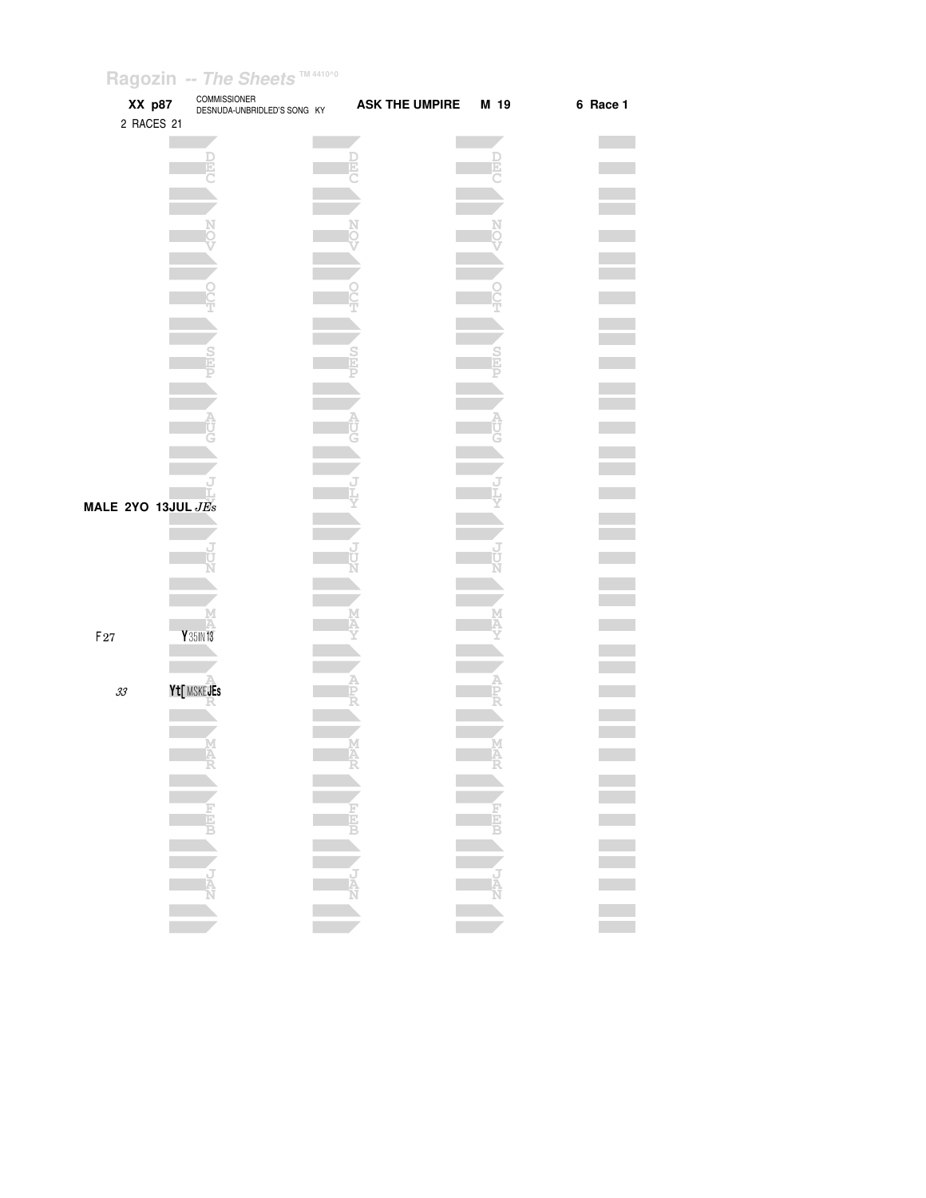Ragozin -- *The Sheets* TM 4410^0

**XX p87** COMMISSIONER DESNUDA-UNBRIDLED'S SONG KY **ASK THE UMPIRE** **M 19** **6 Race 1**

2 RACES 21

DEC

NOV

OCT

SEP

AUG

JLY

**MALE 2YO 13JUL** *JEs*

JUN

F27 MAY Y35IN13

33 APR Yt[MSKEJEs

MAR

FEB

JAN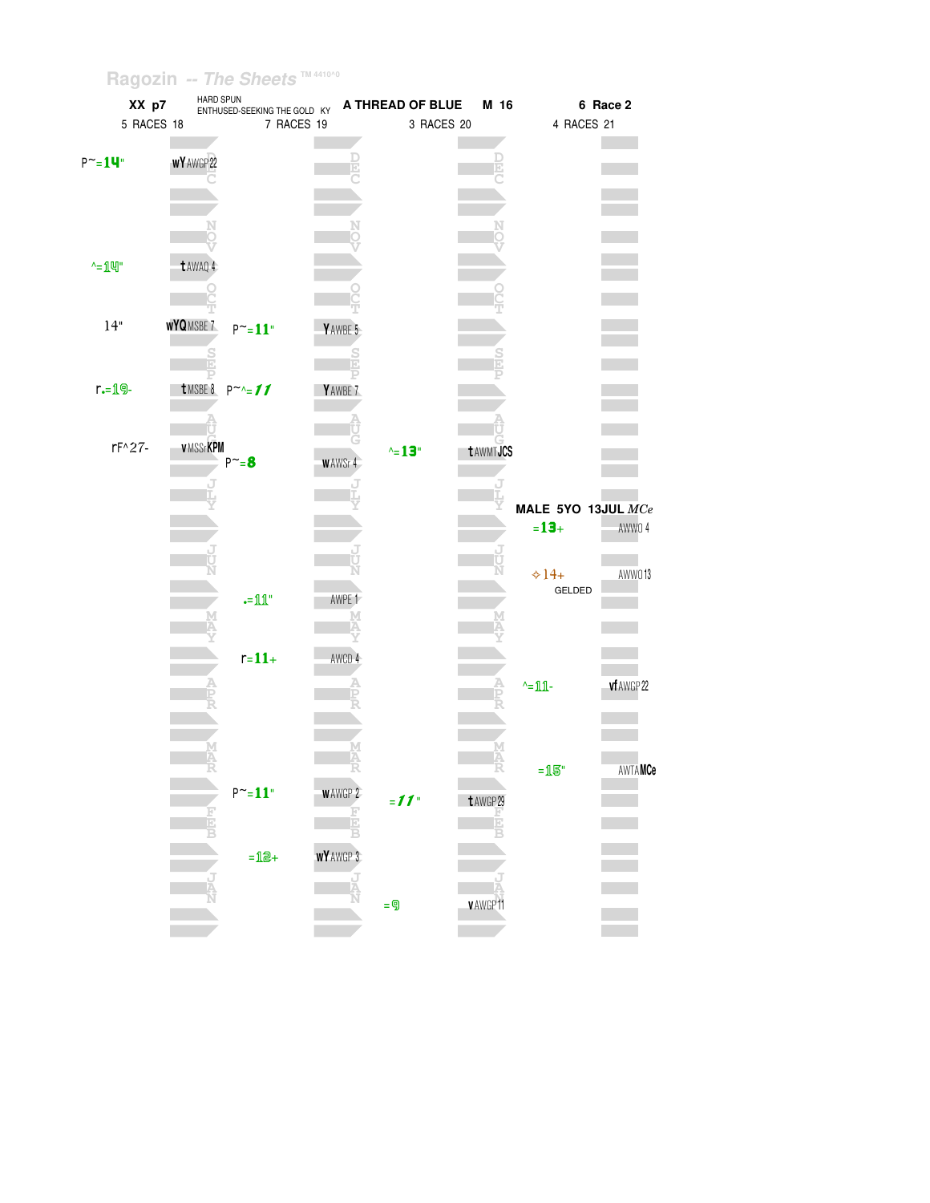Ragozin -- The Sheets TM 4410^0

**XX p7** HARD SPUN / ENTHUSED-SEEKING THE GOLD KY **A THREAD OF BLUE M 16** **6 Race 2**

| 5 RACES 18 | | 7 RACES 19 | | 3 RACES 20 | | 4 RACES 21 | |
|---|---|---|---|---|---|---|---|
| P~=14" | wY AWGP 22 | | | | | | |
| ^=14" | t AWAQ 4 | | | | | | |
| 14" | wYQ MSBE 7 | P~=11" | Y AWBE 5 | | | | |
| r.=19- | t MSBE 8 | P~^=11 | Y AWBE 7 | | | | |
| rF^27- | v MSSr KPM | P~=8 | w AWSr 4 | ^=13" | t AWMT JCS | | |
| | | | | | | MALE 5YO 13JUL *MCe* | |
| | | | | | | =13+ | AWWO 4 |
| | | | | | | ◇14+ GELDED | AWWO 13 |
| | | .=11" | AWPE 1 | | | | |
| | | r=11+ | AWCD 4 | | | | |
| | | | | | | ^=11- | vf AWGP 22 |
| | | | | | | =15" | AWTA MCe |
| | | P~=11" | w AWGP 2 | =11" | t AWGP 29 | | |
| | | =12+ | wY AWGP 3 | | | | |
| | | | | =9 | v AWGP 11 | | |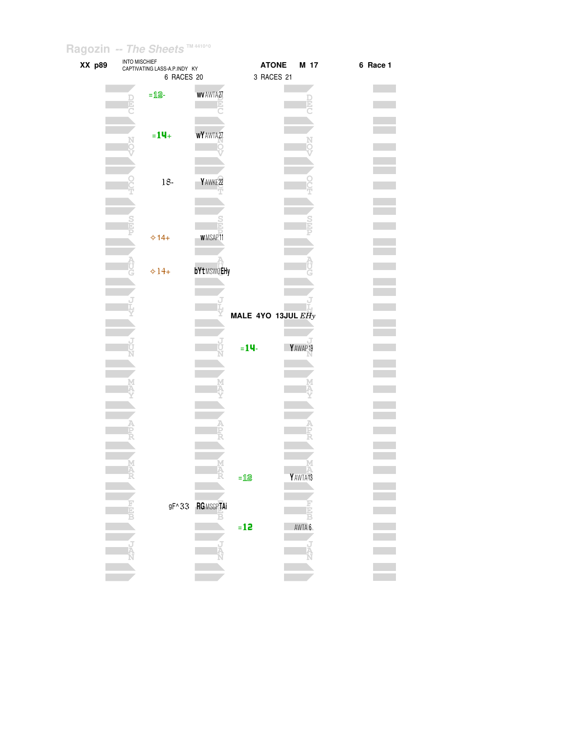Ragozin -- *The Sheets* TM 4410^0

**XX p89** INTO MISCHIEF
CAPTIVATING LASS-A.P.INDY KY
6 RACES 20

**ATONE M 17**
3 RACES 21

**6 Race 1**

| Month | 2020 Figure | 2020 Notes | 2021 Figure | 2021 Notes |
|---|---|---|---|---|
| DEC | =12- | wv AWTA27 | | |
| NOV | =14+ | wY AWTA27 | | |
| OCT | 18- | Y AWKE22 | | |
| SEP | ✧14+ | w MSAP11 | | |
| AUG | ✧14+ | bYt MSWO EHy | | |
| JLY | | | | |
| JUN | | | =14- | Y AWAP19 |
| MAY | | | | |
| APR | | | | |
| MAR | | | =12 | Y AWTA13 |
| FEB | gF^33 | RG MSGP TAi | | |
| JAN | | | =12 | AWTA 6 |

**MALE 4YO 13JUL** *EHy*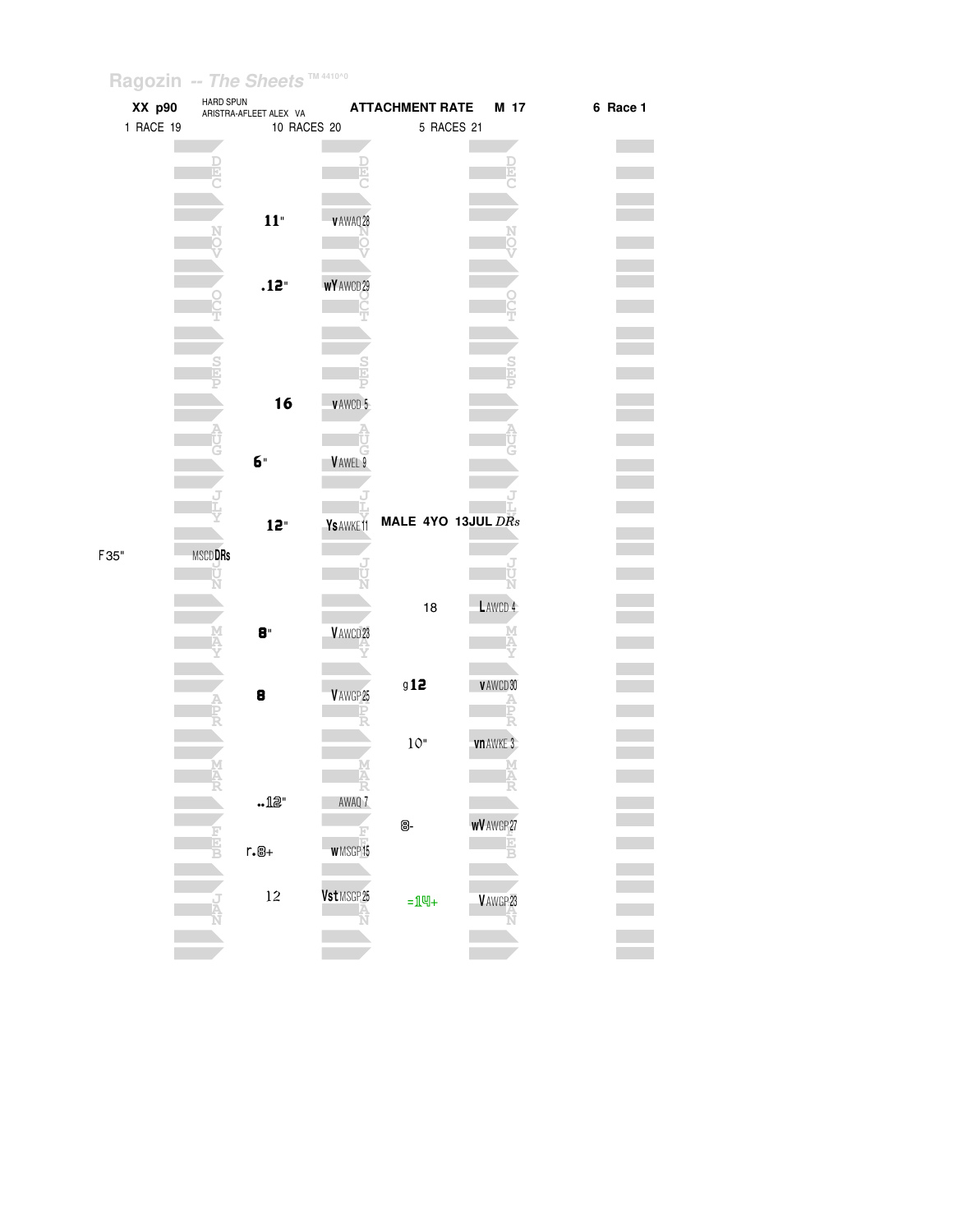Ragozin -- The Sheets

**XX p90** HARD SPUN / ARISTRA-AFLEET ALEX VA **ATTACHMENT RATE** **M 17** **6 Race 1**

1 RACE 19 | 10 RACES 20 | 5 RACES 21

| Month | 2019 | | 2020 | | 2021 | |
|---|---|---|---|---|---|---|
| DEC | | | | | | |
| NOV | | | 11" | v AWAQ 28 | | |
| OCT | | | .12" | wY AWCD 29 | | |
| SEP | | | 16 | v AWCD 5 | | |
| AUG | | | 6" | V AWEL 9 | | |
| JLY | | | 12" | Ys AWKE 11 | MALE 4YO 13JUL DRs | |
| JUN | F35" | MSCD DRs | | | | |
| | | | | | 18 | L AWCD 4 |
| MAY | | | 8" | V AWCD 23 | | |
| | | | | | g 12 | v AWCD 30 |
| APR | | | 8 | V AWGP 25 | | |
| | | | | | 10" | vn AWKE 3 |
| MAR | | | ..12" | AWAQ 7 | | |
| | | | | | 8- | wV AWGP 27 |
| FEB | | | r.8+ | w MSGP 15 | | |
| JAN | | | 12 | Vst MSGP 25 | =14+ | V AWGP 23 |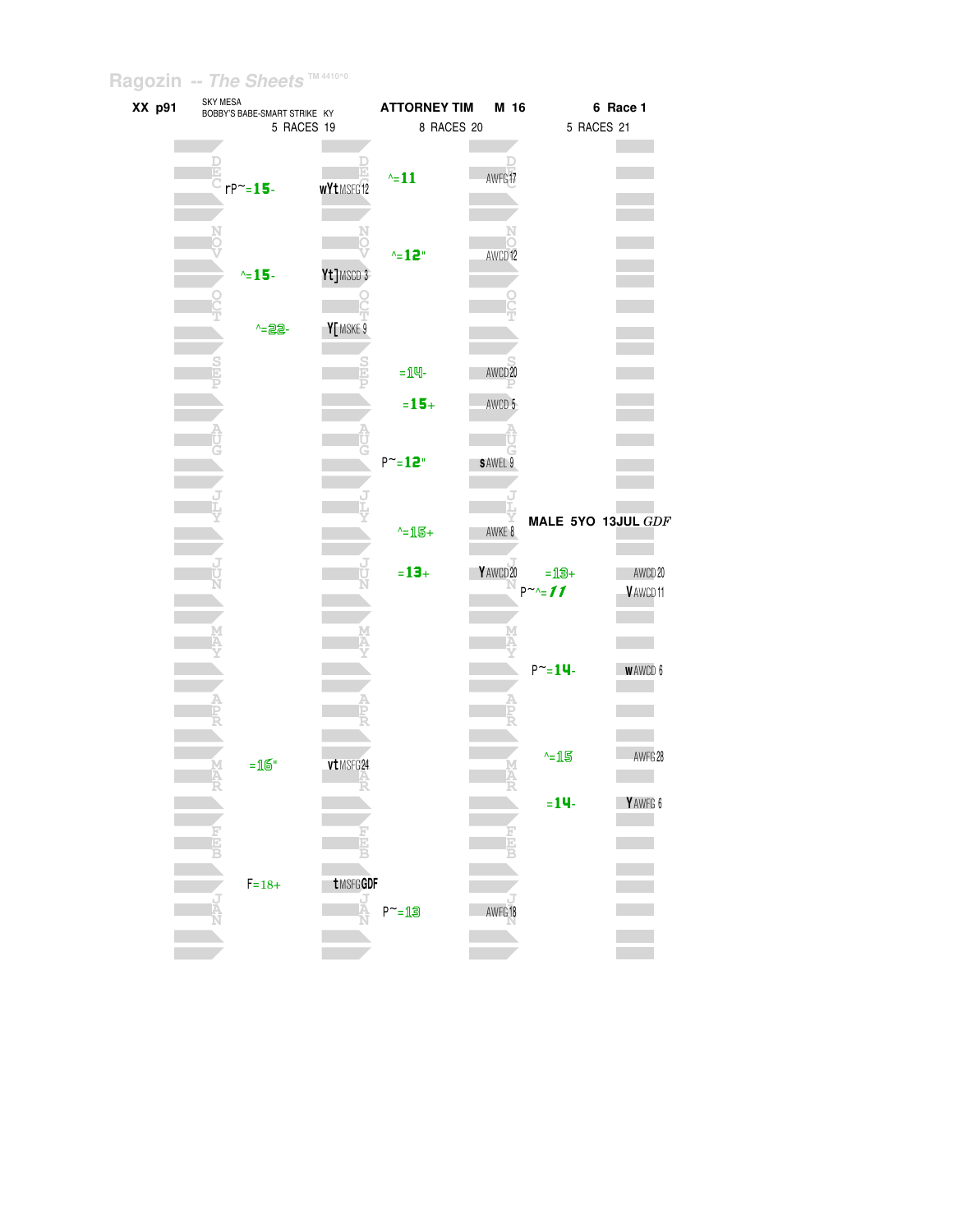Ragozin -- *The Sheets* TM 4410^0

**XX p91** SKY MESA / BOBBY'S BABE-SMART STRIKE KY — **ATTORNEY TIM** **M 16** — **6 Race 1**

| 5 RACES 19 | | 8 RACES 20 | | 5 RACES 21 | |
|---|---|---|---|---|---|
| rP~=15- | wYt MSFG12 | ^=11 | AWFG17 | | |
| ^=15- | Yt] MSCD 3 | ^=12" | AWCD12 | | |
| ^=22- | Y[ MSKE 9 | | | | |
| | | =14- | AWCD20 | | |
| | | =15+ | AWCD 5 | | |
| | | P~=12" | sAWEL 9 | | |
| | | ^=15+ | AWKE 8 | **MALE 5YO 13JUL** *GDF* | |
| | | =13+ | YAWCD20 | =13+ | AWCD20 |
| | | | | P~^=*11* | VAWCD11 |
| | | | | P~=14- | wAWCD 6 |
| =16" | vt MSFG24 | | | ^=15 | AWFG28 |
| | | | | =14- | YAWFG 6 |
| F=18+ | t MSFG GDF | | | | |
| | | P~=13 | AWFG18 | | |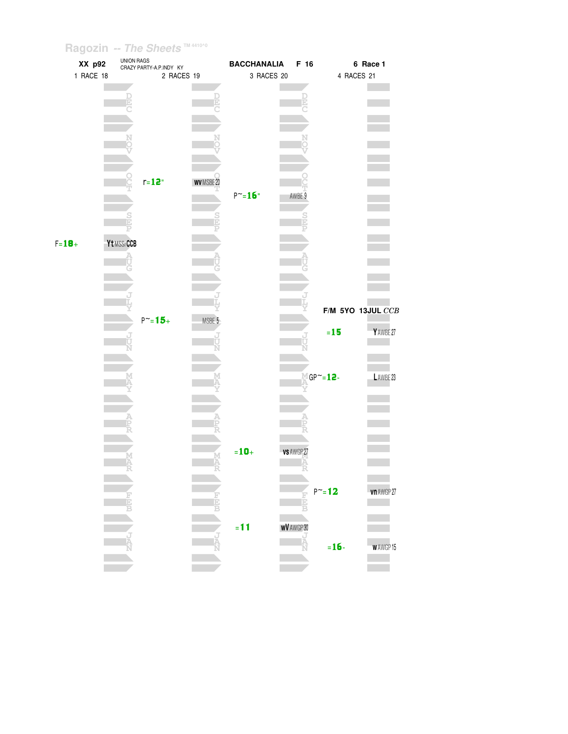Ragozin -- The Sheets ™ 4410^0

| XX p92 | UNION RAGS<br>CRAZY PARTY-A.P.INDY KY | BACCHANALIA F 16 | 6 Race 1 |
|---|---|---|---|
| 1 RACE 18 | 2 RACES 19 | 3 RACES 20 | 4 RACES 21 |

| Month | 1 RACE 18 | | 2 RACES 19 | | 3 RACES 20 | | 4 RACES 21 | |
|---|---|---|---|---|---|---|---|---|
| DEC | | | | | | | | |
| NOV | | | | | | | | |
| OCT | | | r=12" | wv MSBE 20 | P~=16" | AWBE 9 | | |
| SEP | F=18+ | Yt MSSrCCB | | | | | | |
| AUG | | | | | | | | |
| JLY | | | P~=15+ | MSBE 5 | | | F/M 5YO 13JUL *CCB* | |
| JUN | | | | | | | =15 | Y AWBE 27 |
| MAY | | | | | | | GP~=12- | L AWBE 23 |
| APR | | | | | | | | |
| MAR | | | | | =10+ | vs AWGP 27 | | |
| FEB | | | | | | | P~=12 | vn AWGP 27 |
| JAN | | | | | =11 | wV AWGP 30 | =16- | w AWGP 15 |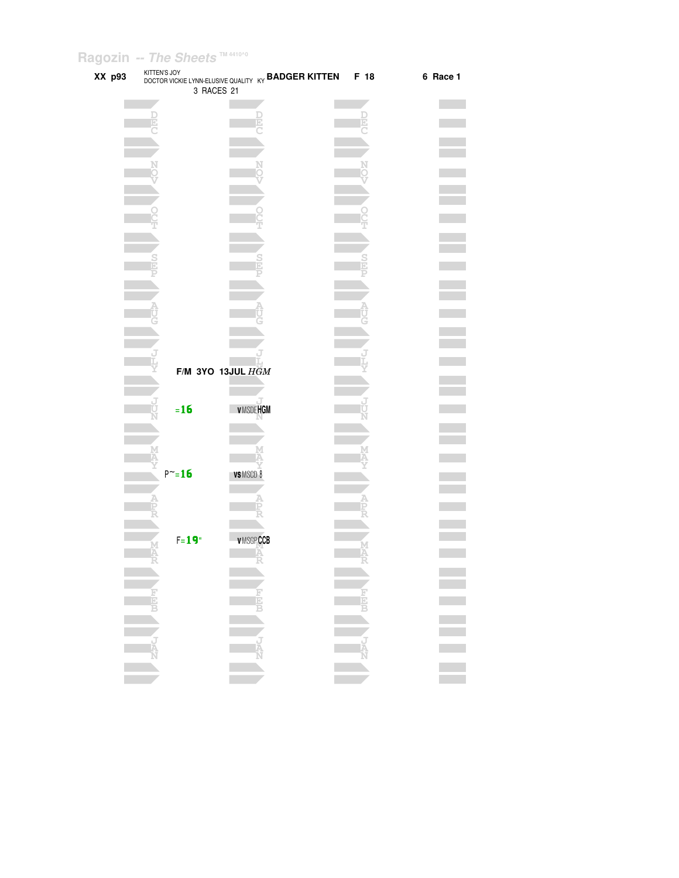Ragozin -- *The Sheets* TM 4410^0

**XX p93** KITTEN'S JOY
DOCTOR VICKIE LYNN-ELUSIVE QUALITY KY **BADGER KITTEN** **F 18** **6 Race 1**
3 RACES 21

**F/M 3YO 13JUL** *HGM*

=**16** **v** MSDE **HGM**

P~=**16** **vs** MSCD 8

F=**19**" **v** MSGP **CCB**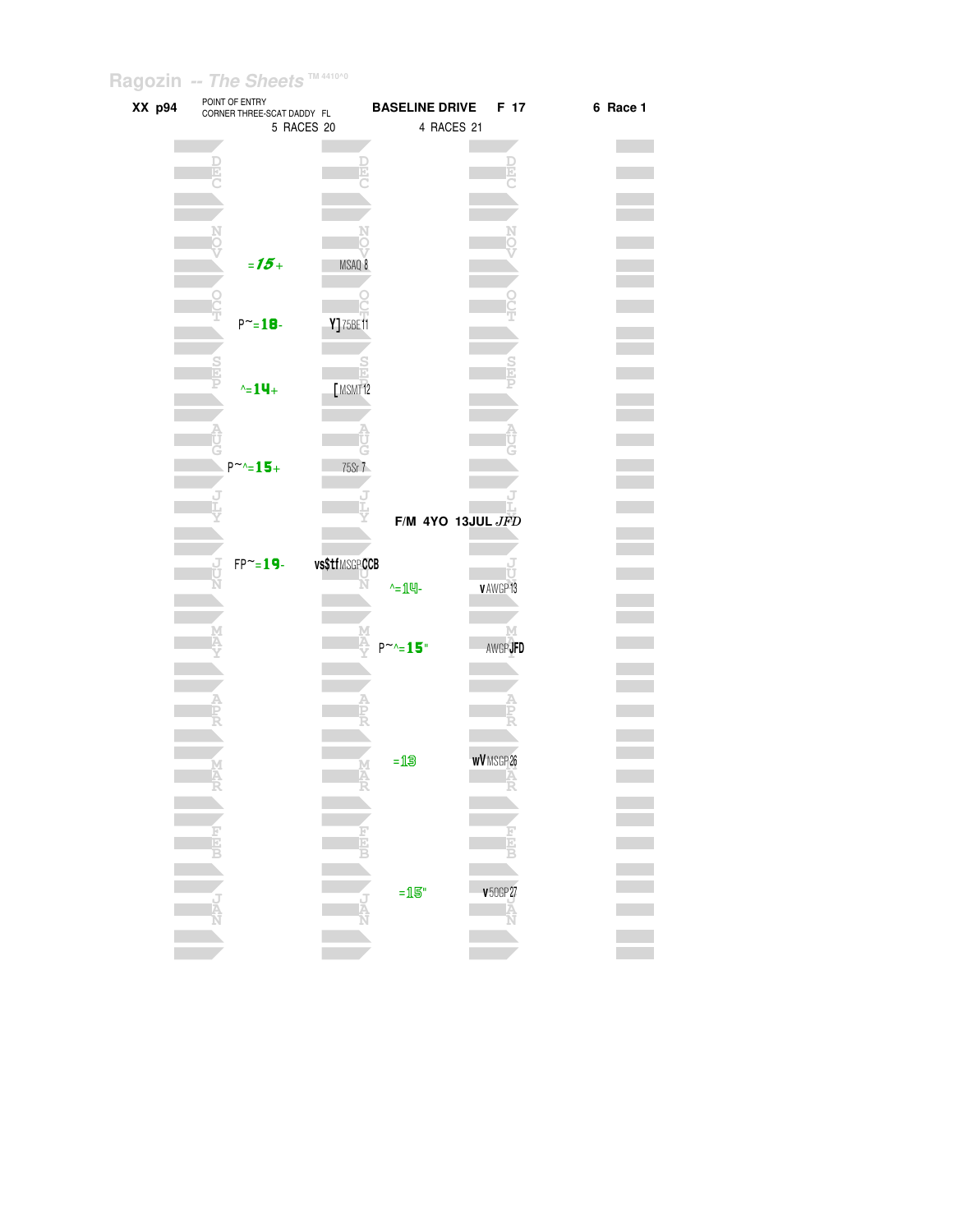Ragozin -- The Sheets

**XX p94** POINT OF ENTRY / CORNER THREE-SCAT DADDY FL — 5 RACES 20

**BASELINE DRIVE** F 17 — 4 RACES 21

**6 Race 1**

| Month | POINT OF ENTRY (Figure) | Notes | BASELINE DRIVE (Figure) | Notes |
|---|---|---|---|---|
| DEC | | | | |
| NOV | =15+ | MSAQ 8 | | |
| OCT | P~=18- | Y] 75BE 11 | | |
| SEP | ^=14+ | [ MSMT 12 | | |
| AUG | P~^=15+ | 75Sr 7 | | |
| JLY | | | F/M 4YO 13JUL *JFD* | |
| JUN | FP~=19- | vs$tf MSGP CCB | ^=14- | v AWGP 13 |
| MAY | | | P~^=15" | AWGP JFD |
| APR | | | | |
| MAR | | | =13 | wV MSGP 26 |
| FEB | | | | |
| JAN | | | =15" | v 50GP 27 |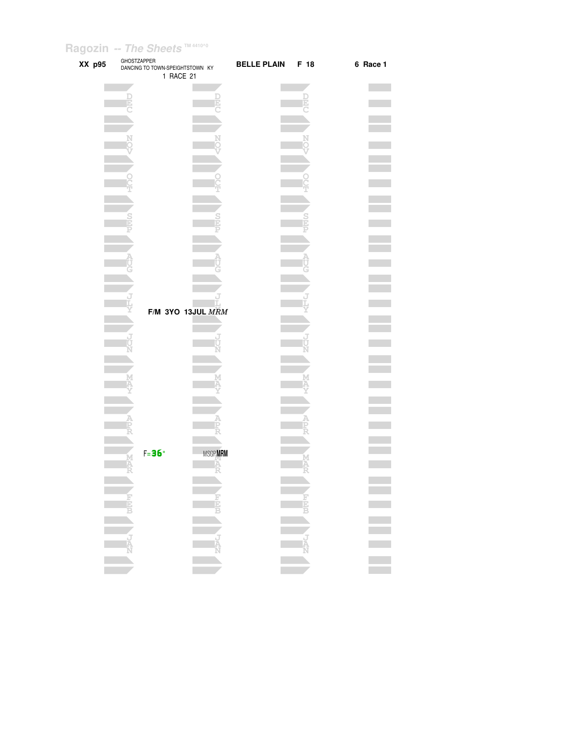Ragozin -- *The Sheets* TM 4410^0

**XX p95** GHOSTZAPPER
DANCING TO TOWN-SPEIGHTSTOWN KY
1 RACE 21

**BELLE PLAIN** **F 18** **6 Race 1**

DEC

NOV

OCT

SEP

AUG

JLY

**F/M 3YO 13JUL** *MRM*

JUN

MAY

APR

F=**36**" MSGP**MRM**

MAR

FEB

JAN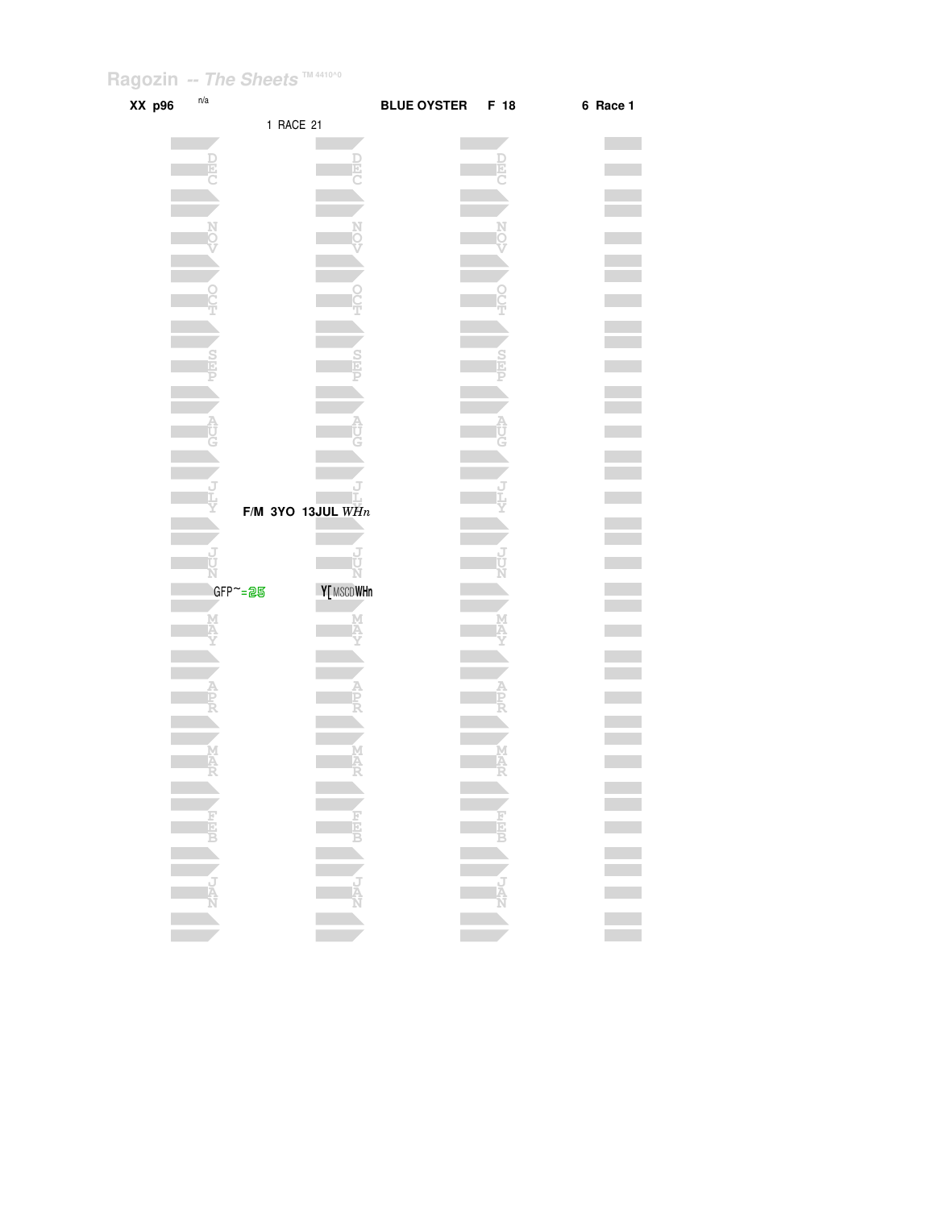Ragozin -- *The Sheets* TM 4410^0

**XX p96** n/a **BLUE OYSTER F 18** **6 Race 1**

1 RACE 21

D E C

N O V

O C T

S E P

A U G

J L Y

**F/M 3YO 13JUL** *WHn*

J U N

GFP~=25 Y[ MSCDWHn

M A Y

A P R

M A R

F E B

J A N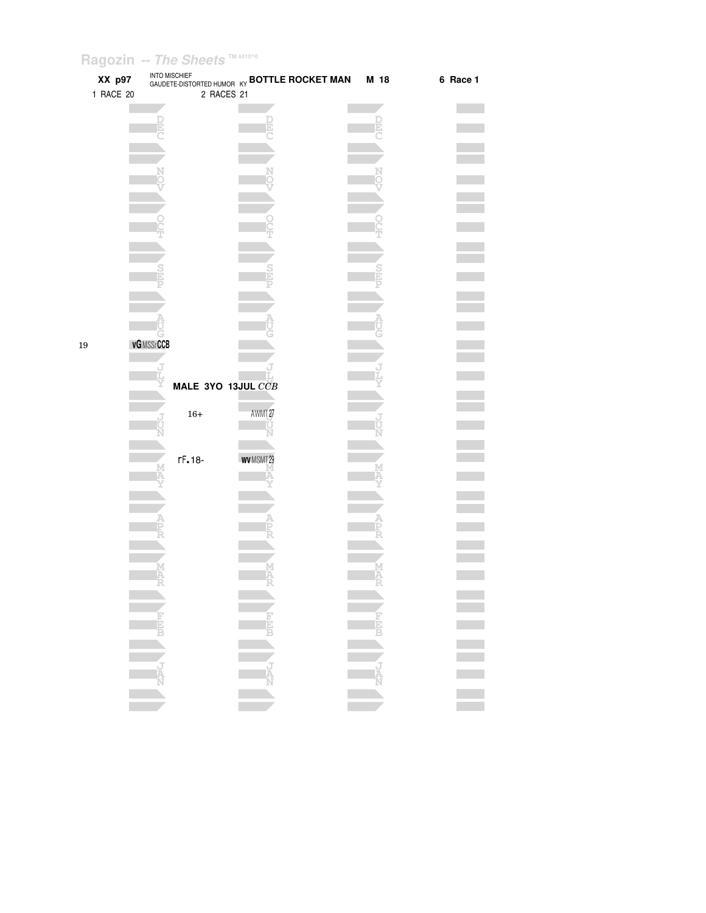Ragozin -- *The Sheets* TM 4410^0

**XX p97** INTO MISCHIEF GAUDETE-DISTORTED HUMOR KY **BOTTLE ROCKET MAN** **M 18** **6 Race 1**

1 RACE 20 2 RACES 21

DEC

NOV

OCT

SEP

AUG

19 **vG**MSSr**CCB**

JLY

**MALE 3YO 13JUL** *CCB*

16+ AWMT27

JUN

rF.18- **wv**MSMT29

MAY

APR

MAR

FEB

JAN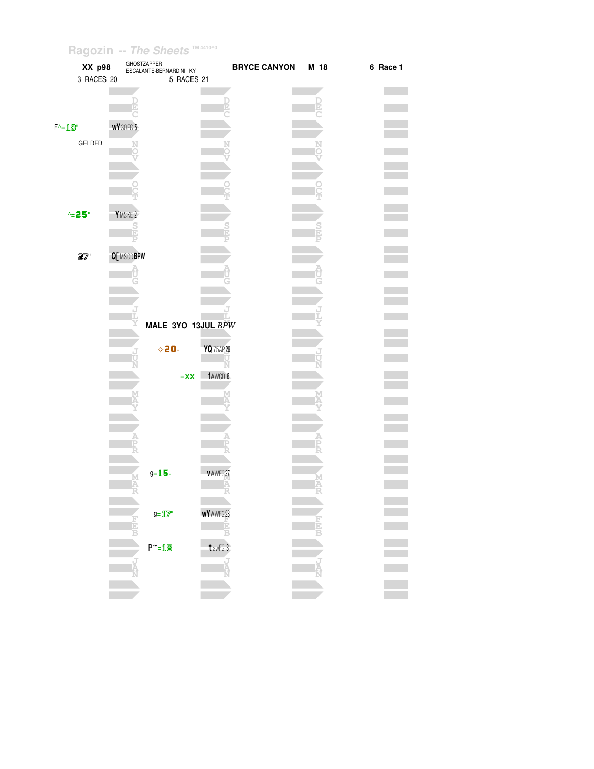Ragozin -- The Sheets TM 4410^0

**XX p98** GHOSTZAPPER ESCALANTE-BERNARDINI KY **BRYCE CANYON** **M 18** **6 Race 1**

3 RACES 20 5 RACES 21

| Column 1 (Year 1) | | Column 2 (Year 2) | |
|---|---|---|---|
| F^=18" | wY 30FG 5 | | |
| GELDED | | | |
| ^=25" | Y MSKE 2 | | |
| 27" | Q[ MSCD BPW | | |
| | | MALE 3YO 13JUL BPW | |
| | | ✧20- | YQ 75AP 26 |
| | | =XX | f AWCD 6 |
| | | g=15- | v AWFG 27 |
| | | g=17" | wY AWFG 28 |
| | | P~=18 | t awFG 3 |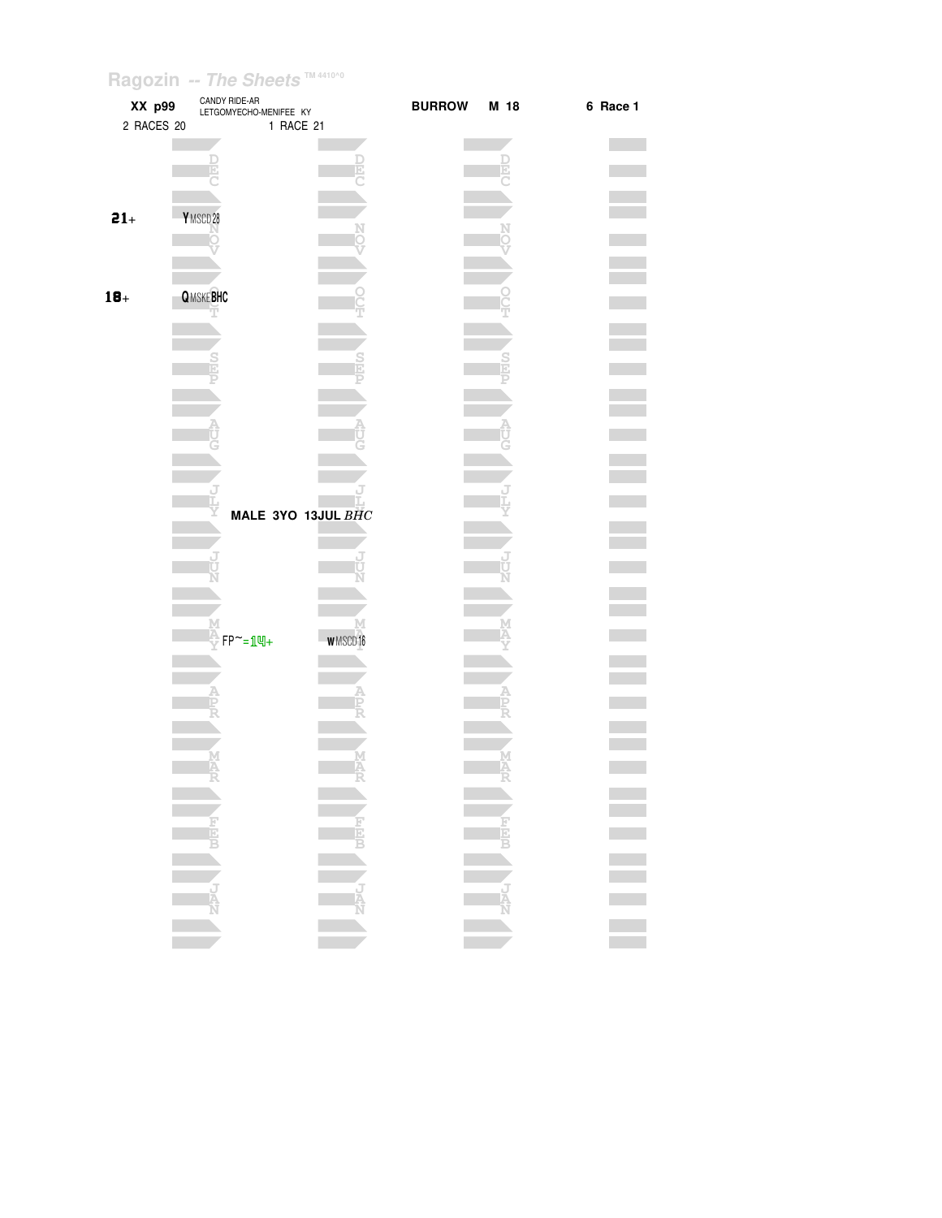Ragozin -- *The Sheets* TM 4410^0

| XX p99 | CANDY RIDE-AR<br>LETGOMYECHO-MENIFEE KY | BURROW | M 18 | 6 Race 1 |
|---|---|---|---|---|

2 RACES 20 | 1 RACE 21

| | 2 RACES 20 | 1 RACE 21 |
|---|---|---|
| DEC | | |
| 21+ | Y MSCD 28 | |
| NOV | | |
| 18+ | Q MSKE BHC | |
| OCT | | |
| SEP | | |
| AUG | | |
| JLY | | |
| JUN | | |
| MAY | FP~=14+ | w MSCD 16 |
| APR | | |
| MAR | | |
| FEB | | |
| JAN | | |

MALE 3YO 13JUL *BHC*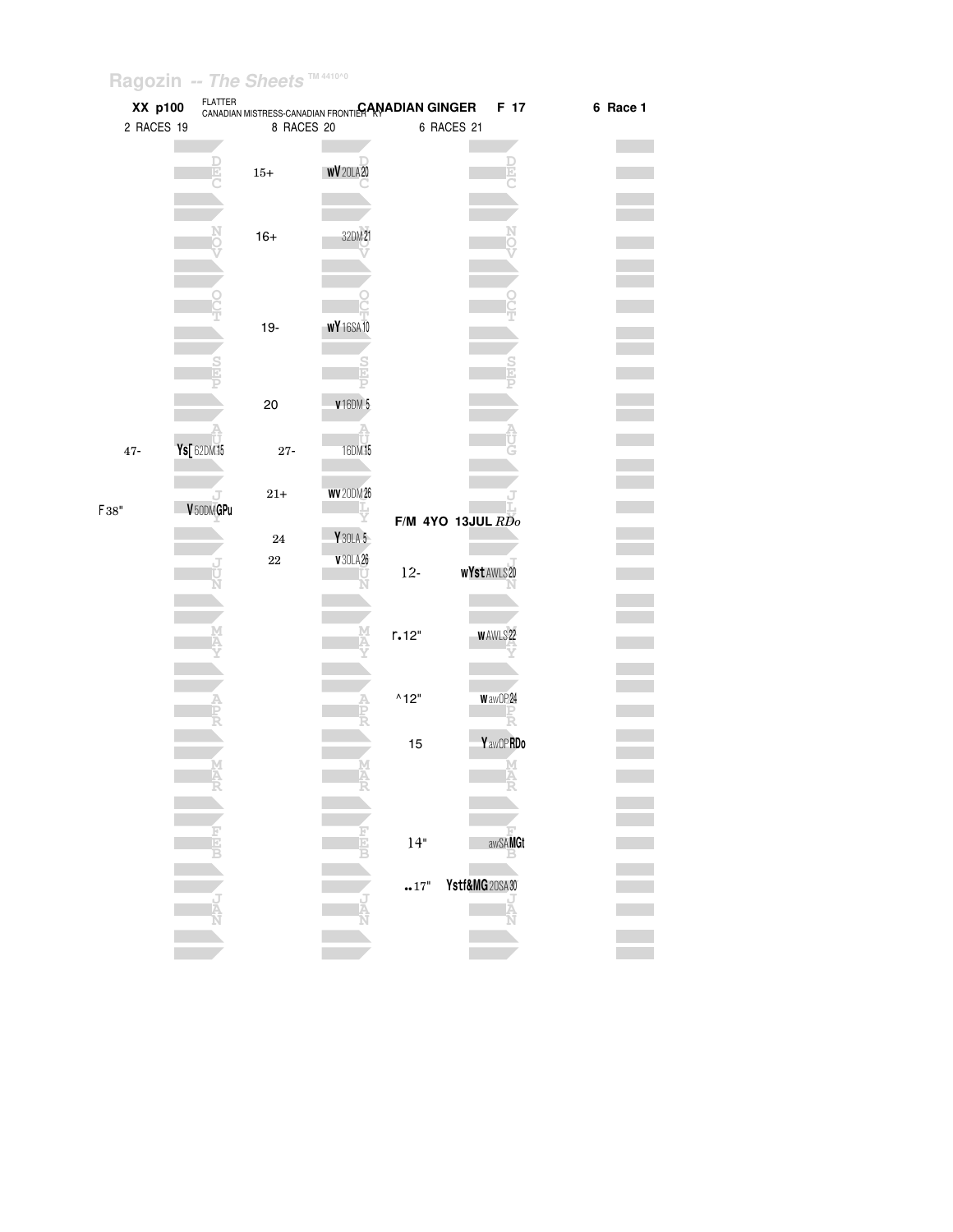Ragozin -- The Sheets TM 4410^0

**XX p100** FLATTER CANADIAN MISTRESS-CANADIAN FRONTIER KY **CANADIAN GINGER** **F 17** **6 Race 1**

| 2 RACES 19 | | 8 RACES 20 | | 6 RACES 21 | |
|---|---|---|---|---|---|
| | DEC | 15+ | wV 20LA 20 DEC | | DEC |
| | NOV | 16+ | 32DM 21 NOV | | NOV |
| | OCT | 19- | wY 16SA 10 OCT | | OCT |
| | SEP | 20 | v 16DM 5 SEP | | SEP |
| 47- | Ys[ 62DM 15 AUG | 27- | 16DM 15 AUG | | AUG |
| F38" | V 50DM GPu JLY | 21+ | wv 20DM 26 JLY | F/M 4YO 13JUL *RDo* | JLY |
| | | 24 | Y 30LA 5 | | |
| | JUN | 22 | v 30LA 26 JUN | 12- | wYst AWLS 20 JUN |
| | MAY | | MAY | r.12" | w AWLS 22 MAY |
| | APR | | APR | ^12" | w awOP 24 APR |
| | | | | 15 | Y awOP RDo |
| | MAR | | MAR | | MAR |
| | FEB | | FEB | 14" | awSA MGt FEB |
| | JAN | | JAN | ..17" | Ystf&MG 20SA 30 JAN |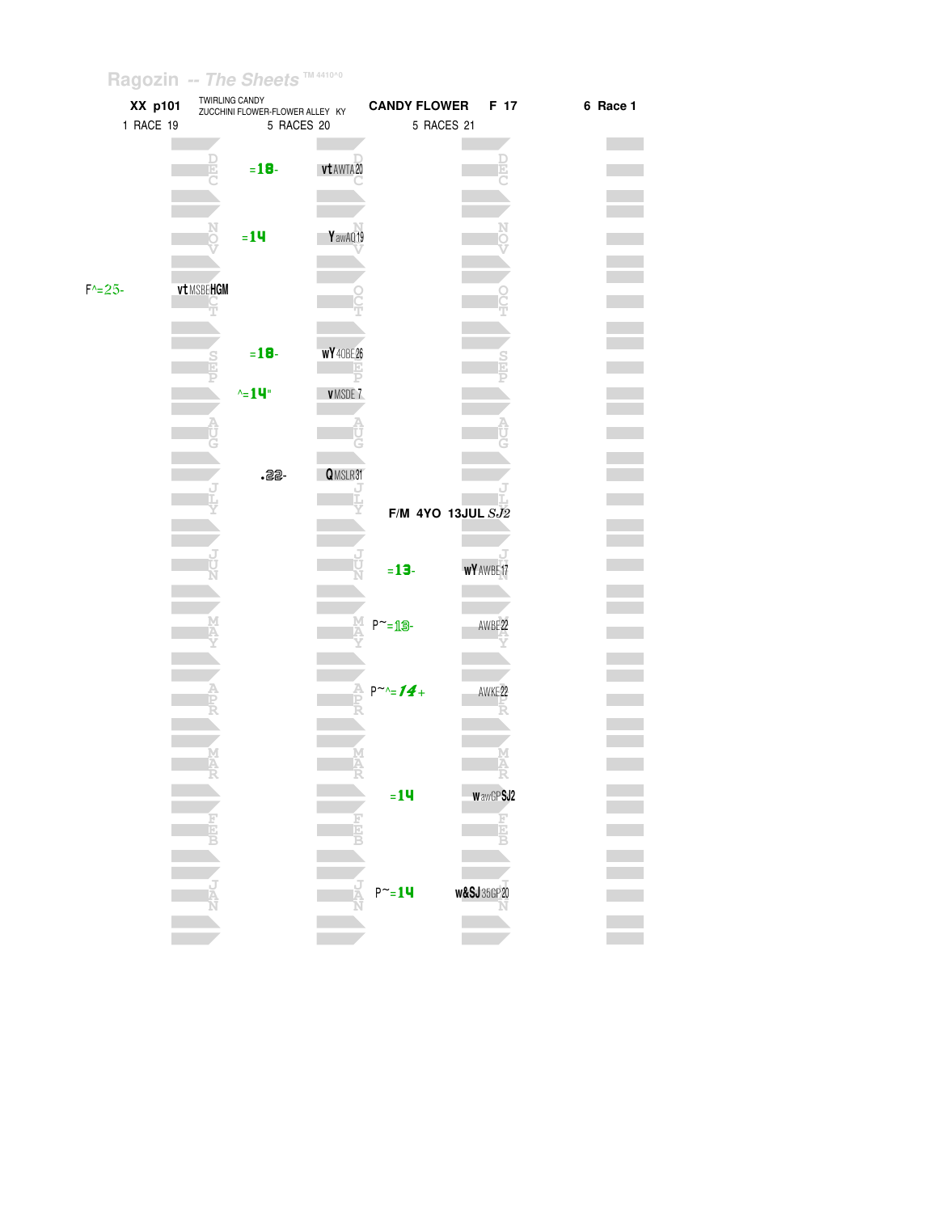Ragozin -- The Sheets TM 4410^0

**XX p101** TWIRLING CANDY
ZUCCHINI FLOWER-FLOWER ALLEY KY **CANDY FLOWER F 17** **6 Race 1**

1 RACE 19 | 5 RACES 20 | 5 RACES 21

| Month | 2019 | | 2020 | | 2021 | |
|---|---|---|---|---|---|---|
| DEC | | | =18- | vt AWTA20 | | |
| NOV | | | =14 | Y awAQ19 | | |
| OCT | F^=25- | vt MSBE HGM | | | | |
| SEP | | | =18- | wY 40BE26 | | |
| SEP | | | ^=14" | v MSDE 7 | | |
| AUG | | | | | | |
| JLY | | | .22- | Q MSLR31 | | |
| JLY | | | | | F/M 4YO 13JUL *SJ2* | |
| JUN | | | | | =13- | wY AWBE17 |
| MAY | | | | | P~=13- | AWBE22 |
| APR | | | | | P~^=14+ | AWKE22 |
| MAR | | | | | =14 | w awGP SJ2 |
| FEB | | | | | | |
| JAN | | | | | P~=14 | w&SJ 35GP20 |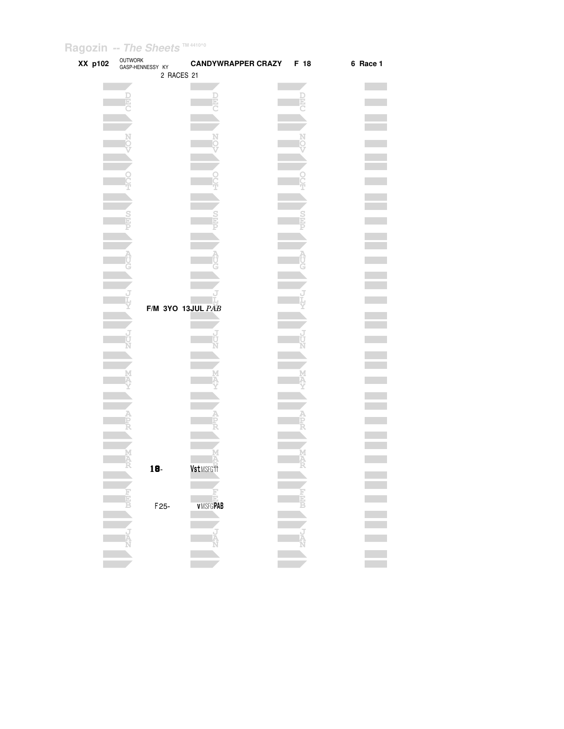Ragozin -- *The Sheets* TM 4410^0

**XX p102** OUTWORK GASP-HENNESSY KY **CANDYWRAPPER CRAZY F 18** **6 Race 1**

2 RACES 21

**F/M 3YO 13JUL** *PAB*

**18**- **Vst**MSFG11

F25- **v**MSFG**PAB**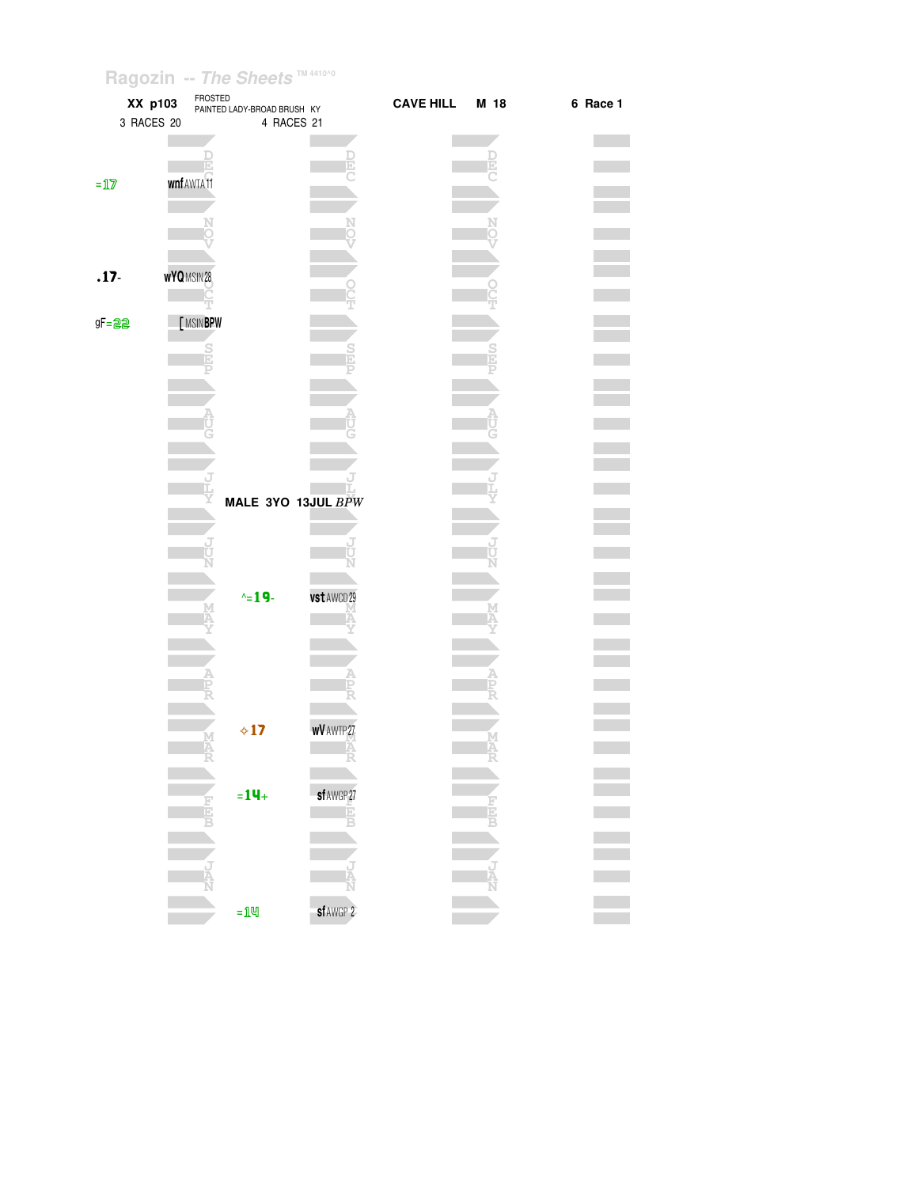Ragozin -- The Sheets TM 4410^0

**XX p103** FROSTED
PAINTED LADY-BROAD BRUSH KY

**CAVE HILL** **M 18** **6 Race 1**

3 RACES 20 | 4 RACES 21

| 3 RACES 20 | | Month | 4 RACES 21 | | Month |
|---|---|---|---|---|---|
| =17 | wnf AWTA 11 | DEC | | | DEC |
| | | NOV | | | NOV |
| .17- | wYQ MSIN 28 | OCT | | | OCT |
| gF=22 | [ MSIN BPW | | | | |
| | | SEP | | | SEP |
| | | AUG | | | AUG |
| | | JLY | MALE 3YO 13JUL *BPW* | | JLY |
| | | JUN | | | JUN |
| | | MAY | ^=19- | vst AWCD 29 | MAY |
| | | APR | | | APR |
| | | MAR | ✧17 | wV AWTP 27 | MAR |
| | | FEB | =14+ | sf AWGP 27 | FEB |
| | | JAN | =14 | sf AWGP 2 | JAN |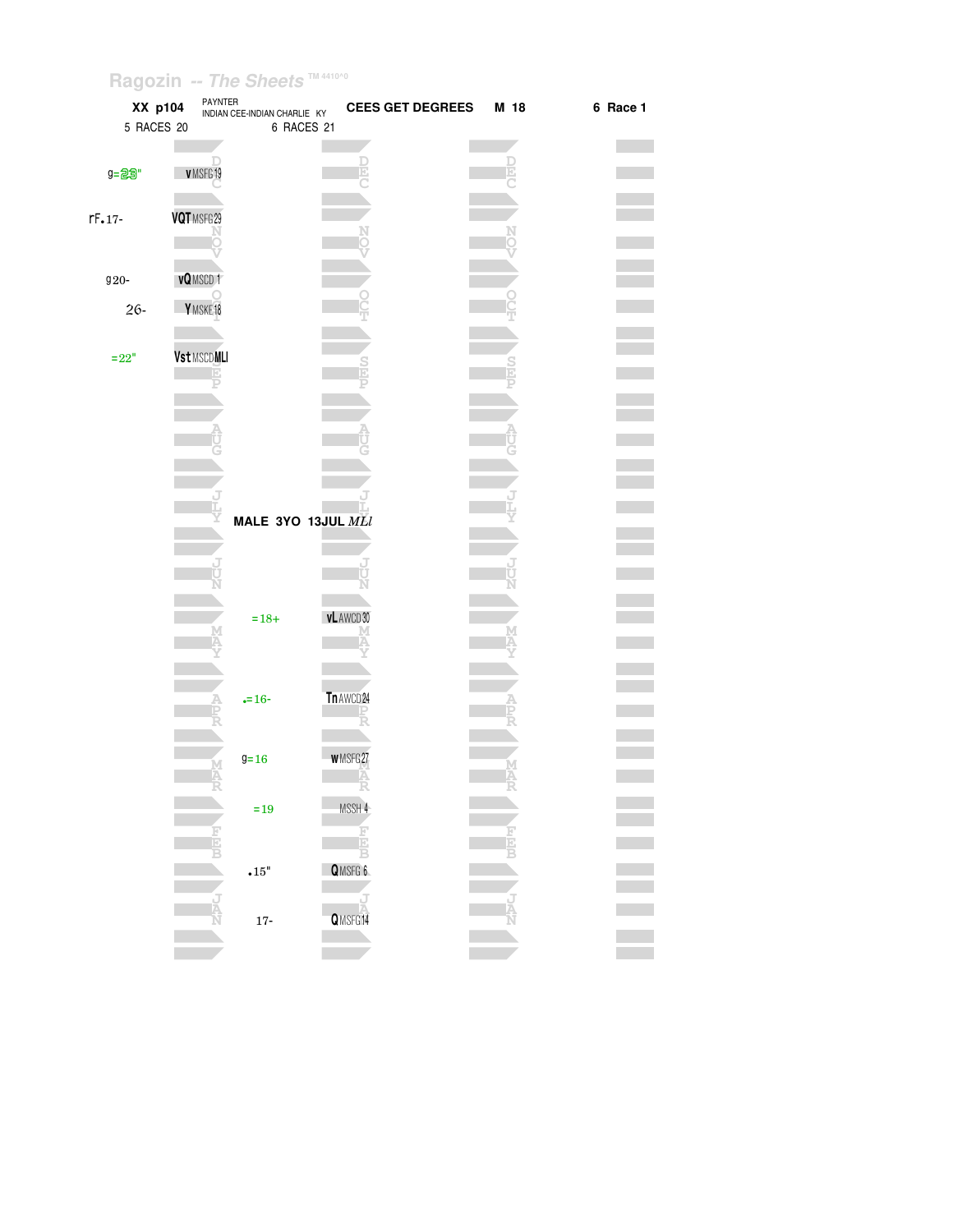Ragozin -- The Sheets TM 4410^0

**XX p104** PAYNTER / INDIAN CEE-INDIAN CHARLIE KY **CEES GET DEGREES** **M 18** **6 Race 1**

5 RACES 20 — 6 RACES 21

| 2020 Figure | 2020 Race | Month | 2021 Figure | 2021 Race |
|---|---|---|---|---|
| g=23" | v MSFG19 | DEC | | |
| rF.17- | VQT MSFG29 | NOV | | |
| g20- | vQ MSCD 1 | | | |
| 26- | Y MSKE18 | OCT | | |
| =22" | Vst MSCDMLI | SEP | | |
| | | AUG | | |
| | | JLY | MALE 3YO 13JUL *MLl* | |
| | | JUN | | |
| | | MAY | =18+ | vL AWCD30 |
| | | APR | .=16- | Tn AWCD24 |
| | | MAR | g=16 | w MSFG27 |
| | | | =19 | MSSH 4 |
| | | FEB | .15" | Q MSFG 6 |
| | | JAN | 17- | Q MSFG14 |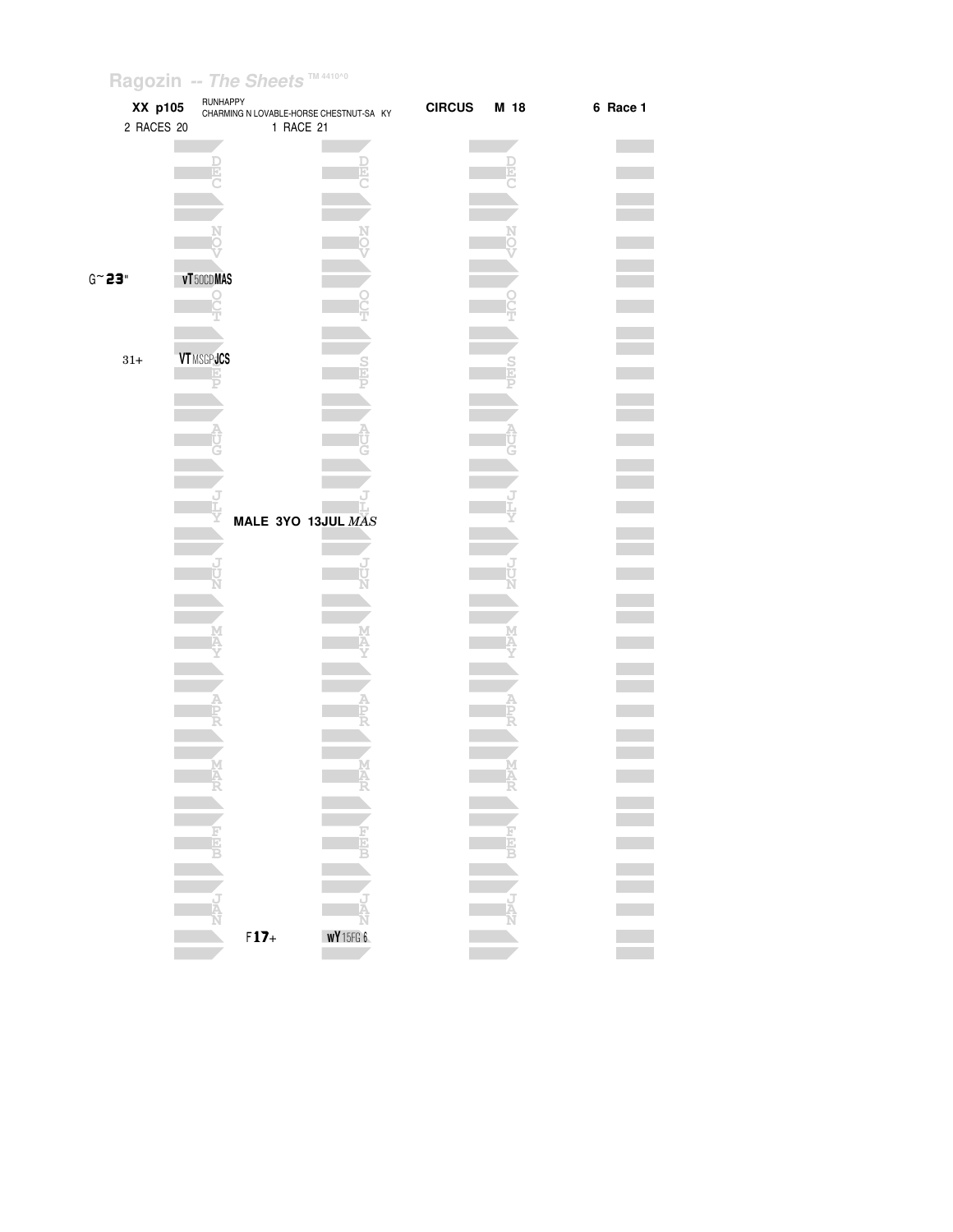Ragozin -- The Sheets ™ 4410^0

**XX p105** RUNHAPPY
CHARMING N LOVABLE-HORSE CHESTNUT-SA KY **CIRCUS M 18** **6 Race 1**

2 RACES 20 1 RACE 21

DEC DEC DEC

NOV NOV NOV

G~ **23**" **vT** 50CD **MAS**

OCT OCT OCT

31+ **VT** MSGP **JCS**

SEP SEP SEP

AUG AUG AUG

JLY JLY JLY

**MALE 3YO 13JUL *MAS***

JUN JUN JUN

MAY MAY MAY

APR APR APR

MAR MAR MAR

FEB FEB FEB

JAN JAN JAN

F **17**+ **wY** 15FG 6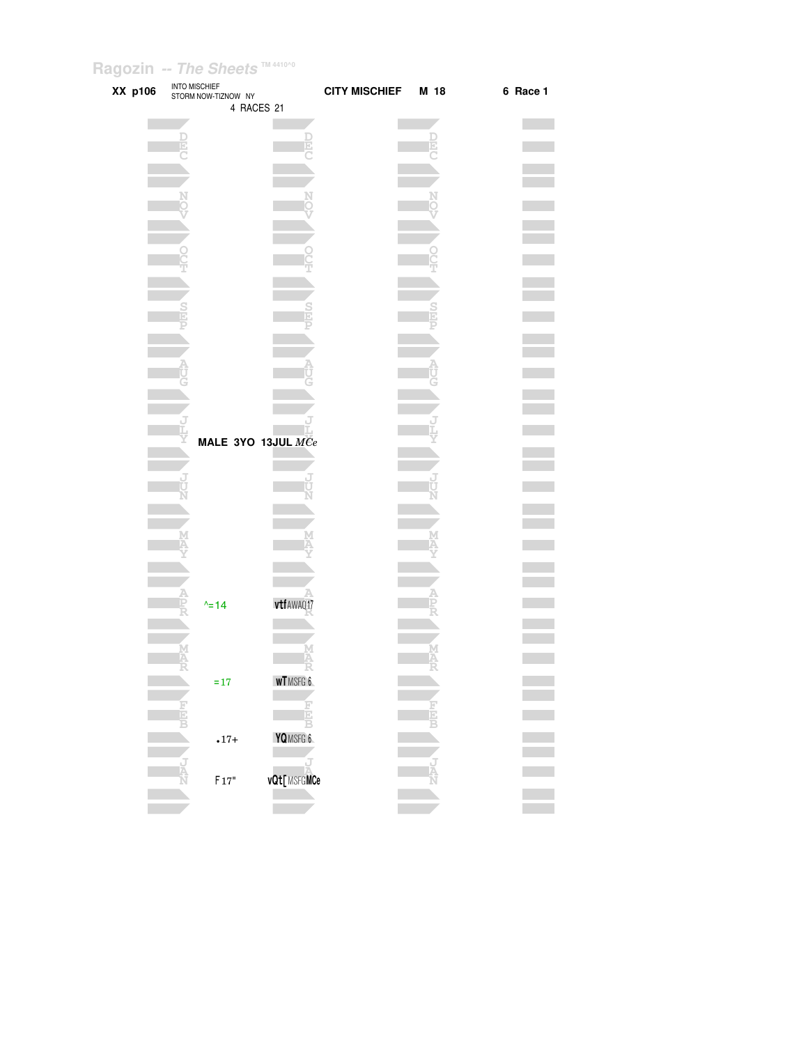Ragozin -- *The Sheets* TM 4410^0

**XX p106** INTO MISCHIEF
STORM NOW-TIZNOW NY
4 RACES 21

**CITY MISCHIEF** **M 18** **6 Race 1**

**MALE 3YO 13JUL** *MCe*

| Month | Figure | Notes |
| --- | --- | --- |
| APR | ^=14 | vtf AWAQ17 |
| MAR | =17 | wT MSFG 6 |
| FEB | .17+ | YQ MSFG 6 |
| JAN | F17" | vQt[ MSFG MCe |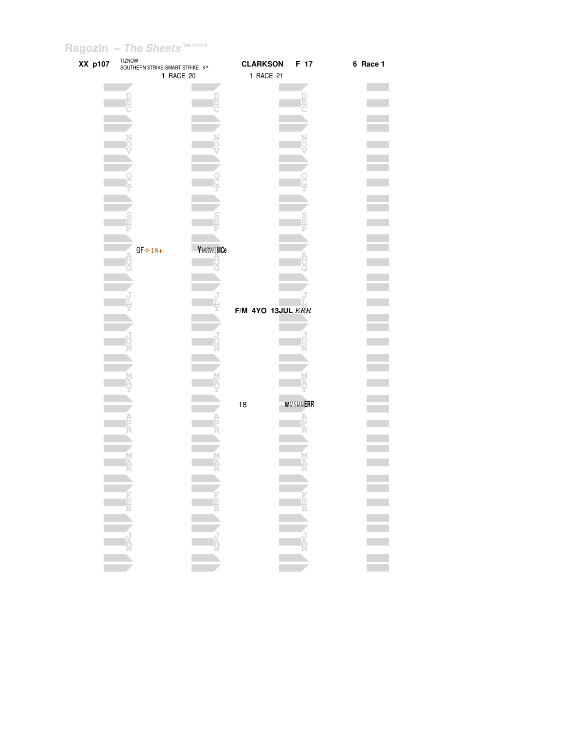Ragozin -- The Sheets ™ 4410^0

**XX p107** TIZNOW
SOUTHERN STRIKE-SMART STRIKE KY

**CLARKSON F 17**

**6 Race 1**

| 1 RACE 20 | | 1 RACE 21 | |
|---|---|---|---|
| DEC | DEC | DEC | |
| NOV | NOV | NOV | |
| OCT | OCT | OCT | |
| SEP | SEP | SEP | |
| GF⟡18+ | YMSWOMCe | | |
| AUG | AUG | AUG | |
| JLY | JLY | JLY | |
| | | F/M 4YO 13JUL *ERR* | |
| JUN | JUN | JUN | |
| MAY | MAY | MAY | |
| | | 18 WMSMNERR | |
| APR | APR | APR | |
| MAR | MAR | MAR | |
| FEB | FEB | FEB | |
| JAN | JAN | JAN | |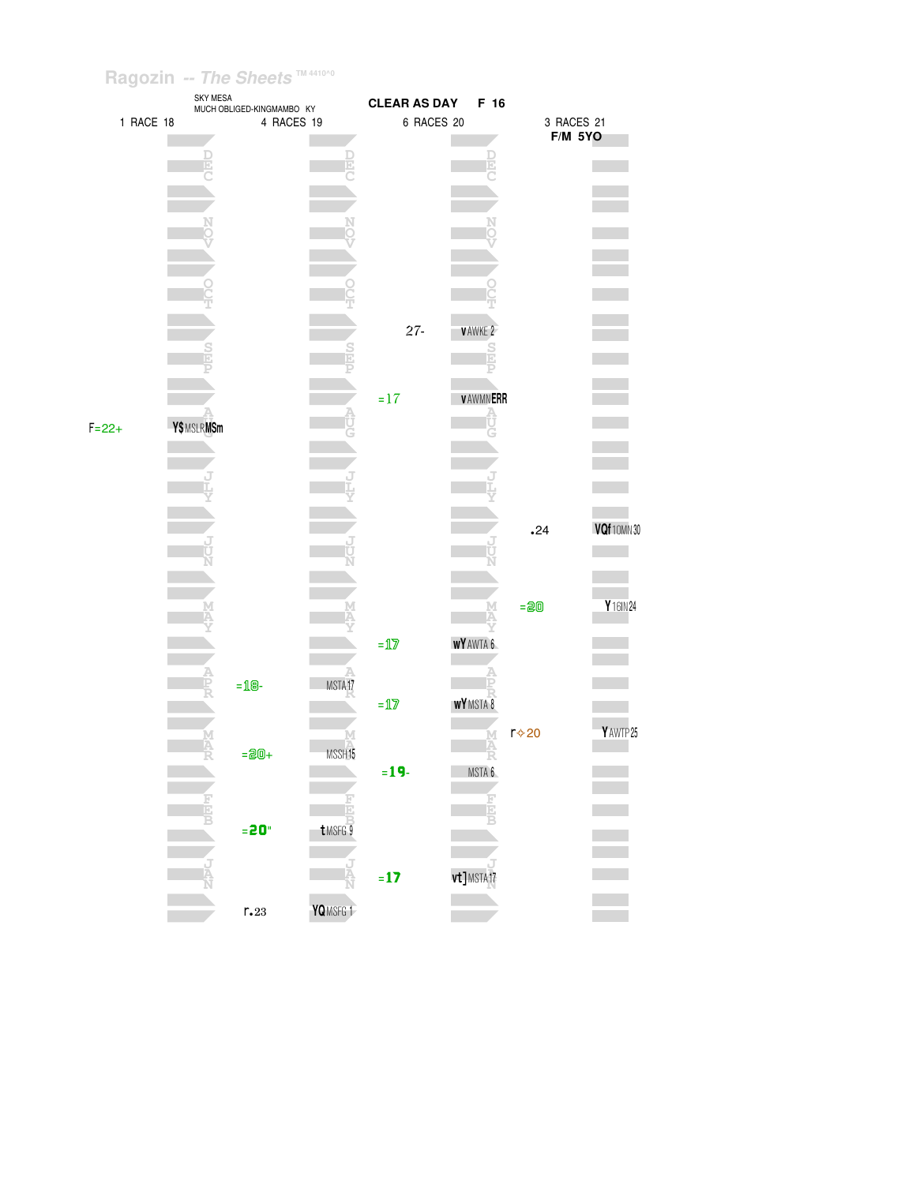Ragozin -- The Sheets

SKY MESA
MUCH OBLIGED-KINGMAMBO KY

**CLEAR AS DAY** F 16

| 1 RACE 18 | | 4 RACES 19 | | 6 RACES 20 | | 3 RACES 21 F/M 5YO | |
|---|---|---|---|---|---|---|---|
| | | | | 27- | vAWKE 2 | | |
| | | | | =17 | vAWMNERR | | |
| F=22+ | Y$MSLRMSm | | | | | | |
| | | | | | | .24 | VQf10MN30 |
| | | | | | | =20 | Y16IN24 |
| | | | | =17 | wYAWTA 6 | | |
| | | =18- | MSTA17 | | | | |
| | | | | =17 | wYMSTA 8 | | |
| | | | | | | r✧20 | YAWTP25 |
| | | =20+ | MSSH15 | | | | |
| | | | | =19- | MSTA 6 | | |
| | | =20" | tMSFG 9 | | | | |
| | | | | =17 | vt]MSTA17 | | |
| | | r.23 | YQMSFG 1 | | | | |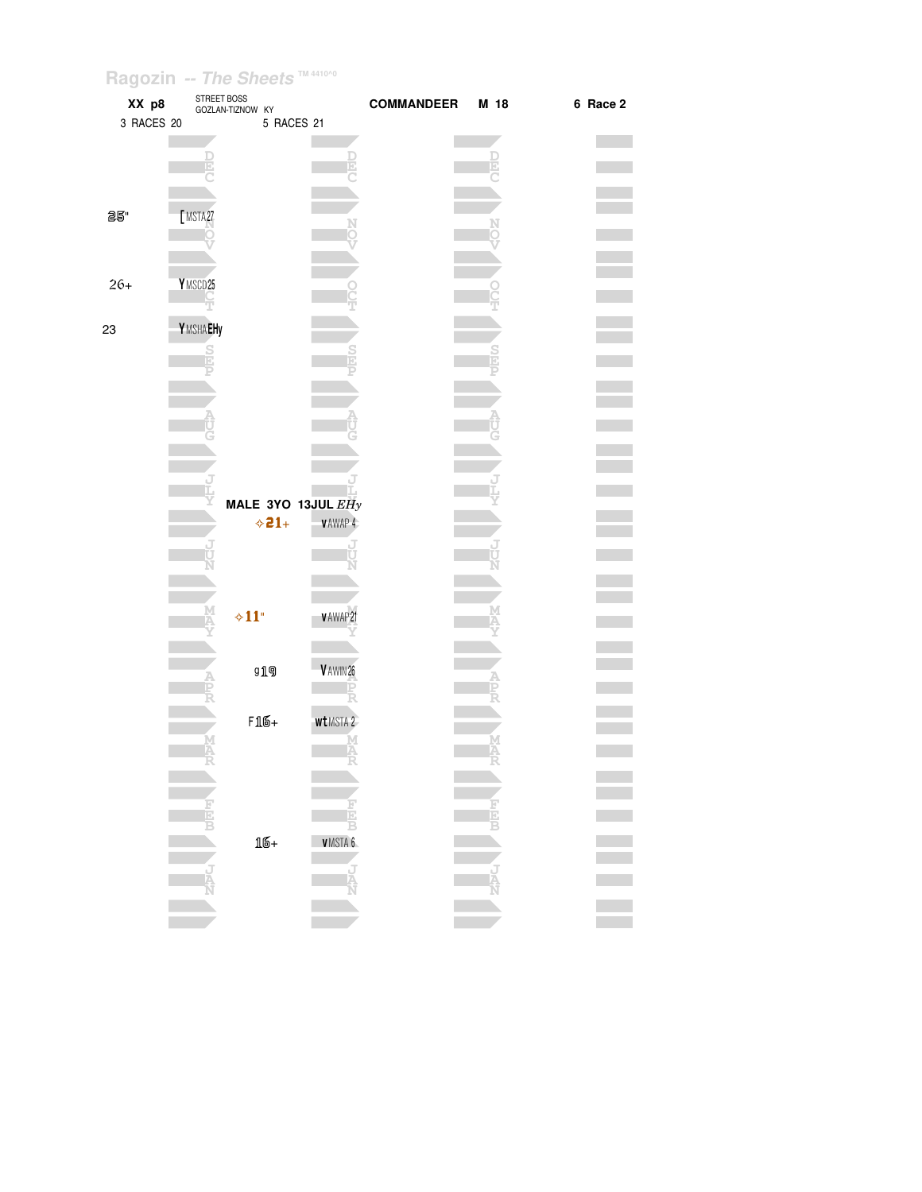Ragozin -- *The Sheets* TM 4410^0

| XX p8 | STREET BOSS GOZLAN-TIZNOW KY | | COMMANDEER | M 18 | 6 Race 2 |
|---|---|---|---|---|---|
| 3 RACES 20 | | 5 RACES 21 | | | |

**Year 1 (3 RACES 20)**

| Figure | Notes | Month |
|---|---|---|
| 25" | [ MSTA 27 | NOV |
| 26+ | Y MSCD 25 | OCT |
| 23 | Y MSHA EHy | SEP |

**Year 2 (5 RACES 21)**

MALE 3YO 13JUL *EHy*

| Figure | Notes | Month |
|---|---|---|
| ✧21+ | v AWAP 4 | JUL |
| ✧11" | v AWAP 21 | MAY |
| g19 | V AWIN 26 | APR |
| F16+ | wt MSTA 2 | MAR |
| 16+ | v MSTA 6 | JAN |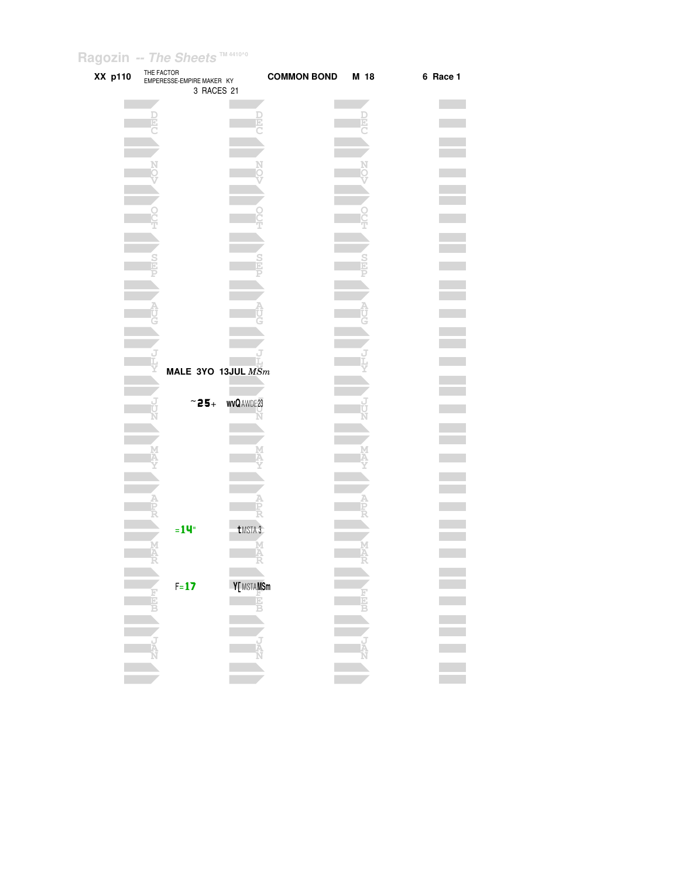Ragozin -- *The Sheets* TM 4410^0

**XX p110** THE FACTOR
EMPERESSE-EMPIRE MAKER KY
3 RACES 21

**COMMON BOND** **M 18** **6 Race 1**

**MALE 3YO 13JUL** $MSm$

| Month | Figure | Notes |
|---|---|---|
| JUN | ~25+ | wvQ AWDE 23 |
| APR | =14" | t MSTA 3 |
| FEB | F=17 | Y[ MSTA MSm |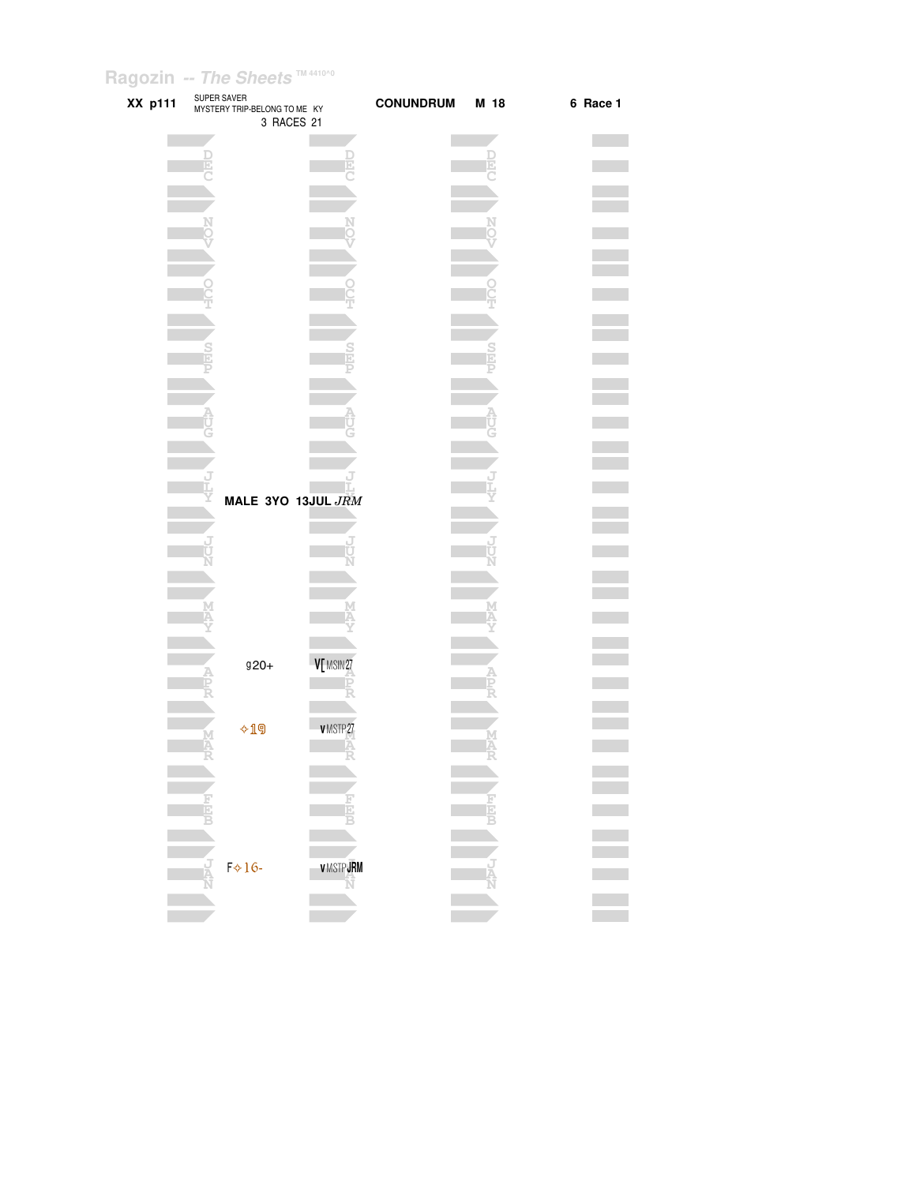Ragozin -- The Sheets TM 4410^0

**XX p111** SUPER SAVER
MYSTERY TRIP-BELONG TO ME KY
3 RACES 21

**CONUNDRUM** **M 18** **6 Race 1**

**MALE 3YO 13JUL** *JRM*

| Month | Figure | Notes |
|---|---|---|
| APR | g20+ | V[ MSIN 27 |
| MAR | ✧19 | v MSTP 27 |
| JAN | F✧16- | v MSTP JRM |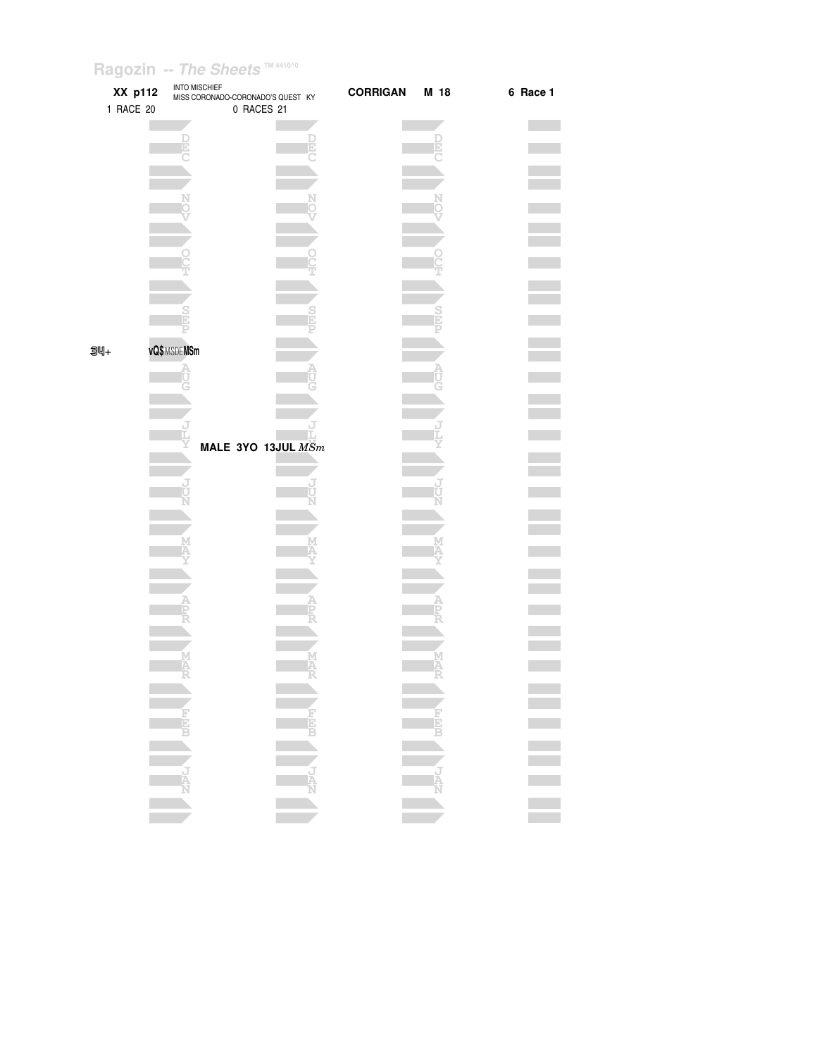Ragozin -- *The Sheets* TM 4410^0

**XX p112** INTO MISCHIEF
MISS CORONADO-CORONADO'S QUEST KY **CORRIGAN M 18** **6 Race 1**

1 RACE 20 0 RACES 21

DEC DEC DEC

NOV NOV NOV

OCT OCT OCT

SEP SEP SEP

34+ **vQ$** MSDE **MSm**

AUG AUG AUG

JLY JLY JLY

**MALE 3YO 13JUL** *MSm*

JUN JUN JUN

MAY MAY MAY

APR APR APR

MAR MAR MAR

FEB FEB FEB

JAN JAN JAN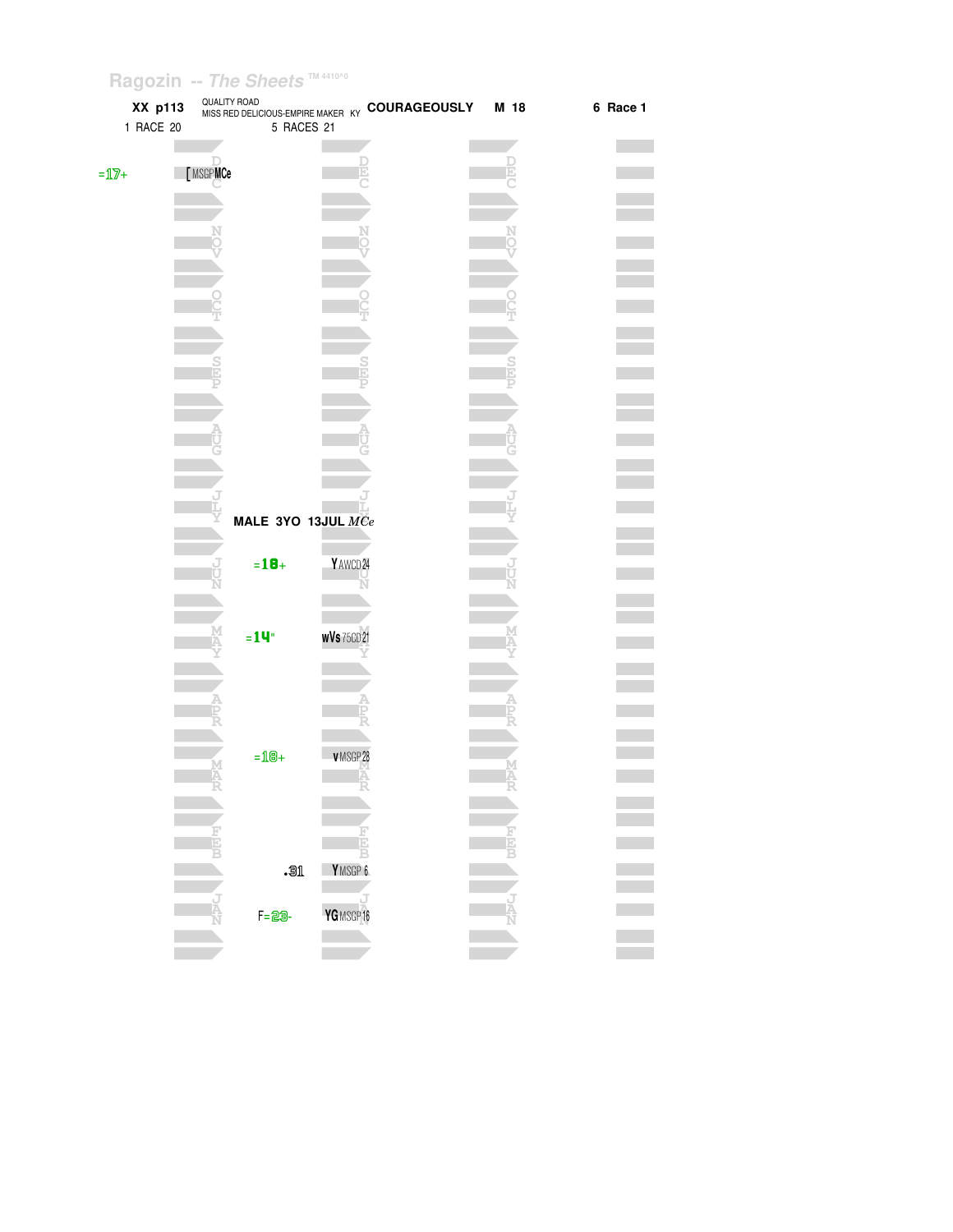Ragozin -- The Sheets TM 4410^0

| XX p113 | QUALITY ROAD<br>MISS RED DELICIOUS-EMPIRE MAKER KY | COURAGEOUSLY | M 18 | 6 Race 1 |
|---|---|---|---|---|
| 1 RACE 20 | 5 RACES 21 | | | |

| Month | Prior year | | Current year | |
|---|---|---|---|---|
| DEC | =17+ | [ MSGP MCe | | |
| NOV | | | | |
| OCT | | | | |
| SEP | | | | |
| AUG | | | | |
| JLY | | | MALE 3YO 13JUL *MCe* | |
| JUN | | | =18+ | Y AWCD 24 |
| MAY | | | =14" | wVs 75CD 21 |
| APR | | | | |
| MAR | | | =18+ | v MSGP 28 |
| FEB | | | .31 | Y MSGP 6 |
| JAN | | | F=23- | YG MSGP 18 |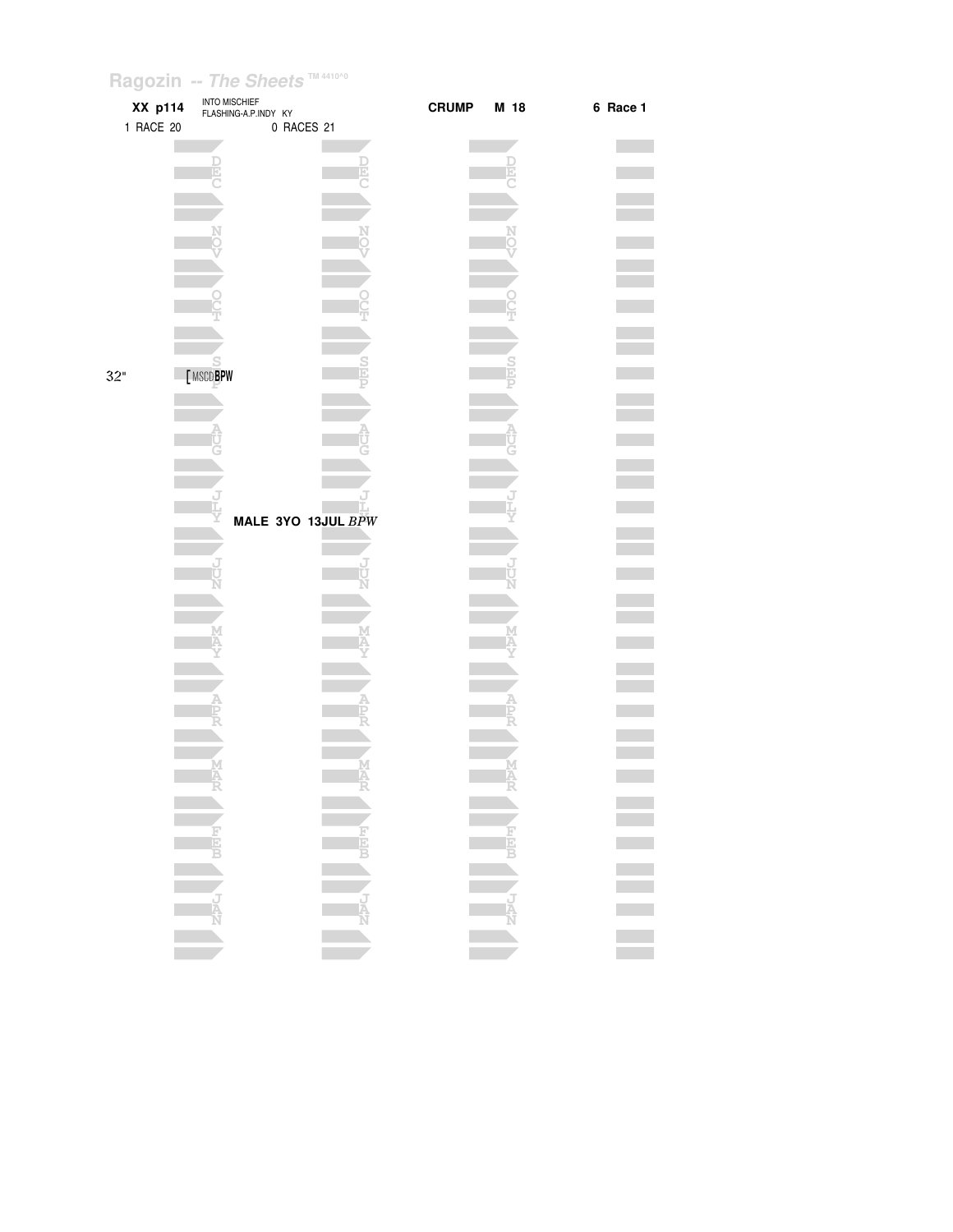Ragozin -- *The Sheets* TM 4410^0

**XX p114** INTO MISCHIEF FLASHING-A.P.INDY KY **CRUMP M 18** **6 Race 1**

1 RACE 20 0 RACES 21

32" [ MSCD**BPW**

**MALE 3YO 13JUL** *BPW*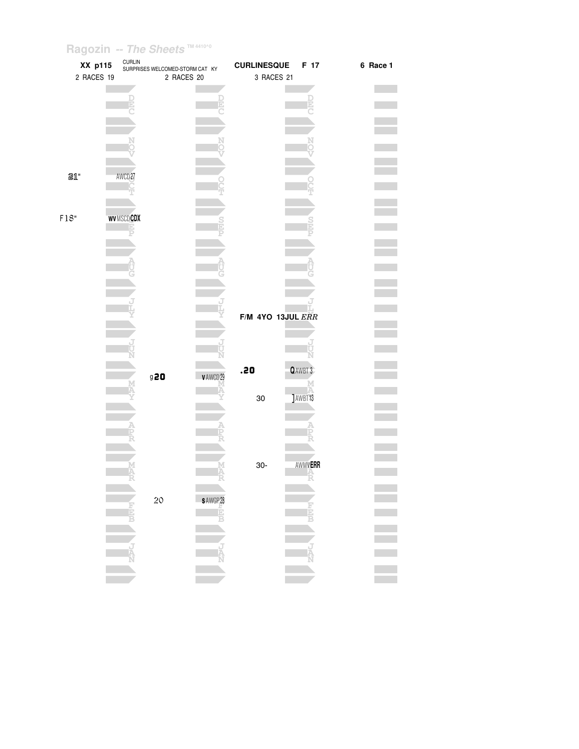Ragozin -- The Sheets TM 4410^0

**XX p115** CURLIN SURPRISES WELCOMED-STORM CAT KY **CURLINESQUE F 17** **6 Race 1**

| 2 RACES 19 | | 2 RACES 20 | | 3 RACES 21 | |
|---|---|---|---|---|---|
| 21" | AWCD27 | | | | |
| F18" | wv MSCD CDX | | | | |
| | | | | F/M 4YO 13JUL *ERR* | |
| | | g20 | v AWCD29 | .20 | Q AWBT 3 |
| | | | | 30 | ] AWBT13 |
| | | | | 30- | AWMV ERR |
| | | 20 | s AWGP28 | | |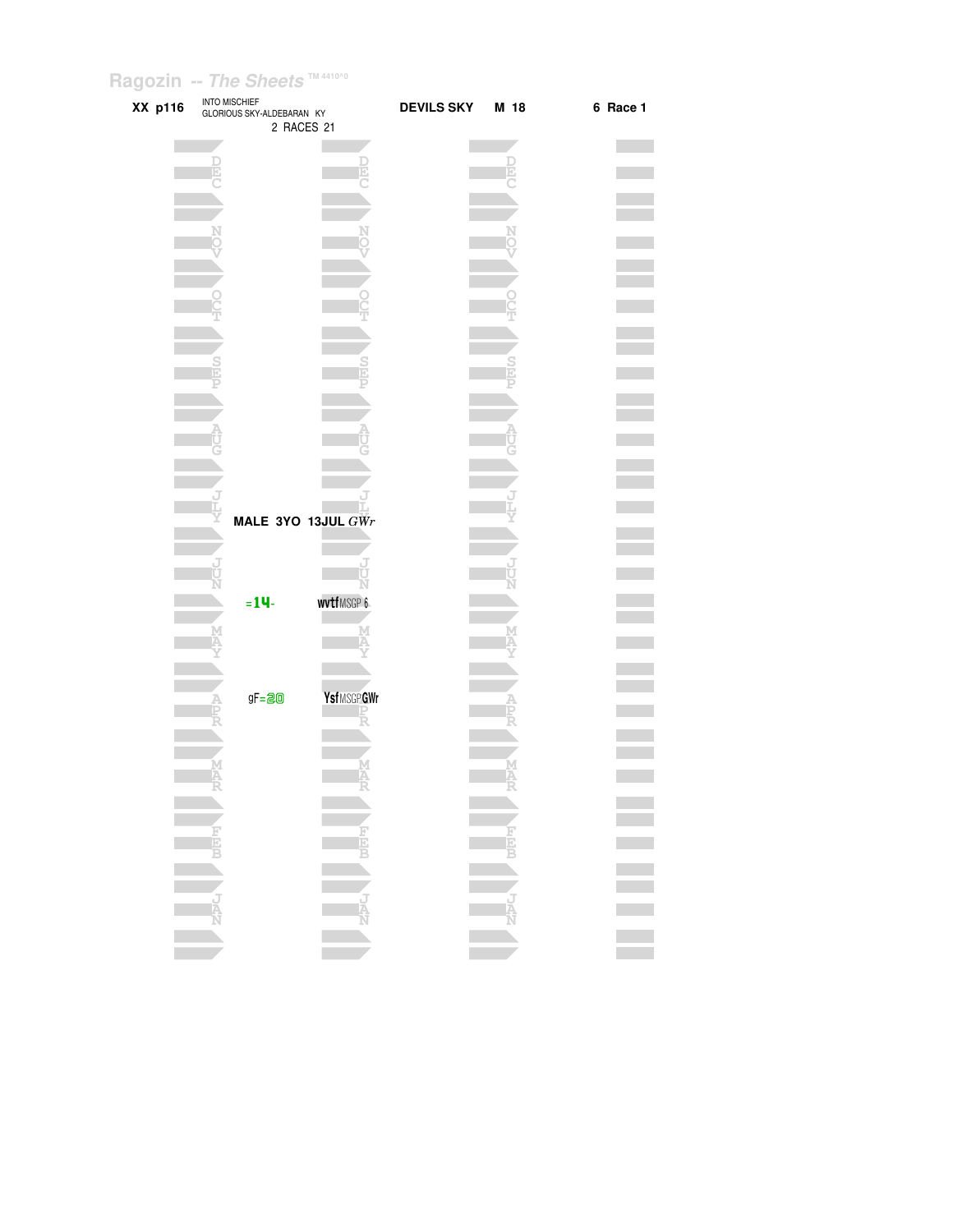Ragozin -- *The Sheets* TM 4410^0

**XX p116** INTO MISCHIEF
GLORIOUS SKY-ALDEBARAN KY
2 RACES 21

**DEVILS SKY** **M 18** **6 Race 1**

**MALE 3YO 13JUL** *GWr*

| Month | Rating | Notes |
|---|---|---|
| JUN | =14- | wvtfMSGP 6 |
| APR | gF=20 | YsfMSGPGWr |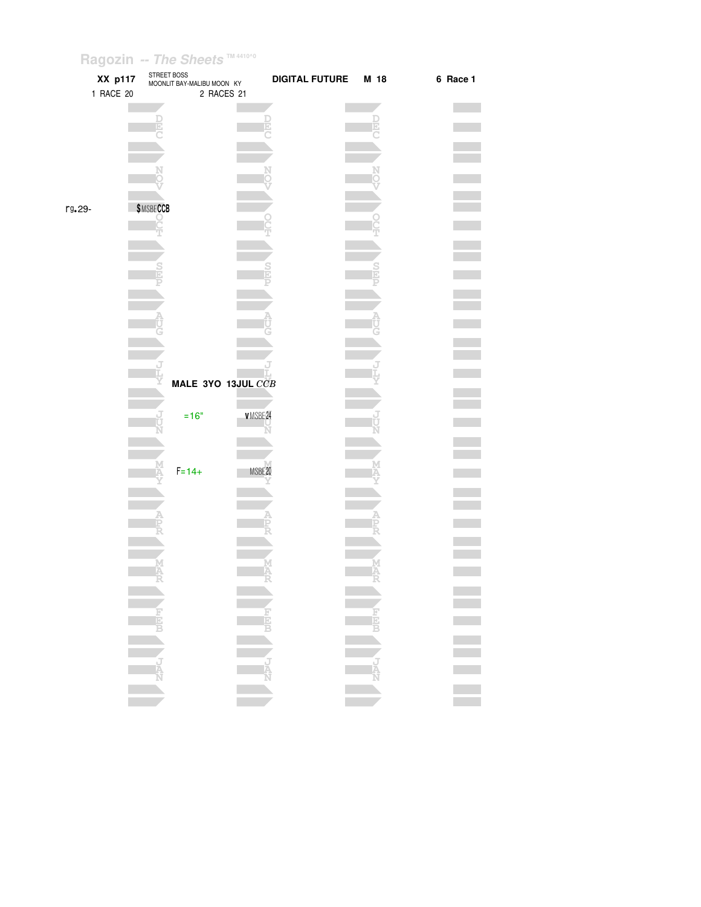Ragozin -- *The Sheets* TM 4410^0

**XX p117** STREET BOSS
MOONLIT BAY-MALIBU MOON KY **DIGITAL FUTURE** **M 18** **6 Race 1**

1 RACE 20 2 RACES 21

DEC

NOV

rg.29- **$** MSBE **CCB**

OCT

SEP

AUG

JLY

**MALE 3YO 13JUL** *CCB*

JUN =16" **v** MSBE 24

MAY F=14+ MSBE 20

APR

MAR

FEB

JAN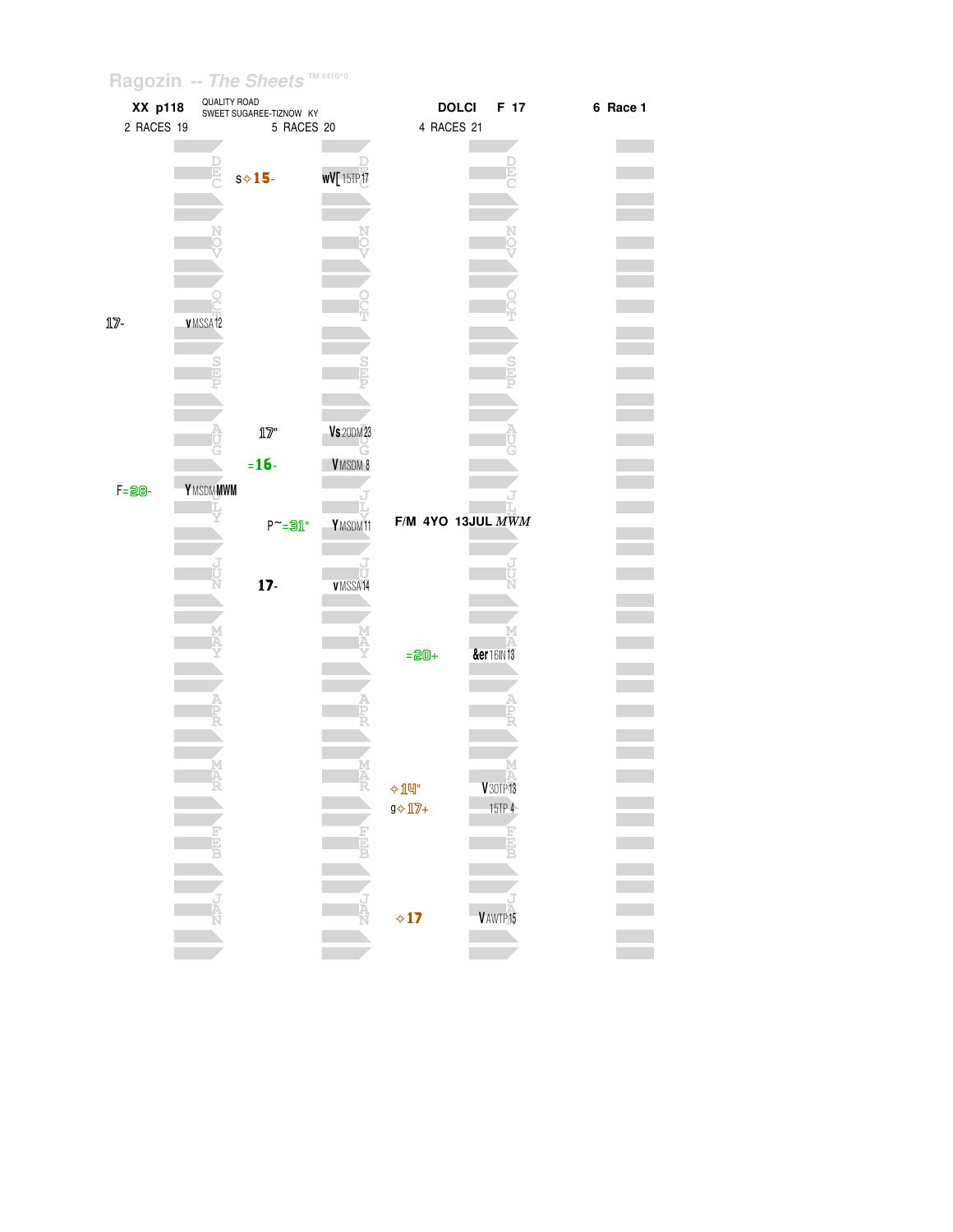Ragozin -- The Sheets TM 4410^0

| XX p118 | QUALITY ROAD SWEET SUGAREE-TIZNOW KY | DOLCI F 17 | 6 Race 1 |
|---|---|---|---|
| 2 RACES 19 | 5 RACES 20 | 4 RACES 21 | |

| Year 19 | | Year 20 | | Year 21 | | Month |
|---|---|---|---|---|---|---|
| | | s✧15- | wV[ 15TP17 | | | DEC |
| | | | | | | NOV |
| 17- | v MSSA12 | | | | | OCT |
| | | | | | | SEP |
| | | 17" | Vs 20DM23 | | | AUG |
| | | =16- | V MSDM 8 | | | AUG |
| F=28- | Y MSDM MWM | | | | | JLY |
| | | P~=31" | Y MSDM11 | F/M 4YO 13JUL *MWM* | | JLY |
| | | 17- | v MSSA14 | | | JUN |
| | | | | =20+ | &er 16IN13 | MAY |
| | | | | | | APR |
| | | | | ✧14" | V 3OTP13 | MAR |
| | | | | 9✧17+ | 15TP 4 | MAR |
| | | | | | | FEB |
| | | | | ✧17 | V AWTP15 | JAN |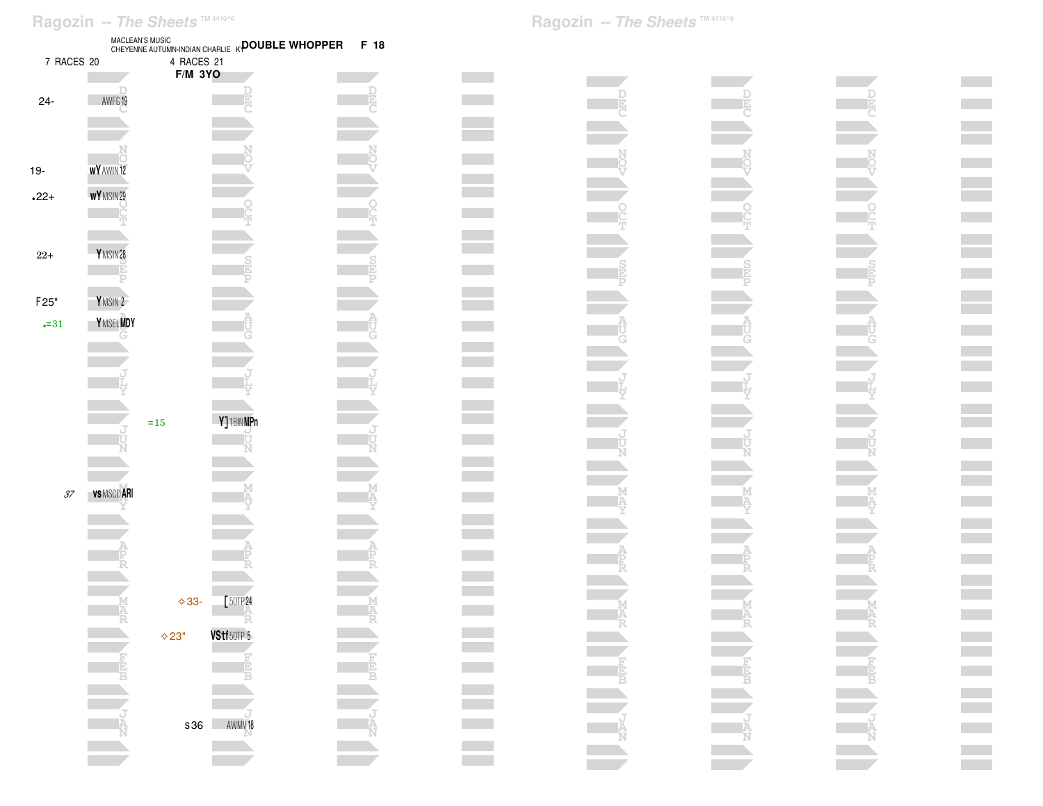MACLEAN'S MUSIC
CHEYENNE AUTUMN-INDIAN CHARLIE KY **DOUBLE WHOPPER** **F 18**

7 RACES 20 | 4 RACES 21
**F/M 3YO**

| Month | 2 year old figure | 2 year old race | 3 year old figure | 3 year old race |
|---|---|---|---|---|
| DEC | 24- | AWFG19 | | |
| NOV | 19- | wY AWIN12 | | |
| NOV | .22+ | wY MSIN29 | | |
| SEP | 22+ | Y MSIN28 | | |
| SEP | F25" | Y MSIN 2 | | |
| AUG | .=31 | Y MSEL MDY | | |
| JUN | | | =15 | Y] 18IN MPn |
| MAY | *37* | vs MSCD ARI | | |
| MAR | | | ✧33- | [ 5OTP24 |
| FEB | | | ✧23" | VStf 5OTP 5 |
| JAN | | | s36 | AWMV18 |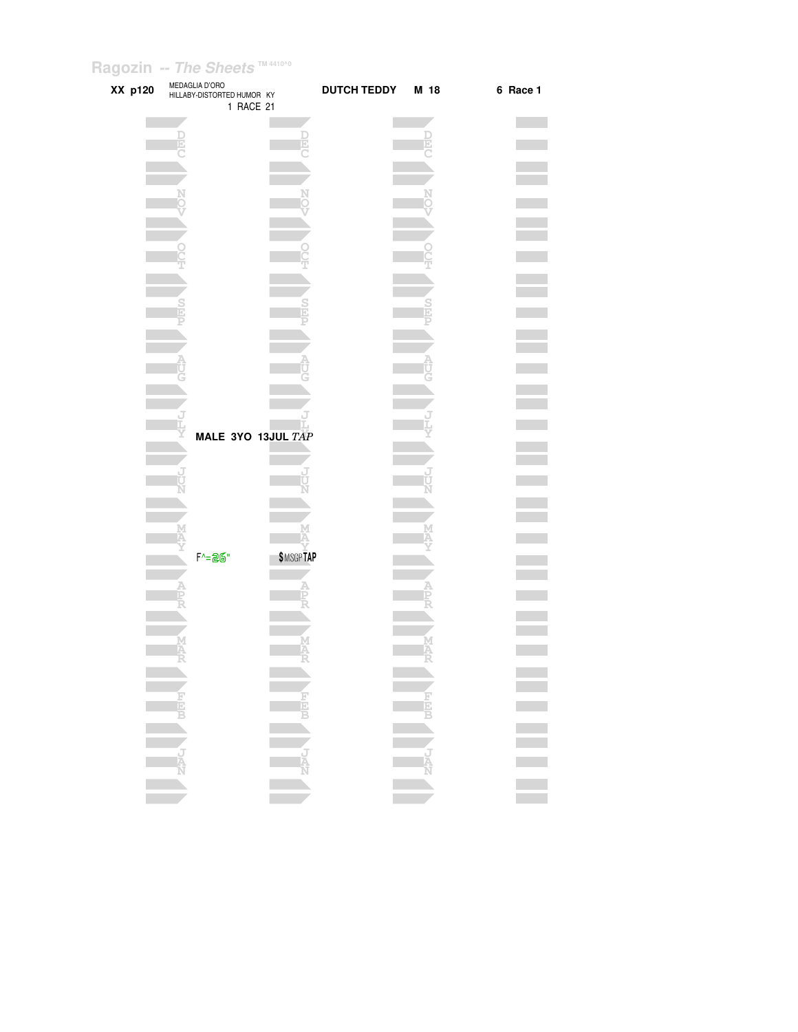Ragozin -- *The Sheets* TM 4410^0

**XX p120** MEDAGLIA D'ORO HILLABY-DISTORTED HUMOR KY 1 RACE 21 **DUTCH TEDDY** **M 18** **6 Race 1**

DEC

NOV

OCT

SEP

AUG

JLY

**MALE 3YO 13JUL** *TAP*

JUN

MAY

F^=26" $MSGPTAP

APR

MAR

FEB

JAN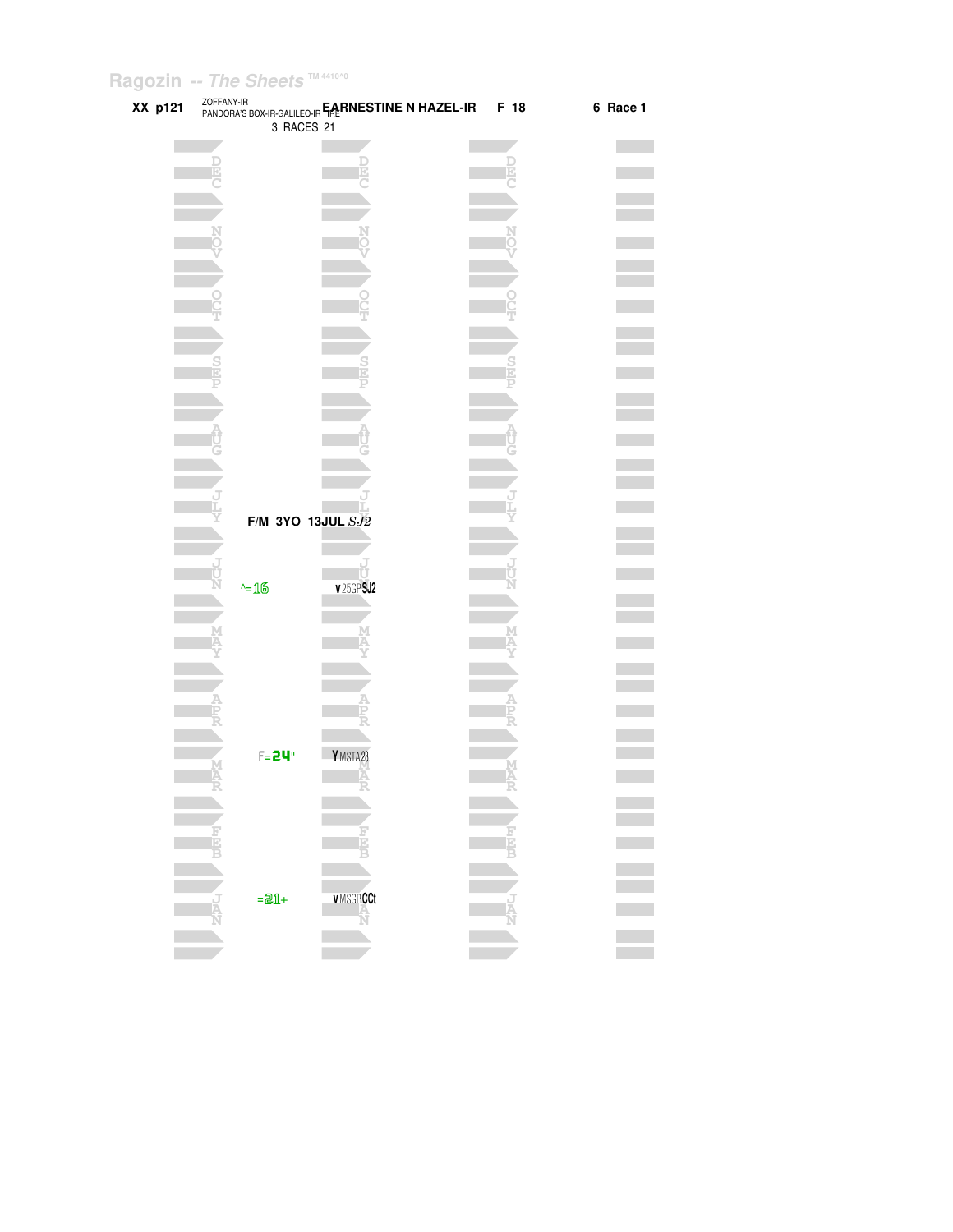Ragozin -- The Sheets TM 4410^0

**XX p121** ZOFFANY-IR PANDORA'S BOX-IR-GALILEO-IR **EARNESTINE N HAZEL-IR** THE **F 18** **6 Race 1**

3 RACES 21

**F/M 3YO 13JUL** *SJ2*

| Month | Figure | Notes |
|---|---|---|
| JUN | ^=16 | v 25GP SJ2 |
| MAR | F=24" | Y MSTA28 |
| JAN | =21+ | v MSGP CCt |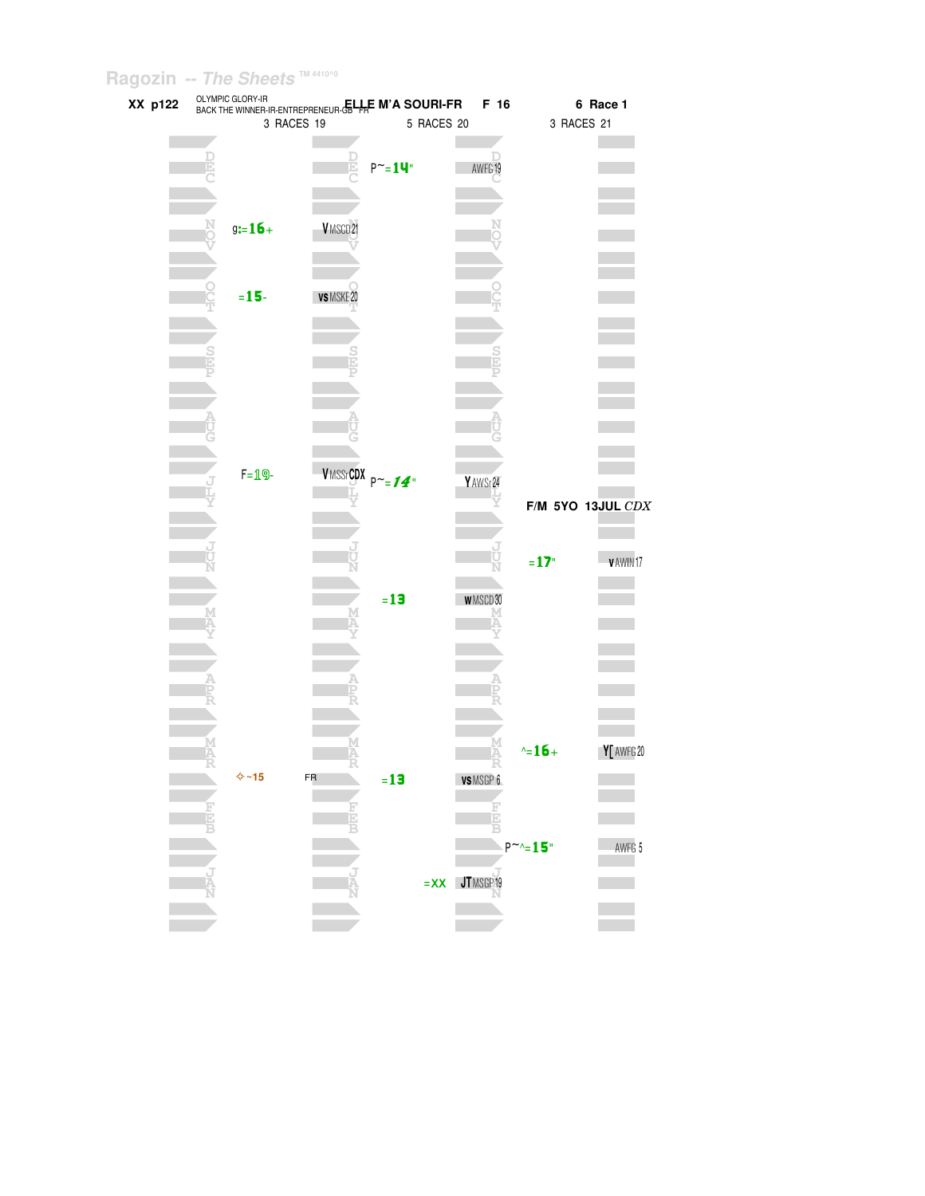Ragozin -- The Sheets TM 4410^0

**XX p122** OLYMPIC GLORY-IR
BACK THE WINNER-IR-ENTREPRENEUR-GB FR **ELLE M'A SOURI-FR** **F 16** **6 Race 1**

| Month | 3 RACES 19 | | 5 RACES 20 | | 3 RACES 21 | |
|---|---|---|---|---|---|---|
| DEC | | | P~=14" | AWFG19 | | |
| NOV | g:=16+ | VMSCD21 | | | | |
| OCT | =15- | vsMSKE20 | | | | |
| SEP | | | | | | |
| AUG | | | | | | |
| JLY | F=19- | VMSSrCDX | P~=14" | YAWSr24 | | |
| | | | | | F/M 5YO 13JUL CDX | |
| JUN | | | | | =17" | vAWIN17 |
| MAY | | | =13 | wMSCD30 | | |
| APR | | | | | | |
| MAR | | | | | ^=16+ | Y[AWFG20 |
| | ✧~15 | FR | =13 | vsMSGP6 | | |
| FEB | | | | | P~^=15" | AWFG5 |
| JAN | | | =XX | JTMSGP19 | | |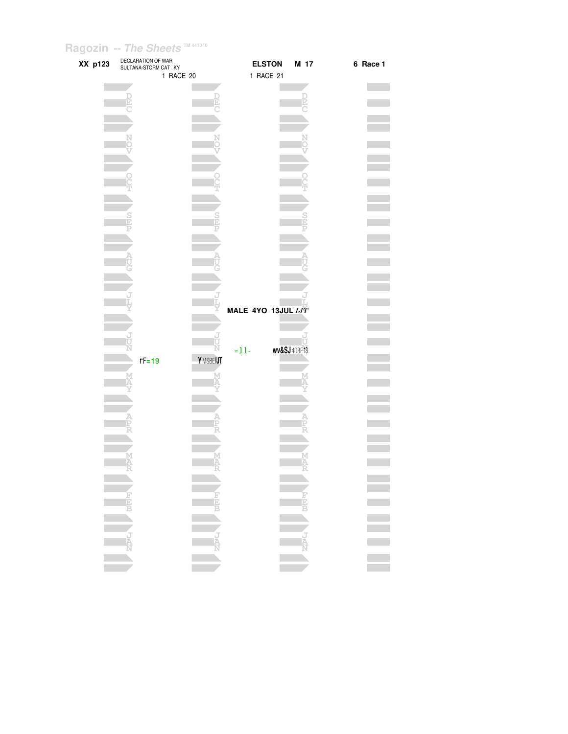Ragozin -- *The Sheets* TM 4410^0

**XX p123** DECLARATION OF WAR
SULTANA-STORM CAT KY

**ELSTON** **M 17** **6 Race 1**

1 RACE 20 1 RACE 21

D E C | D E C | D E C

N O V | N O V | N O V

O C T | O C T | O C T

S E P | S E P | S E P

A U G | A U G | A U G

J L Y | J L Y | J L Y

**MALE 4YO 13JUL** *IJT*

J U N | J U N | J U N

=11- wv&SJ 40BE13

rF=19 YMSBEIJT

M A Y | M A Y | M A Y

A P R | A P R | A P R

M A R | M A R | M A R

F E B | F E B | F E B

J A N | J A N | J A N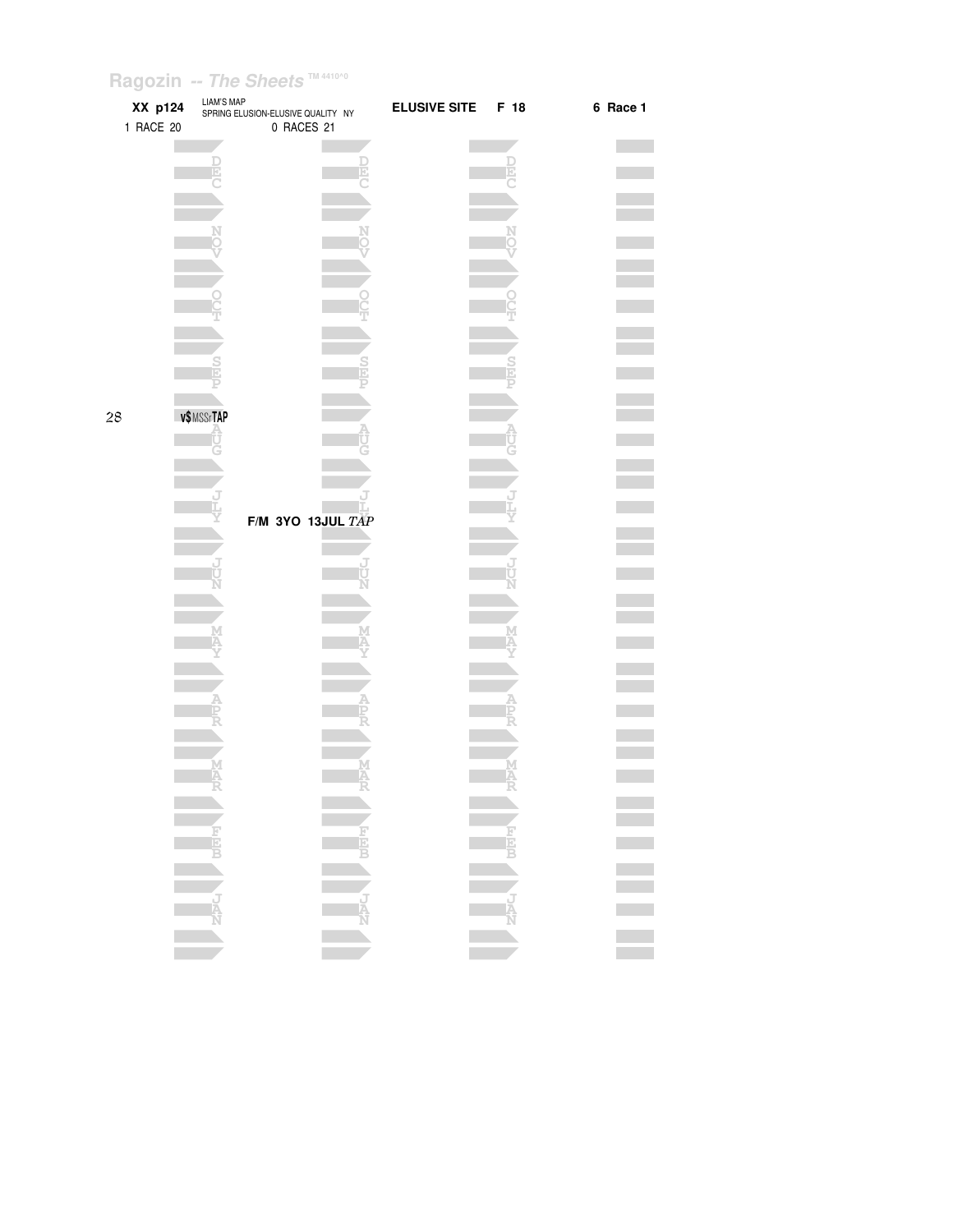XX p124 — LIAM'S MAP
SPRING ELUSION-ELUSIVE QUALITY NY

**ELUSIVE SITE** F 18 — 6 Race 1

1 RACE 20 — 0 RACES 21

| | 2020 | 2021 |
|---|---|---|
| 28 | v$MSSFTAP | |

F/M 3YO 13JUL *TAP*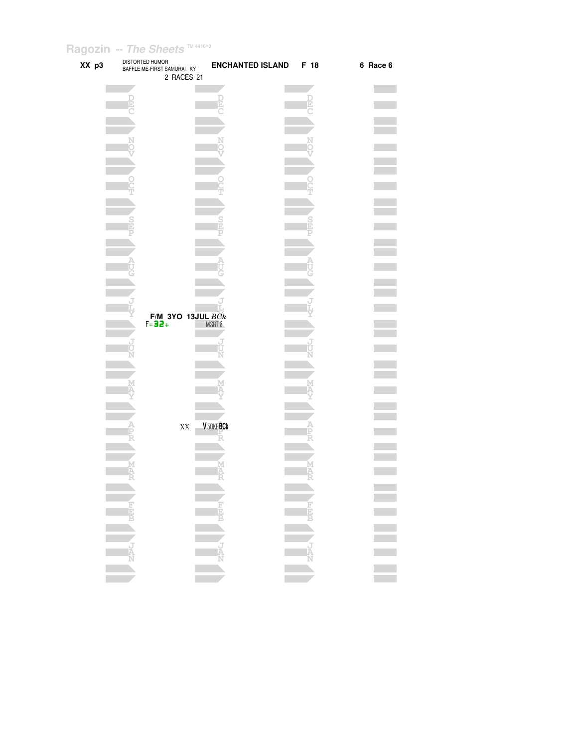Ragozin -- *The Sheets* TM 4410^0

**XX p3** DISTORTED HUMOR
BAFFLE ME-FIRST SAMURAI KY
2 RACES 21

**ENCHANTED ISLAND** **F 18** **6 Race 6**

DEC

NOV

OCT

SEP

AUG

JLY

**F/M 3YO 13JUL** *BCk*
F=**32**+ MSBT 8

JUN

MAY

APR

XX V 50KE **BCk**

MAR

FEB

JAN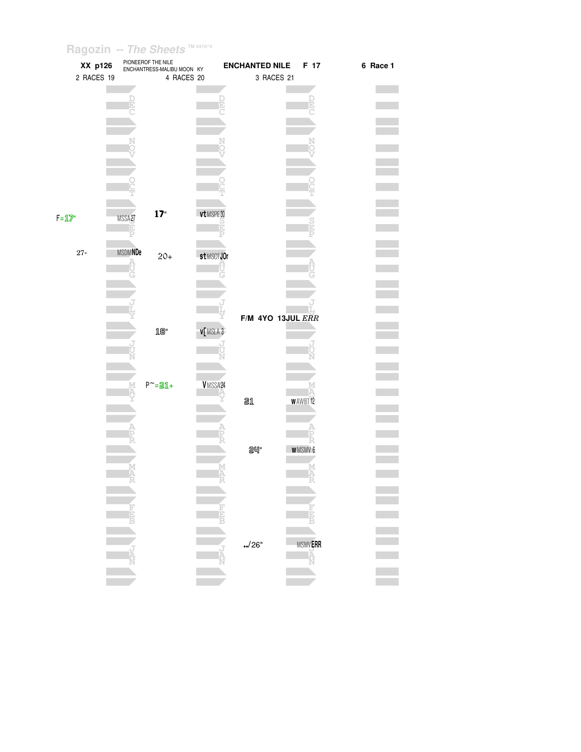Ragozin -- *The Sheets* TM 4410^0

**XX p126** PIONEEROF THE NILE ENCHANTRESS-MALIBU MOON KY **ENCHANTED NILE F 17** **6 Race 1**

2 RACES 19 | 4 RACES 20 | 3 RACES 21

| Month | 2 RACES 19 | | 4 RACES 20 | | 3 RACES 21 | |
|---|---|---|---|---|---|---|
| DEC | | | | | | |
| NOV | | | | | | |
| OCT | | | | | | |
| SEP | F=17" | MSSA27 | 17" | vt MSPE30 | | |
| AUG | 27- | MSDMNDe | 20+ | st MSCTJOr | | |
| JLY | | | | | F/M 4YO 13JUL ERR | |
| JUN | | | 18" | v[ MSLA 3 | | |
| MAY | | | P~=21+ | V MSSA24 | 21 | w AWBT12 |
| APR | | | | | 24" | w MSMV 6 |
| MAR | | | | | | |
| FEB | | | | | | |
| JAN | | | | | ../26" | MSMVERR |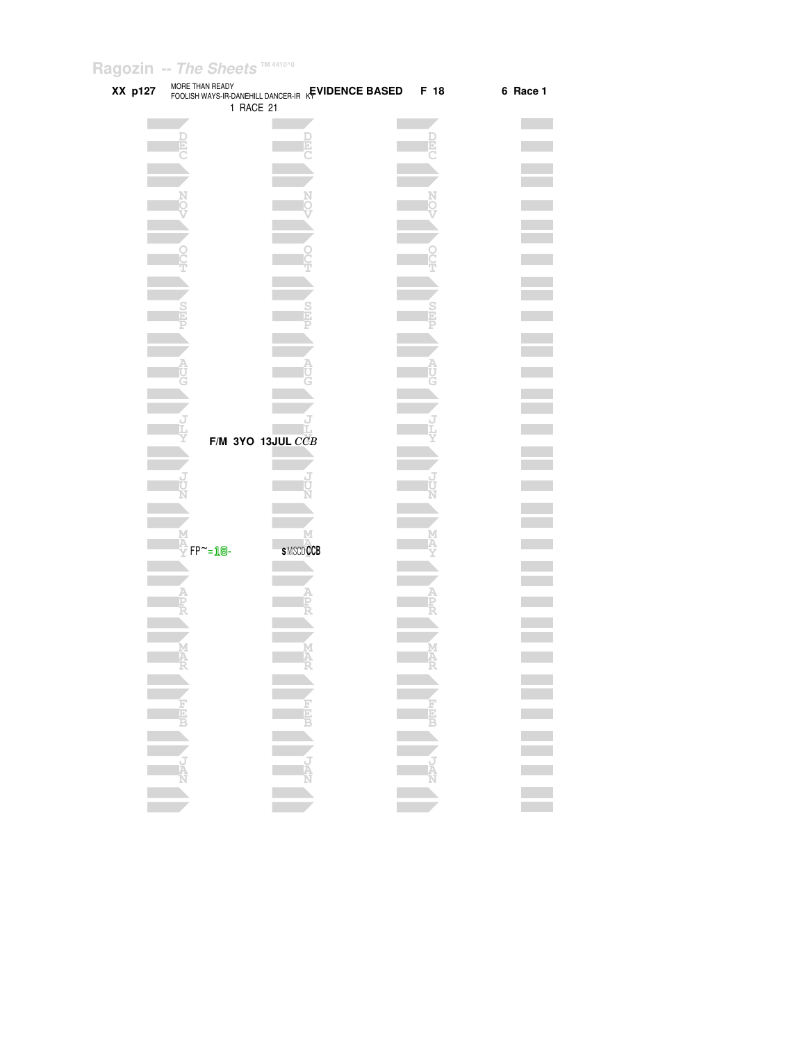Ragozin -- *The Sheets* TM 4410^0

**XX p127** MORE THAN READY
FOOLISH WAYS-IR-DANEHILL DANCER-IR KY **EVIDENCE BASED** **F 18** **6 Race 1**

1 RACE 21

DEC

NOV

OCT

SEP

AUG

JLY

**F/M 3YO 13JUL** *CCB*

JUN

MAY FP~=18- **s** MSCD**CCB**

APR

MAR

FEB

JAN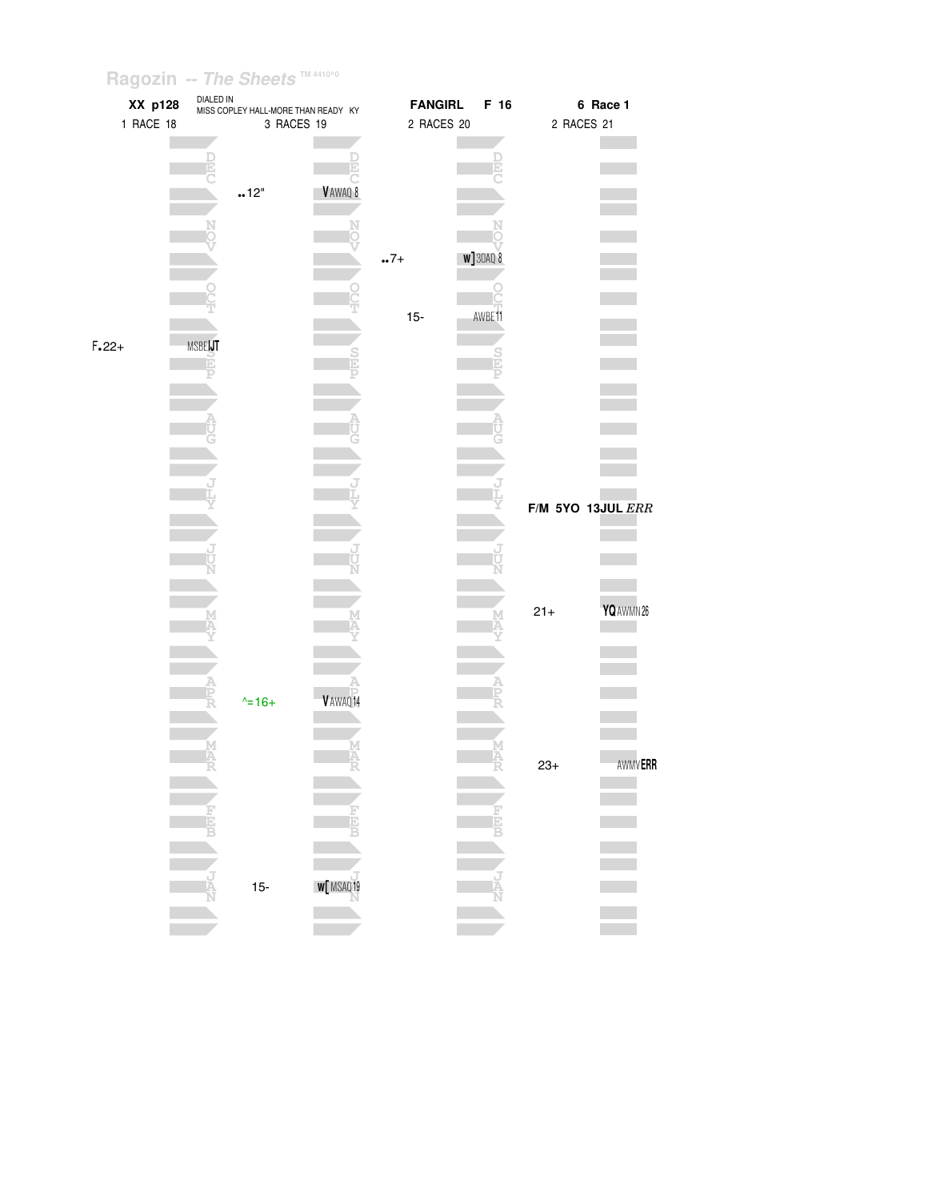Ragozin -- The Sheets TM 4410^0

| XX p128 | DIALED IN MISS COPLEY HALL-MORE THAN READY KY | FANGIRL F 16 | 6 Race 1 |
|---|---|---|---|
| 1 RACE 18 | 3 RACES 19 | 2 RACES 20 | 2 RACES 21 |

**2019 (DIALED IN):**
- DEC: ..12" V AWAQ 8
- APR: ^=16+ V AWAQ14
- JAN: 15- w[ MSAQ19

**2018:**
- SEP: F.22+ MSBEIJT

**2020:**
- NOV: ..7+ w] 3OAQ 8
- OCT: 15- AWBE11

**2021:**
- JLY: F/M 5YO 13JUL *ERR*
- MAY: 21+ YQ AWMN26
- MAR: 23+ AWMVERR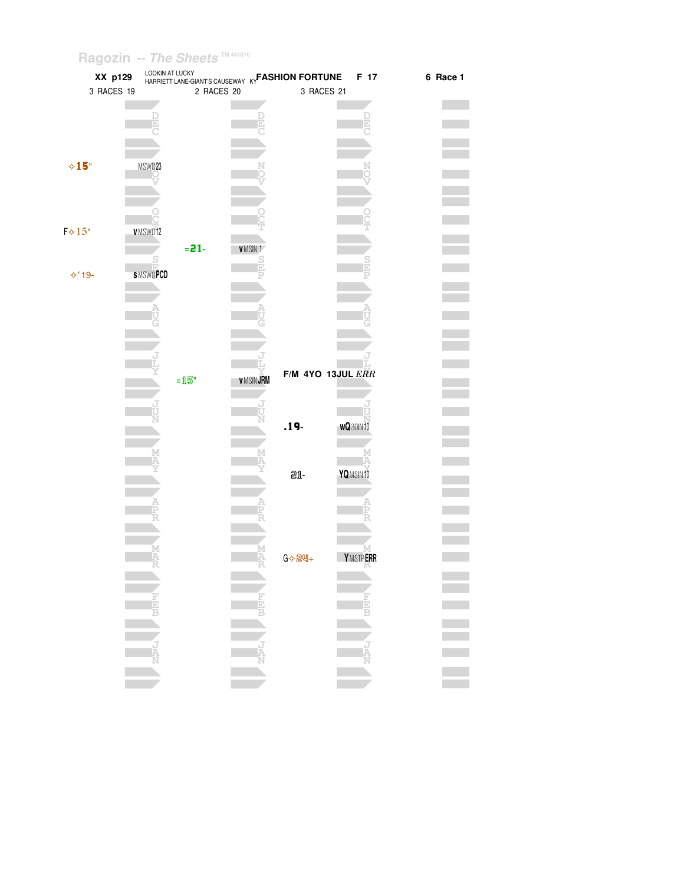Ragozin -- The Sheets TM 4410^0

**XX p129** LOOKIN AT LUCKY
HARRIETT LANE-GIANT'S CAUSEWAY KY **FASHION FORTUNE** F 17 **6 Race 1**

3 RACES 19 | 2 RACES 20 | 3 RACES 21

| 3 RACES 19 | | 2 RACES 20 | | 3 RACES 21 | | Month |
|---|---|---|---|---|---|---|
| | | | | | | DEC |
| ✧15" | MSWD23 | | | | | NOV |
| F✧15" | vMSWD12 | | | | | OCT |
| | | =21- | vMSIN 1 | | | |
| ✧'19- | sMSWDPCD | | | | | SEP |
| | | | | | | AUG |
| | | | | F/M 4YO 13JUL *ERR* | | JLY |
| | | =15" | vMSINJRM | | | |
| | | | | .19- | wQ3OIN10 | JUN |
| | | | | 21- | YQMSIN10 | MAY |
| | | | | | | APR |
| | | | | G✧24+ | YMSTPERR | MAR |
| | | | | | | FEB |
| | | | | | | JAN |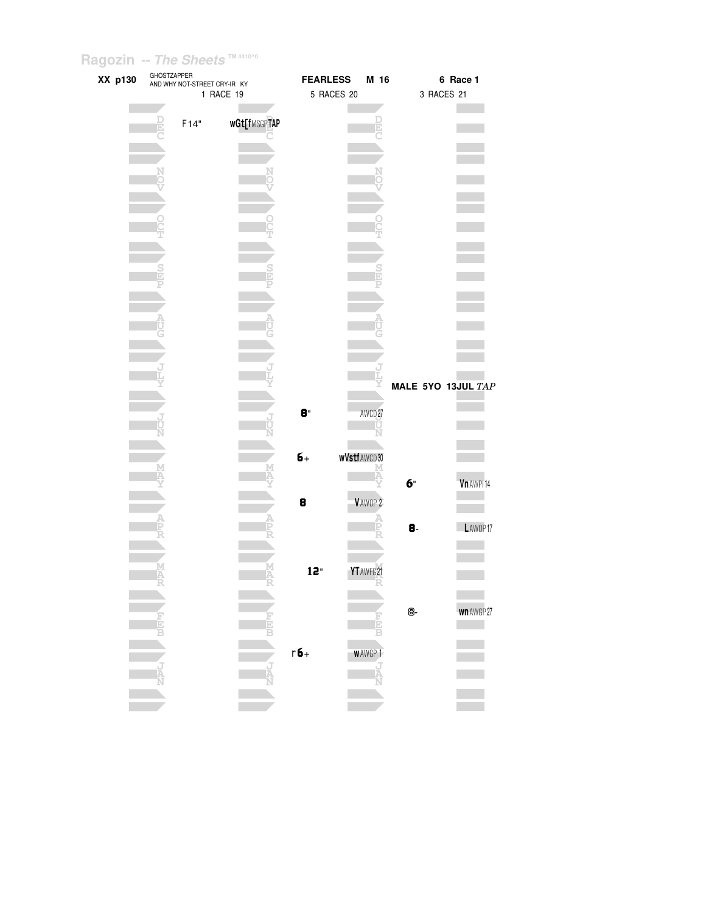Ragozin -- The Sheets ™ 4410^0

**XX p130** GHOSTZAPPER AND WHY NOT-STREET CRY-IR KY **FEARLESS M 16** **6 Race 1**

| 1 RACE 19 | | 5 RACES 20 | | 3 RACES 21 | |
|---|---|---|---|---|---|
| DEC | F14" wGt[fMSGPTAP | DEC | | | |
| NOV | | NOV | | | |
| OCT | | OCT | | | |
| SEP | | SEP | | | |
| AUG | | AUG | | | |
| JLY | | JLY | | MALE 5YO 13JUL *TAP* | |
| JUN | | 8" | AWCD27 | | |
| MAY | | 6+ | wVstfAWCD30 | 6" | VnAWPI14 |
| APR | | 8 | VAWOP 2 | 8- | LAWOP17 |
| MAR | | 12" | YTAWFG21 | | |
| FEB | | | | 8- | wnAWGP27 |
| JAN | | r6+ | wAWGP 1 | | |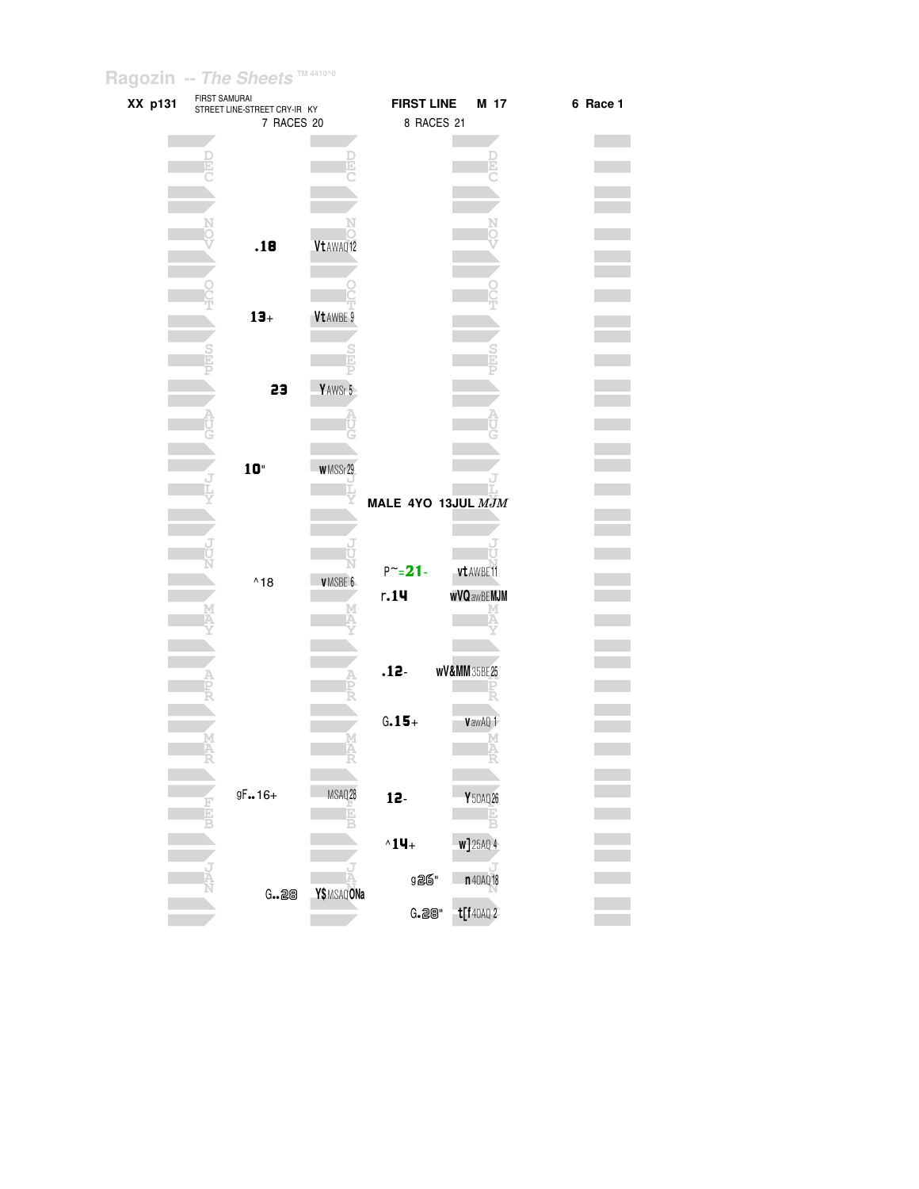Ragozin -- The Sheets TM 4410^0

**XX p131** FIRST SAMURAI
STREET LINE-STREET CRY-IR KY

7 RACES 20

**FIRST LINE M 17**

8 RACES 21

**6 Race 1**

| Month | 7 RACES 20 | | 8 RACES 21 | |
|---|---|---|---|---|
| DEC | | | | |
| NOV | .18 | Vt AWAQ 12 | | |
| OCT | 13+ | Vt AWBE 9 | | |
| SEP | 23 | Y AWSr 5 | | |
| AUG | | | | |
| JLY | 10" | w MSSr 29 | | |
| | | | **MALE 4YO 13JUL** *MJM* | |
| JUN | ^18 | v MSBE 6 | P~=21- | vt AWBE 11 |
| | | | r.14 | wVQ awBE MJM |
| MAY | | | | |
| APR | | | .12- | wV&MM 35BE 25 |
| MAR | | | G.15+ | v awAQ 1 |
| FEB | gF..16+ | MSAQ 28 | 12- | Y 50AQ 26 |
| | | | ^14+ | w] 25AQ 4 |
| JAN | G..28 | Y$ MSAQ ONa | g26" | n 40AQ 18 |
| | | | G.28" | t[f 40AQ 2 |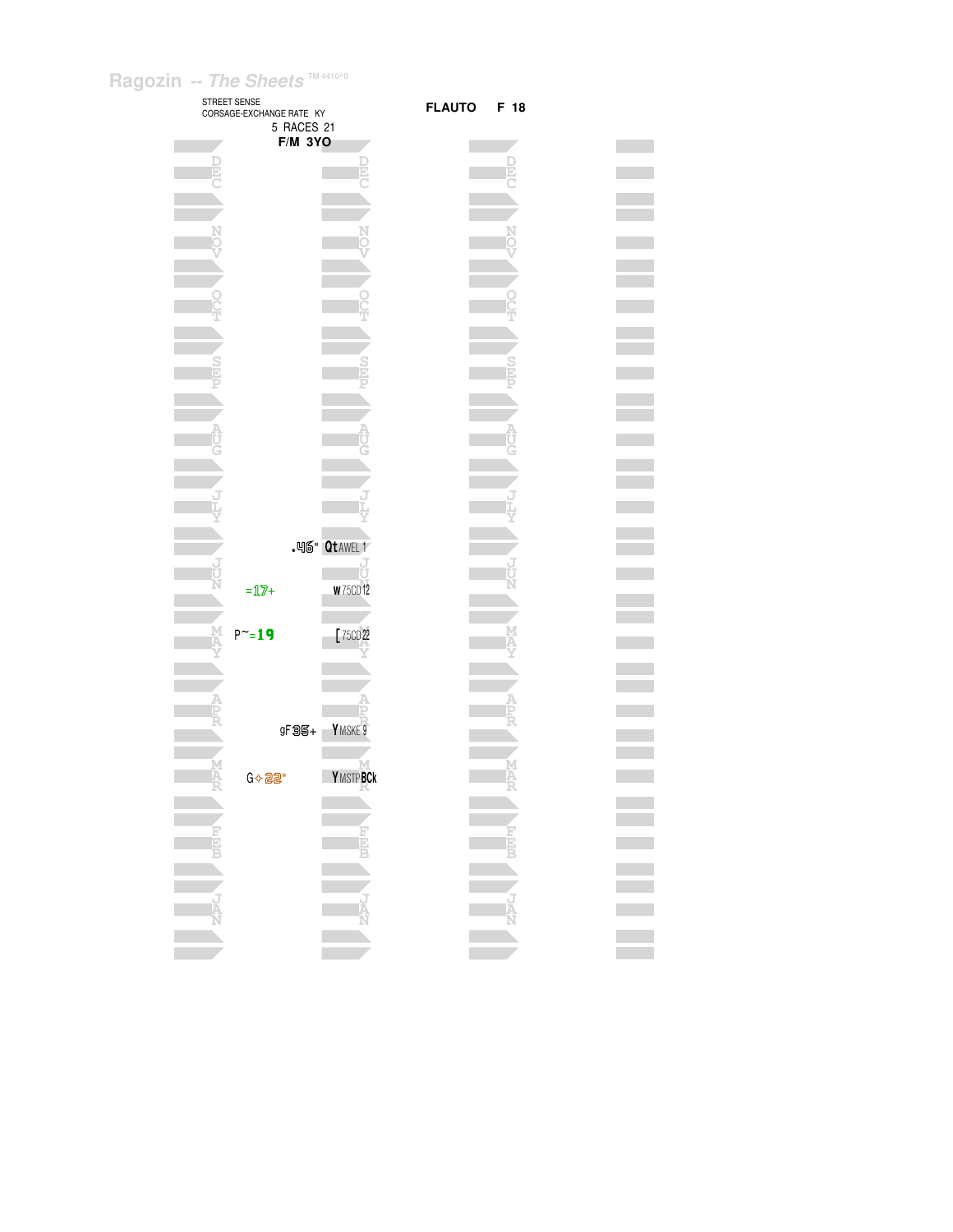Ragozin -- *The Sheets* TM 4410^0

STREET SENSE
CORSAGE-EXCHANGE RATE KY
5 RACES 21
**F/M 3YO**

**FLAUTO F 18**

| Month | Figure | Race |
|---|---|---|
| JUN | .46" | Qt AWEL 1 |
| JUN | =17+ | w 75CD 12 |
| MAY | P~=19 | [ 75CD 22 |
| APR | gF35+ | Y MSKE 9 |
| MAR | G✧22" | Y MSTP BCk |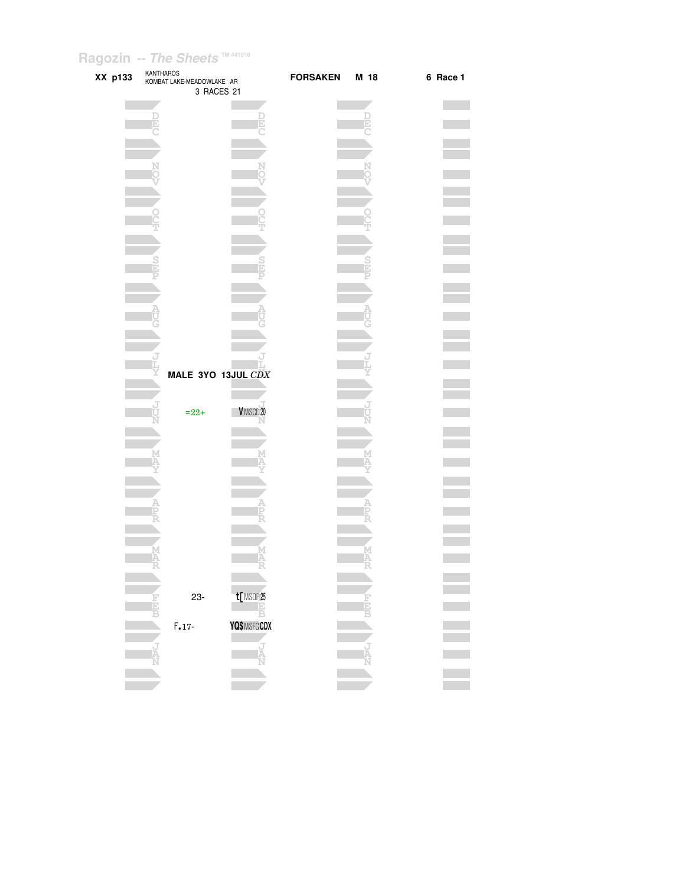Ragozin -- *The Sheets* TM 4410^0

**XX p133** KANTHAROS
KOMBAT LAKE-MEADOWLAKE AR
3 RACES 21

**FORSAKEN M 18**

**6 Race 1**

| Month | Figure | Notes |
| --- | --- | --- |
| DEC | | |
| NOV | | |
| OCT | | |
| SEP | | |
| AUG | | |
| JLY | **MALE 3YO 13JUL** *CDX* | |
| JUN | =22+ | V MSCD 20 |
| MAY | | |
| APR | | |
| MAR | | |
| FEB | 23- | t[ MSOP 25 |
| | F.17- | YQ$ MSFG CDX |
| JAN | | |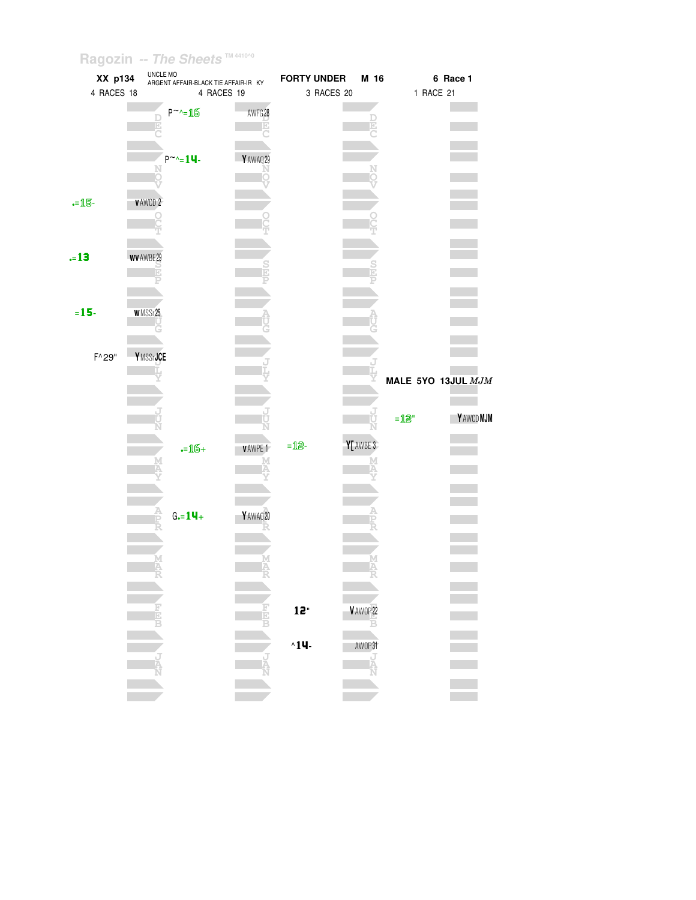Ragozin -- The Sheets TM 4410^0

| XX p134 | UNCLE MO ARGENT AFFAIR-BLACK TIE AFFAIR-IR KY | FORTY UNDER | M 16 | 6 Race 1 |
|---|---|---|---|---|
| 4 RACES 18 | 4 RACES 19 | 3 RACES 20 | | 1 RACE 21 |

| Month | 2018 Figure | 2018 Notes | 2019 Figure | 2019 Notes | 2020 Figure | 2020 Notes | 2021 Figure | 2021 Notes |
|---|---|---|---|---|---|---|---|---|
| DEC | | | P~^=16 | AWFG28 | | | | |
| NOV | | | P~^=14- | Y AWAQ29 | | | | |
| OCT | .=15- | v AWCD 2 | | | | | | |
| SEP | .=13 | wv AWBE29 | | | | | | |
| AUG | =15- | w MSSr25 | | | | | | |
| JLY | F^29" | Y MSSrJCE | | | | | | |
| JUN | | | | | | | =12" | Y AWCD MJM |
| MAY | | | .=16+ | v AWPE 1 | =12- | Y[ AWBE 3 | | |
| APR | | | G.=14+ | Y AWAQ20 | | | | |
| MAR | | | | | | | | |
| FEB | | | | | 12" | V AWOP22 | | |
| JAN | | | | | ^14- | AWOP31 | | |

MALE 5YO 13JUL *MJM*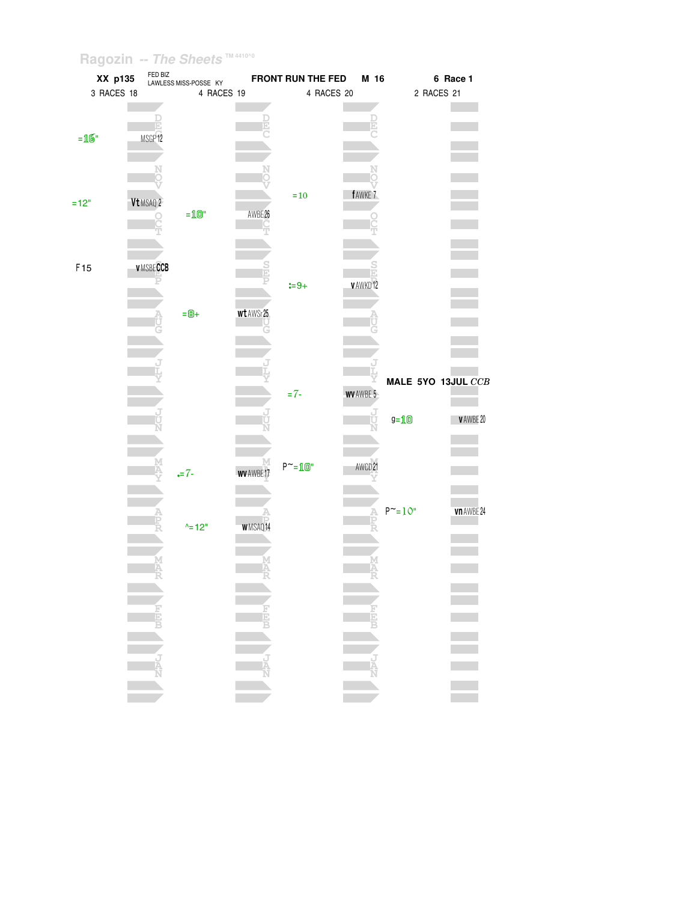Ragozin -- The Sheets ™ 4410^0

**XX p135** FED BIZ LAWLESS MISS-POSSE KY **FRONT RUN THE FED M 16** **6 Race 1**

| 3 RACES 18 | | 4 RACES 19 | | 4 RACES 20 | | 2 RACES 21 | |
|---|---|---|---|---|---|---|---|
| =16" | MSGP 12 | | | | | | |
| | | | | =10 | f AWKE 7 | | |
| =12" | Vt MSAQ 2 | =10" | AWBE 26 | | | | |
| F15 | v MSBE CCB | | | | | | |
| | | | | :=9+ | v AWKD 12 | | |
| | | =8+ | wt AWSr 25 | | | | |
| | | | | | | MALE 5YO 13JUL *CCB* | |
| | | | | =7- | wv AWBE 5 | | |
| | | | | | | g=10 | v AWBE 20 |
| | | | | P~=10" | AWCD 21 | | |
| | | .=7- | wv AWBE 17 | | | | |
| | | | | | | P~=10" | vn AWBE 24 |
| | | ^=12" | w MSAQ 14 | | | | |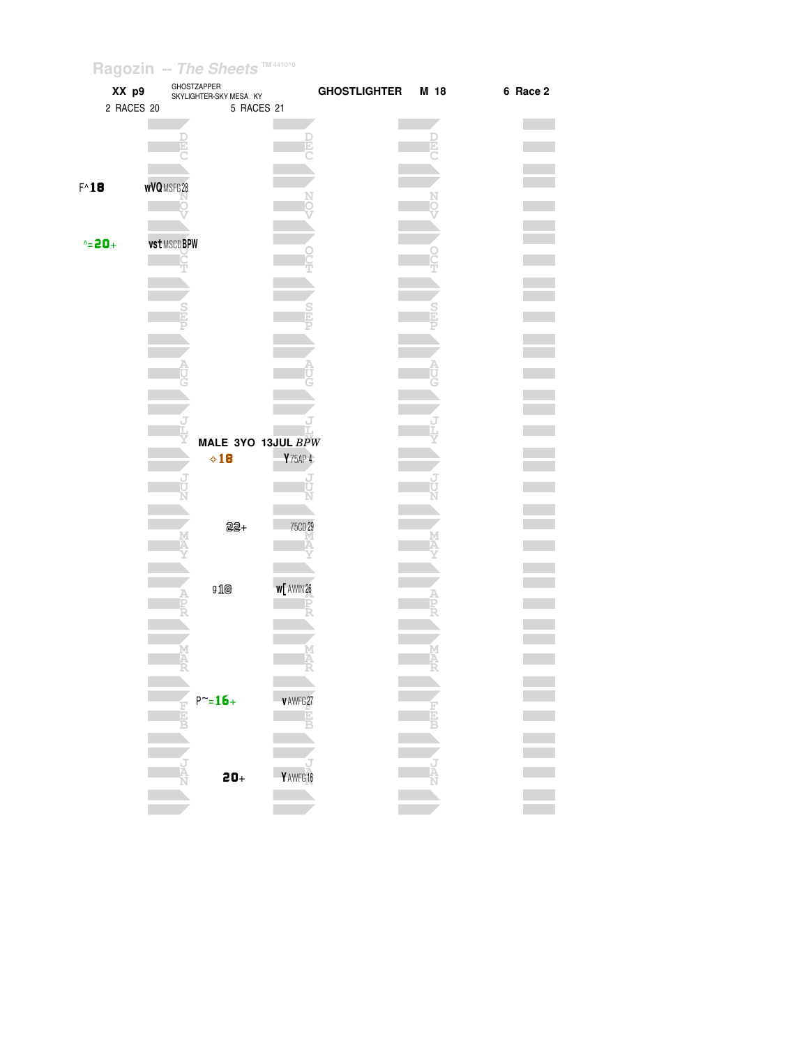Ragozin -- The Sheets TM 4410^0

| XX p9 | GHOSTZAPPER SKYLIGHTER-SKY MESA KY | GHOSTLIGHTER | M 18 | 6 Race 2 |
|---|---|---|---|---|
| 2 RACES 20 | 5 RACES 21 | | | |

**Year 1 (2 RACES 20)**

| Month | Figure | Notes |
|---|---|---|
| NOV | F^18 | wVQ MSFG28 |
| OCT | ^=20+ | vst MSCD BPW |

**Year 2 (5 RACES 21)** — MALE 3YO 13JUL *BPW*

| Month | Figure | Notes |
|---|---|---|
| JUN | ✧18 | Y 75AP 4 |
| MAY | 22+ | 75CD 29 |
| APR | g18 | w[ AWIN26 |
| FEB | P~=16+ | v AWFG27 |
| JAN | 20+ | Y AWFG16 |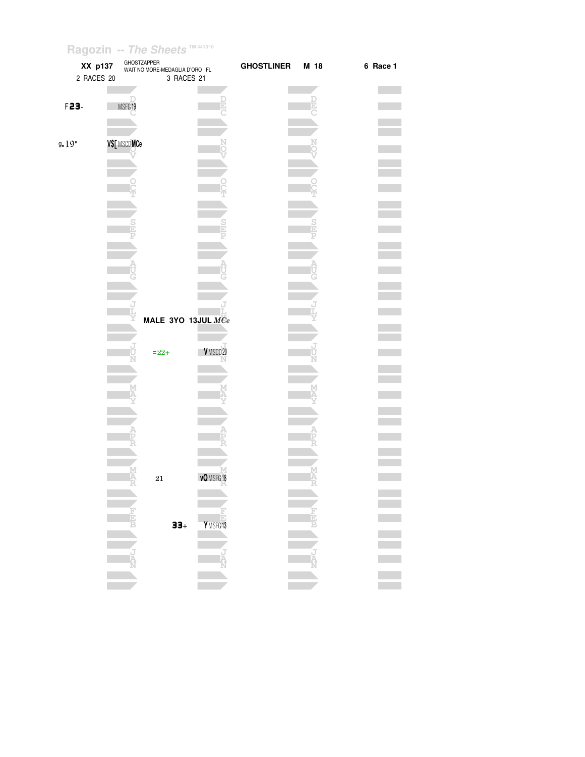Ragozin -- The Sheets TM 4410^0

**XX p137** GHOSTZAPPER WAIT NO MORE-MEDAGLIA D'ORO FL **GHOSTLINER M 18** **6 Race 1**

2 RACES 20 3 RACES 21

| | 2 RACES 20 | | 3 RACES 21 | |
|---|---|---|---|---|
| F23- | MSFG19 | DEC | | DEC |
| g.19" | VS[ MSCD MCe | NOV | | NOV |
| | | OCT | | OCT |
| | | SEP | | SEP |
| | | AUG | | AUG |
| | | JLY | MALE 3YO 13JUL MCe | JLY |
| | | JUN | =22+ | V MSCD20 JUN |
| | | MAY | | MAY |
| | | APR | | APR |
| | | MAR | 21 | vQ MSFG18 MAR |
| | | FEB | 33+ | Y MSFG13 FEB |
| | | JAN | | JAN |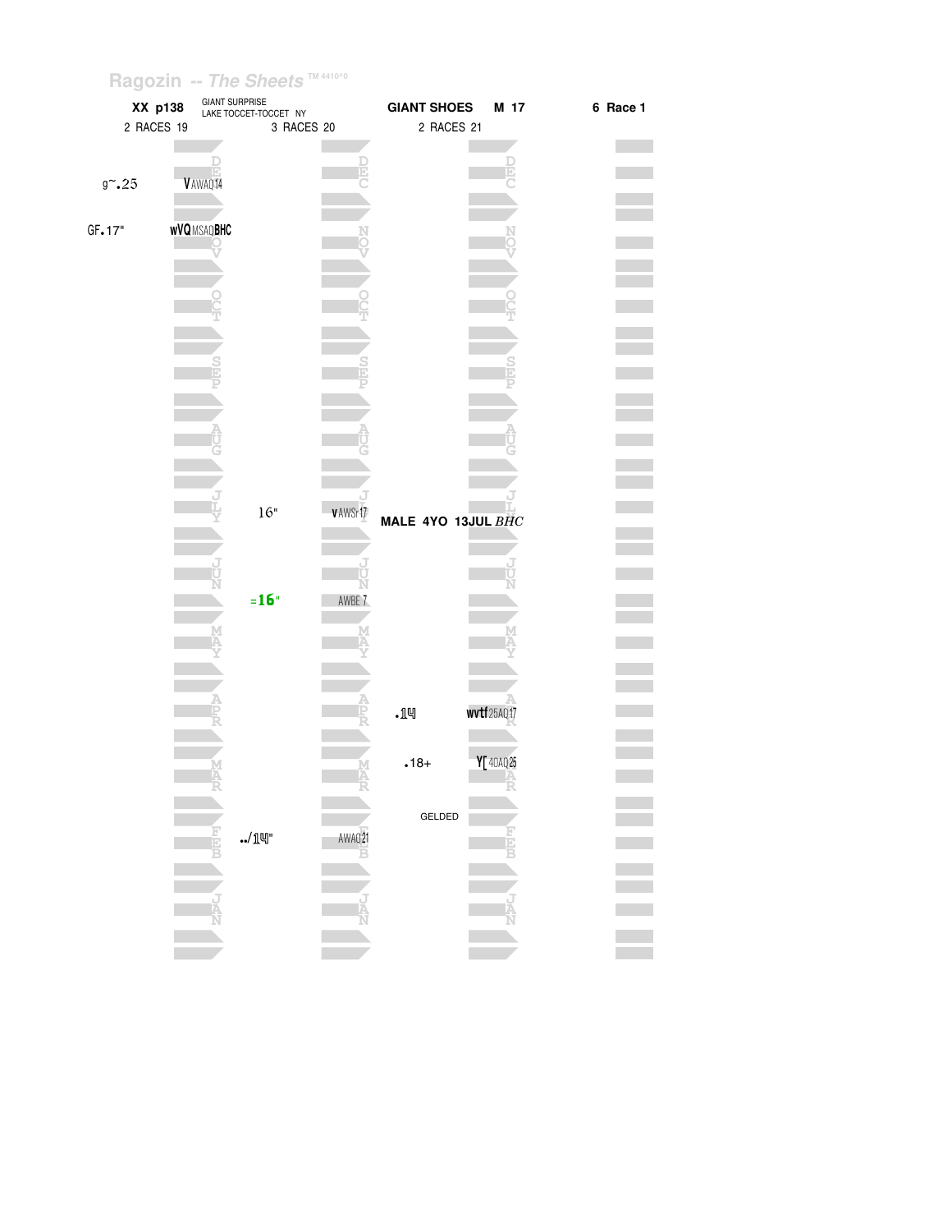Ragozin -- *The Sheets* ™ 4410^0

**XX p138** GIANT SURPRISE LAKE TOCCET-TOCCET NY **GIANT SHOES** **M 17** **6 Race 1**

| 2 RACES 19 | | 3 RACES 20 | | 2 RACES 21 | |
|---|---|---|---|---|---|
| g~.25 | V AWAQ14 | | | | |
| GF.17" | wVQ MSAQ BHC | | | | |
| | | 16" | v AWSr17 | | |
| | | **MALE 4YO 13JUL** *BHC* | | | |
| | | =16" | AWBE 7 | | |
| | | | | .14 | wvtf 25AQ17 |
| | | | | .18+ | Y[ 40AQ25 |
| | | | | GELDED | |
| | | ../14" | AWAQ21 | | |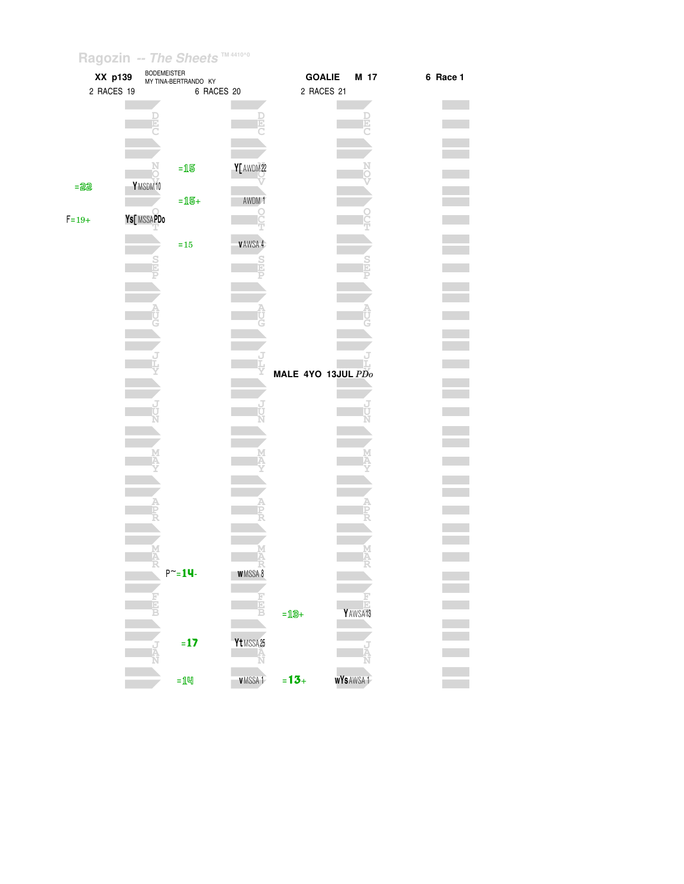Ragozin -- The Sheets TM 4410^0

**XX p139** BODEMEISTER MY TINA-BERTRANDO KY **GOALIE M 17** **6 Race 1**

| 2 RACES 19 | | 6 RACES 20 | | 2 RACES 21 | |
|---|---|---|---|---|---|
| | DEC | | DEC | | DEC |
| | NOV | =15 | Y[ AWDM22 | | NOV |
| =22 | Y MSDM10 | | | | |
| | | =15+ | AWDM 1 | | |
| F=19+ | Ys[ MSSA PDo | | OCT | | OCT |
| | | =15 | v AWSA 4 | | |
| | SEP | | SEP | | SEP |
| | AUG | | AUG | | AUG |
| | JLY | | JLY | MALE 4YO 13JUL *PDo* | JLY |
| | JUN | | JUN | | JUN |
| | MAY | | MAY | | MAY |
| | APR | | APR | | APR |
| | MAR | P~=14- | w MSSA 8 | | MAR |
| | FEB | | FEB | =13+ | Y AWSA13 |
| | JAN | =17 | Yt MSSA25 | | JAN |
| | | =14 | v MSSA 1 | =13+ | wYs AWSA 1 |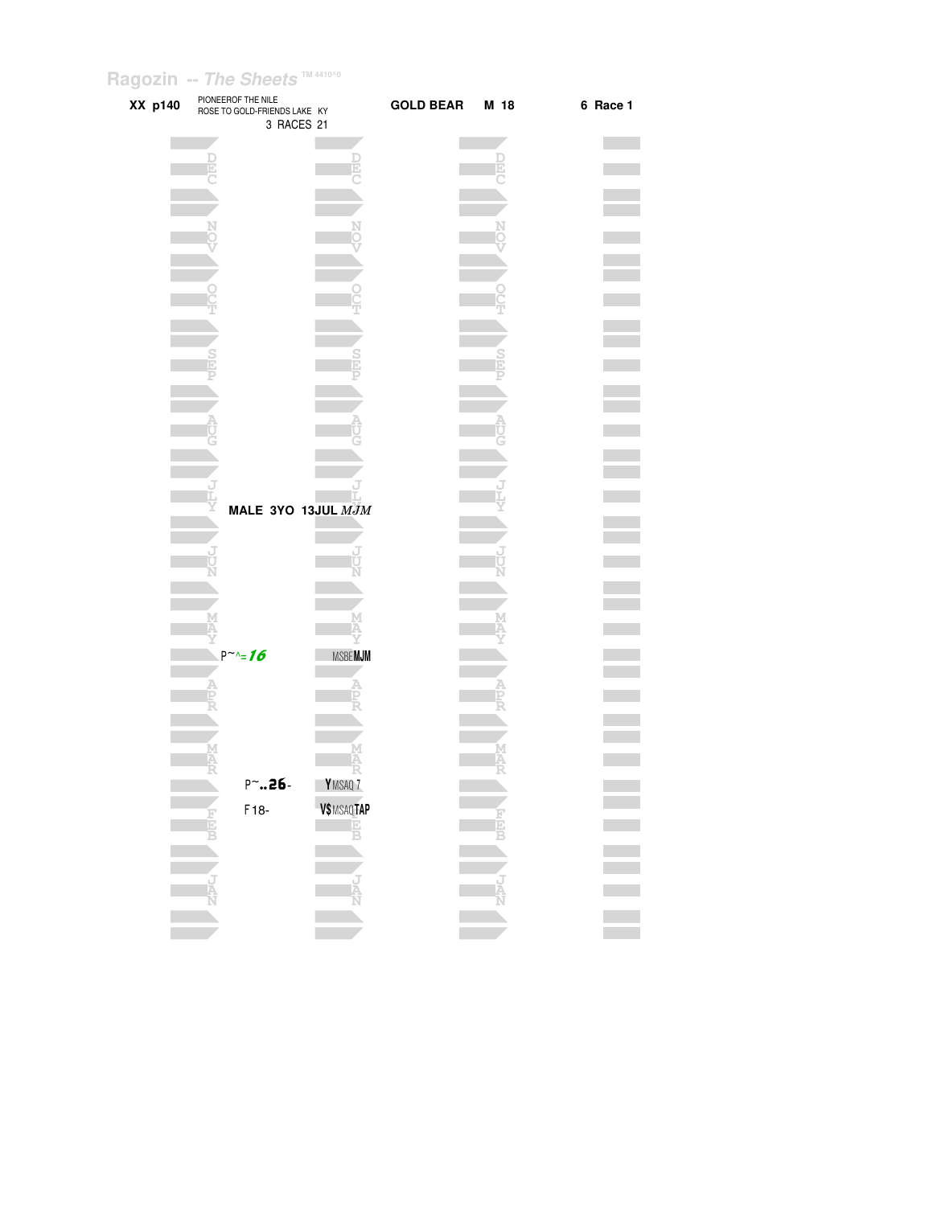Ragozin -- The Sheets

**XX p140** PIONEEROF THE NILE
ROSE TO GOLD-FRIENDS LAKE KY
3 RACES 21

**GOLD BEAR** **M 18** **6 Race 1**

**MALE 3YO 13JUL** *MJM*

| Month | Figure | Notes |
|---|---|---|
| MAY | P~^=*16* | MSBE**MJM** |
| MAR | P~**..26**- | **Y**MSAQ 7 |
| FEB | F18- | **V$**MSAQ**TAP** |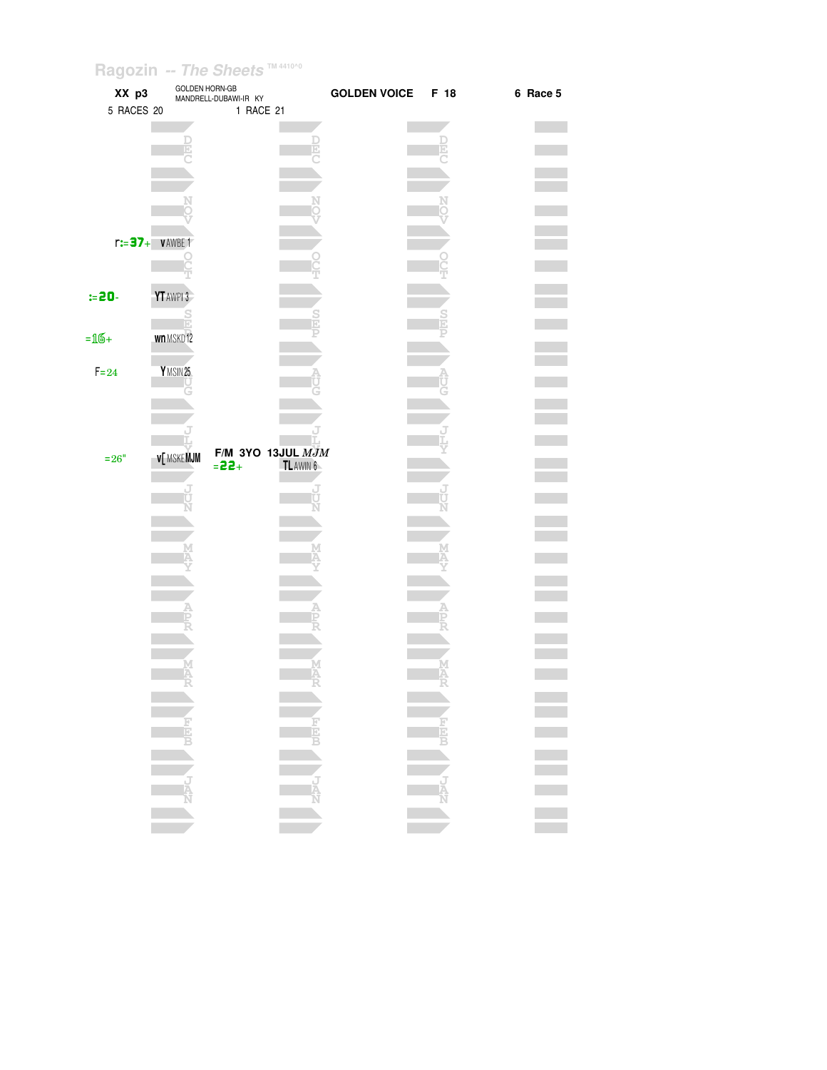Ragozin -- The Sheets TM 4410^0

**XX p3** GOLDEN HORN-GB
MANDRELL-DUBAWI-IR KY

**GOLDEN VOICE** **F 18** **6 Race 5**

5 RACES 20 1 RACE 21

| Figure | Race | Month |
| --- | --- | --- |
| r:=37+ | vAWBE 1 | OCT |
| :=20- | YTAWPI 3 | SEP |
| =16+ | wnMSKD 12 | SEP |
| F=24 | YMSIN 25 | AUG |
| =26" | v[MSKE MJM | JLY |

F/M 3YO 13JUL *MJM*

| Figure | Race |
| --- | --- |
| =22+ | TLAWIN 6 |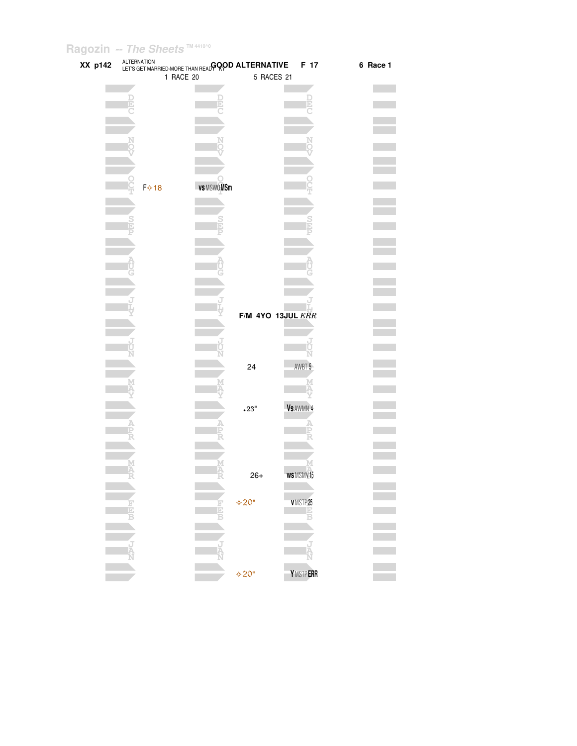Ragozin -- *The Sheets* TM 4410^0

**XX p142** ALTERNATION LET'S GET MARRIED-MORE THAN READY KY **GOOD ALTERNATIVE** **F 17** **6 Race 1**

1 RACE 20 | 5 RACES 21

| Month | 1 RACE 20 | | 5 RACES 21 | |
|---|---|---|---|---|
| DEC | | | | |
| NOV | | | | |
| OCT | F✧18 | **VS** MSWO **MSm** | | |
| SEP | | | | |
| AUG | | | | |
| JLY | | | **F/M 4YO 13JUL** *ERR* | |
| JUN | | | 24 | AWBT 5 |
| MAY | | | •23" | **Vs** AWMN 4 |
| APR | | | | |
| MAR | | | 26+ | **ws** MSMV 15 |
| FEB | | | ✧20" | **v** MSTP 25 |
| JAN | | | ✧20" | **Y** MSTP **ERR** |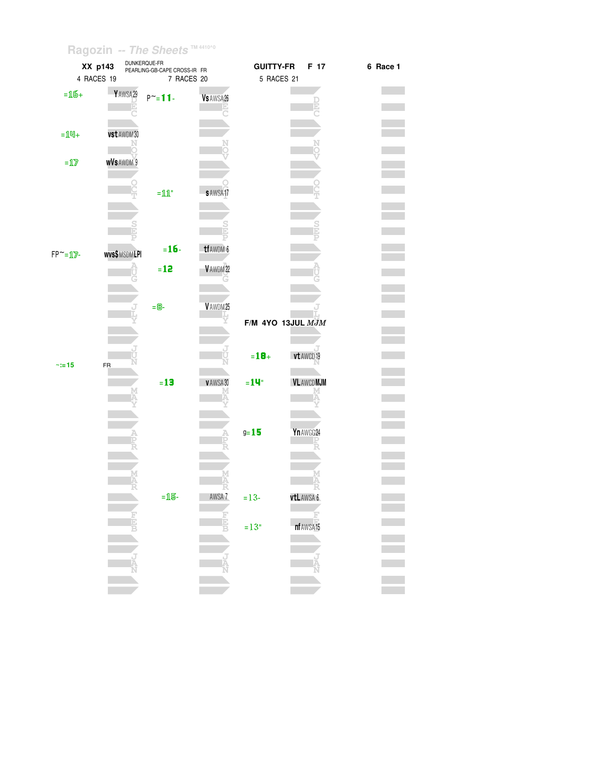Ragozin -- The Sheets TM 4410^0

| XX p143 | DUNKERQUE-FR PEARLING-GB-CAPE CROSS-IR FR | GUITTY-FR F 17 | 6 Race 1 |
|---|---|---|---|
| 4 RACES 19 | 7 RACES 20 | 5 RACES 21 | |

**XX p143 — 4 RACES 19**

| Figure | Notes | Month |
|---|---|---|
| =16+ | Y AWSA 29 | DEC |
| =14+ | vst AWDM 30 | NOV |
| =17 | wVs AWDM 9 | NOV |
| FP~=17- | wvs$ MSDM LPI | AUG |
| ~:=15 | FR | JUN |

**7 RACES 20**

| Figure | Notes | Month |
|---|---|---|
| P~=11- | Vs AWSA 26 | DEC |
| =11" | s AWSA 17 | OCT |
| =16- | tf AWDM 6 | AUG |
| =12 | V AWDM 22 | AUG |
| =8- | V AWDM 25 | JLY |
| =13 | v AWSA 30 | MAY |
| =15- | AWSA 7 | FEB |

**5 RACES 21**

F/M 4YO 13JUL *MJM*

| Figure | Notes | Month |
|---|---|---|
| =18+ | vt AWCD 19 | JUN |
| =14" | VL AWCD MJM | MAY |
| g=15 | Yn AWGG 24 | APR |
| =13- | vtL AWSA 6 | FEB |
| =13" | nf AWSA 15 | FEB |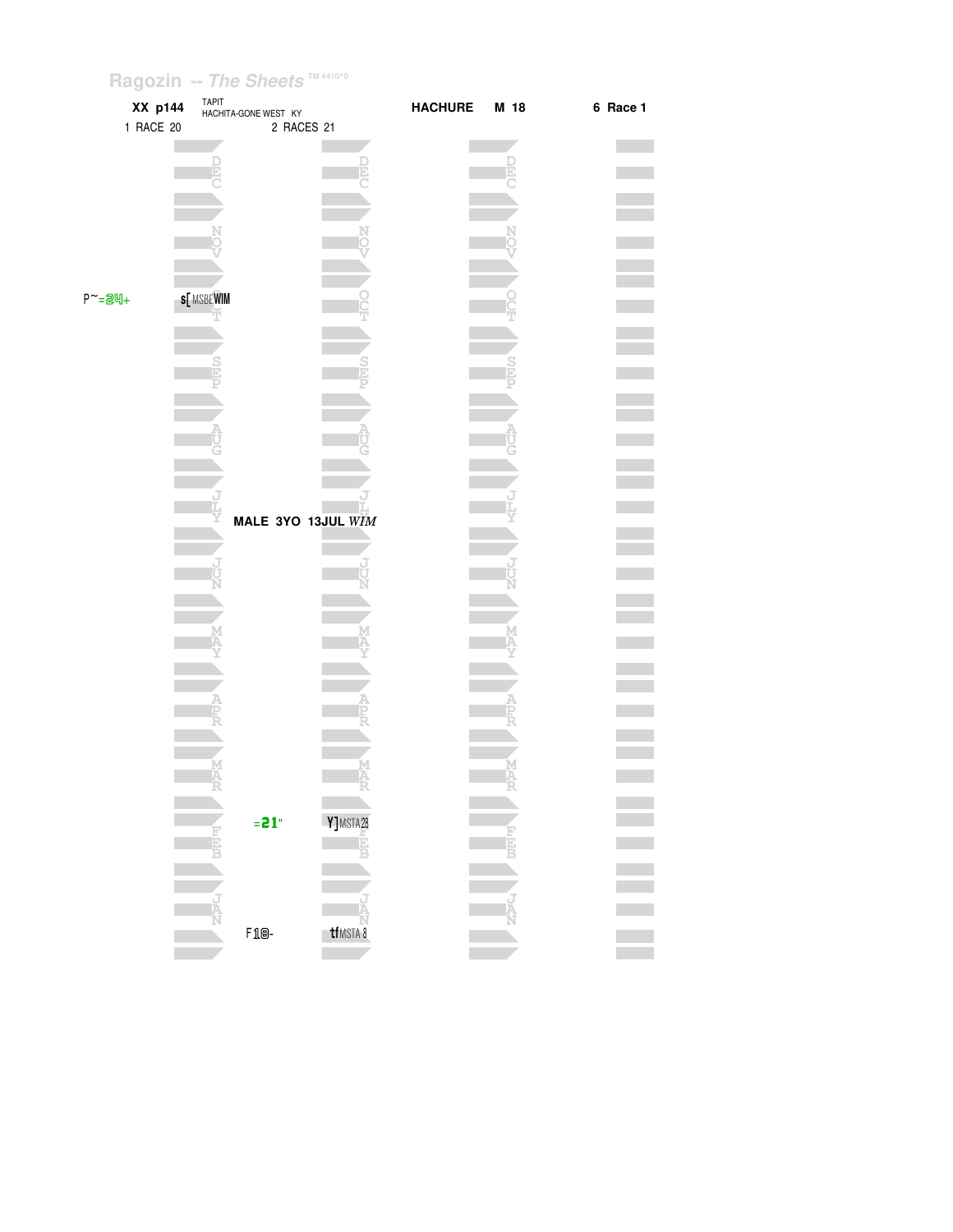Ragozin -- The Sheets ™ 4410^0

**XX p144** TAPIT
HACHITA-GONE WEST KY

**HACHURE** **M 18** **6 Race 1**

1 RACE 20 2 RACES 21

P~=24+ s[ MSBE WIM

**MALE 3YO 13JUL** *WIM*

=21" Y] MSTA 28

F18- tf MSTA 8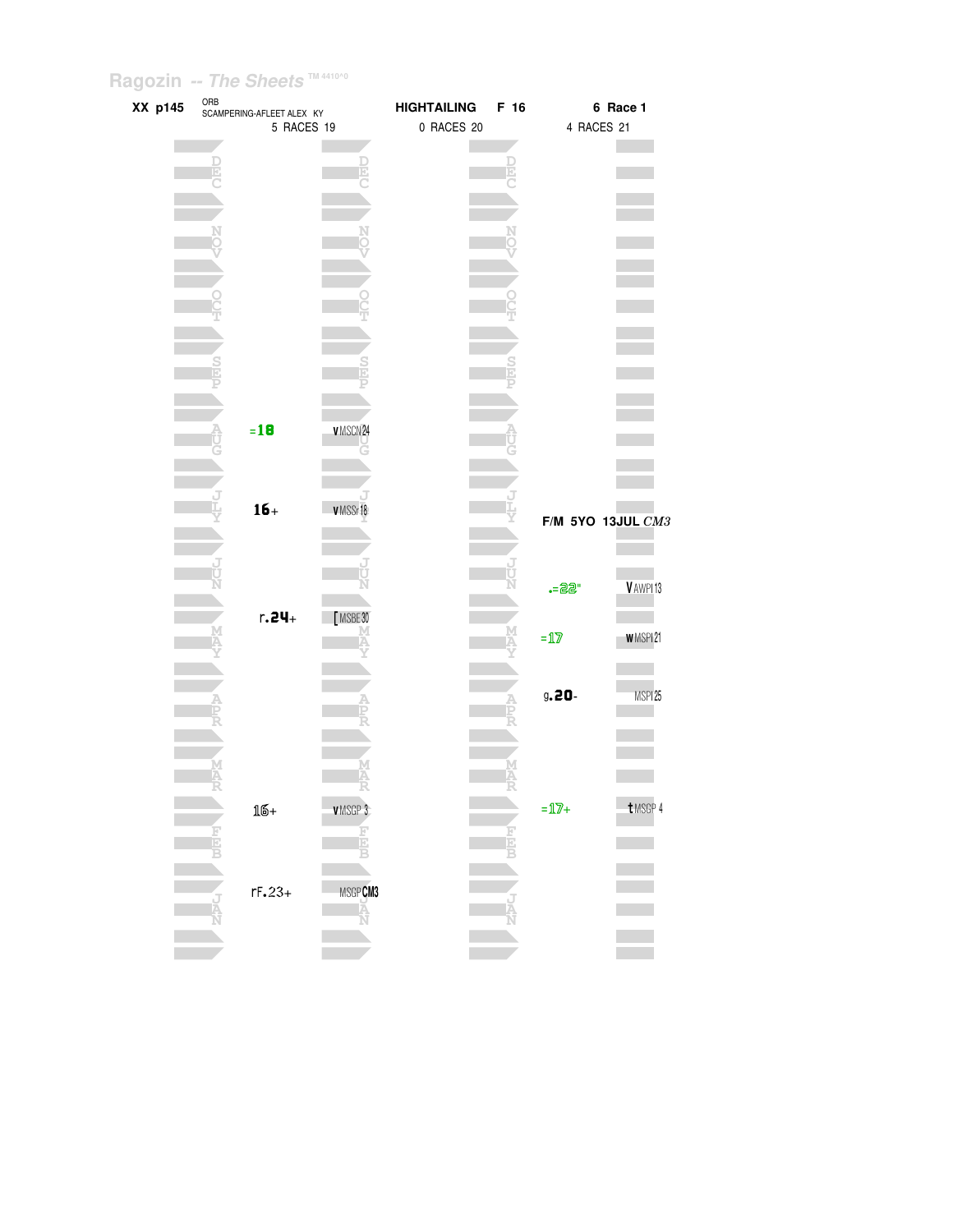Ragozin -- The Sheets TM 4410^0

**XX p145** ORB SCAMPERING-AFLEET ALEX KY **HIGHTAILING F 16** **6 Race 1**

| 5 RACES 19 | | 0 RACES 20 | 4 RACES 21 | |
|---|---|---|---|---|
| DEC | | DEC | | |
| NOV | | NOV | | |
| OCT | | OCT | | |
| SEP | | SEP | | |
| AUG =18 | vMSCN24 | AUG | | |
| JLY 16+ | vMSSr18 | JLY | F/M 5YO 13JUL *CM3* | |
| JUN | | JUN | .=22" | VAWPI13 |
| MAY r.24+ | [MSBE30 | MAY | =17 | wMSPI21 |
| APR | | APR | g.20- | MSPI25 |
| MAR | | MAR | | |
| FEB 16+ | vMSGP 3 | FEB | =17+ | tMSGP 4 |
| JAN rF.23+ | MSGPCM3 | JAN | | |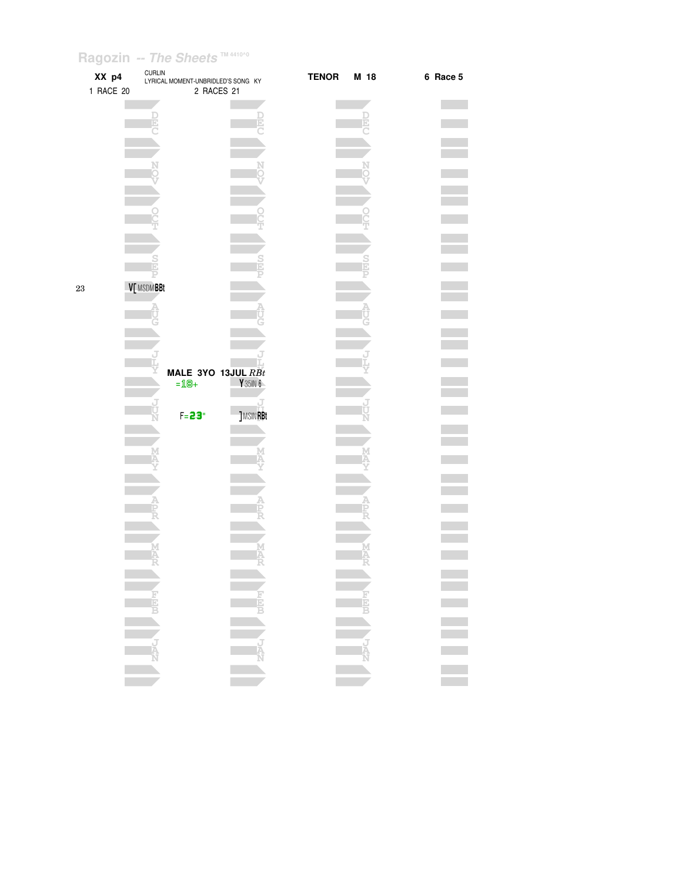Ragozin -- *The Sheets* TM 4410^0

**XX p4** CURLIN
LYRICAL MOMENT-UNBRIDLED'S SONG KY **TENOR** **M 18** **6 Race 5**

1 RACE 20 2 RACES 21

23 V[ MSDM BBt

**MALE 3YO 13JUL** *RBt*

=18+ Y 35IN 6

F=23" ] MSIN RBt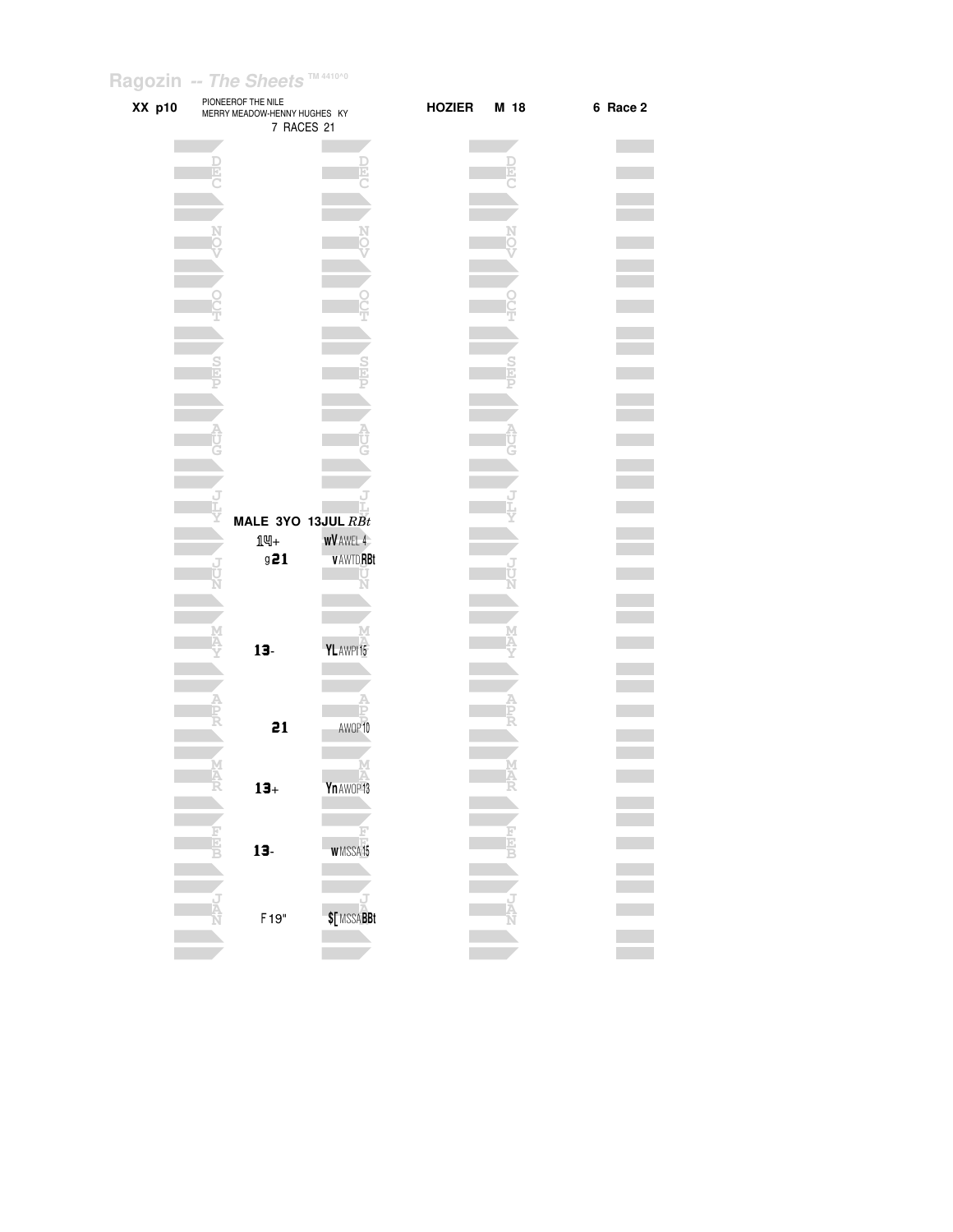Ragozin -- *The Sheets* TM 4410^0

**XX p10** PIONEEROF THE NILE
MERRY MEADOW-HENNY HUGHES KY
7 RACES 21

**HOZIER** **M 18** **6 Race 2**

**MALE 3YO 13JUL** *RBt*

| Month | Figure | Notes |
|---|---|---|
| JLY | 14+ | wV AWEL 4 |
| JUN | g 21 | v AWTD RBt |
| MAY | 13- | YL AWPI 15 |
| APR | 21 | AWOP 10 |
| MAR | 13+ | Yn AWOP 13 |
| FEB | 13- | w MSSA 15 |
| JAN | F 19" | $[ MSSA BBt |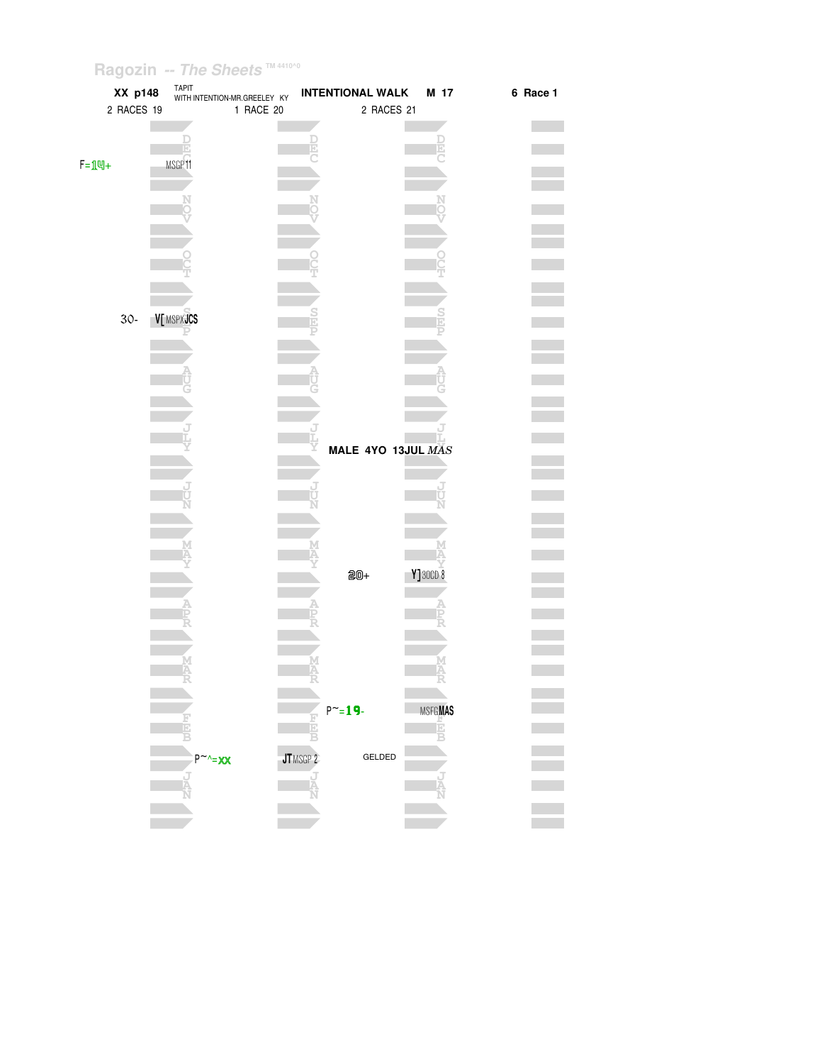Ragozin -- *The Sheets* TM 4410^0

**XX p148** TAPIT WITH INTENTION-MR.GREELEY KY **INTENTIONAL WALK M 17** **6 Race 1**

2 RACES 19 | 1 RACE 20 | 2 RACES 21

| Month | 2 RACES 19 | | 1 RACE 20 | | 2 RACES 21 | |
|---|---|---|---|---|---|---|
| DEC | F=14+ | MSGP 11 | | | | |
| NOV | | | | | | |
| OCT | | | | | | |
| SEP | 30- | V[ MSPX JCS | | | | |
| AUG | | | | | | |
| JLY | | | | | | |
| JUN | | | | | | |
| MAY | | | | | 20+ | Y] 30CD 8 |
| APR | | | | | | |
| MAR | | | | | | |
| FEB | | | | | P~=19- | MSFG MAS |
| JAN | | | P~^=XX | JT MSGP 2 | GELDED | |

**MALE 4YO 13JUL** *MAS*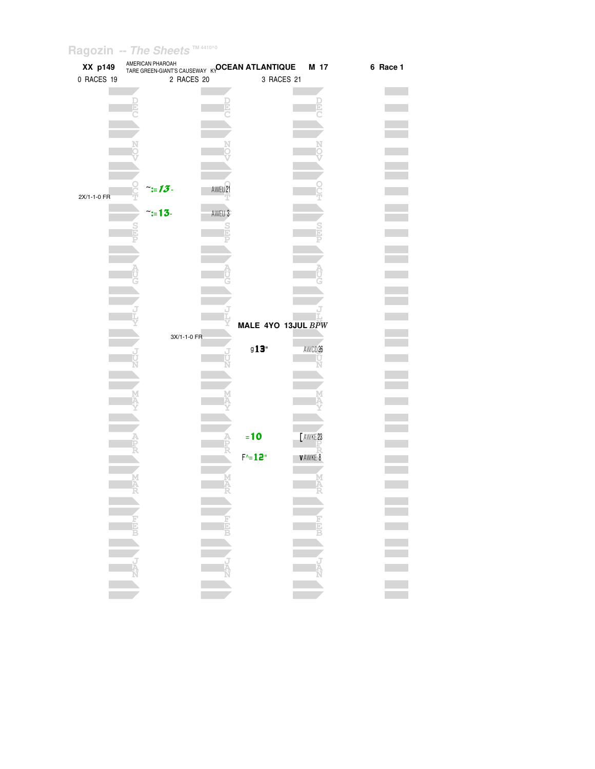Ragozin -- The Sheets TM 4410^0

| XX p149 | AMERICAN PHAROAH<br>TARE GREEN-GIANT'S CAUSEWAY KY | OCEAN ATLANTIQUE | M 17 | 6 Race 1 |
|---|---|---|---|---|
| 0 RACES 19 | 2 RACES 20 | 3 RACES 21 | | |

**2 RACES 20**

- OCT: ~:=*13*- AWEU21
- 2X/1-1-0 FR
- SEP: ~:=13- AWEU 3
- 3X/1-1-0 FR

**3 RACES 21**

MALE 4YO 13JUL *BPW*

- JUN: g**13**" AWCD26
- APR: =**10** [AWKE23
- APR: F^=**12**" vAWKE 8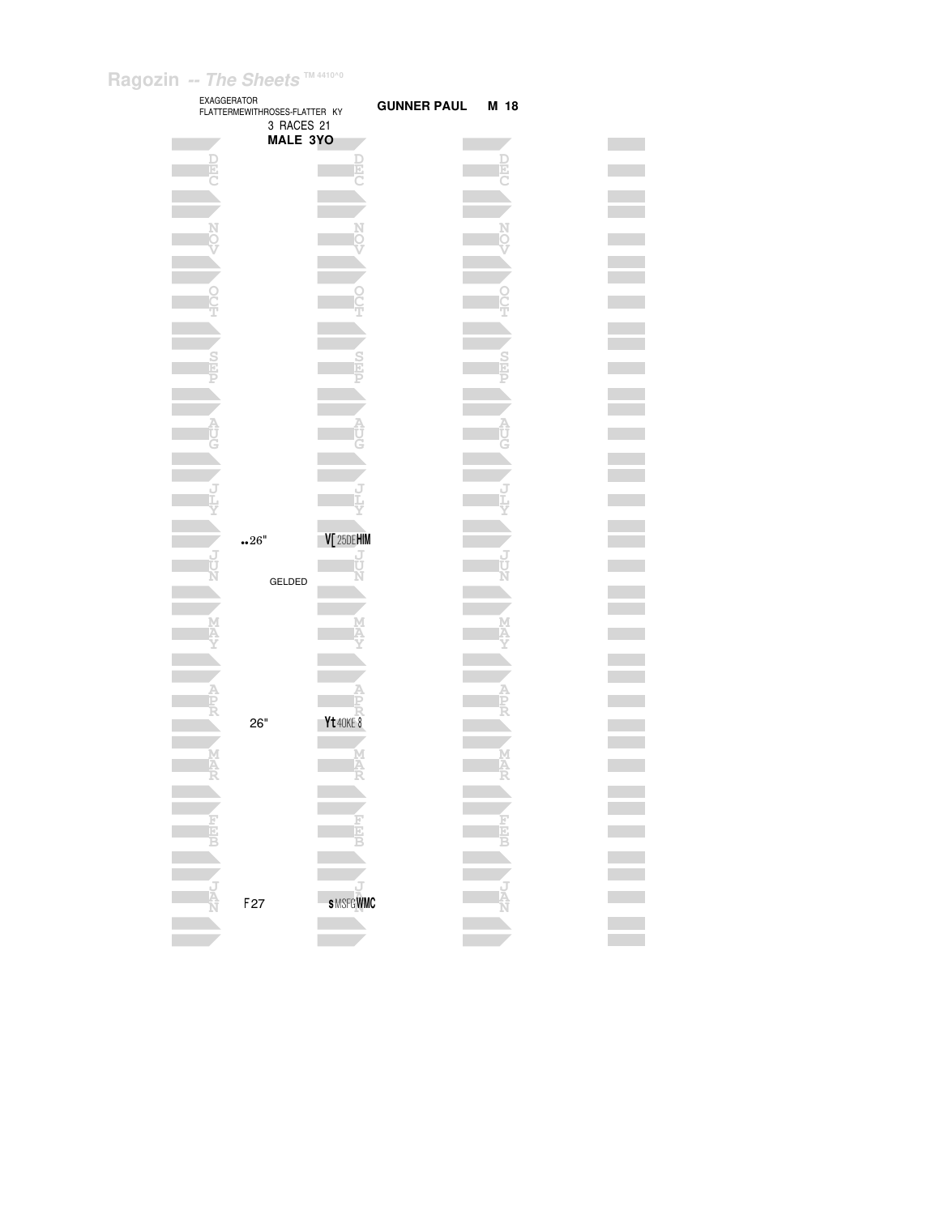Ragozin -- *The Sheets* ™ 4410^0

EXAGGERATOR
FLATTERMEWITHROSES-FLATTER KY

3 RACES 21

**MALE 3YO**

**GUNNER PAUL** **M 18**

DEC

NOV

OCT

SEP

AUG

JLY

..26" V[ 25DEHIM

JUN

GELDED

MAY

APR

26" Yt 40KE 8

MAR

FEB

JAN

F27 s MSFGWMC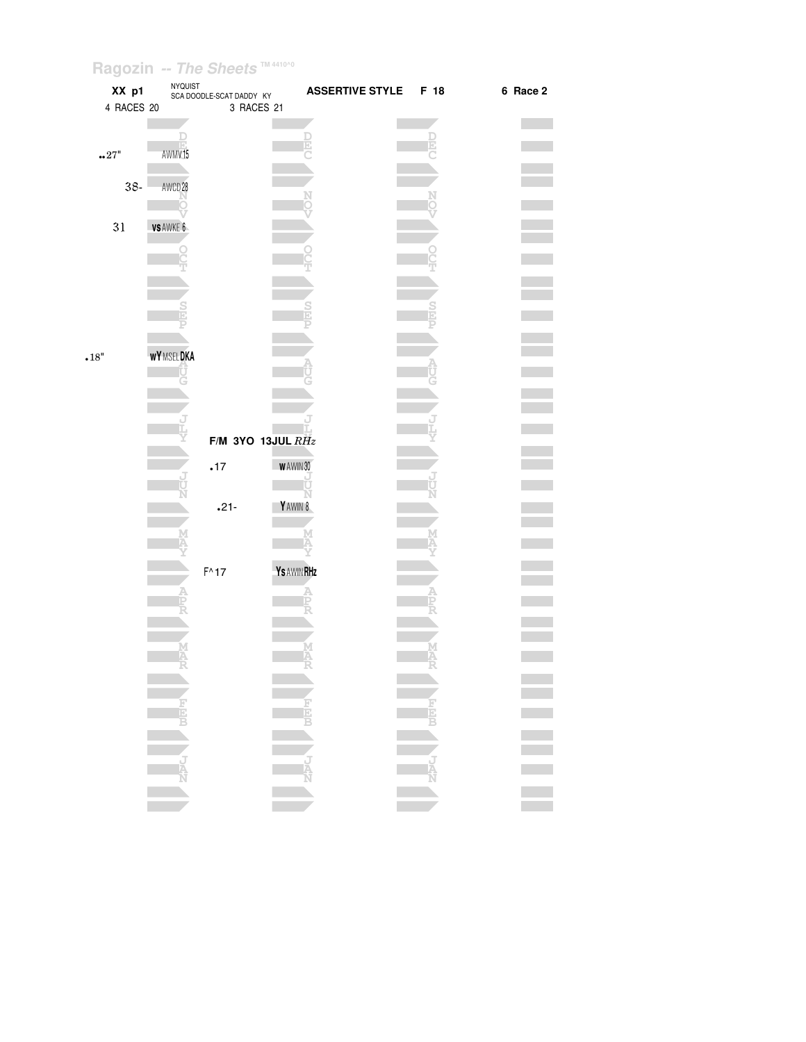Ragozin -- *The Sheets* TM 4410^0

**XX p1** NYQUIST SCA DOODLE-SCAT DADDY KY **ASSERTIVE STYLE F 18** **6 Race 2**

4 RACES 20 3 RACES 21

| 20 | | 21 | |
|---|---|---|---|
| ..27" | AWMV15 | | |
| 38- | AWCD28 | | |
| 31 | VS AWKE 6 | | |
| .18" | wY MSEL DKA | | |
| | | **F/M 3YO 13JUL** *RHz* | |
| | | .17 | w AWIN30 |
| | | .21- | Y AWIN 8 |
| | | F^17 | Ys AWIN RHz |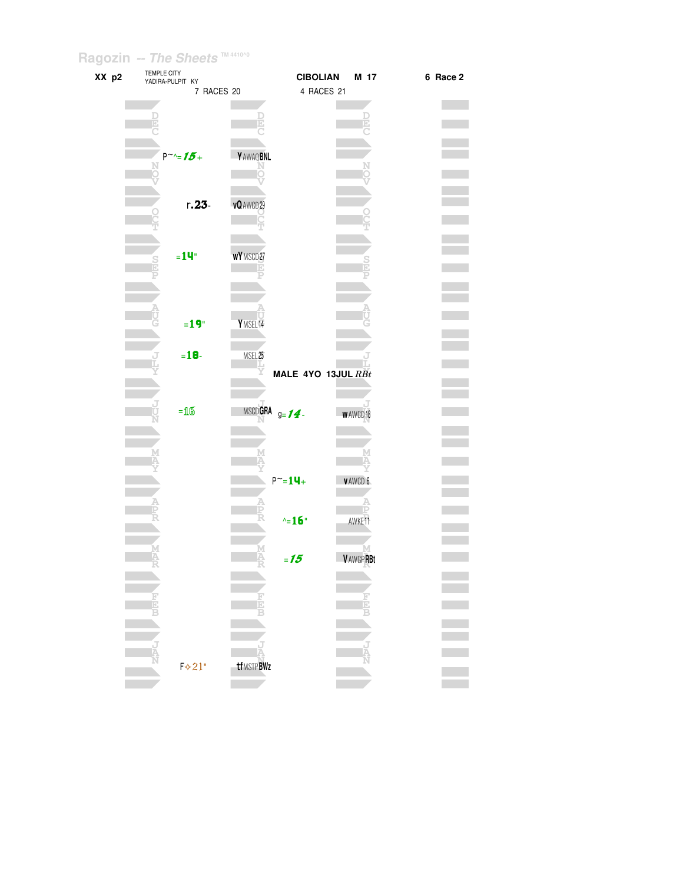Ragozin -- The Sheets TM 4410^0

**XX p2** TEMPLE CITY
YADIRA-PULPIT KY

**CIBOLIAN** **M 17** **6 Race 2**

| Month | 7 RACES 20 | | 4 RACES 21 | |
|---|---|---|---|---|
| DEC | | | | |
| NOV | P~^=15+ | Y AWAQ BNL | | |
| OCT | r.23- | vQ AWCD 29 | | |
| SEP | =14" | wY MSCD 27 | | |
| AUG | =19" | Y MSEL 14 | | |
| JLY | =18- | MSEL 25 | | |
| JUN | =16 | MSCD GRA | g=14- | w AWCD 18 |
| MAY | | | P~=14+ | v AWCD 6 |
| APR | | | ^=16" | AWKE 11 |
| MAR | | | =15 | V AWGP RBt |
| FEB | | | | |
| JAN | F✧21" | tf MSTP BWz | | |

**MALE 4YO 13JUL RBt**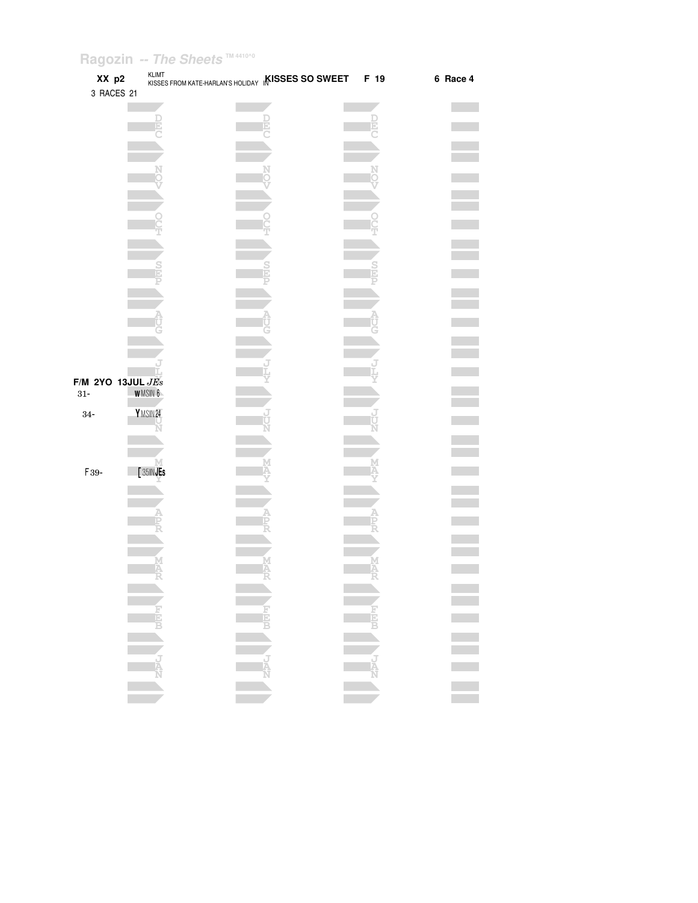Ragozin -- The Sheets TM 4410^0

**XX p2** KLIMT
KISSES FROM KATE-HARLAN'S HOLIDAY IN **KISSES SO SWEET** **F 19** **6 Race 4**

3 RACES 21

**F/M 2YO 13JUL** *JEs*

31- **w** MSIN 6

34- **Y** MSIN 24

F 39- [ 35IN **JEs**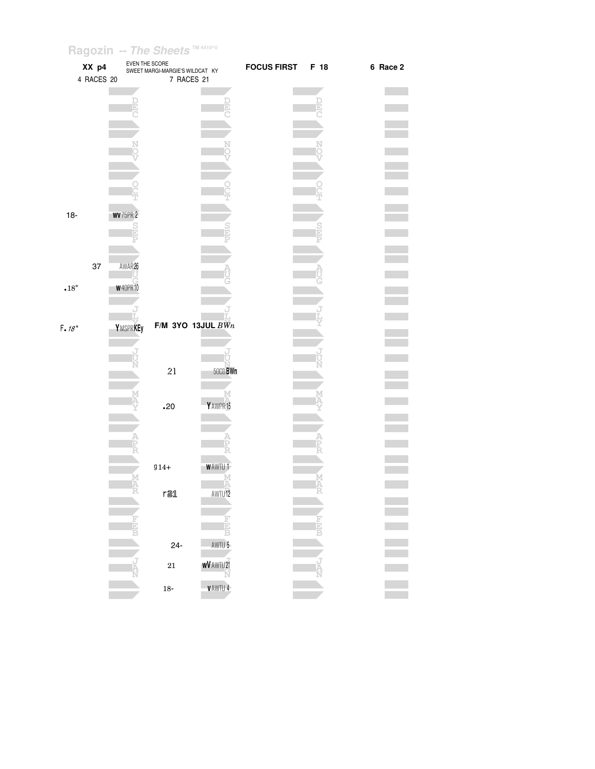Ragozin -- The Sheets ™ 4410^0

**XX p4** EVEN THE SCORE
SWEET MARGI-MARGIE'S WILDCAT KY **FOCUS FIRST F 18** **6 Race 2**

4 RACES 20 7 RACES 21

DEC

NOV

OCT

18- WV 75PR 2

SEP

37 AWAR26

AUG

.18" W 40PR 10

JLY

F.18" Y MSPRKEy **F/M 3YO 13JUL** *BWn*

JUN

21 50CD BWn

MAY

.20 Y AWPR 15

APR

g14+ W AWTU 1

MAR

r21 AWTU 12

FEB

24- AWTU 5

21 wV AWTU 21

JAN

18- V AWTU 4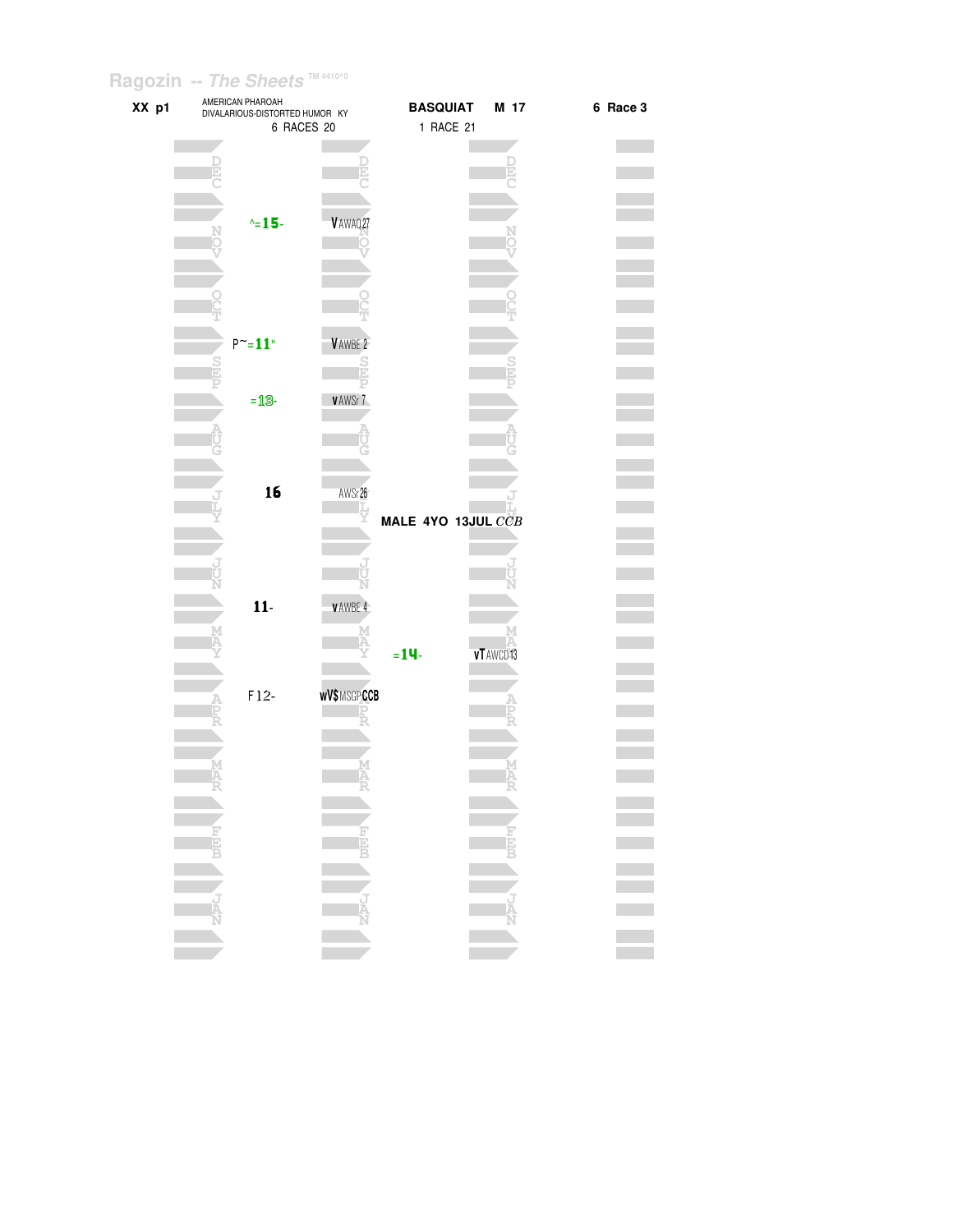Ragozin -- The Sheets TM 4410^0

**XX p1** AMERICAN PHAROAH
DIVALARIOUS-DISTORTED HUMOR KY
6 RACES 20

**BASQUIAT M 17**
1 RACE 21

**6 Race 3**

| Month | 2020 Figure | 2020 Race | 2021 Figure | 2021 Race |
|---|---|---|---|---|
| DEC | | | | |
| NOV | ^=15- | V AWAQ 27 | | |
| OCT | | | | |
| SEP | P~=11" | V AWBE 2 | | |
| SEP | =13- | v AWSr 7 | | |
| AUG | | | | |
| JLY | 16 | AWSr 26 | | |
| JUN | | | | |
| MAY | 11- | v AWBE 4 | =14- | vT AWCD 13 |
| APR | F12- | wV$ MSGP CCB | | |
| MAR | | | | |
| FEB | | | | |
| JAN | | | | |

**MALE 4YO 13JUL *CCB***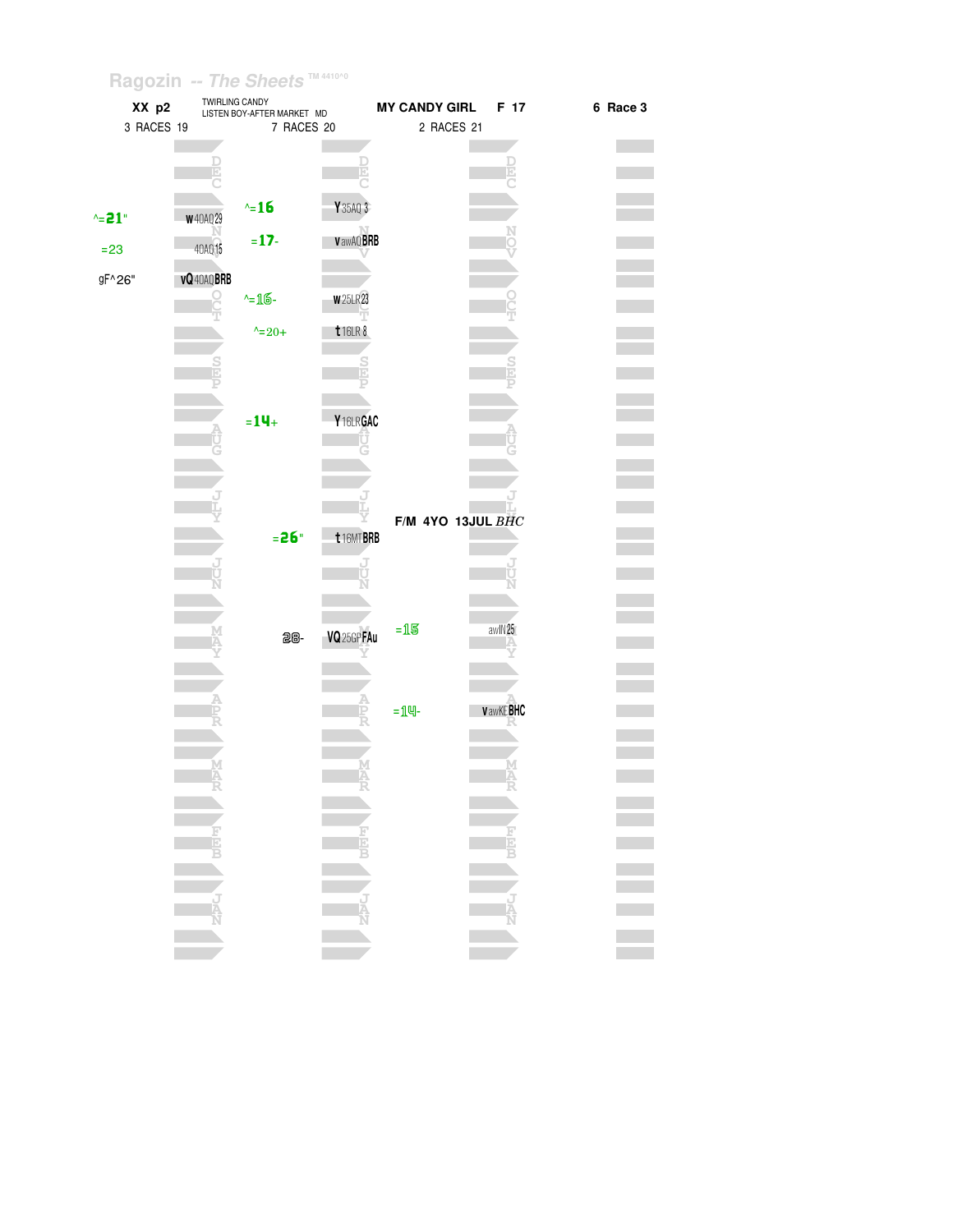Ragozin -- The Sheets ™ 4410^0

| XX p2 | TWIRLING CANDY LISTEN BOY-AFTER MARKET MD | MY CANDY GIRL F 17 | 6 Race 3 |
|---|---|---|---|
| 3 RACES 19 | 7 RACES 20 | 2 RACES 21 | |

**XX p2 (3 RACES 19)**

| Figure | Notes | Month |
|---|---|---|
| ^=21" | w 40AQ 29 | NOV |
| =23 | 40AQ 15 | NOV |
| gF^26" | vQ 40AQ BRB | OCT |

**7 RACES 20**

| Figure | Notes | Month |
|---|---|---|
| ^=16 | Y 35AQ 3 | DEC/NOV |
| =17- | v awAQ BRB | NOV |
| ^=16- | w 25LR 23 | OCT |
| ^=20+ | t 16LR 8 | OCT |
| =14+ | Y 16LR GAC | AUG |
| =26" | t 16MT BRB | JUN |
| 28- | VQ 25GP FAu | MAY |

**MY CANDY GIRL F 17 (2 RACES 21)**

F/M 4YO 13JUL *BHC*

| Figure | Notes | Month |
|---|---|---|
| =15 | awIN 25 | MAY |
| =14- | v awKE BHC | APR |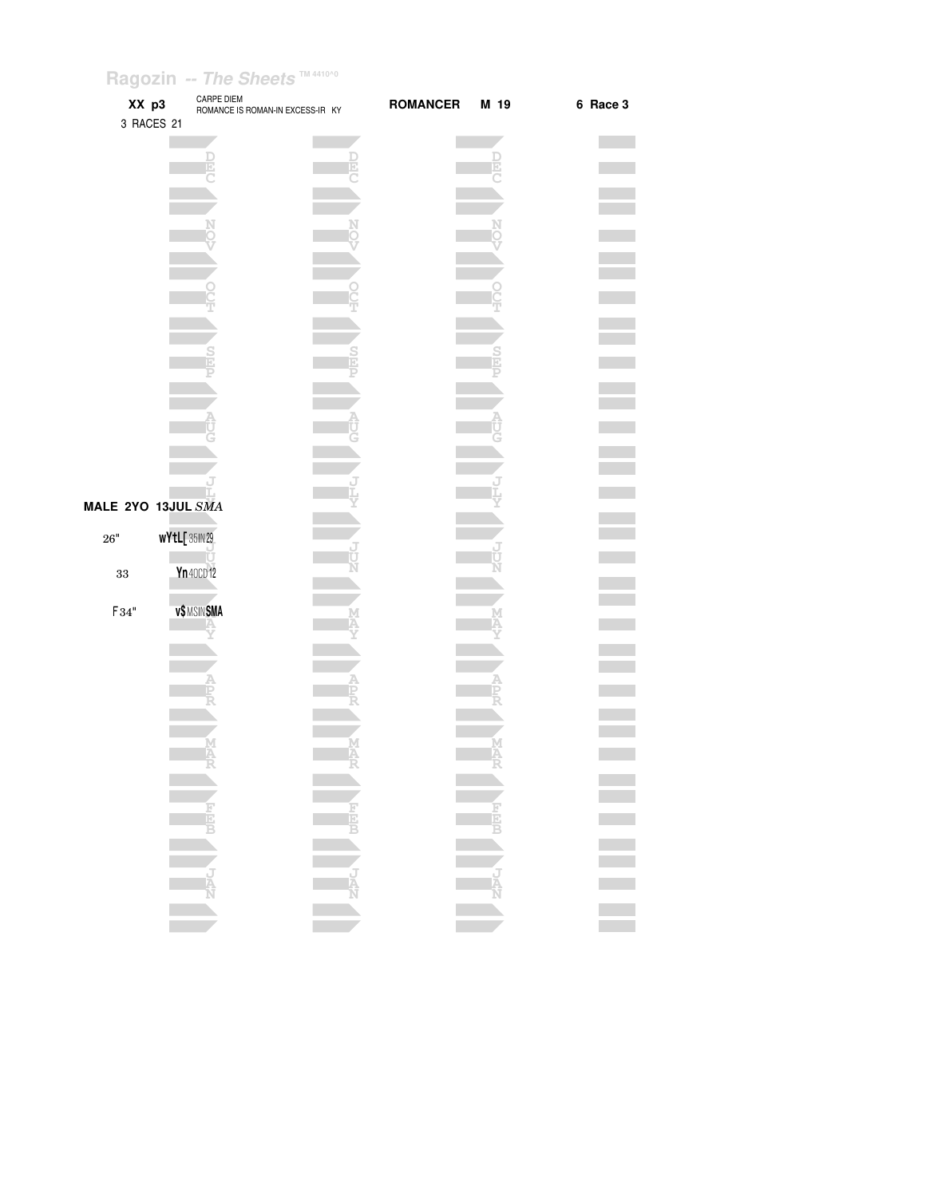Ragozin -- *The Sheets* TM 4410^0

**XX p3** CARPE DIEM
ROMANCE IS ROMAN-IN EXCESS-IR KY

**ROMANCER M 19** **6 Race 3**

3 RACES 21

**MALE 2YO 13JUL** *SMA*

| | |
|---|---|
| 26" | wYtL[ 35IN 29 |
| 33 | Yn 40CD 12 |
| F 34" | v$ MSIN SMA |

DEC NOV OCT SEP AUG JLY JUN MAY APR MAR FEB JAN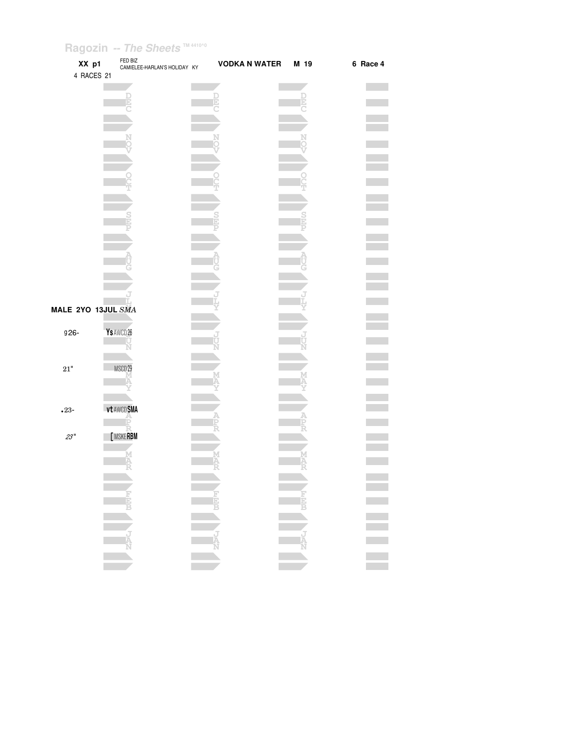Ragozin -- The Sheets ™ 4410^0

**XX p1** FED BIZ
CAMIELEE-HARLAN'S HOLIDAY KY **VODKA N WATER** **M 19** **6 Race 4**

4 RACES 21

**MALE 2YO 13JUL** *SMA*

| | |
|---|---|
| g26- | **Ys** AWCD26 |
| 21" | MSCD29 |
| .23- | **vt** AWCD**SMA** |
| *23"* | **[** MSKE**RBM** |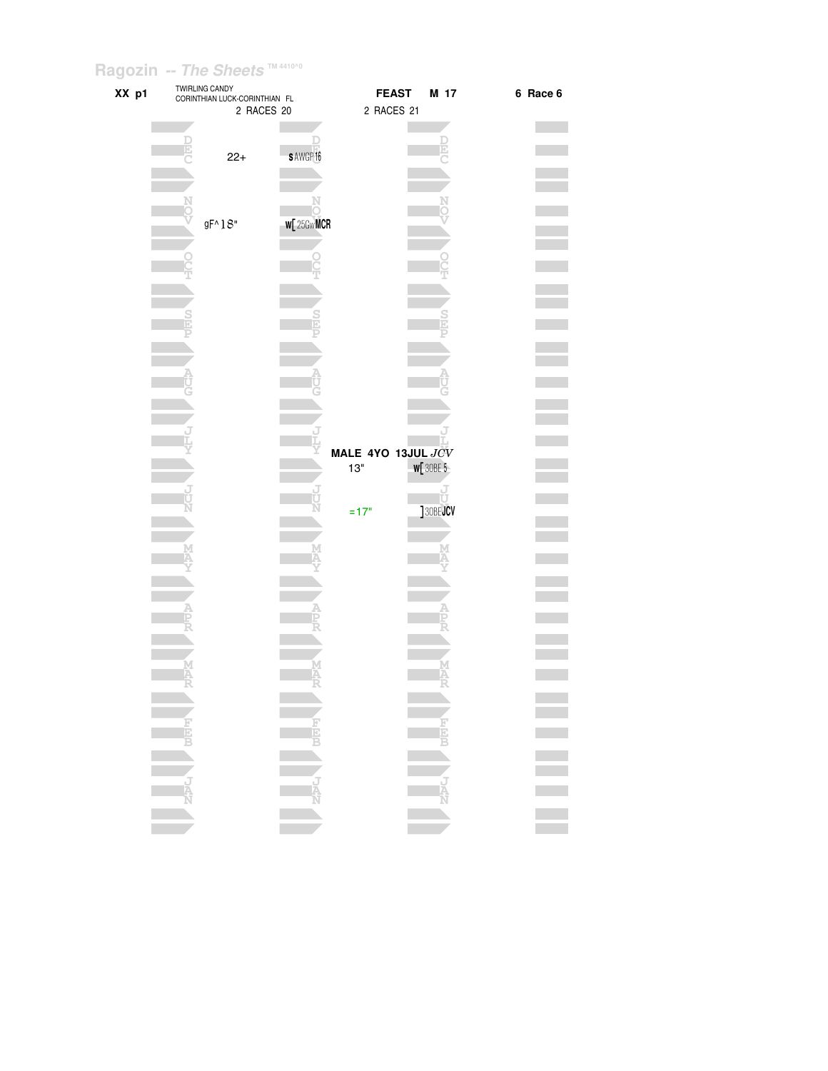Ragozin -- *The Sheets* TM 4410^0

**XX p1** TWIRLING CANDY
CORINTHIAN LUCK-CORINTHIAN FL

**FEAST** **M 17** **6 Race 6**

2 RACES 20 — 2 RACES 21

| Month | 2 RACES 20 | | 2 RACES 21 | |
|---|---|---|---|---|
| DEC | 22+ | s AWGP16 | | |
| NOV | gF^1 8" | w[ 25Gw MCR | | |
| OCT | | | | |
| SEP | | | | |
| AUG | | | | |
| JLY | | | MALE 4YO 13JUL *JCV* | |
| | | | 13" | w[ 3OBE 5 |
| JUN | | | =17" | ] 3OBE JCV |
| MAY | | | | |
| APR | | | | |
| MAR | | | | |
| FEB | | | | |
| JAN | | | | |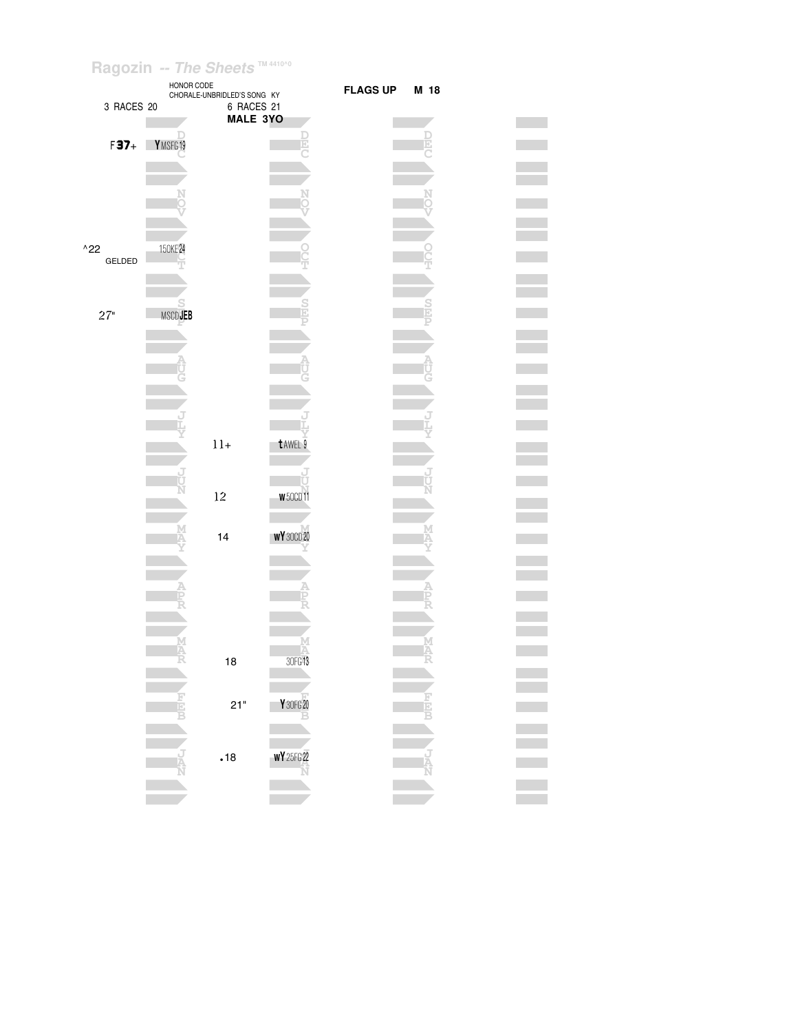Ragozin -- *The Sheets* TM 4410^0

HONOR CODE
CHORALE-UNBRIDLED'S SONG KY

**FLAGS UP** **M 18**

3 RACES 20

6 RACES 21
**MALE 3YO**

| | | | | |
|---|---|---|---|---|
| F**37**+ | **Y**MSFG19 | DEC | | DEC |
| | | NOV | | NOV |
| ^22 GELDED | 15OKE24 | OCT | | OCT |
| 27" | MSCD**JEB** | SEP | | SEP |
| | | AUG | | AUG |
| | | JLY | 11+ | **t**AWEL 9 |
| | | JUN | 12 | **w**50CD11 |
| | | MAY | 14 | **wY**30CD20 |
| | | APR | | APR |
| | | MAR | 18 | 30FG13 |
| | | FEB | 21" | **Y**30FG20 |
| | | JAN | .18 | **wY**25FG22 |